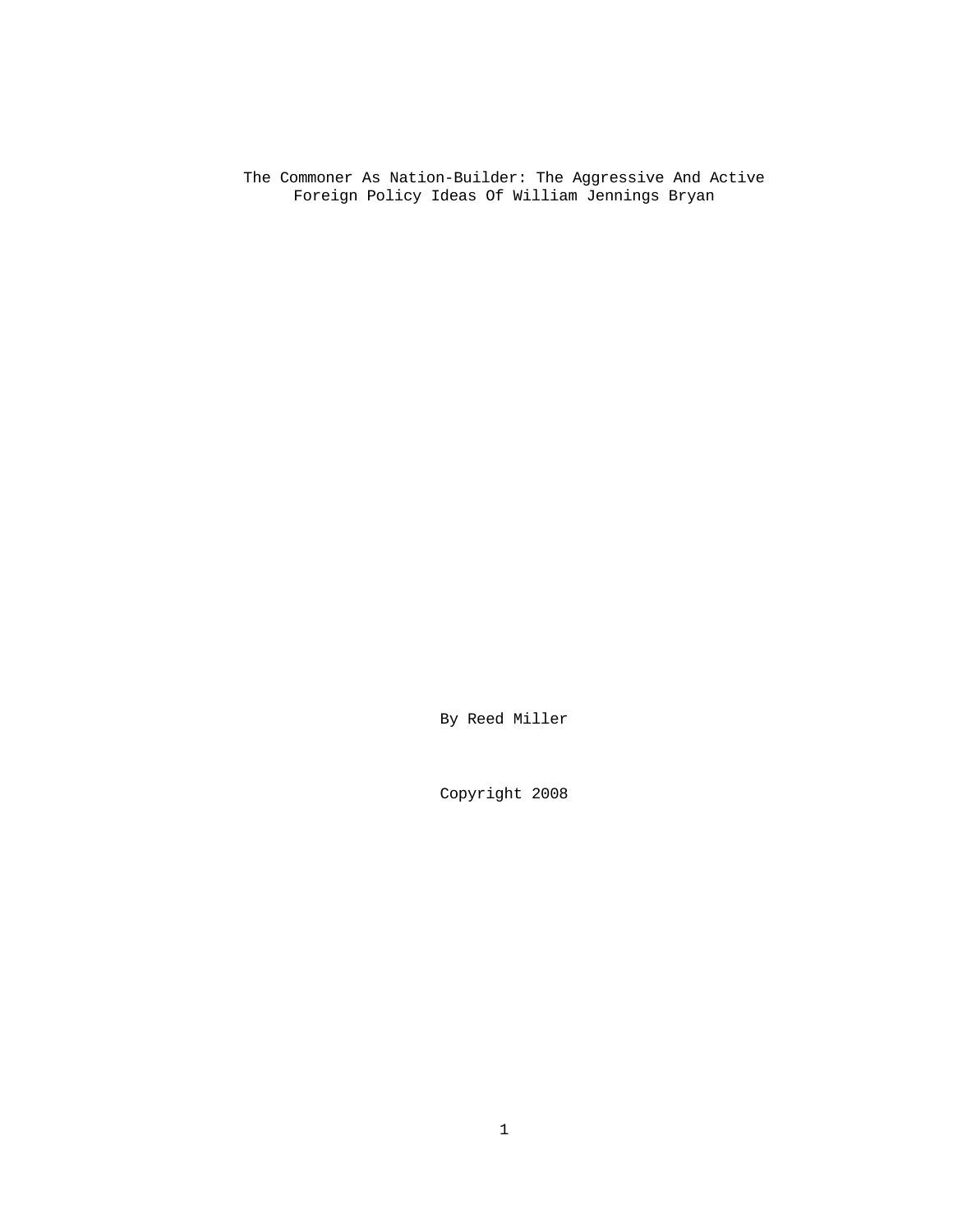# The Commoner As Nation-Builder: The Aggressive And Active Foreign Policy Ideas Of William Jennings Bryan

By Reed Miller

Copyright 2008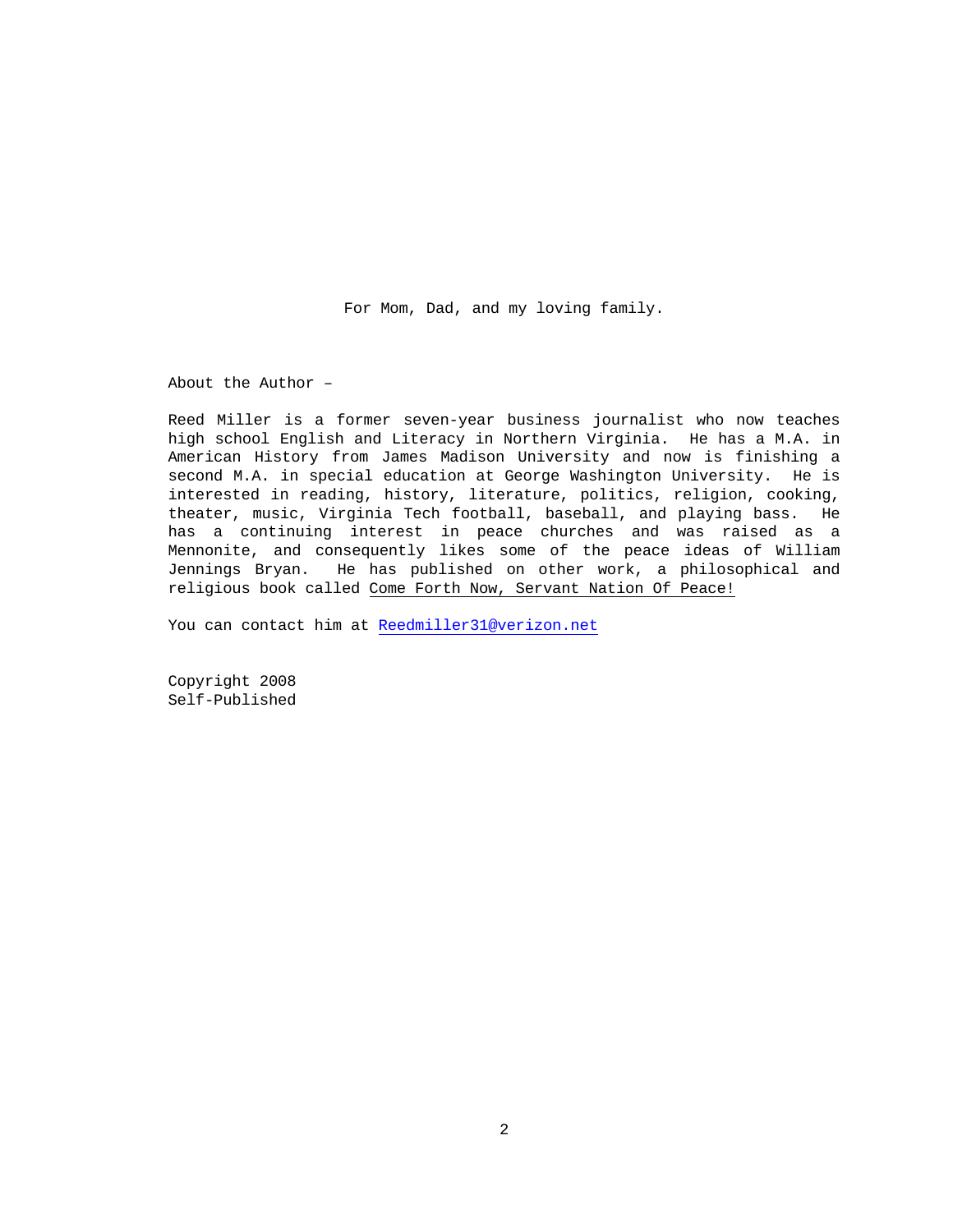For Mom, Dad, and my loving family.

About the Author –

Reed Miller is a former seven-year business journalist who now teaches high school English and Literacy in Northern Virginia. He has a M.A. in American History from James Madison University and now is finishing a second M.A. in special education at George Washington University. He is interested in reading, history, literature, politics, religion, cooking, theater, music, Virginia Tech football, baseball, and playing bass. He has a continuing interest in peace churches and was raised as a Mennonite, and consequently likes some of the peace ideas of William Jennings Bryan. He has published on other work, a philosophical and religious book called Come Forth Now, Servant Nation Of Peace!

You can contact him at Reedmiller31@verizon.net

Copyright 2008
Self-Published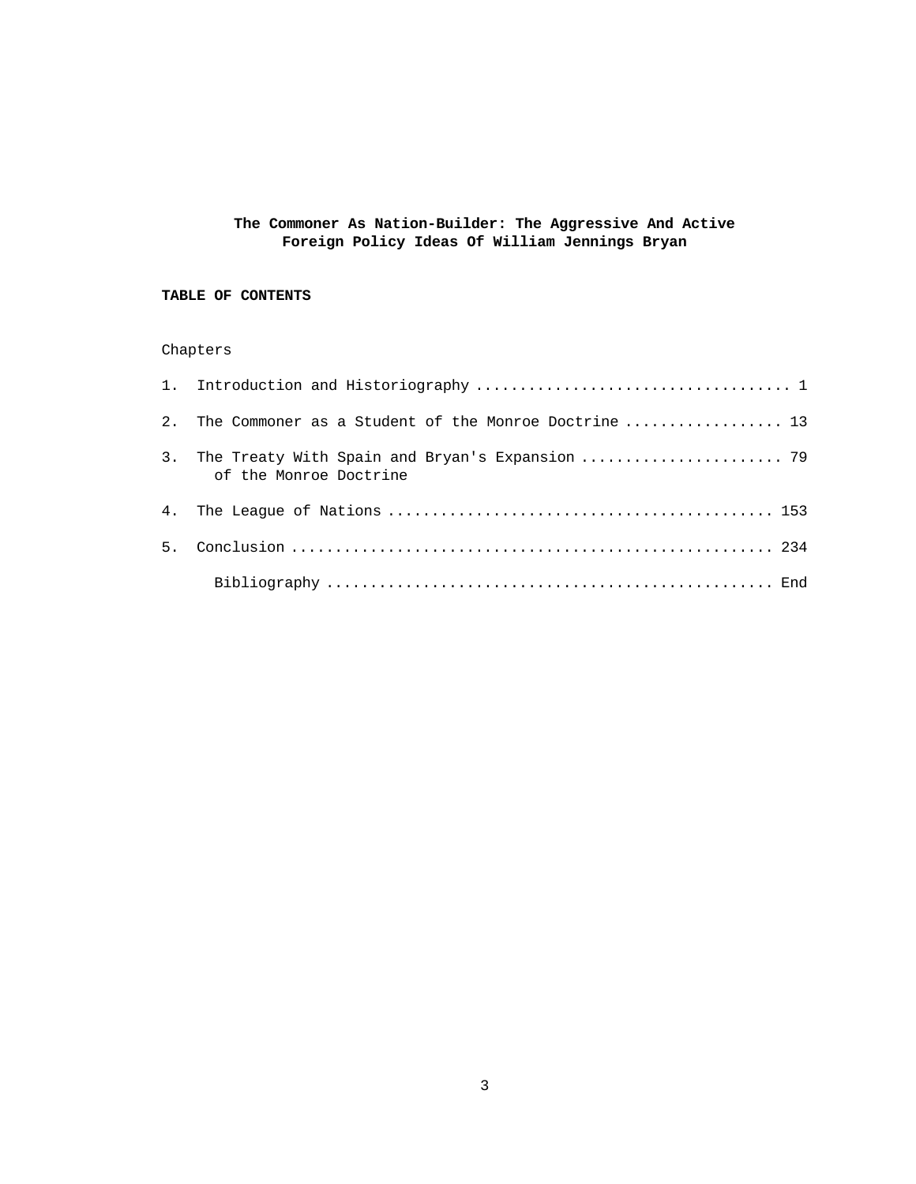**The Commoner As Nation-Builder: The Aggressive And Active Foreign Policy Ideas Of William Jennings Bryan**

**TABLE OF CONTENTS**

Chapters

1. Introduction and Historiography .................................... 1

2. The Commoner as a Student of the Monroe Doctrine .................. 13

3. The Treaty With Spain and Bryan's Expansion of the Monroe Doctrine ....................... 79

4. The League of Nations ........................................... 153

5. Conclusion ...................................................... 234

Bibliography .................................................. End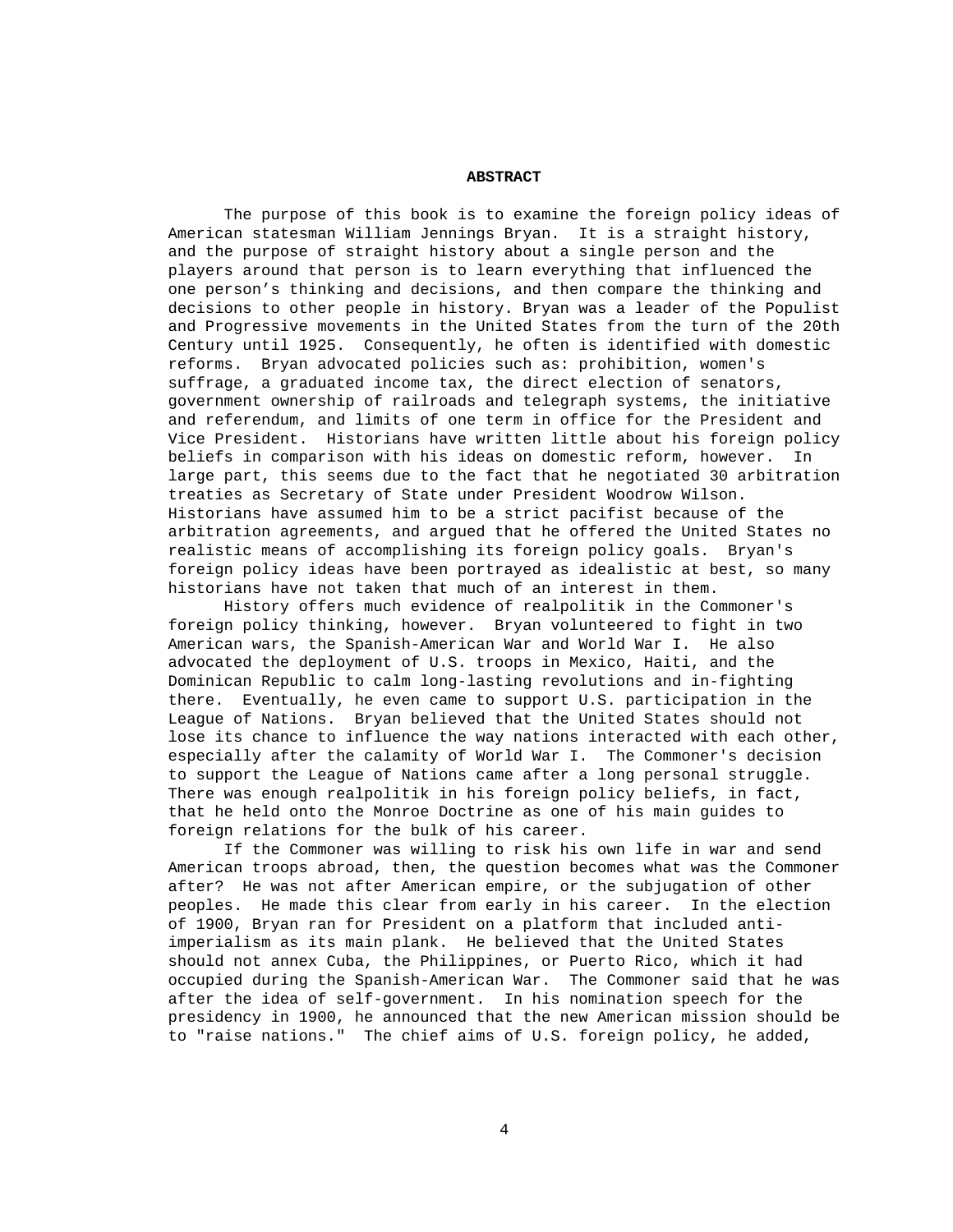## ABSTRACT

The purpose of this book is to examine the foreign policy ideas of American statesman William Jennings Bryan. It is a straight history, and the purpose of straight history about a single person and the players around that person is to learn everything that influenced the one person's thinking and decisions, and then compare the thinking and decisions to other people in history. Bryan was a leader of the Populist and Progressive movements in the United States from the turn of the 20th Century until 1925. Consequently, he often is identified with domestic reforms. Bryan advocated policies such as: prohibition, women's suffrage, a graduated income tax, the direct election of senators, government ownership of railroads and telegraph systems, the initiative and referendum, and limits of one term in office for the President and Vice President. Historians have written little about his foreign policy beliefs in comparison with his ideas on domestic reform, however. In large part, this seems due to the fact that he negotiated 30 arbitration treaties as Secretary of State under President Woodrow Wilson. Historians have assumed him to be a strict pacifist because of the arbitration agreements, and argued that he offered the United States no realistic means of accomplishing its foreign policy goals. Bryan's foreign policy ideas have been portrayed as idealistic at best, so many historians have not taken that much of an interest in them.

History offers much evidence of realpolitik in the Commoner's foreign policy thinking, however. Bryan volunteered to fight in two American wars, the Spanish-American War and World War I. He also advocated the deployment of U.S. troops in Mexico, Haiti, and the Dominican Republic to calm long-lasting revolutions and in-fighting there. Eventually, he even came to support U.S. participation in the League of Nations. Bryan believed that the United States should not lose its chance to influence the way nations interacted with each other, especially after the calamity of World War I. The Commoner's decision to support the League of Nations came after a long personal struggle. There was enough realpolitik in his foreign policy beliefs, in fact, that he held onto the Monroe Doctrine as one of his main guides to foreign relations for the bulk of his career.

If the Commoner was willing to risk his own life in war and send American troops abroad, then, the question becomes what was the Commoner after? He was not after American empire, or the subjugation of other peoples. He made this clear from early in his career. In the election of 1900, Bryan ran for President on a platform that included anti-imperialism as its main plank. He believed that the United States should not annex Cuba, the Philippines, or Puerto Rico, which it had occupied during the Spanish-American War. The Commoner said that he was after the idea of self-government. In his nomination speech for the presidency in 1900, he announced that the new American mission should be to "raise nations." The chief aims of U.S. foreign policy, he added,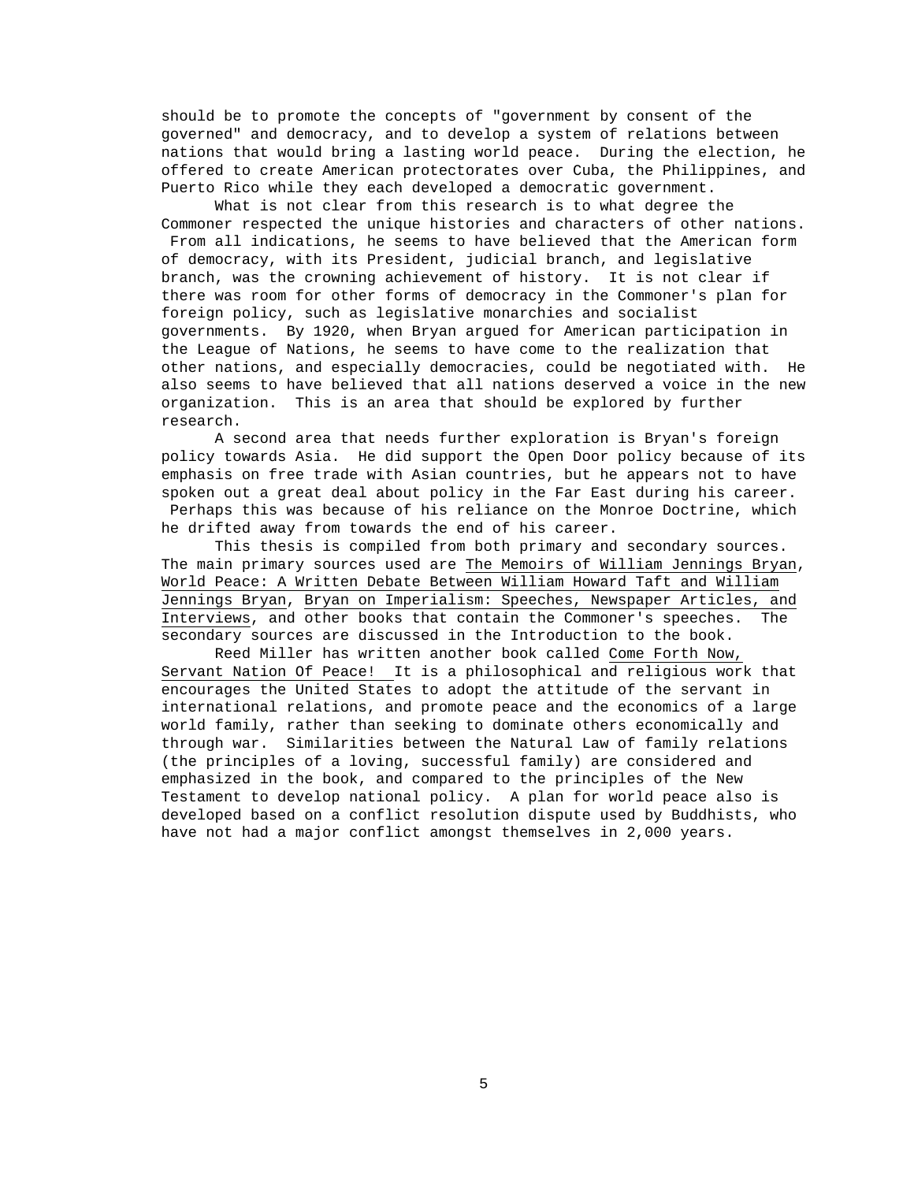should be to promote the concepts of "government by consent of the governed" and democracy, and to develop a system of relations between nations that would bring a lasting world peace. During the election, he offered to create American protectorates over Cuba, the Philippines, and Puerto Rico while they each developed a democratic government.

What is not clear from this research is to what degree the Commoner respected the unique histories and characters of other nations. From all indications, he seems to have believed that the American form of democracy, with its President, judicial branch, and legislative branch, was the crowning achievement of history. It is not clear if there was room for other forms of democracy in the Commoner's plan for foreign policy, such as legislative monarchies and socialist governments. By 1920, when Bryan argued for American participation in the League of Nations, he seems to have come to the realization that other nations, and especially democracies, could be negotiated with. He also seems to have believed that all nations deserved a voice in the new organization. This is an area that should be explored by further research.

A second area that needs further exploration is Bryan's foreign policy towards Asia. He did support the Open Door policy because of its emphasis on free trade with Asian countries, but he appears not to have spoken out a great deal about policy in the Far East during his career. Perhaps this was because of his reliance on the Monroe Doctrine, which he drifted away from towards the end of his career.

This thesis is compiled from both primary and secondary sources. The main primary sources used are The Memoirs of William Jennings Bryan, World Peace: A Written Debate Between William Howard Taft and William Jennings Bryan, Bryan on Imperialism: Speeches, Newspaper Articles, and Interviews, and other books that contain the Commoner's speeches. The secondary sources are discussed in the Introduction to the book.

Reed Miller has written another book called Come Forth Now, Servant Nation Of Peace! It is a philosophical and religious work that encourages the United States to adopt the attitude of the servant in international relations, and promote peace and the economics of a large world family, rather than seeking to dominate others economically and through war. Similarities between the Natural Law of family relations (the principles of a loving, successful family) are considered and emphasized in the book, and compared to the principles of the New Testament to develop national policy. A plan for world peace also is developed based on a conflict resolution dispute used by Buddhists, who have not had a major conflict amongst themselves in 2,000 years.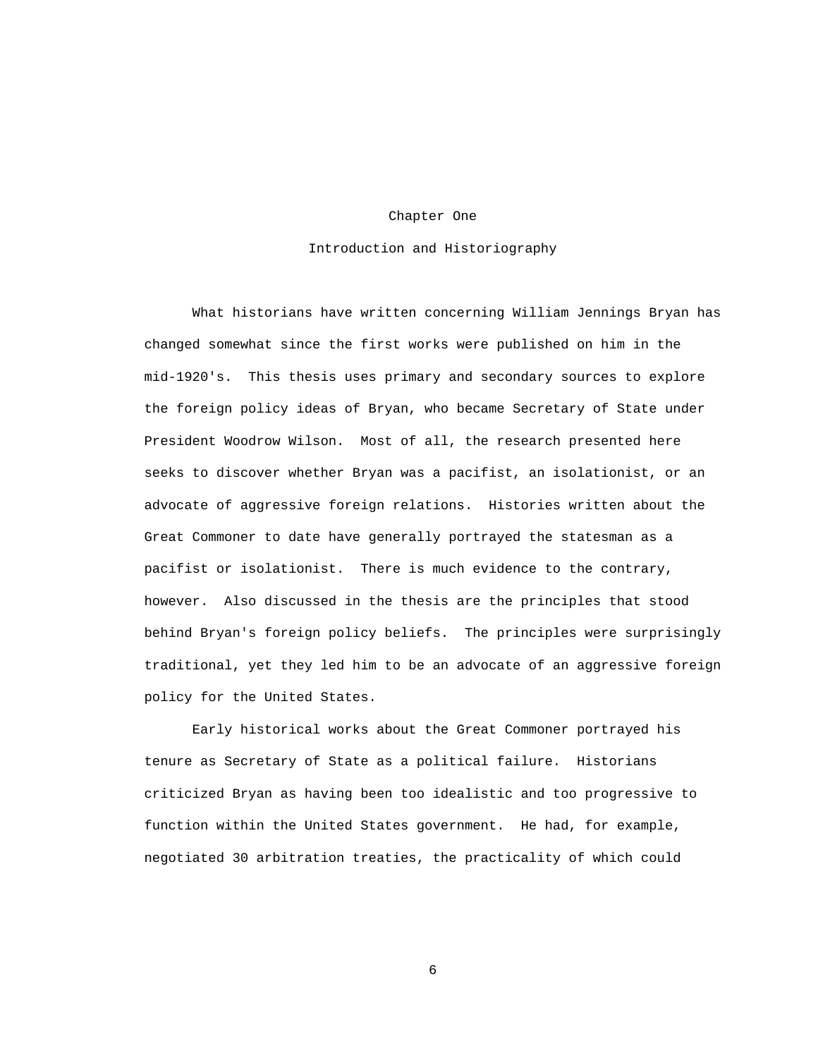# Chapter One

## Introduction and Historiography

What historians have written concerning William Jennings Bryan has changed somewhat since the first works were published on him in the mid-1920's. This thesis uses primary and secondary sources to explore the foreign policy ideas of Bryan, who became Secretary of State under President Woodrow Wilson. Most of all, the research presented here seeks to discover whether Bryan was a pacifist, an isolationist, or an advocate of aggressive foreign relations. Histories written about the Great Commoner to date have generally portrayed the statesman as a pacifist or isolationist. There is much evidence to the contrary, however. Also discussed in the thesis are the principles that stood behind Bryan's foreign policy beliefs. The principles were surprisingly traditional, yet they led him to be an advocate of an aggressive foreign policy for the United States.

Early historical works about the Great Commoner portrayed his tenure as Secretary of State as a political failure. Historians criticized Bryan as having been too idealistic and too progressive to function within the United States government. He had, for example, negotiated 30 arbitration treaties, the practicality of which could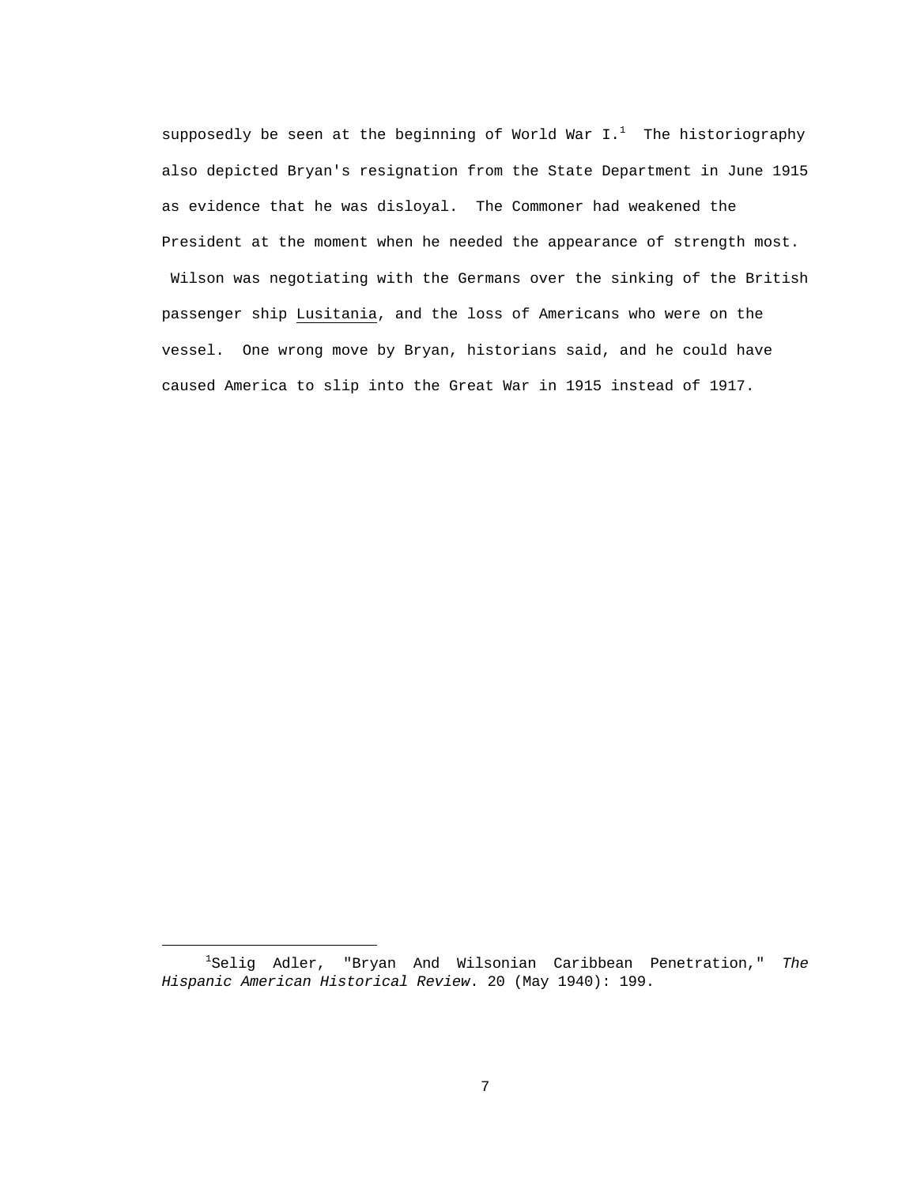supposedly be seen at the beginning of World War I.[1] The historiography also depicted Bryan's resignation from the State Department in June 1915 as evidence that he was disloyal. The Commoner had weakened the President at the moment when he needed the appearance of strength most. Wilson was negotiating with the Germans over the sinking of the British passenger ship Lusitania, and the loss of Americans who were on the vessel. One wrong move by Bryan, historians said, and he could have caused America to slip into the Great War in 1915 instead of 1917.

---

[1]Selig Adler, "Bryan And Wilsonian Caribbean Penetration," *The Hispanic American Historical Review*. 20 (May 1940): 199.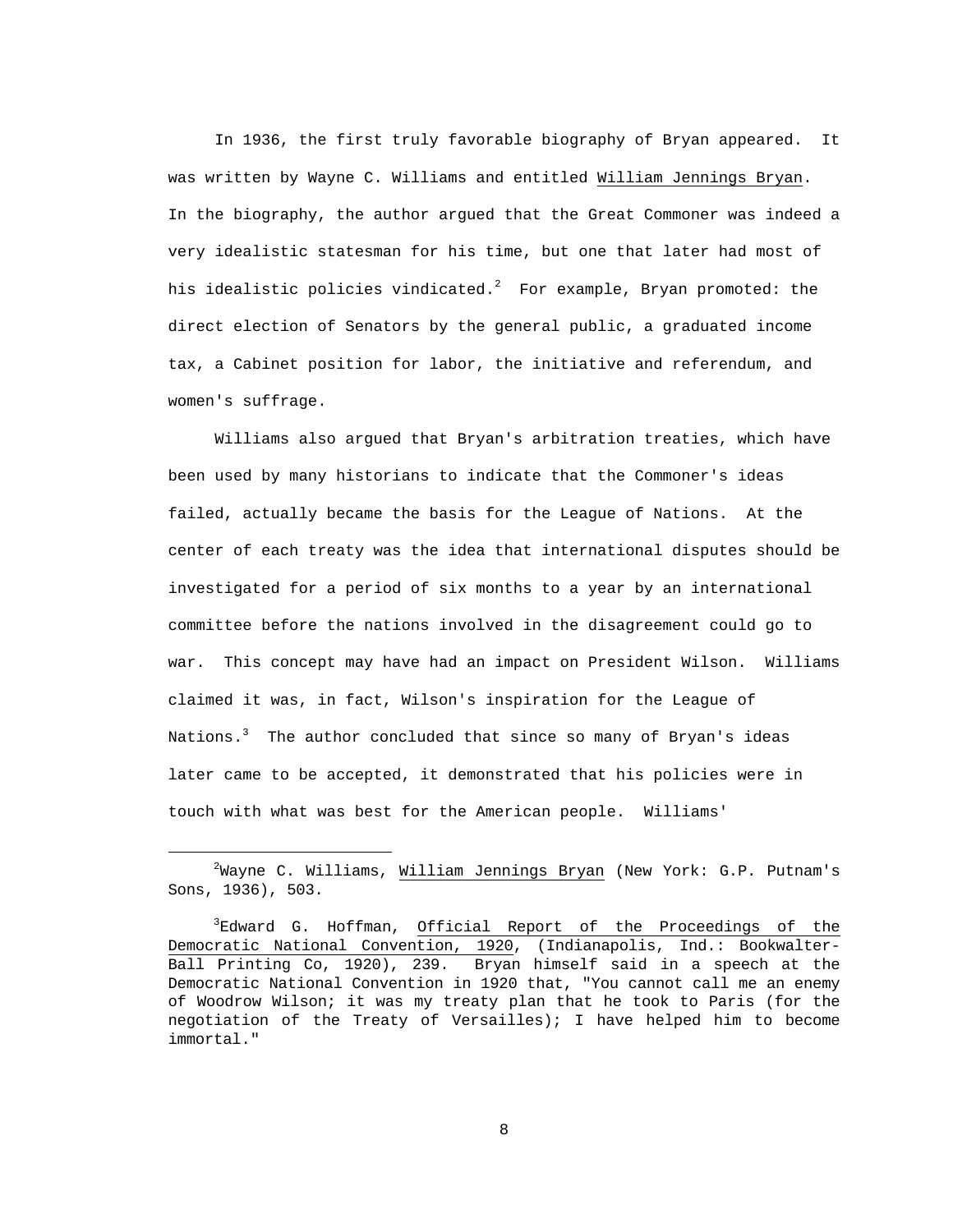In 1936, the first truly favorable biography of Bryan appeared. It was written by Wayne C. Williams and entitled William Jennings Bryan. In the biography, the author argued that the Great Commoner was indeed a very idealistic statesman for his time, but one that later had most of his idealistic policies vindicated.[2] For example, Bryan promoted: the direct election of Senators by the general public, a graduated income tax, a Cabinet position for labor, the initiative and referendum, and women's suffrage.

Williams also argued that Bryan's arbitration treaties, which have been used by many historians to indicate that the Commoner's ideas failed, actually became the basis for the League of Nations. At the center of each treaty was the idea that international disputes should be investigated for a period of six months to a year by an international committee before the nations involved in the disagreement could go to war. This concept may have had an impact on President Wilson. Williams claimed it was, in fact, Wilson's inspiration for the League of Nations.[3] The author concluded that since so many of Bryan's ideas later came to be accepted, it demonstrated that his policies were in touch with what was best for the American people. Williams'

---

[2]Wayne C. Williams, William Jennings Bryan (New York: G.P. Putnam's Sons, 1936), 503.

[3]Edward G. Hoffman, Official Report of the Proceedings of the Democratic National Convention, 1920, (Indianapolis, Ind.: Bookwalter-Ball Printing Co, 1920), 239. Bryan himself said in a speech at the Democratic National Convention in 1920 that, "You cannot call me an enemy of Woodrow Wilson; it was my treaty plan that he took to Paris (for the negotiation of the Treaty of Versailles); I have helped him to become immortal."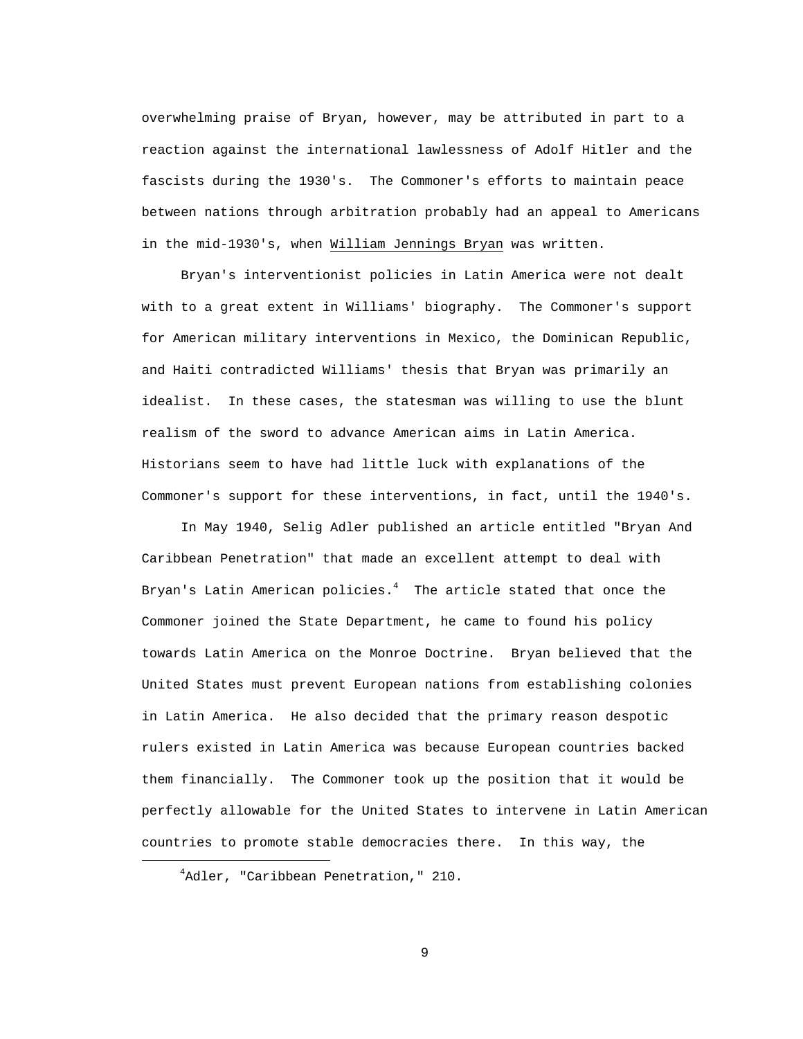overwhelming praise of Bryan, however, may be attributed in part to a reaction against the international lawlessness of Adolf Hitler and the fascists during the 1930's. The Commoner's efforts to maintain peace between nations through arbitration probably had an appeal to Americans in the mid-1930's, when William Jennings Bryan was written.

Bryan's interventionist policies in Latin America were not dealt with to a great extent in Williams' biography. The Commoner's support for American military interventions in Mexico, the Dominican Republic, and Haiti contradicted Williams' thesis that Bryan was primarily an idealist. In these cases, the statesman was willing to use the blunt realism of the sword to advance American aims in Latin America. Historians seem to have had little luck with explanations of the Commoner's support for these interventions, in fact, until the 1940's.

In May 1940, Selig Adler published an article entitled "Bryan And Caribbean Penetration" that made an excellent attempt to deal with Bryan's Latin American policies.[4] The article stated that once the Commoner joined the State Department, he came to found his policy towards Latin America on the Monroe Doctrine. Bryan believed that the United States must prevent European nations from establishing colonies in Latin America. He also decided that the primary reason despotic rulers existed in Latin America was because European countries backed them financially. The Commoner took up the position that it would be perfectly allowable for the United States to intervene in Latin American countries to promote stable democracies there. In this way, the

[4] Adler, "Caribbean Penetration," 210.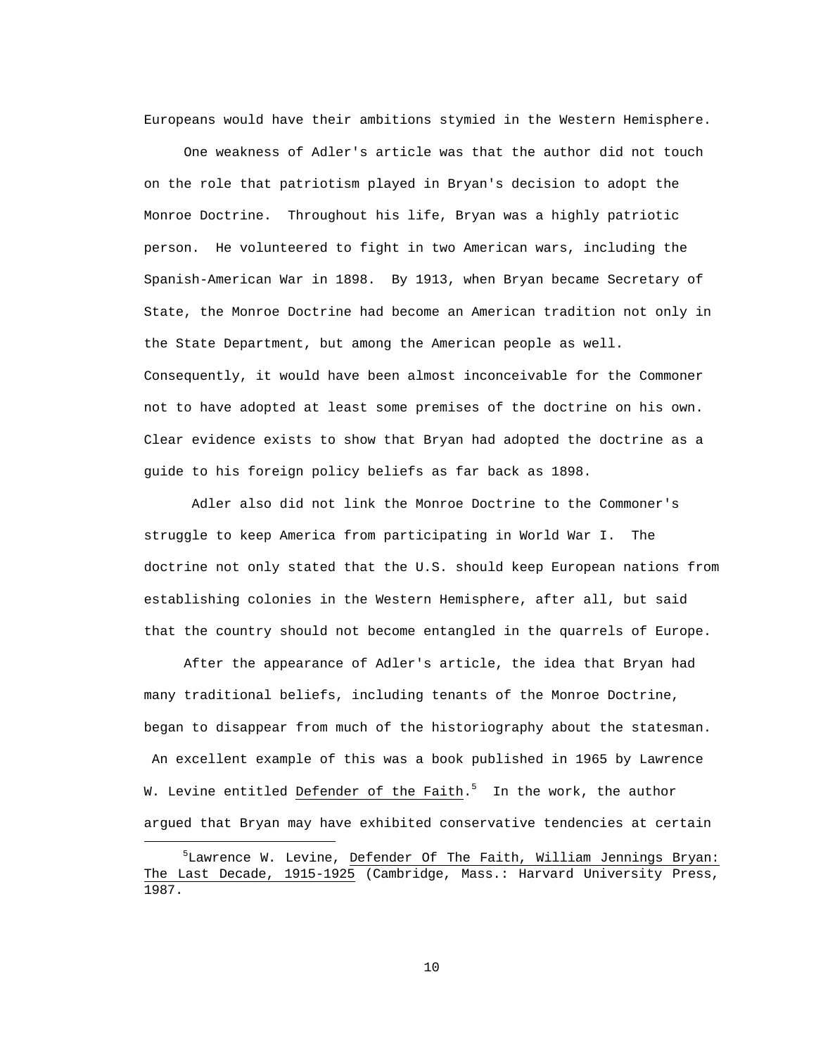Europeans would have their ambitions stymied in the Western Hemisphere.

One weakness of Adler's article was that the author did not touch on the role that patriotism played in Bryan's decision to adopt the Monroe Doctrine. Throughout his life, Bryan was a highly patriotic person. He volunteered to fight in two American wars, including the Spanish-American War in 1898. By 1913, when Bryan became Secretary of State, the Monroe Doctrine had become an American tradition not only in the State Department, but among the American people as well. Consequently, it would have been almost inconceivable for the Commoner not to have adopted at least some premises of the doctrine on his own. Clear evidence exists to show that Bryan had adopted the doctrine as a guide to his foreign policy beliefs as far back as 1898.

Adler also did not link the Monroe Doctrine to the Commoner's struggle to keep America from participating in World War I. The doctrine not only stated that the U.S. should keep European nations from establishing colonies in the Western Hemisphere, after all, but said that the country should not become entangled in the quarrels of Europe.

After the appearance of Adler's article, the idea that Bryan had many traditional beliefs, including tenants of the Monroe Doctrine, began to disappear from much of the historiography about the statesman. An excellent example of this was a book published in 1965 by Lawrence W. Levine entitled Defender of the Faith.[5] In the work, the author argued that Bryan may have exhibited conservative tendencies at certain

[5]Lawrence W. Levine, Defender Of The Faith, William Jennings Bryan: The Last Decade, 1915-1925 (Cambridge, Mass.: Harvard University Press, 1987.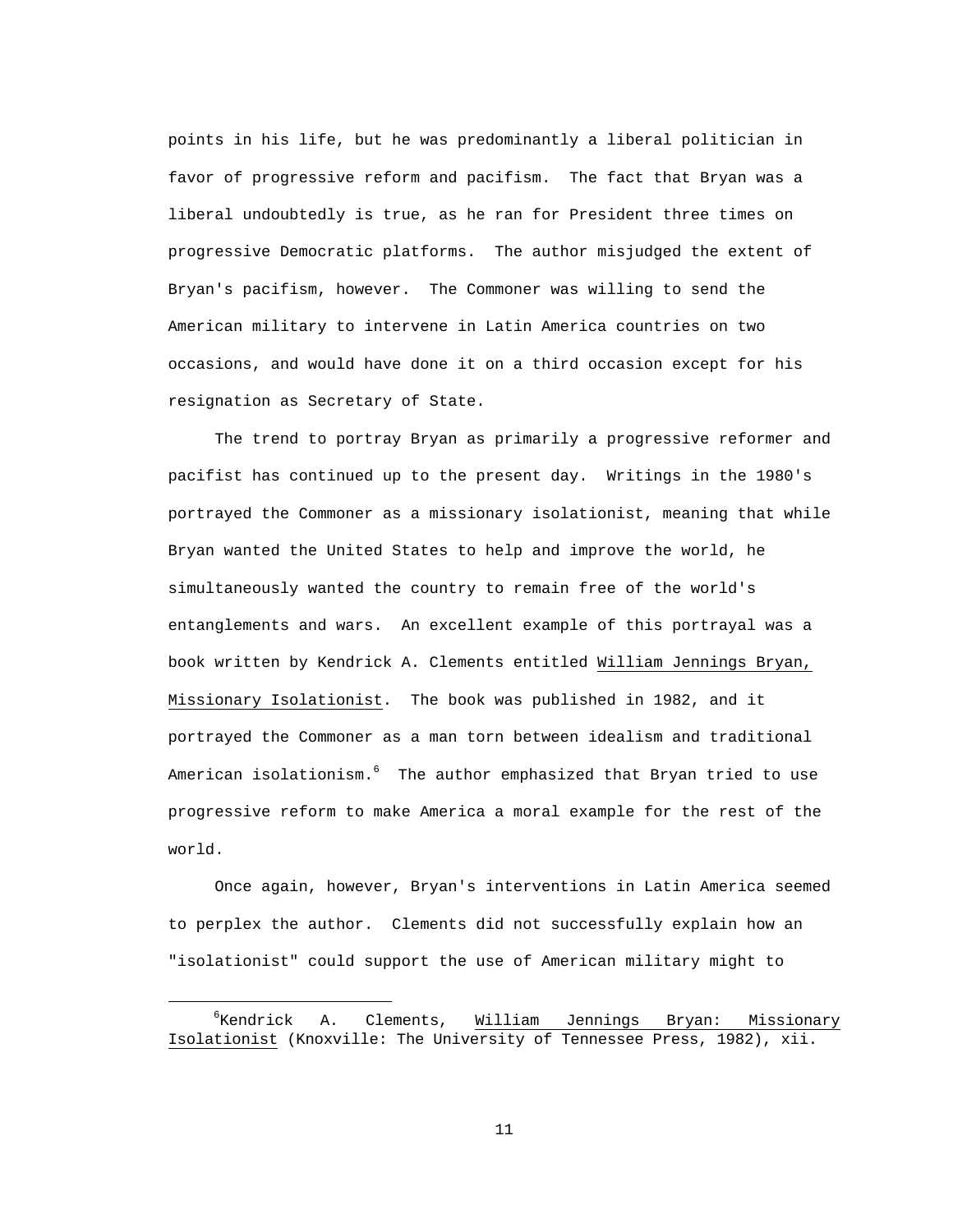points in his life, but he was predominantly a liberal politician in favor of progressive reform and pacifism. The fact that Bryan was a liberal undoubtedly is true, as he ran for President three times on progressive Democratic platforms. The author misjudged the extent of Bryan's pacifism, however. The Commoner was willing to send the American military to intervene in Latin America countries on two occasions, and would have done it on a third occasion except for his resignation as Secretary of State.

The trend to portray Bryan as primarily a progressive reformer and pacifist has continued up to the present day. Writings in the 1980's portrayed the Commoner as a missionary isolationist, meaning that while Bryan wanted the United States to help and improve the world, he simultaneously wanted the country to remain free of the world's entanglements and wars. An excellent example of this portrayal was a book written by Kendrick A. Clements entitled William Jennings Bryan, Missionary Isolationist. The book was published in 1982, and it portrayed the Commoner as a man torn between idealism and traditional American isolationism.[6] The author emphasized that Bryan tried to use progressive reform to make America a moral example for the rest of the world.

Once again, however, Bryan's interventions in Latin America seemed to perplex the author. Clements did not successfully explain how an "isolationist" could support the use of American military might to

[6]Kendrick A. Clements, William Jennings Bryan: Missionary Isolationist (Knoxville: The University of Tennessee Press, 1982), xii.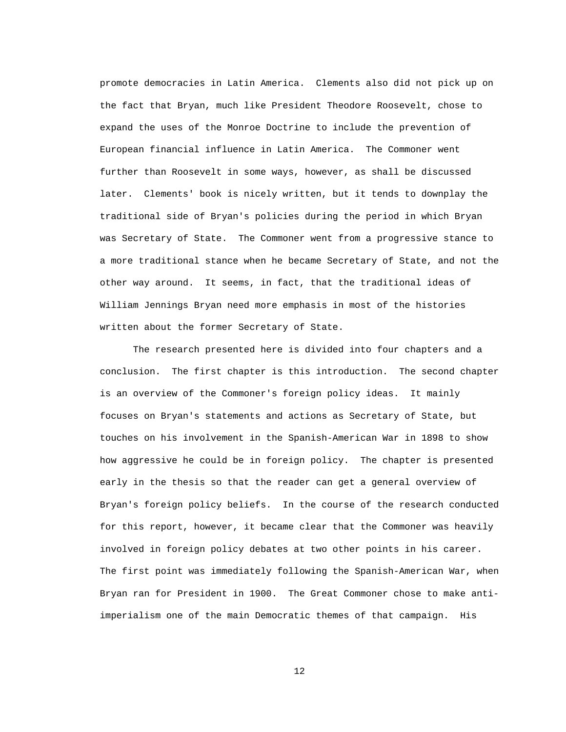promote democracies in Latin America. Clements also did not pick up on the fact that Bryan, much like President Theodore Roosevelt, chose to expand the uses of the Monroe Doctrine to include the prevention of European financial influence in Latin America. The Commoner went further than Roosevelt in some ways, however, as shall be discussed later. Clements' book is nicely written, but it tends to downplay the traditional side of Bryan's policies during the period in which Bryan was Secretary of State. The Commoner went from a progressive stance to a more traditional stance when he became Secretary of State, and not the other way around. It seems, in fact, that the traditional ideas of William Jennings Bryan need more emphasis in most of the histories written about the former Secretary of State.

The research presented here is divided into four chapters and a conclusion. The first chapter is this introduction. The second chapter is an overview of the Commoner's foreign policy ideas. It mainly focuses on Bryan's statements and actions as Secretary of State, but touches on his involvement in the Spanish-American War in 1898 to show how aggressive he could be in foreign policy. The chapter is presented early in the thesis so that the reader can get a general overview of Bryan's foreign policy beliefs. In the course of the research conducted for this report, however, it became clear that the Commoner was heavily involved in foreign policy debates at two other points in his career. The first point was immediately following the Spanish-American War, when Bryan ran for President in 1900. The Great Commoner chose to make anti-imperialism one of the main Democratic themes of that campaign. His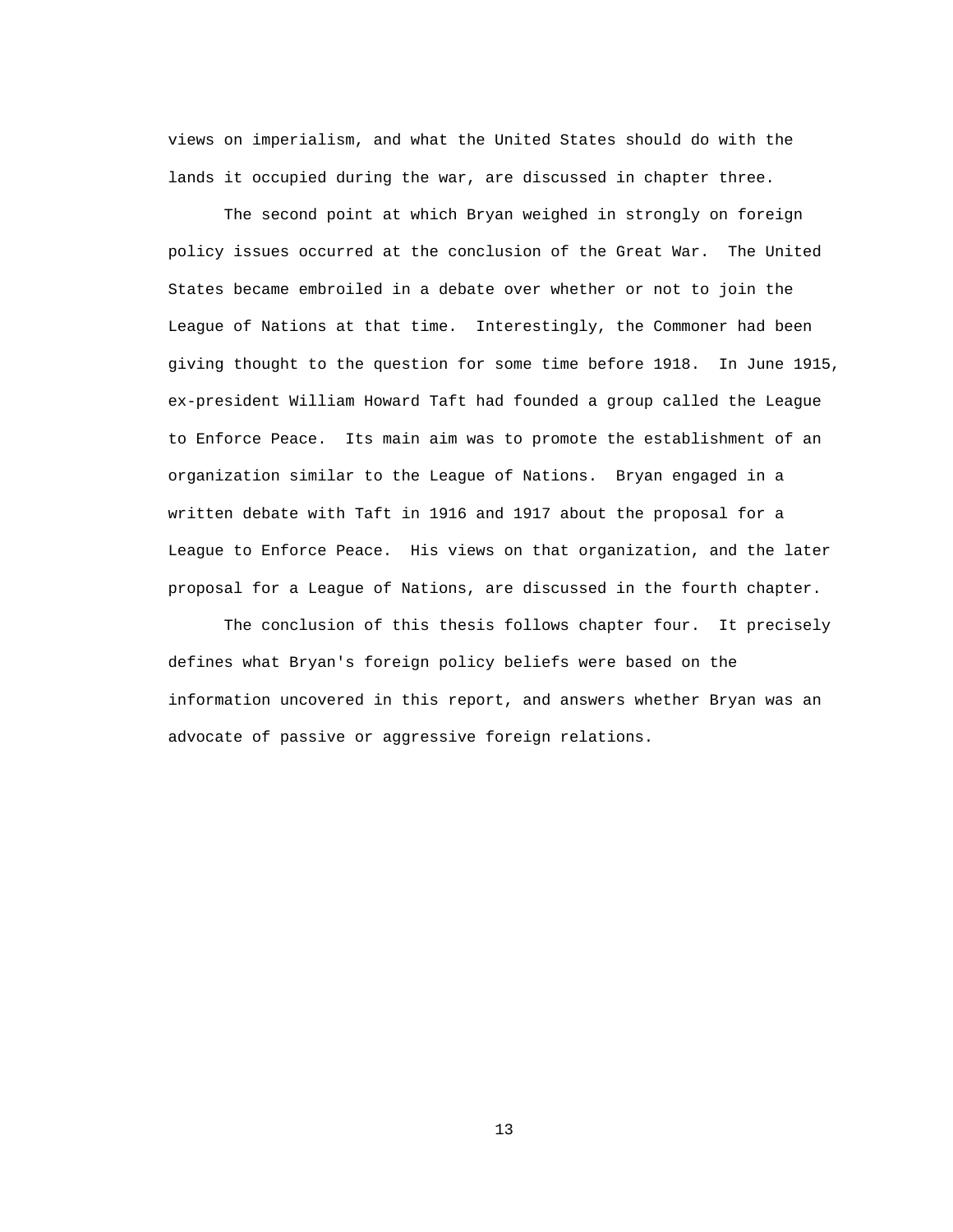views on imperialism, and what the United States should do with the lands it occupied during the war, are discussed in chapter three.

The second point at which Bryan weighed in strongly on foreign policy issues occurred at the conclusion of the Great War. The United States became embroiled in a debate over whether or not to join the League of Nations at that time. Interestingly, the Commoner had been giving thought to the question for some time before 1918. In June 1915, ex-president William Howard Taft had founded a group called the League to Enforce Peace. Its main aim was to promote the establishment of an organization similar to the League of Nations. Bryan engaged in a written debate with Taft in 1916 and 1917 about the proposal for a League to Enforce Peace. His views on that organization, and the later proposal for a League of Nations, are discussed in the fourth chapter.

The conclusion of this thesis follows chapter four. It precisely defines what Bryan's foreign policy beliefs were based on the information uncovered in this report, and answers whether Bryan was an advocate of passive or aggressive foreign relations.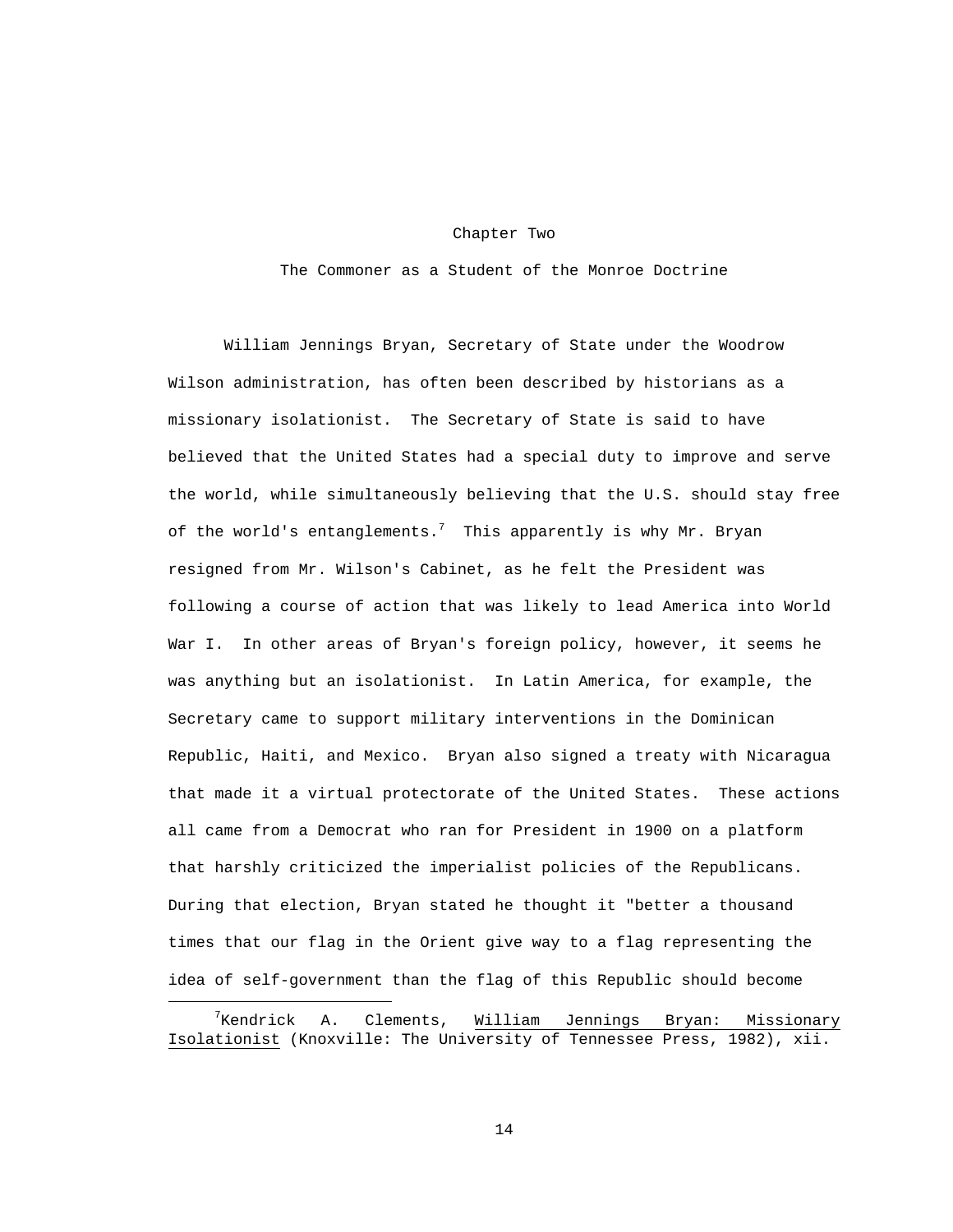# Chapter Two

## The Commoner as a Student of the Monroe Doctrine

William Jennings Bryan, Secretary of State under the Woodrow Wilson administration, has often been described by historians as a missionary isolationist. The Secretary of State is said to have believed that the United States had a special duty to improve and serve the world, while simultaneously believing that the U.S. should stay free of the world's entanglements.[7] This apparently is why Mr. Bryan resigned from Mr. Wilson's Cabinet, as he felt the President was following a course of action that was likely to lead America into World War I. In other areas of Bryan's foreign policy, however, it seems he was anything but an isolationist. In Latin America, for example, the Secretary came to support military interventions in the Dominican Republic, Haiti, and Mexico. Bryan also signed a treaty with Nicaragua that made it a virtual protectorate of the United States. These actions all came from a Democrat who ran for President in 1900 on a platform that harshly criticized the imperialist policies of the Republicans. During that election, Bryan stated he thought it "better a thousand times that our flag in the Orient give way to a flag representing the idea of self-government than the flag of this Republic should become

---

[7] Kendrick A. Clements, William Jennings Bryan: Missionary Isolationist (Knoxville: The University of Tennessee Press, 1982), xii.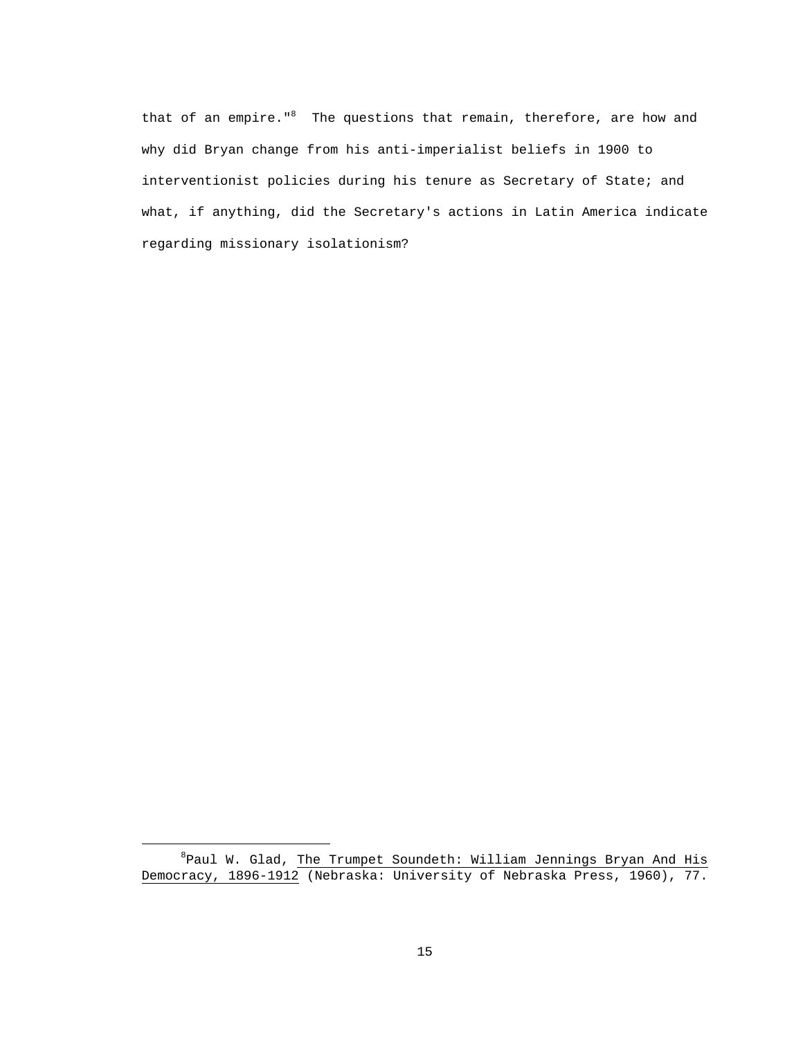that of an empire."[8] The questions that remain, therefore, are how and why did Bryan change from his anti-imperialist beliefs in 1900 to interventionist policies during his tenure as Secretary of State; and what, if anything, did the Secretary's actions in Latin America indicate regarding missionary isolationism?

---

[8]Paul W. Glad, The Trumpet Soundeth: William Jennings Bryan And His Democracy, 1896-1912 (Nebraska: University of Nebraska Press, 1960), 77.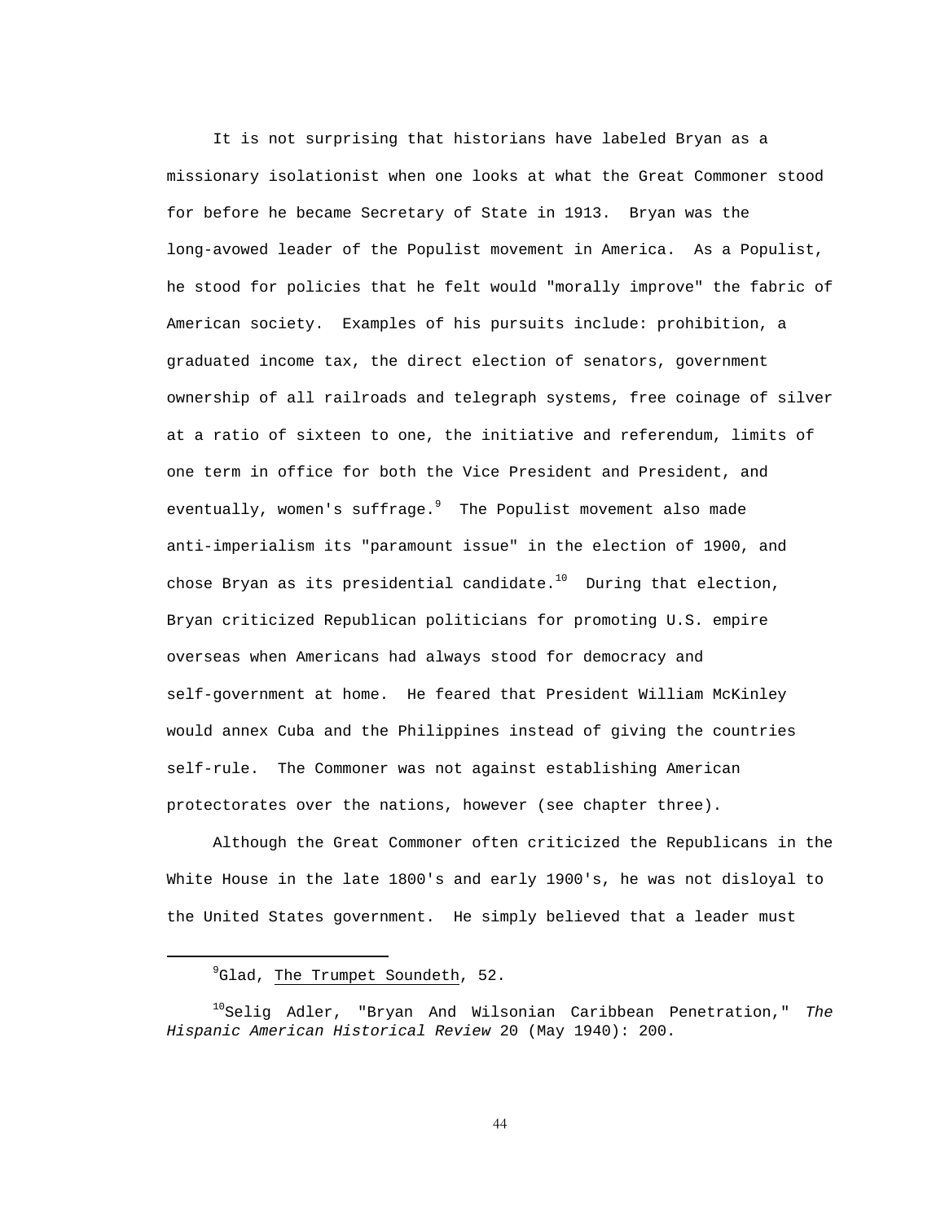It is not surprising that historians have labeled Bryan as a missionary isolationist when one looks at what the Great Commoner stood for before he became Secretary of State in 1913. Bryan was the long-avowed leader of the Populist movement in America. As a Populist, he stood for policies that he felt would "morally improve" the fabric of American society. Examples of his pursuits include: prohibition, a graduated income tax, the direct election of senators, government ownership of all railroads and telegraph systems, free coinage of silver at a ratio of sixteen to one, the initiative and referendum, limits of one term in office for both the Vice President and President, and eventually, women's suffrage.[9] The Populist movement also made anti-imperialism its "paramount issue" in the election of 1900, and chose Bryan as its presidential candidate.[10] During that election, Bryan criticized Republican politicians for promoting U.S. empire overseas when Americans had always stood for democracy and self-government at home. He feared that President William McKinley would annex Cuba and the Philippines instead of giving the countries self-rule. The Commoner was not against establishing American protectorates over the nations, however (see chapter three).

Although the Great Commoner often criticized the Republicans in the White House in the late 1800's and early 1900's, he was not disloyal to the United States government. He simply believed that a leader must

---

[9] Glad, The Trumpet Soundeth, 52.

[10] Selig Adler, "Bryan And Wilsonian Caribbean Penetration," *The Hispanic American Historical Review* 20 (May 1940): 200.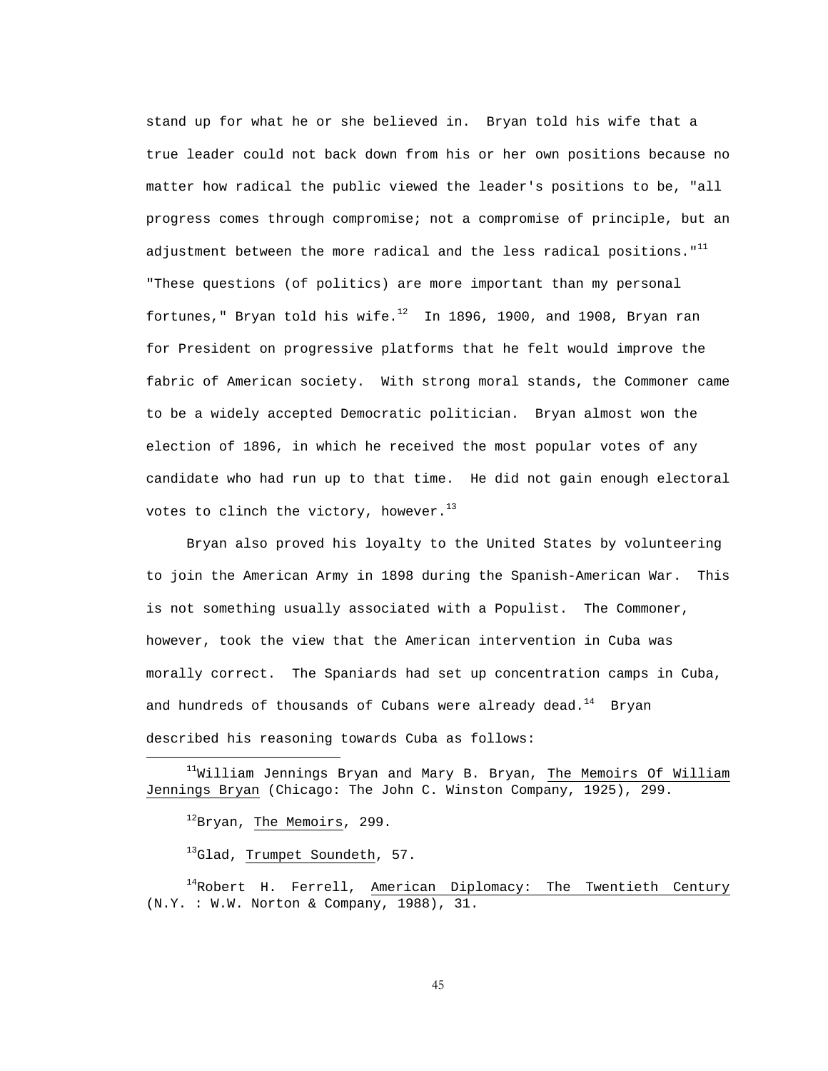stand up for what he or she believed in. Bryan told his wife that a true leader could not back down from his or her own positions because no matter how radical the public viewed the leader's positions to be, "all progress comes through compromise; not a compromise of principle, but an adjustment between the more radical and the less radical positions."[11] "These questions (of politics) are more important than my personal fortunes," Bryan told his wife.[12] In 1896, 1900, and 1908, Bryan ran for President on progressive platforms that he felt would improve the fabric of American society. With strong moral stands, the Commoner came to be a widely accepted Democratic politician. Bryan almost won the election of 1896, in which he received the most popular votes of any candidate who had run up to that time. He did not gain enough electoral votes to clinch the victory, however.[13]

Bryan also proved his loyalty to the United States by volunteering to join the American Army in 1898 during the Spanish-American War. This is not something usually associated with a Populist. The Commoner, however, took the view that the American intervention in Cuba was morally correct. The Spaniards had set up concentration camps in Cuba, and hundreds of thousands of Cubans were already dead.[14] Bryan described his reasoning towards Cuba as follows:

---

[11] William Jennings Bryan and Mary B. Bryan, The Memoirs Of William Jennings Bryan (Chicago: The John C. Winston Company, 1925), 299.

[12] Bryan, The Memoirs, 299.

[13] Glad, Trumpet Soundeth, 57.

[14] Robert H. Ferrell, American Diplomacy: The Twentieth Century (N.Y. : W.W. Norton & Company, 1988), 31.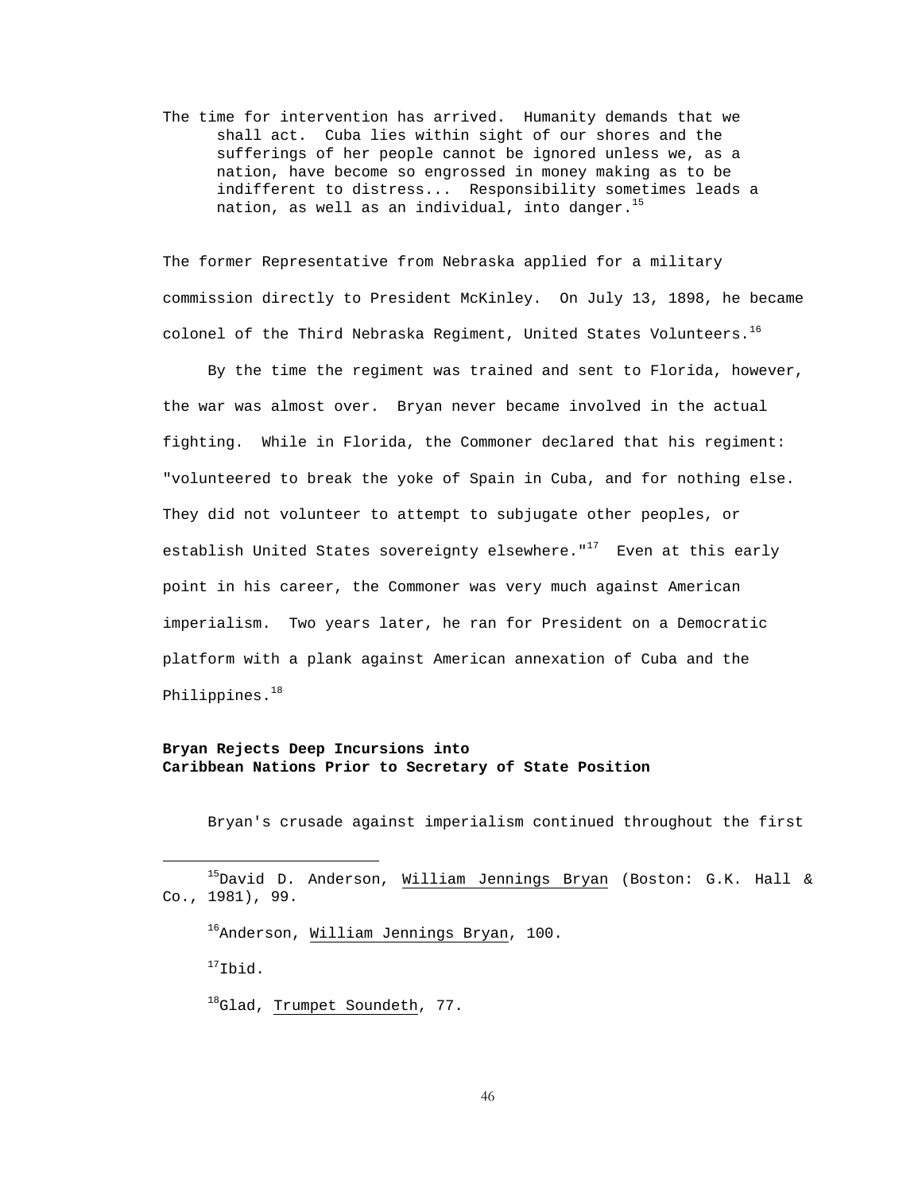> The time for intervention has arrived. Humanity demands that we shall act. Cuba lies within sight of our shores and the sufferings of her people cannot be ignored unless we, as a nation, have become so engrossed in money making as to be indifferent to distress... Responsibility sometimes leads a nation, as well as an individual, into danger.[15]

The former Representative from Nebraska applied for a military commission directly to President McKinley. On July 13, 1898, he became colonel of the Third Nebraska Regiment, United States Volunteers.[16]

By the time the regiment was trained and sent to Florida, however, the war was almost over. Bryan never became involved in the actual fighting. While in Florida, the Commoner declared that his regiment: "volunteered to break the yoke of Spain in Cuba, and for nothing else. They did not volunteer to attempt to subjugate other peoples, or establish United States sovereignty elsewhere."[17] Even at this early point in his career, the Commoner was very much against American imperialism. Two years later, he ran for President on a Democratic platform with a plank against American annexation of Cuba and the Philippines.[18]

**Bryan Rejects Deep Incursions into Caribbean Nations Prior to Secretary of State Position**

Bryan's crusade against imperialism continued throughout the first

---

[15] David D. Anderson, William Jennings Bryan (Boston: G.K. Hall & Co., 1981), 99.

[16] Anderson, William Jennings Bryan, 100.

[17] Ibid.

[18] Glad, Trumpet Soundeth, 77.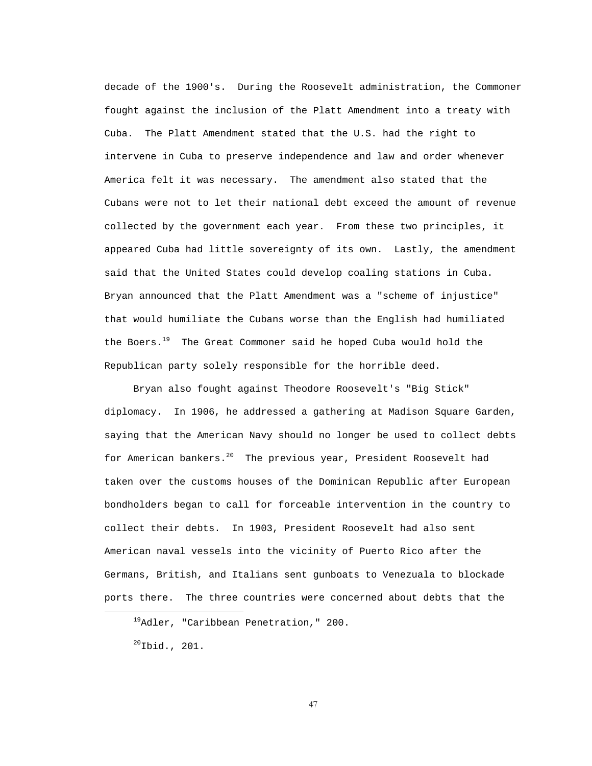decade of the 1900's. During the Roosevelt administration, the Commoner fought against the inclusion of the Platt Amendment into a treaty with Cuba. The Platt Amendment stated that the U.S. had the right to intervene in Cuba to preserve independence and law and order whenever America felt it was necessary. The amendment also stated that the Cubans were not to let their national debt exceed the amount of revenue collected by the government each year. From these two principles, it appeared Cuba had little sovereignty of its own. Lastly, the amendment said that the United States could develop coaling stations in Cuba. Bryan announced that the Platt Amendment was a "scheme of injustice" that would humiliate the Cubans worse than the English had humiliated the Boers.[19] The Great Commoner said he hoped Cuba would hold the Republican party solely responsible for the horrible deed.

Bryan also fought against Theodore Roosevelt's "Big Stick" diplomacy. In 1906, he addressed a gathering at Madison Square Garden, saying that the American Navy should no longer be used to collect debts for American bankers.[20] The previous year, President Roosevelt had taken over the customs houses of the Dominican Republic after European bondholders began to call for forceable intervention in the country to collect their debts. In 1903, President Roosevelt had also sent American naval vessels into the vicinity of Puerto Rico after the Germans, British, and Italians sent gunboats to Venezuala to blockade ports there. The three countries were concerned about debts that the

[19]Adler, "Caribbean Penetration," 200.

[20]Ibid., 201.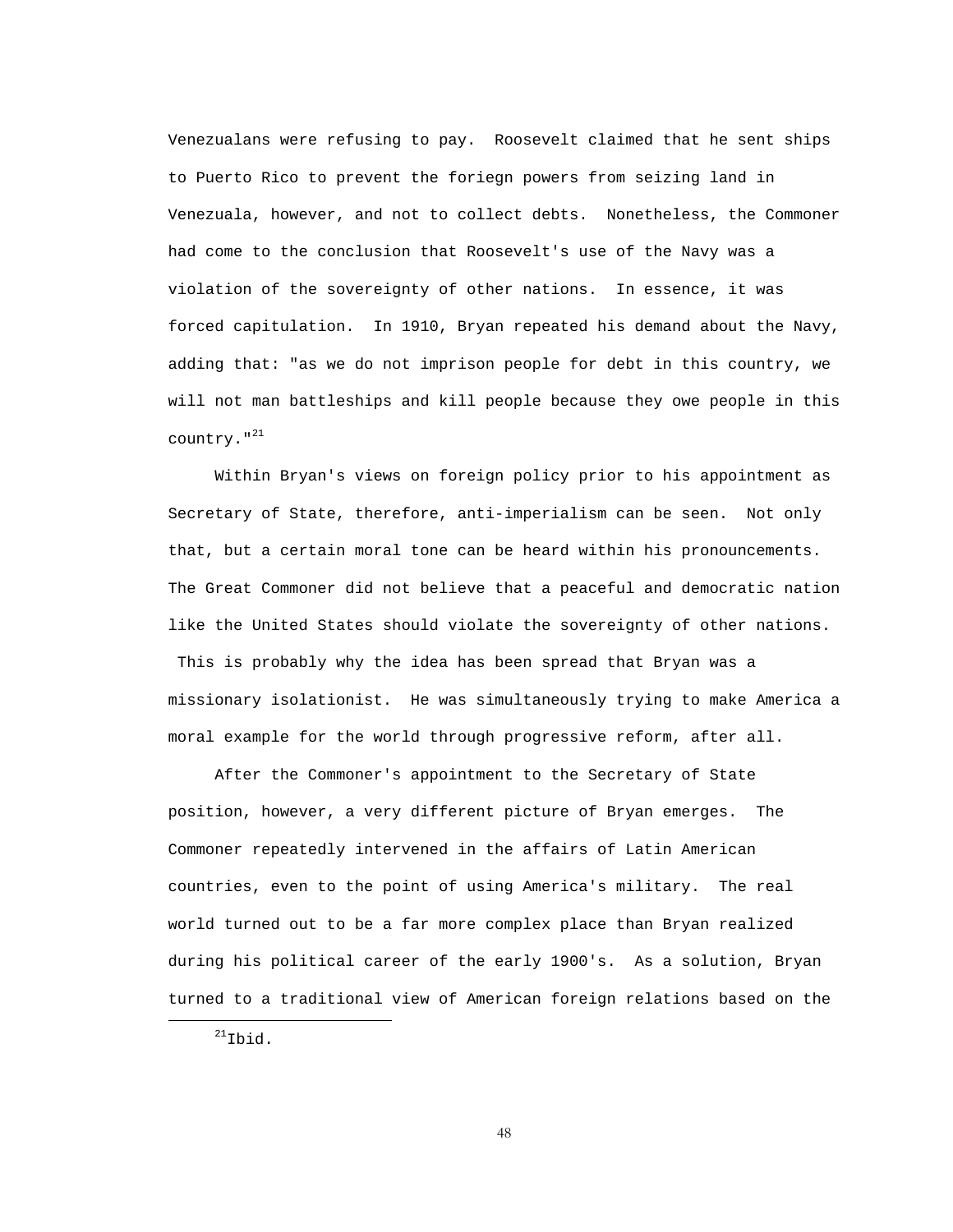Venezualans were refusing to pay. Roosevelt claimed that he sent ships to Puerto Rico to prevent the foriegn powers from seizing land in Venezuala, however, and not to collect debts. Nonetheless, the Commoner had come to the conclusion that Roosevelt's use of the Navy was a violation of the sovereignty of other nations. In essence, it was forced capitulation. In 1910, Bryan repeated his demand about the Navy, adding that: "as we do not imprison people for debt in this country, we will not man battleships and kill people because they owe people in this country."[21]

Within Bryan's views on foreign policy prior to his appointment as Secretary of State, therefore, anti-imperialism can be seen. Not only that, but a certain moral tone can be heard within his pronouncements. The Great Commoner did not believe that a peaceful and democratic nation like the United States should violate the sovereignty of other nations. This is probably why the idea has been spread that Bryan was a missionary isolationist. He was simultaneously trying to make America a moral example for the world through progressive reform, after all.

After the Commoner's appointment to the Secretary of State position, however, a very different picture of Bryan emerges. The Commoner repeatedly intervened in the affairs of Latin American countries, even to the point of using America's military. The real world turned out to be a far more complex place than Bryan realized during his political career of the early 1900's. As a solution, Bryan turned to a traditional view of American foreign relations based on the

[21] Ibid.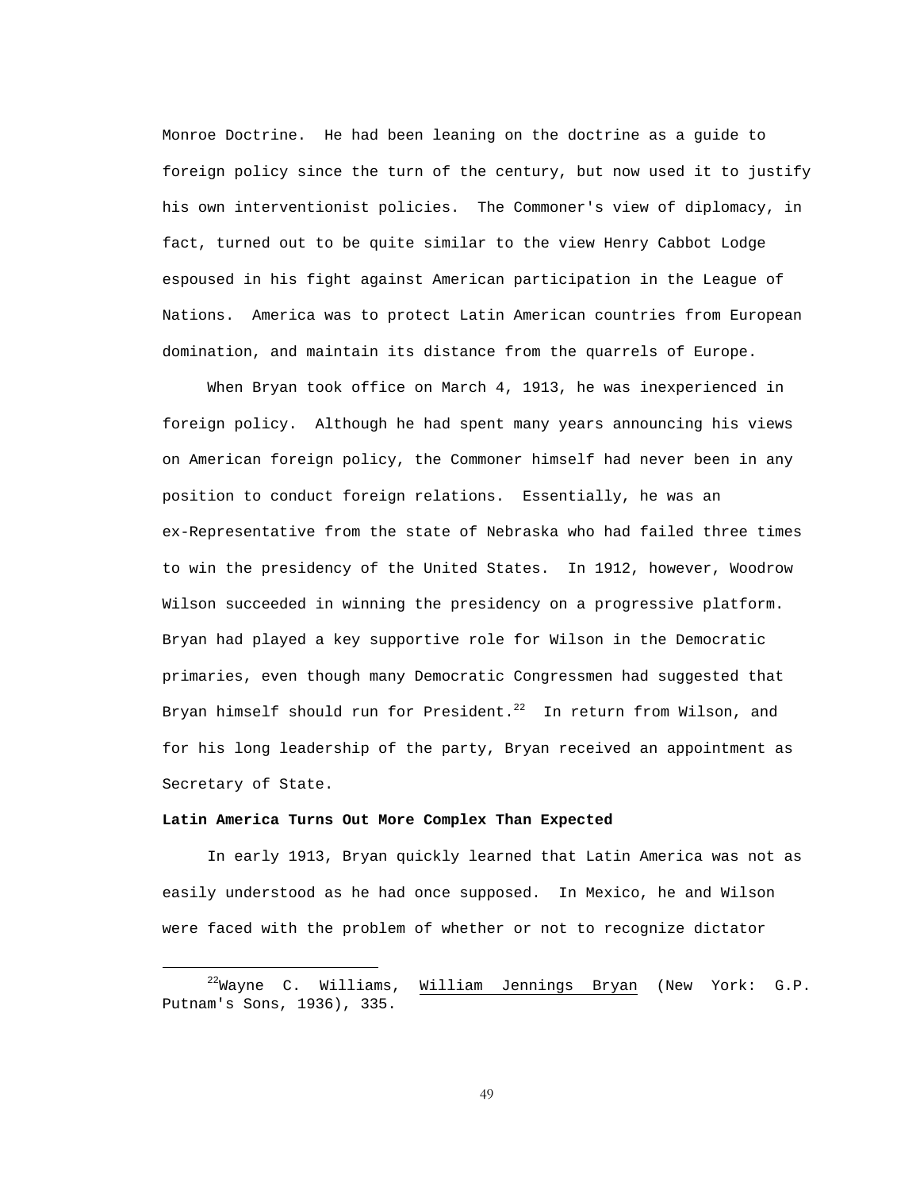Monroe Doctrine. He had been leaning on the doctrine as a guide to foreign policy since the turn of the century, but now used it to justify his own interventionist policies. The Commoner's view of diplomacy, in fact, turned out to be quite similar to the view Henry Cabbot Lodge espoused in his fight against American participation in the League of Nations. America was to protect Latin American countries from European domination, and maintain its distance from the quarrels of Europe.

When Bryan took office on March 4, 1913, he was inexperienced in foreign policy. Although he had spent many years announcing his views on American foreign policy, the Commoner himself had never been in any position to conduct foreign relations. Essentially, he was an ex-Representative from the state of Nebraska who had failed three times to win the presidency of the United States. In 1912, however, Woodrow Wilson succeeded in winning the presidency on a progressive platform. Bryan had played a key supportive role for Wilson in the Democratic primaries, even though many Democratic Congressmen had suggested that Bryan himself should run for President.[22] In return from Wilson, and for his long leadership of the party, Bryan received an appointment as Secretary of State.

**Latin America Turns Out More Complex Than Expected**

In early 1913, Bryan quickly learned that Latin America was not as easily understood as he had once supposed. In Mexico, he and Wilson were faced with the problem of whether or not to recognize dictator

[22] Wayne C. Williams, William Jennings Bryan (New York: G.P. Putnam's Sons, 1936), 335.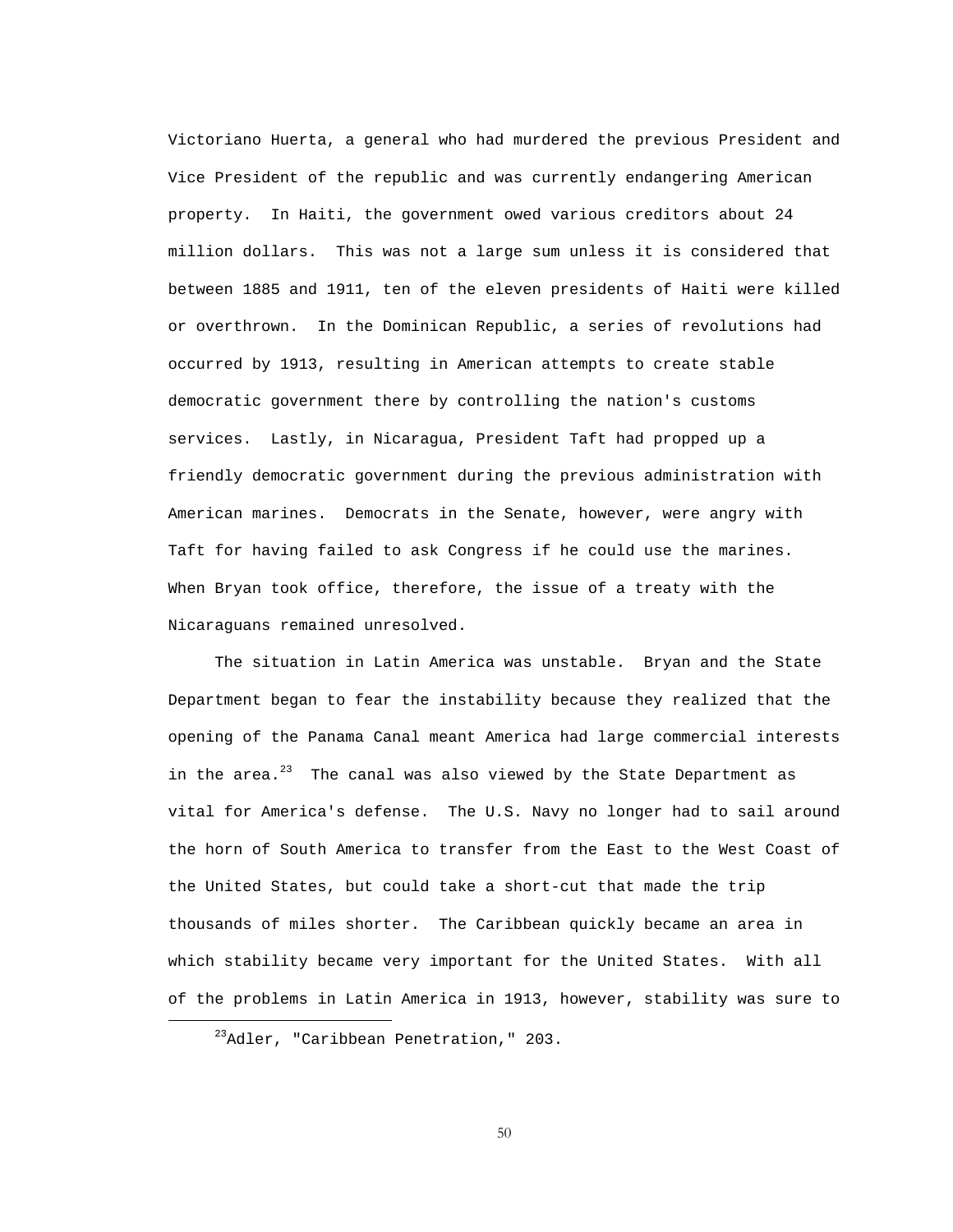Victoriano Huerta, a general who had murdered the previous President and Vice President of the republic and was currently endangering American property. In Haiti, the government owed various creditors about 24 million dollars. This was not a large sum unless it is considered that between 1885 and 1911, ten of the eleven presidents of Haiti were killed or overthrown. In the Dominican Republic, a series of revolutions had occurred by 1913, resulting in American attempts to create stable democratic government there by controlling the nation's customs services. Lastly, in Nicaragua, President Taft had propped up a friendly democratic government during the previous administration with American marines. Democrats in the Senate, however, were angry with Taft for having failed to ask Congress if he could use the marines. When Bryan took office, therefore, the issue of a treaty with the Nicaraguans remained unresolved.

The situation in Latin America was unstable. Bryan and the State Department began to fear the instability because they realized that the opening of the Panama Canal meant America had large commercial interests in the area.[23] The canal was also viewed by the State Department as vital for America's defense. The U.S. Navy no longer had to sail around the horn of South America to transfer from the East to the West Coast of the United States, but could take a short-cut that made the trip thousands of miles shorter. The Caribbean quickly became an area in which stability became very important for the United States. With all of the problems in Latin America in 1913, however, stability was sure to

[23] Adler, "Caribbean Penetration," 203.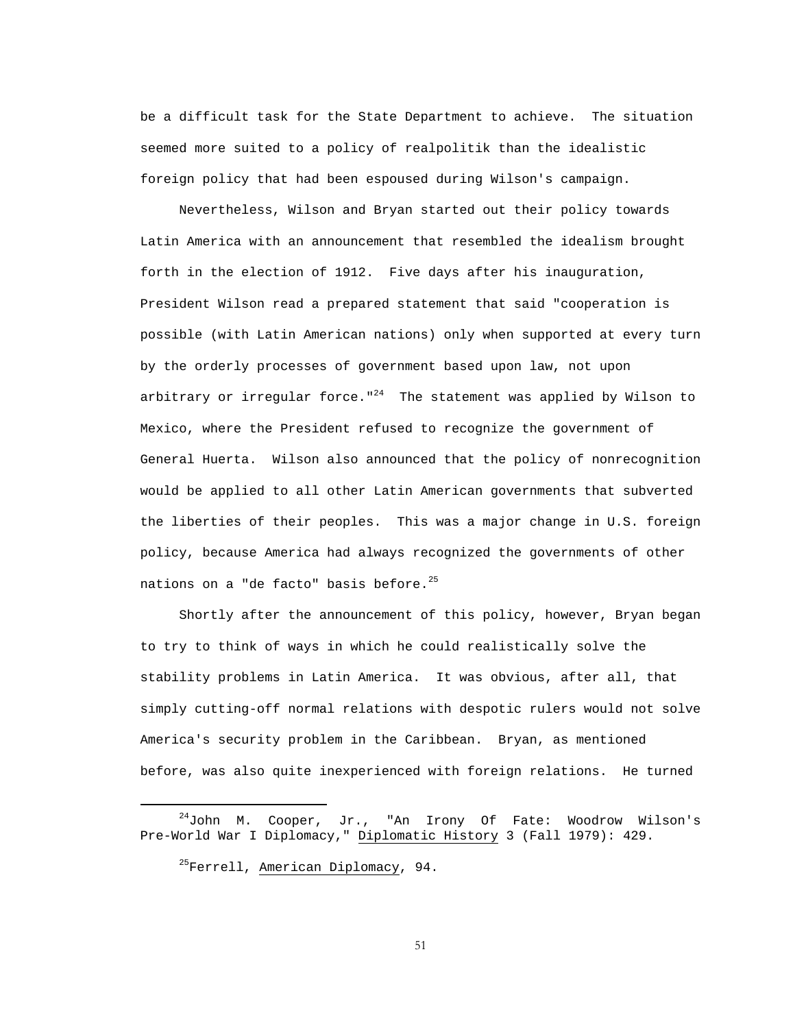be a difficult task for the State Department to achieve. The situation seemed more suited to a policy of realpolitik than the idealistic foreign policy that had been espoused during Wilson's campaign.

Nevertheless, Wilson and Bryan started out their policy towards Latin America with an announcement that resembled the idealism brought forth in the election of 1912. Five days after his inauguration, President Wilson read a prepared statement that said "cooperation is possible (with Latin American nations) only when supported at every turn by the orderly processes of government based upon law, not upon arbitrary or irregular force."[24] The statement was applied by Wilson to Mexico, where the President refused to recognize the government of General Huerta. Wilson also announced that the policy of nonrecognition would be applied to all other Latin American governments that subverted the liberties of their peoples. This was a major change in U.S. foreign policy, because America had always recognized the governments of other nations on a "de facto" basis before.[25]

Shortly after the announcement of this policy, however, Bryan began to try to think of ways in which he could realistically solve the stability problems in Latin America. It was obvious, after all, that simply cutting-off normal relations with despotic rulers would not solve America's security problem in the Caribbean. Bryan, as mentioned before, was also quite inexperienced with foreign relations. He turned

---

[24] John M. Cooper, Jr., "An Irony Of Fate: Woodrow Wilson's Pre-World War I Diplomacy," Diplomatic History 3 (Fall 1979): 429.

[25] Ferrell, American Diplomacy, 94.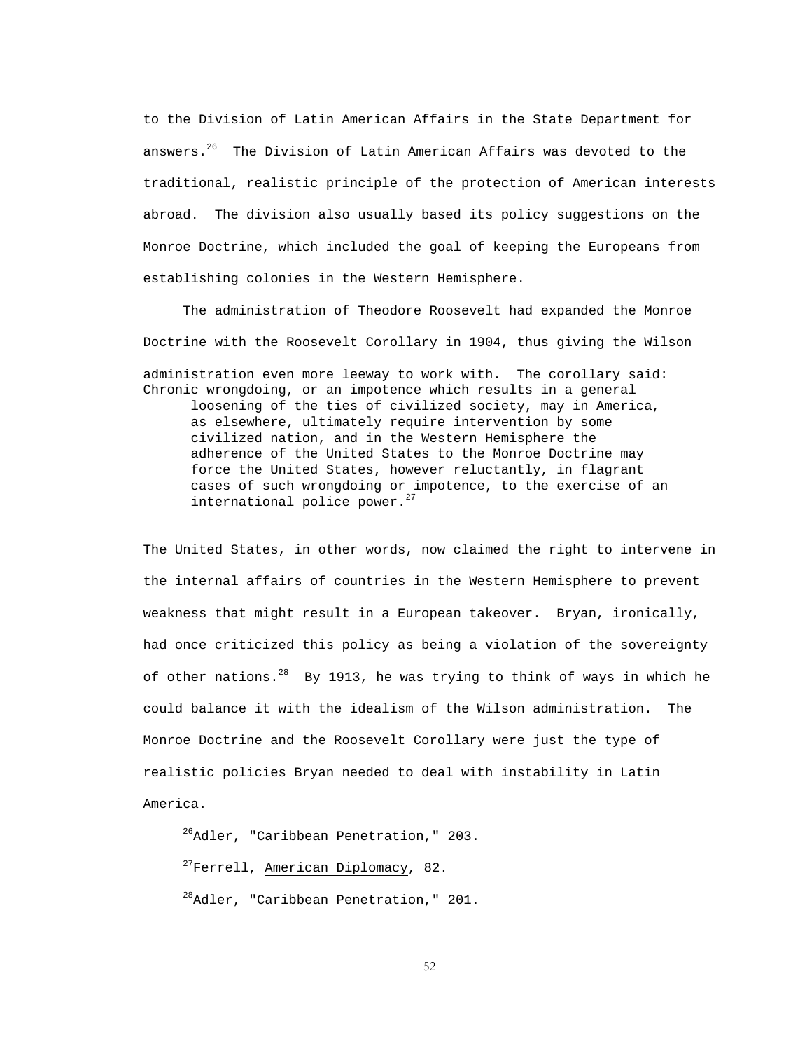to the Division of Latin American Affairs in the State Department for answers.[26] The Division of Latin American Affairs was devoted to the traditional, realistic principle of the protection of American interests abroad. The division also usually based its policy suggestions on the Monroe Doctrine, which included the goal of keeping the Europeans from establishing colonies in the Western Hemisphere.

The administration of Theodore Roosevelt had expanded the Monroe Doctrine with the Roosevelt Corollary in 1904, thus giving the Wilson administration even more leeway to work with. The corollary said:

> Chronic wrongdoing, or an impotence which results in a general loosening of the ties of civilized society, may in America, as elsewhere, ultimately require intervention by some civilized nation, and in the Western Hemisphere the adherence of the United States to the Monroe Doctrine may force the United States, however reluctantly, in flagrant cases of such wrongdoing or impotence, to the exercise of an international police power.[27]

The United States, in other words, now claimed the right to intervene in the internal affairs of countries in the Western Hemisphere to prevent weakness that might result in a European takeover. Bryan, ironically, had once criticized this policy as being a violation of the sovereignty of other nations.[28] By 1913, he was trying to think of ways in which he could balance it with the idealism of the Wilson administration. The Monroe Doctrine and the Roosevelt Corollary were just the type of realistic policies Bryan needed to deal with instability in Latin America.

---

[26] Adler, "Caribbean Penetration," 203.

[27] Ferrell, American Diplomacy, 82.

[28] Adler, "Caribbean Penetration," 201.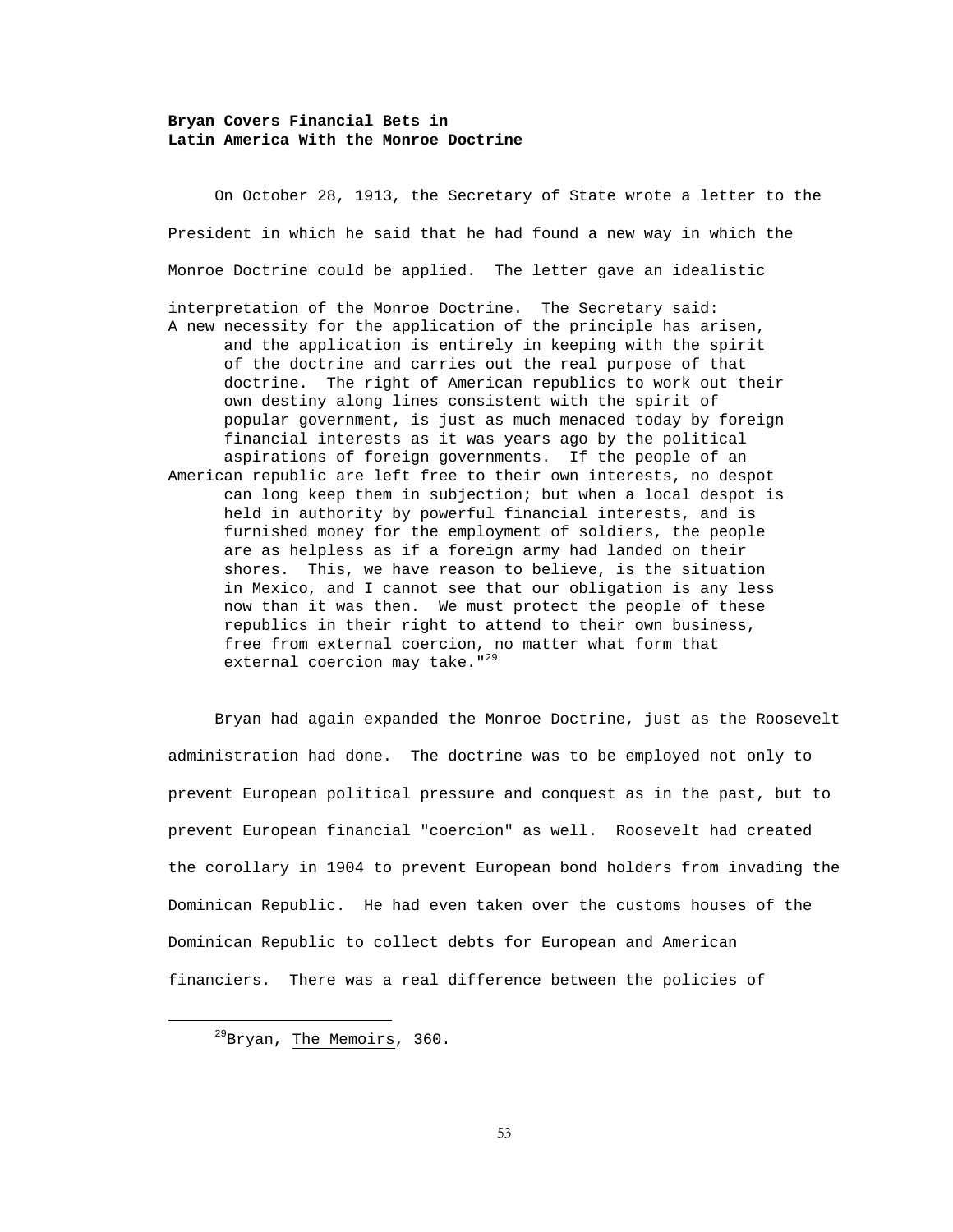**Bryan Covers Financial Bets in Latin America With the Monroe Doctrine**

On October 28, 1913, the Secretary of State wrote a letter to the President in which he said that he had found a new way in which the Monroe Doctrine could be applied. The letter gave an idealistic interpretation of the Monroe Doctrine. The Secretary said:

> A new necessity for the application of the principle has arisen, and the application is entirely in keeping with the spirit of the doctrine and carries out the real purpose of that doctrine. The right of American republics to work out their own destiny along lines consistent with the spirit of popular government, is just as much menaced today by foreign financial interests as it was years ago by the political aspirations of foreign governments. If the people of an American republic are left free to their own interests, no despot can long keep them in subjection; but when a local despot is held in authority by powerful financial interests, and is furnished money for the employment of soldiers, the people are as helpless as if a foreign army had landed on their shores. This, we have reason to believe, is the situation in Mexico, and I cannot see that our obligation is any less now than it was then. We must protect the people of these republics in their right to attend to their own business, free from external coercion, no matter what form that external coercion may take."[29]

Bryan had again expanded the Monroe Doctrine, just as the Roosevelt administration had done. The doctrine was to be employed not only to prevent European political pressure and conquest as in the past, but to prevent European financial "coercion" as well. Roosevelt had created the corollary in 1904 to prevent European bond holders from invading the Dominican Republic. He had even taken over the customs houses of the Dominican Republic to collect debts for European and American financiers. There was a real difference between the policies of

[29]Bryan, The Memoirs, 360.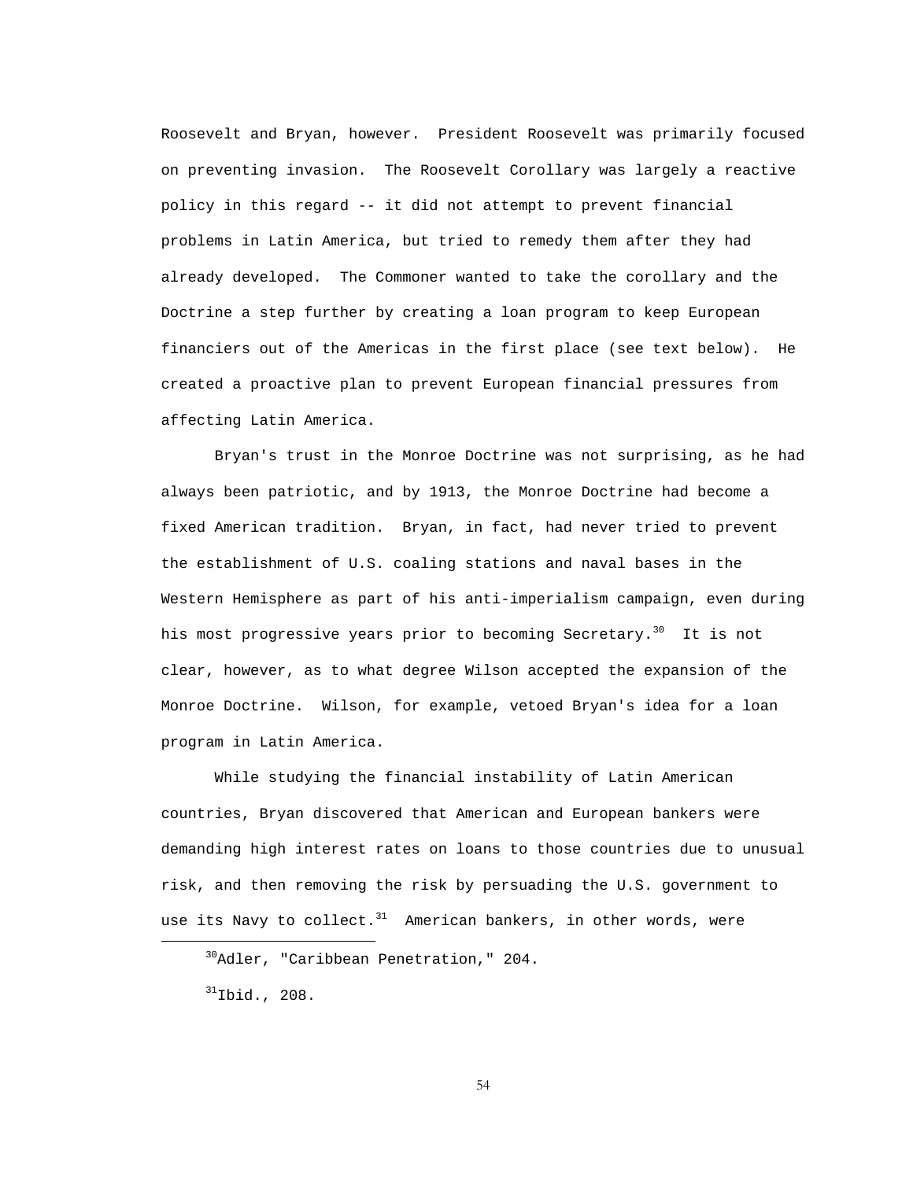Roosevelt and Bryan, however. President Roosevelt was primarily focused on preventing invasion. The Roosevelt Corollary was largely a reactive policy in this regard -- it did not attempt to prevent financial problems in Latin America, but tried to remedy them after they had already developed. The Commoner wanted to take the corollary and the Doctrine a step further by creating a loan program to keep European financiers out of the Americas in the first place (see text below). He created a proactive plan to prevent European financial pressures from affecting Latin America.

Bryan's trust in the Monroe Doctrine was not surprising, as he had always been patriotic, and by 1913, the Monroe Doctrine had become a fixed American tradition. Bryan, in fact, had never tried to prevent the establishment of U.S. coaling stations and naval bases in the Western Hemisphere as part of his anti-imperialism campaign, even during his most progressive years prior to becoming Secretary.[30] It is not clear, however, as to what degree Wilson accepted the expansion of the Monroe Doctrine. Wilson, for example, vetoed Bryan's idea for a loan program in Latin America.

While studying the financial instability of Latin American countries, Bryan discovered that American and European bankers were demanding high interest rates on loans to those countries due to unusual risk, and then removing the risk by persuading the U.S. government to use its Navy to collect.[31] American bankers, in other words, were

---

[30] Adler, "Caribbean Penetration," 204.

[31] Ibid., 208.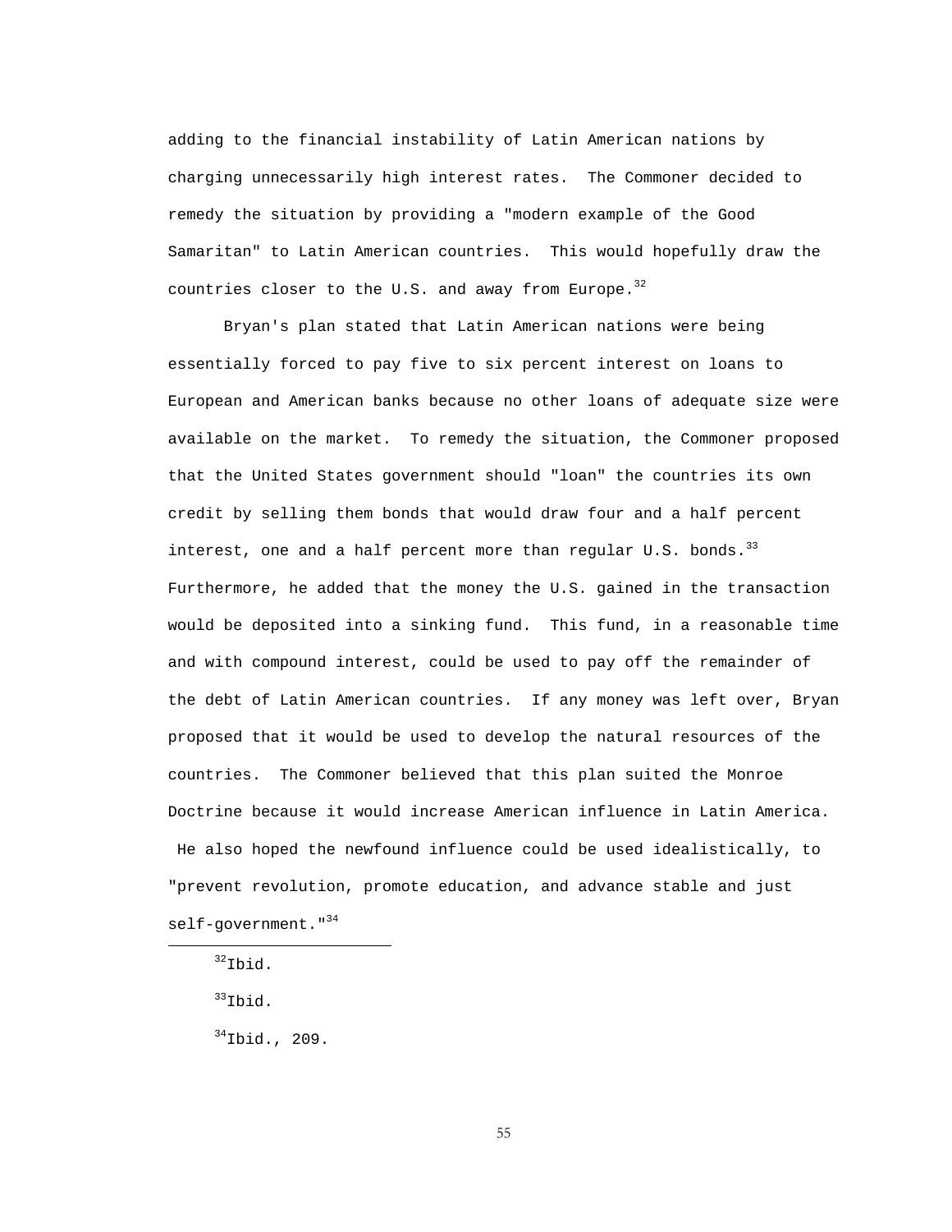adding to the financial instability of Latin American nations by charging unnecessarily high interest rates. The Commoner decided to remedy the situation by providing a "modern example of the Good Samaritan" to Latin American countries. This would hopefully draw the countries closer to the U.S. and away from Europe.[32]

Bryan's plan stated that Latin American nations were being essentially forced to pay five to six percent interest on loans to European and American banks because no other loans of adequate size were available on the market. To remedy the situation, the Commoner proposed that the United States government should "loan" the countries its own credit by selling them bonds that would draw four and a half percent interest, one and a half percent more than regular U.S. bonds.[33] Furthermore, he added that the money the U.S. gained in the transaction would be deposited into a sinking fund. This fund, in a reasonable time and with compound interest, could be used to pay off the remainder of the debt of Latin American countries. If any money was left over, Bryan proposed that it would be used to develop the natural resources of the countries. The Commoner believed that this plan suited the Monroe Doctrine because it would increase American influence in Latin America. He also hoped the newfound influence could be used idealistically, to "prevent revolution, promote education, and advance stable and just self-government."[34]

---

[32]Ibid.

[33]Ibid.

[34]Ibid., 209.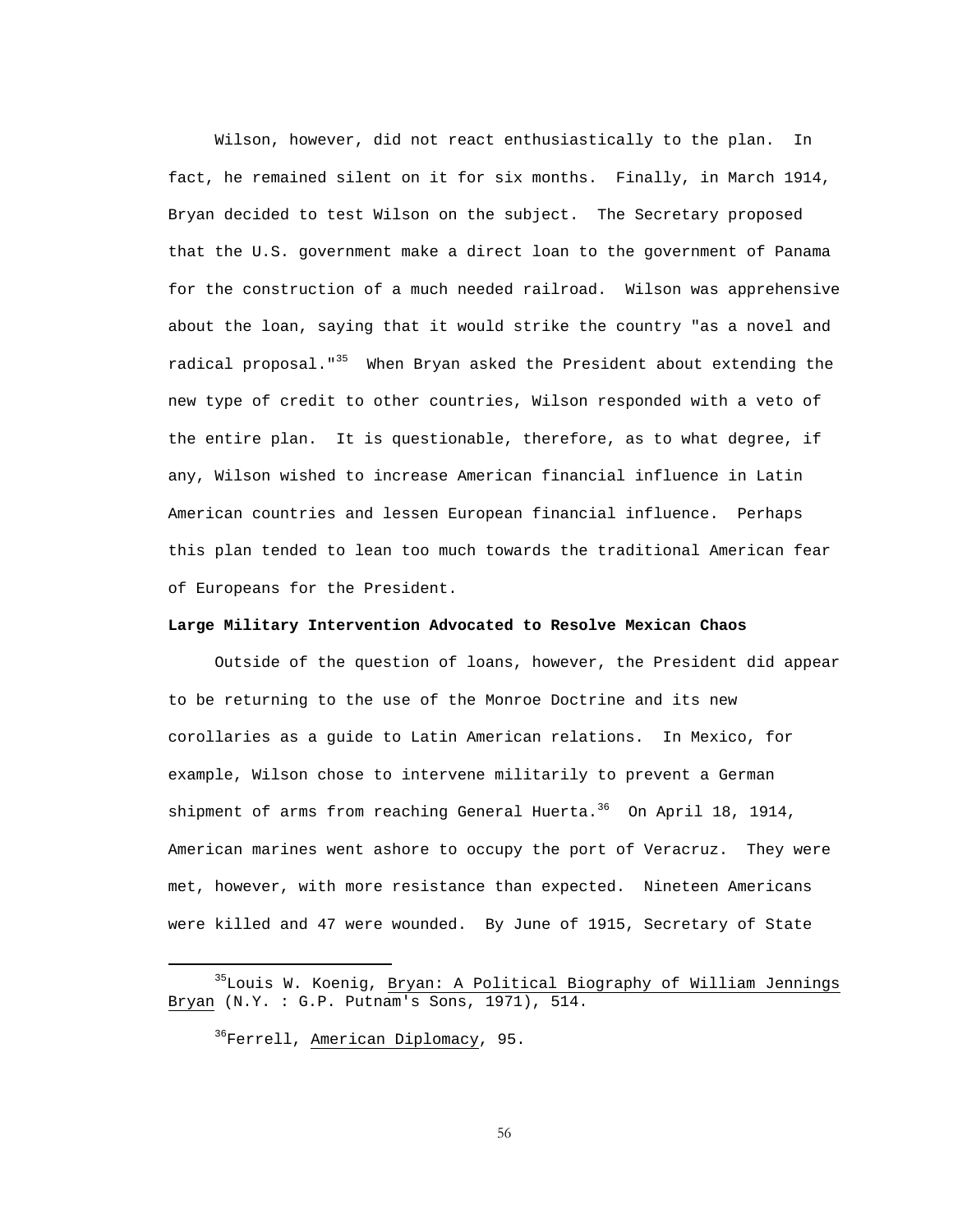Wilson, however, did not react enthusiastically to the plan. In fact, he remained silent on it for six months. Finally, in March 1914, Bryan decided to test Wilson on the subject. The Secretary proposed that the U.S. government make a direct loan to the government of Panama for the construction of a much needed railroad. Wilson was apprehensive about the loan, saying that it would strike the country "as a novel and radical proposal."[35] When Bryan asked the President about extending the new type of credit to other countries, Wilson responded with a veto of the entire plan. It is questionable, therefore, as to what degree, if any, Wilson wished to increase American financial influence in Latin American countries and lessen European financial influence. Perhaps this plan tended to lean too much towards the traditional American fear of Europeans for the President.

**Large Military Intervention Advocated to Resolve Mexican Chaos**

Outside of the question of loans, however, the President did appear to be returning to the use of the Monroe Doctrine and its new corollaries as a guide to Latin American relations. In Mexico, for example, Wilson chose to intervene militarily to prevent a German shipment of arms from reaching General Huerta.[36] On April 18, 1914, American marines went ashore to occupy the port of Veracruz. They were met, however, with more resistance than expected. Nineteen Americans were killed and 47 were wounded. By June of 1915, Secretary of State

---

[35] Louis W. Koenig, Bryan: A Political Biography of William Jennings Bryan (N.Y. : G.P. Putnam's Sons, 1971), 514.

[36] Ferrell, American Diplomacy, 95.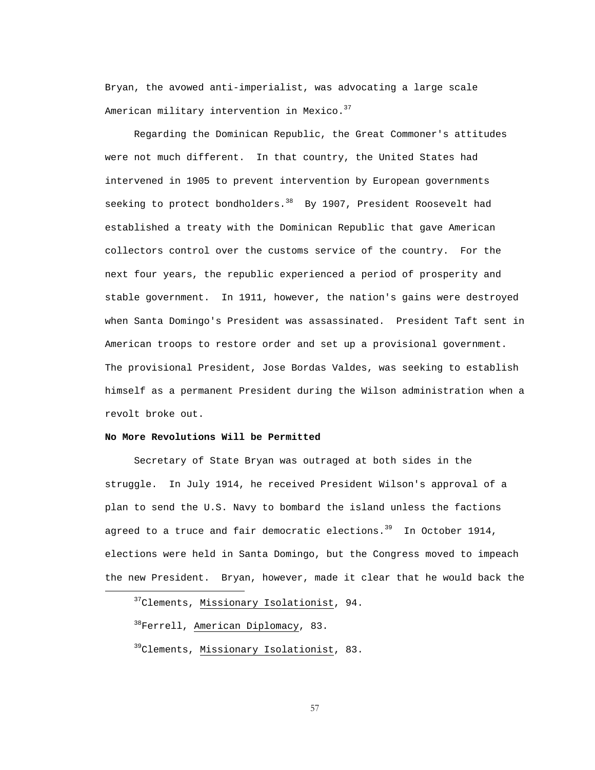Bryan, the avowed anti-imperialist, was advocating a large scale American military intervention in Mexico.[37]

Regarding the Dominican Republic, the Great Commoner's attitudes were not much different. In that country, the United States had intervened in 1905 to prevent intervention by European governments seeking to protect bondholders.[38] By 1907, President Roosevelt had established a treaty with the Dominican Republic that gave American collectors control over the customs service of the country. For the next four years, the republic experienced a period of prosperity and stable government. In 1911, however, the nation's gains were destroyed when Santa Domingo's President was assassinated. President Taft sent in American troops to restore order and set up a provisional government. The provisional President, Jose Bordas Valdes, was seeking to establish himself as a permanent President during the Wilson administration when a revolt broke out.

**No More Revolutions Will be Permitted**

Secretary of State Bryan was outraged at both sides in the struggle. In July 1914, he received President Wilson's approval of a plan to send the U.S. Navy to bombard the island unless the factions agreed to a truce and fair democratic elections.[39] In October 1914, elections were held in Santa Domingo, but the Congress moved to impeach the new President. Bryan, however, made it clear that he would back the

---

[37] Clements, Missionary Isolationist, 94.

[38] Ferrell, American Diplomacy, 83.

[39] Clements, Missionary Isolationist, 83.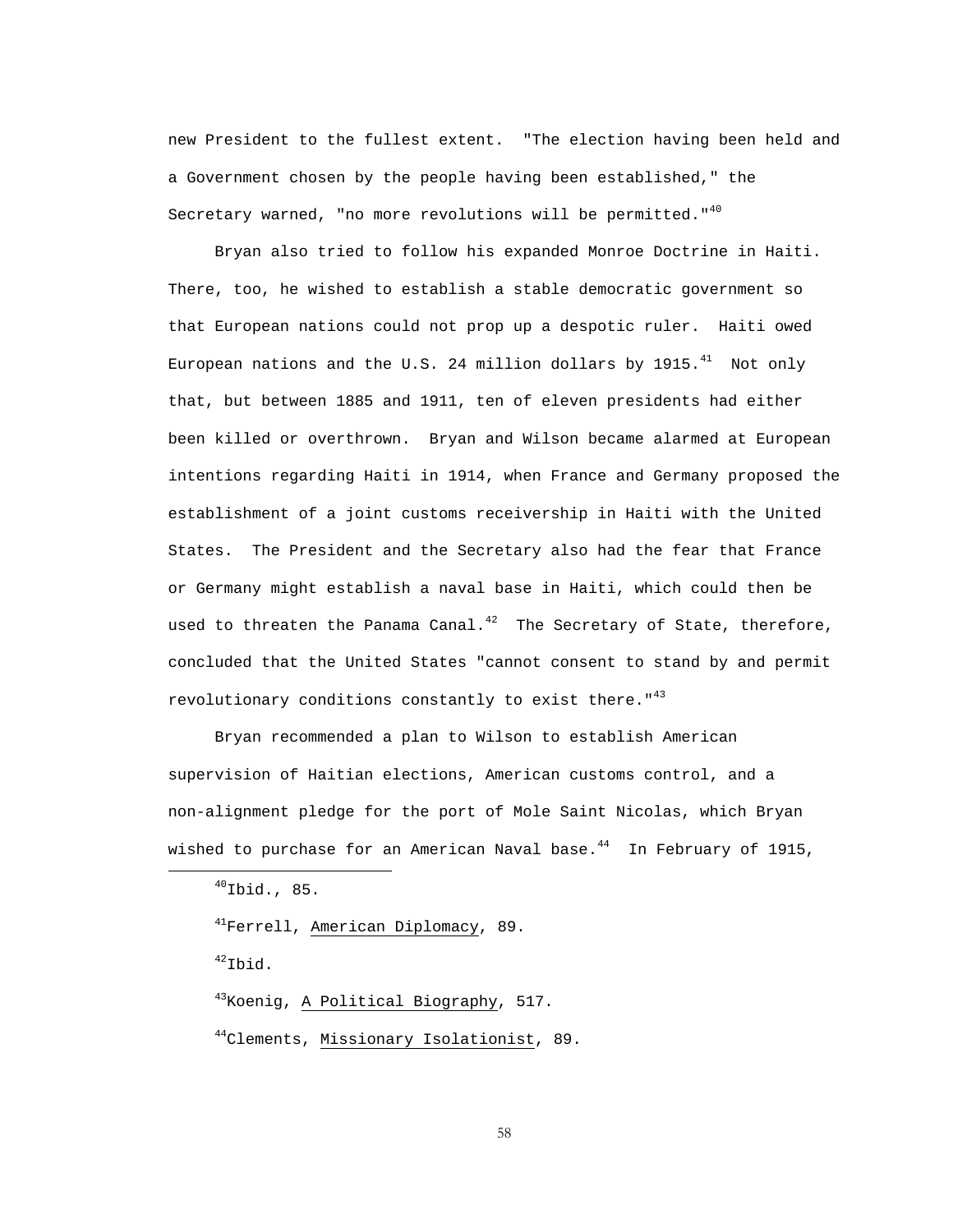new President to the fullest extent. "The election having been held and a Government chosen by the people having been established," the Secretary warned, "no more revolutions will be permitted."[40]

Bryan also tried to follow his expanded Monroe Doctrine in Haiti. There, too, he wished to establish a stable democratic government so that European nations could not prop up a despotic ruler. Haiti owed European nations and the U.S. 24 million dollars by 1915.[41] Not only that, but between 1885 and 1911, ten of eleven presidents had either been killed or overthrown. Bryan and Wilson became alarmed at European intentions regarding Haiti in 1914, when France and Germany proposed the establishment of a joint customs receivership in Haiti with the United States. The President and the Secretary also had the fear that France or Germany might establish a naval base in Haiti, which could then be used to threaten the Panama Canal.[42] The Secretary of State, therefore, concluded that the United States "cannot consent to stand by and permit revolutionary conditions constantly to exist there."[43]

Bryan recommended a plan to Wilson to establish American supervision of Haitian elections, American customs control, and a non-alignment pledge for the port of Mole Saint Nicolas, which Bryan wished to purchase for an American Naval base.[44] In February of 1915,

[40]Ibid., 85.

[41]Ferrell, American Diplomacy, 89.

[42]Ibid.

[43]Koenig, A Political Biography, 517.

[44]Clements, Missionary Isolationist, 89.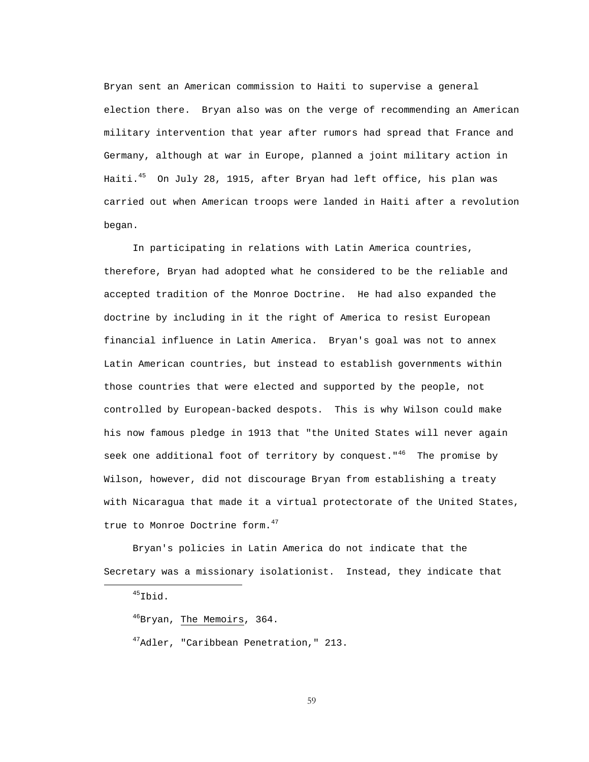Bryan sent an American commission to Haiti to supervise a general election there. Bryan also was on the verge of recommending an American military intervention that year after rumors had spread that France and Germany, although at war in Europe, planned a joint military action in Haiti.[45] On July 28, 1915, after Bryan had left office, his plan was carried out when American troops were landed in Haiti after a revolution began.

In participating in relations with Latin America countries, therefore, Bryan had adopted what he considered to be the reliable and accepted tradition of the Monroe Doctrine. He had also expanded the doctrine by including in it the right of America to resist European financial influence in Latin America. Bryan's goal was not to annex Latin American countries, but instead to establish governments within those countries that were elected and supported by the people, not controlled by European-backed despots. This is why Wilson could make his now famous pledge in 1913 that "the United States will never again seek one additional foot of territory by conquest."[46] The promise by Wilson, however, did not discourage Bryan from establishing a treaty with Nicaragua that made it a virtual protectorate of the United States, true to Monroe Doctrine form.[47]

Bryan's policies in Latin America do not indicate that the Secretary was a missionary isolationist. Instead, they indicate that

---

[45]Ibid.

[46]Bryan, The Memoirs, 364.

[47]Adler, "Caribbean Penetration," 213.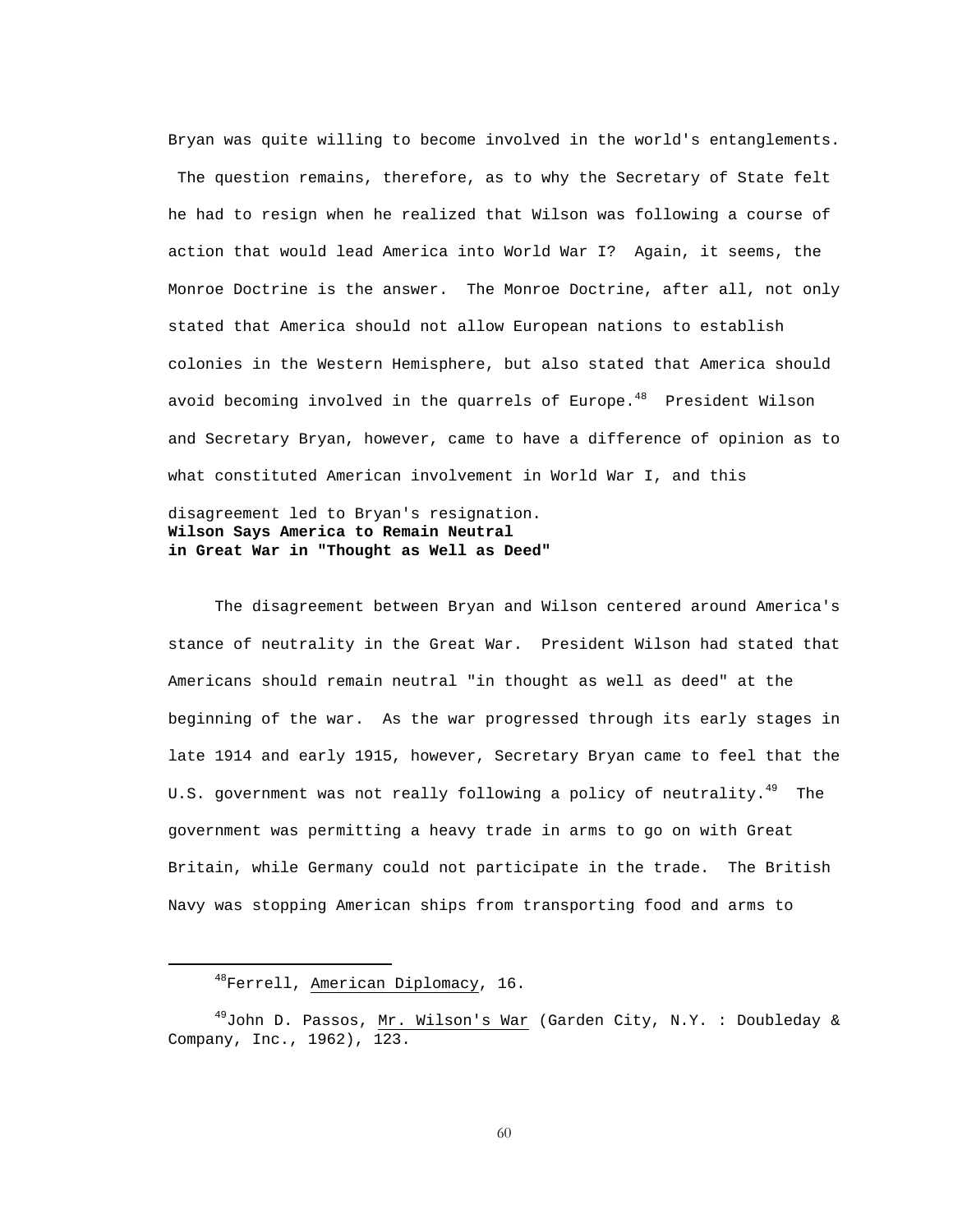Bryan was quite willing to become involved in the world's entanglements. The question remains, therefore, as to why the Secretary of State felt he had to resign when he realized that Wilson was following a course of action that would lead America into World War I? Again, it seems, the Monroe Doctrine is the answer. The Monroe Doctrine, after all, not only stated that America should not allow European nations to establish colonies in the Western Hemisphere, but also stated that America should avoid becoming involved in the quarrels of Europe.[48] President Wilson and Secretary Bryan, however, came to have a difference of opinion as to what constituted American involvement in World War I, and this disagreement led to Bryan's resignation.

**Wilson Says America to Remain Neutral in Great War in "Thought as Well as Deed"**

The disagreement between Bryan and Wilson centered around America's stance of neutrality in the Great War. President Wilson had stated that Americans should remain neutral "in thought as well as deed" at the beginning of the war. As the war progressed through its early stages in late 1914 and early 1915, however, Secretary Bryan came to feel that the U.S. government was not really following a policy of neutrality.[49] The government was permitting a heavy trade in arms to go on with Great Britain, while Germany could not participate in the trade. The British Navy was stopping American ships from transporting food and arms to

---

[48]Ferrell, American Diplomacy, 16.

[49]John D. Passos, Mr. Wilson's War (Garden City, N.Y. : Doubleday & Company, Inc., 1962), 123.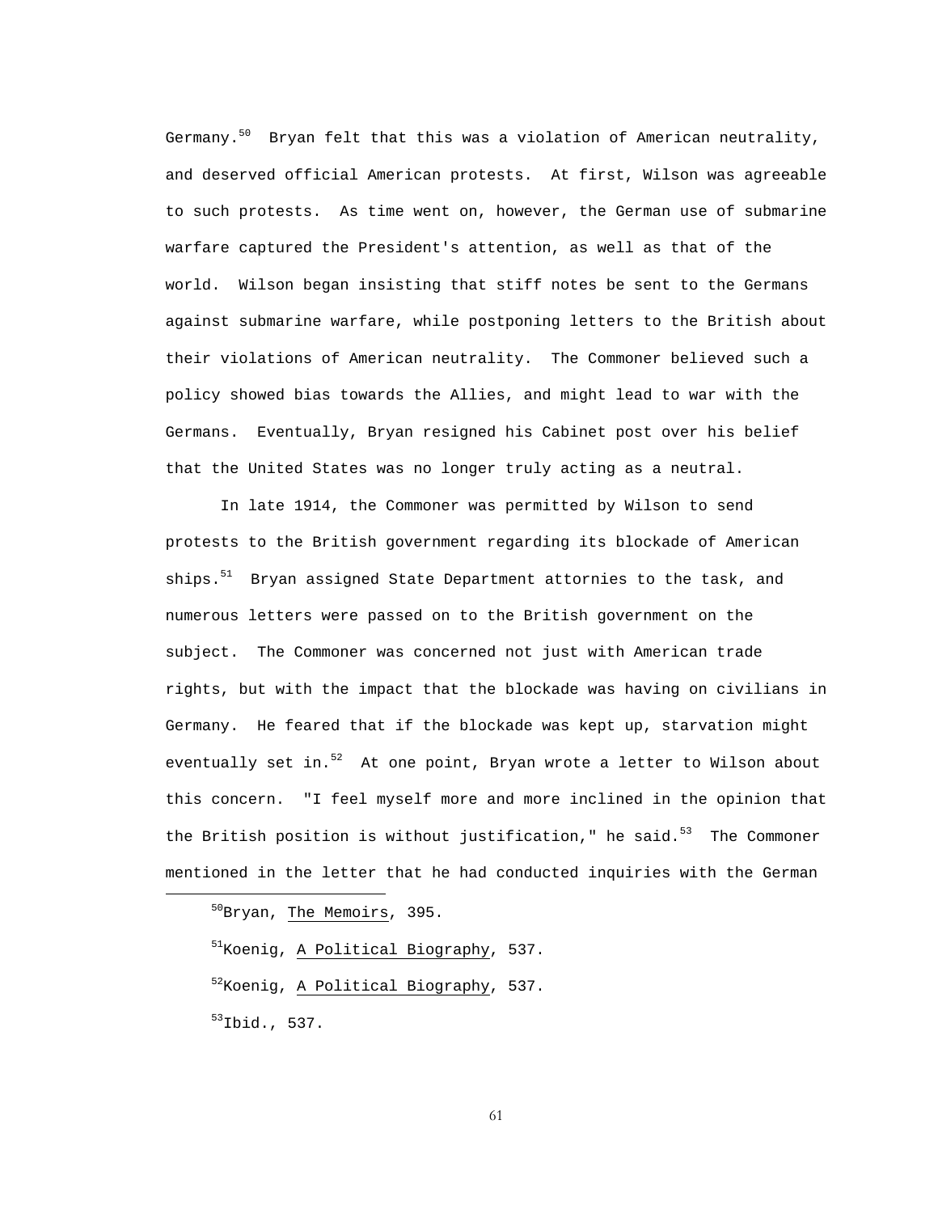Germany.[50] Bryan felt that this was a violation of American neutrality, and deserved official American protests. At first, Wilson was agreeable to such protests. As time went on, however, the German use of submarine warfare captured the President's attention, as well as that of the world. Wilson began insisting that stiff notes be sent to the Germans against submarine warfare, while postponing letters to the British about their violations of American neutrality. The Commoner believed such a policy showed bias towards the Allies, and might lead to war with the Germans. Eventually, Bryan resigned his Cabinet post over his belief that the United States was no longer truly acting as a neutral.

In late 1914, the Commoner was permitted by Wilson to send protests to the British government regarding its blockade of American ships.[51] Bryan assigned State Department attornies to the task, and numerous letters were passed on to the British government on the subject. The Commoner was concerned not just with American trade rights, but with the impact that the blockade was having on civilians in Germany. He feared that if the blockade was kept up, starvation might eventually set in.[52] At one point, Bryan wrote a letter to Wilson about this concern. "I feel myself more and more inclined in the opinion that the British position is without justification," he said.[53] The Commoner mentioned in the letter that he had conducted inquiries with the German

---

[50]Bryan, The Memoirs, 395.

[51]Koenig, A Political Biography, 537.

[52]Koenig, A Political Biography, 537.

[53]Ibid., 537.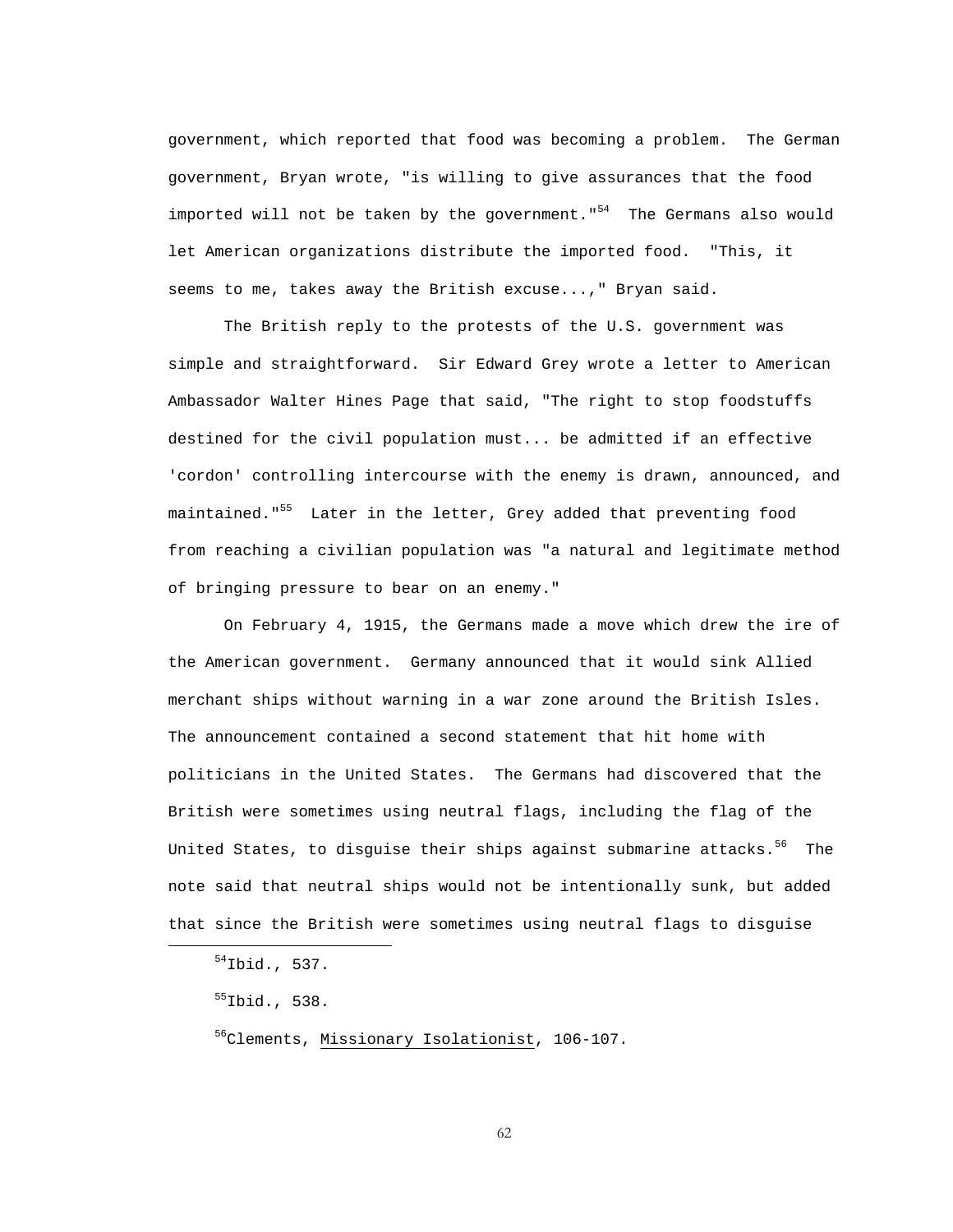government, which reported that food was becoming a problem. The German government, Bryan wrote, "is willing to give assurances that the food imported will not be taken by the government."[54] The Germans also would let American organizations distribute the imported food. "This, it seems to me, takes away the British excuse...," Bryan said.

The British reply to the protests of the U.S. government was simple and straightforward. Sir Edward Grey wrote a letter to American Ambassador Walter Hines Page that said, "The right to stop foodstuffs destined for the civil population must... be admitted if an effective 'cordon' controlling intercourse with the enemy is drawn, announced, and maintained."[55] Later in the letter, Grey added that preventing food from reaching a civilian population was "a natural and legitimate method of bringing pressure to bear on an enemy."

On February 4, 1915, the Germans made a move which drew the ire of the American government. Germany announced that it would sink Allied merchant ships without warning in a war zone around the British Isles. The announcement contained a second statement that hit home with politicians in the United States. The Germans had discovered that the British were sometimes using neutral flags, including the flag of the United States, to disguise their ships against submarine attacks.[56] The note said that neutral ships would not be intentionally sunk, but added that since the British were sometimes using neutral flags to disguise

---

[54]Ibid., 537.

[55]Ibid., 538.

[56]Clements, Missionary Isolationist, 106-107.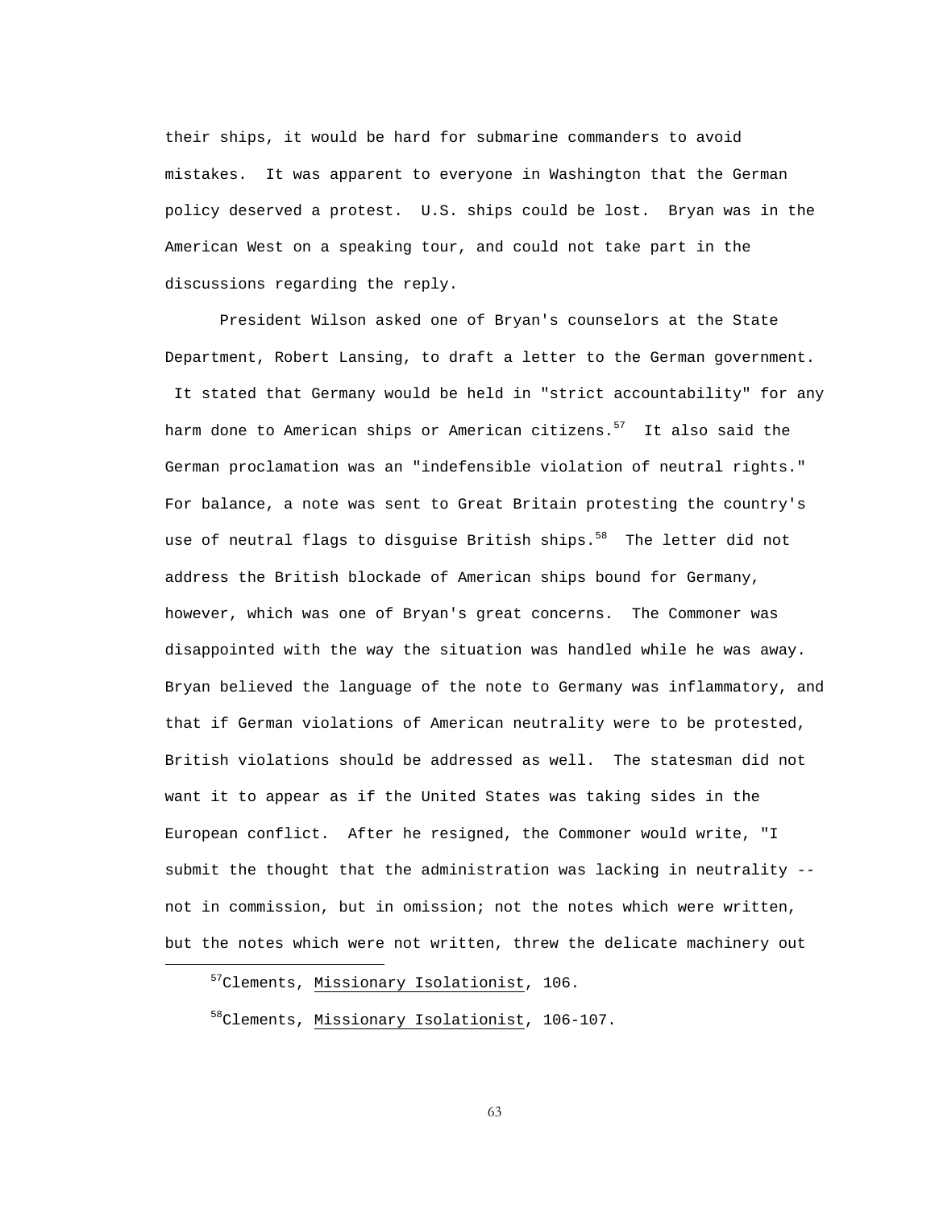their ships, it would be hard for submarine commanders to avoid mistakes. It was apparent to everyone in Washington that the German policy deserved a protest. U.S. ships could be lost. Bryan was in the American West on a speaking tour, and could not take part in the discussions regarding the reply.

President Wilson asked one of Bryan's counselors at the State Department, Robert Lansing, to draft a letter to the German government. It stated that Germany would be held in "strict accountability" for any harm done to American ships or American citizens.[57] It also said the German proclamation was an "indefensible violation of neutral rights." For balance, a note was sent to Great Britain protesting the country's use of neutral flags to disguise British ships.[58] The letter did not address the British blockade of American ships bound for Germany, however, which was one of Bryan's great concerns. The Commoner was disappointed with the way the situation was handled while he was away. Bryan believed the language of the note to Germany was inflammatory, and that if German violations of American neutrality were to be protested, British violations should be addressed as well. The statesman did not want it to appear as if the United States was taking sides in the European conflict. After he resigned, the Commoner would write, "I submit the thought that the administration was lacking in neutrality -- not in commission, but in omission; not the notes which were written, but the notes which were not written, threw the delicate machinery out

---

[57]Clements, Missionary Isolationist, 106.

[58]Clements, Missionary Isolationist, 106-107.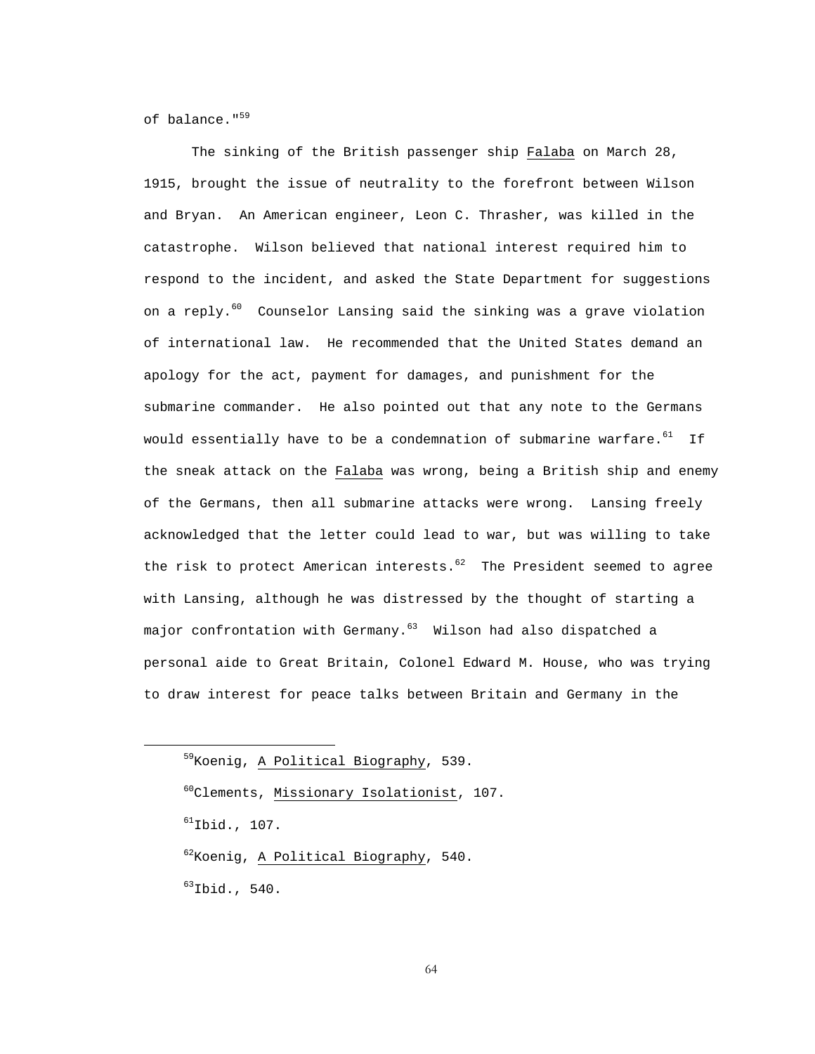of balance."[59]

The sinking of the British passenger ship Falaba on March 28, 1915, brought the issue of neutrality to the forefront between Wilson and Bryan. An American engineer, Leon C. Thrasher, was killed in the catastrophe. Wilson believed that national interest required him to respond to the incident, and asked the State Department for suggestions on a reply.[60] Counselor Lansing said the sinking was a grave violation of international law. He recommended that the United States demand an apology for the act, payment for damages, and punishment for the submarine commander. He also pointed out that any note to the Germans would essentially have to be a condemnation of submarine warfare.[61] If the sneak attack on the Falaba was wrong, being a British ship and enemy of the Germans, then all submarine attacks were wrong. Lansing freely acknowledged that the letter could lead to war, but was willing to take the risk to protect American interests.[62] The President seemed to agree with Lansing, although he was distressed by the thought of starting a major confrontation with Germany.[63] Wilson had also dispatched a personal aide to Great Britain, Colonel Edward M. House, who was trying to draw interest for peace talks between Britain and Germany in the

---

[59]Koenig, A Political Biography, 539.

[60]Clements, Missionary Isolationist, 107.

[61]Ibid., 107.

[62]Koenig, A Political Biography, 540.

[63]Ibid., 540.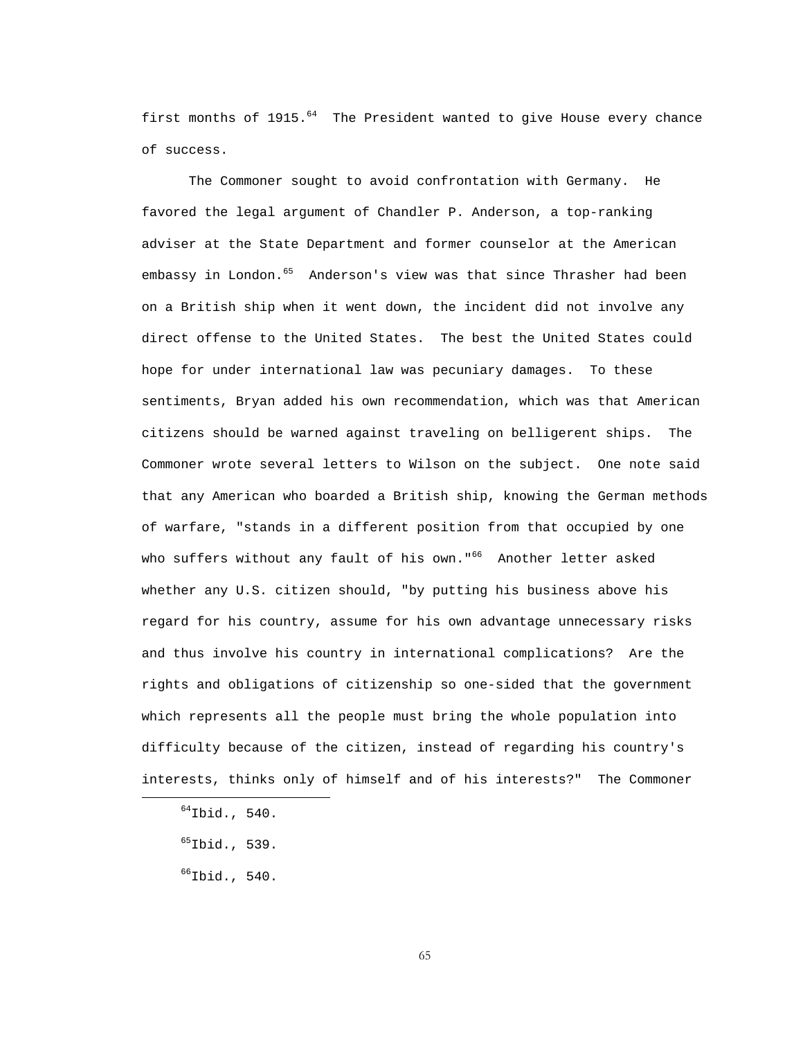first months of 1915.[64] The President wanted to give House every chance of success.

The Commoner sought to avoid confrontation with Germany. He favored the legal argument of Chandler P. Anderson, a top-ranking adviser at the State Department and former counselor at the American embassy in London.[65] Anderson's view was that since Thrasher had been on a British ship when it went down, the incident did not involve any direct offense to the United States. The best the United States could hope for under international law was pecuniary damages. To these sentiments, Bryan added his own recommendation, which was that American citizens should be warned against traveling on belligerent ships. The Commoner wrote several letters to Wilson on the subject. One note said that any American who boarded a British ship, knowing the German methods of warfare, "stands in a different position from that occupied by one who suffers without any fault of his own."[66] Another letter asked whether any U.S. citizen should, "by putting his business above his regard for his country, assume for his own advantage unnecessary risks and thus involve his country in international complications? Are the rights and obligations of citizenship so one-sided that the government which represents all the people must bring the whole population into difficulty because of the citizen, instead of regarding his country's interests, thinks only of himself and of his interests?" The Commoner

[64] Ibid., 540.

[65] Ibid., 539.

[66] Ibid., 540.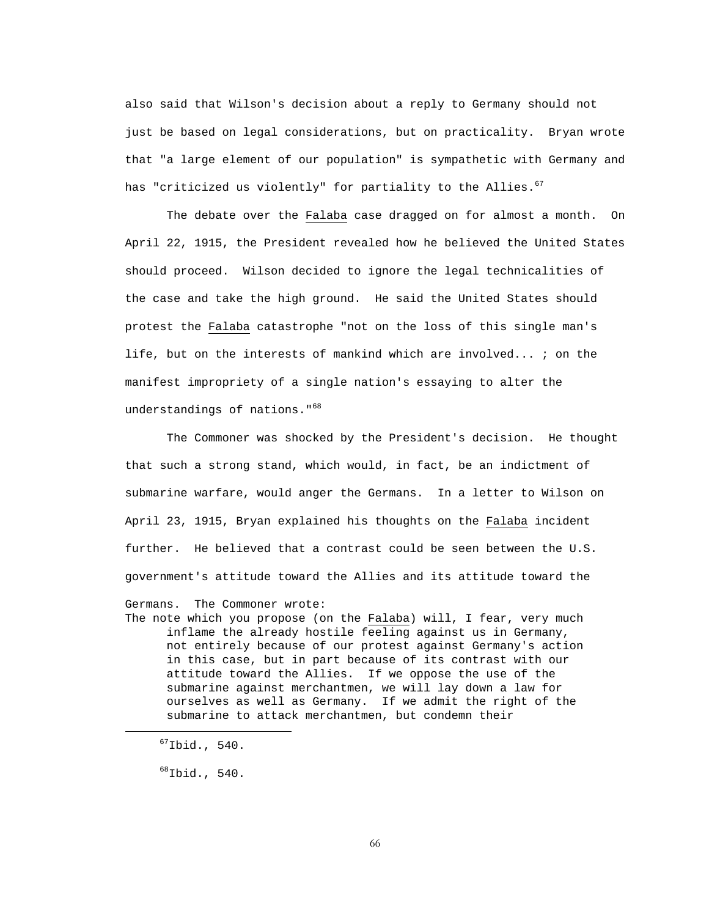also said that Wilson's decision about a reply to Germany should not just be based on legal considerations, but on practicality. Bryan wrote that "a large element of our population" is sympathetic with Germany and has "criticized us violently" for partiality to the Allies.[67]

The debate over the Falaba case dragged on for almost a month. On April 22, 1915, the President revealed how he believed the United States should proceed. Wilson decided to ignore the legal technicalities of the case and take the high ground. He said the United States should protest the Falaba catastrophe "not on the loss of this single man's life, but on the interests of mankind which are involved... ; on the manifest impropriety of a single nation's essaying to alter the understandings of nations."[68]

The Commoner was shocked by the President's decision. He thought that such a strong stand, which would, in fact, be an indictment of submarine warfare, would anger the Germans. In a letter to Wilson on April 23, 1915, Bryan explained his thoughts on the Falaba incident further. He believed that a contrast could be seen between the U.S. government's attitude toward the Allies and its attitude toward the Germans. The Commoner wrote:

> The note which you propose (on the Falaba) will, I fear, very much inflame the already hostile feeling against us in Germany, not entirely because of our protest against Germany's action in this case, but in part because of its contrast with our attitude toward the Allies. If we oppose the use of the submarine against merchantmen, we will lay down a law for ourselves as well as Germany. If we admit the right of the submarine to attack merchantmen, but condemn their

[67] Ibid., 540.

[68] Ibid., 540.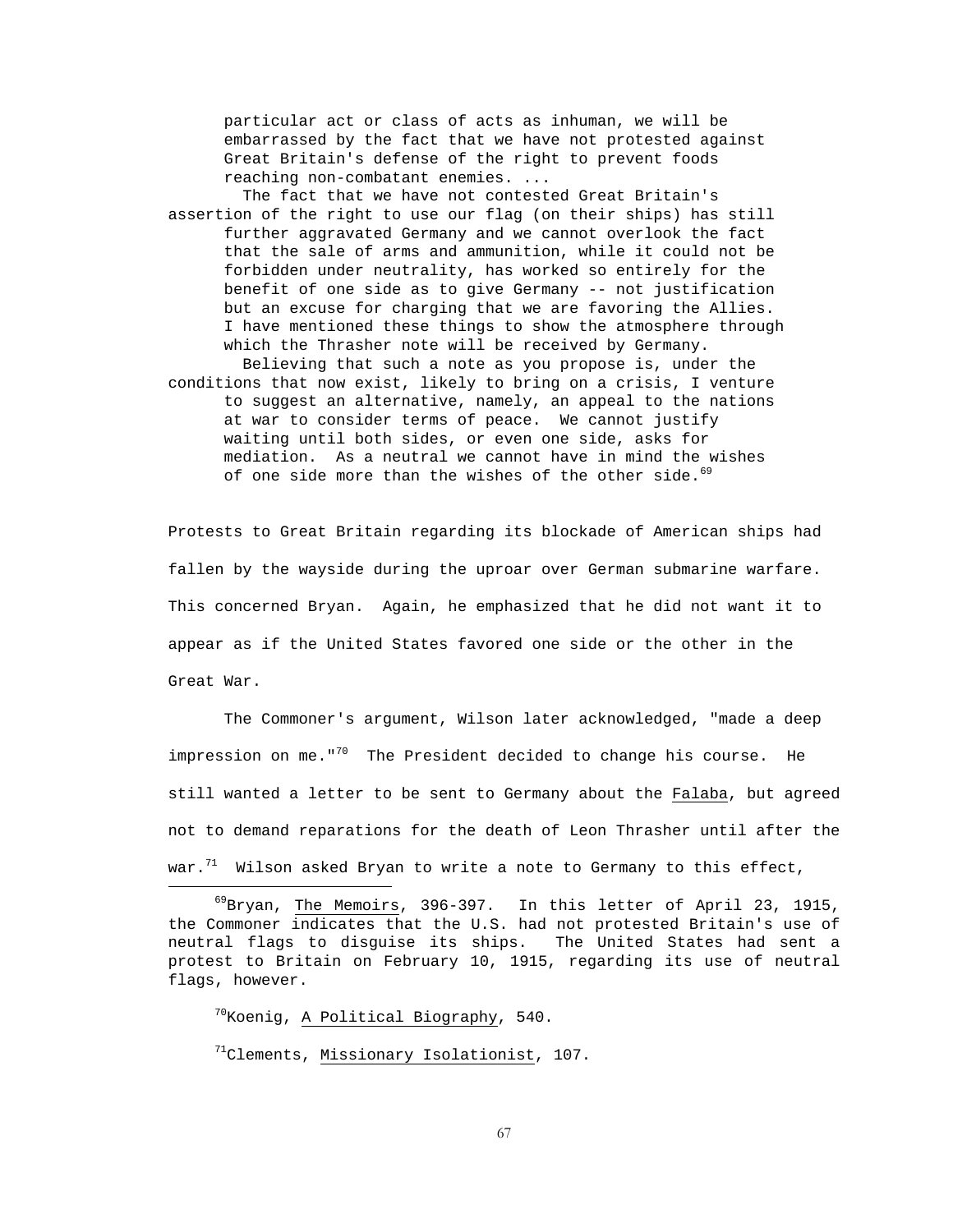> particular act or class of acts as inhuman, we will be embarrassed by the fact that we have not protested against Great Britain's defense of the right to prevent foods reaching non-combatant enemies. ...
>
> The fact that we have not contested Great Britain's assertion of the right to use our flag (on their ships) has still further aggravated Germany and we cannot overlook the fact that the sale of arms and ammunition, while it could not be forbidden under neutrality, has worked so entirely for the benefit of one side as to give Germany -- not justification but an excuse for charging that we are favoring the Allies. I have mentioned these things to show the atmosphere through which the Thrasher note will be received by Germany.
>
> Believing that such a note as you propose is, under the conditions that now exist, likely to bring on a crisis, I venture to suggest an alternative, namely, an appeal to the nations at war to consider terms of peace. We cannot justify waiting until both sides, or even one side, asks for mediation. As a neutral we cannot have in mind the wishes of one side more than the wishes of the other side.[69]

Protests to Great Britain regarding its blockade of American ships had fallen by the wayside during the uproar over German submarine warfare. This concerned Bryan. Again, he emphasized that he did not want it to appear as if the United States favored one side or the other in the Great War.

The Commoner's argument, Wilson later acknowledged, "made a deep impression on me."[70] The President decided to change his course. He still wanted a letter to be sent to Germany about the Falaba, but agreed not to demand reparations for the death of Leon Thrasher until after the war.[71] Wilson asked Bryan to write a note to Germany to this effect,

---

[69] Bryan, The Memoirs, 396-397. In this letter of April 23, 1915, the Commoner indicates that the U.S. had not protested Britain's use of neutral flags to disguise its ships. The United States had sent a protest to Britain on February 10, 1915, regarding its use of neutral flags, however.

[70] Koenig, A Political Biography, 540.

[71] Clements, Missionary Isolationist, 107.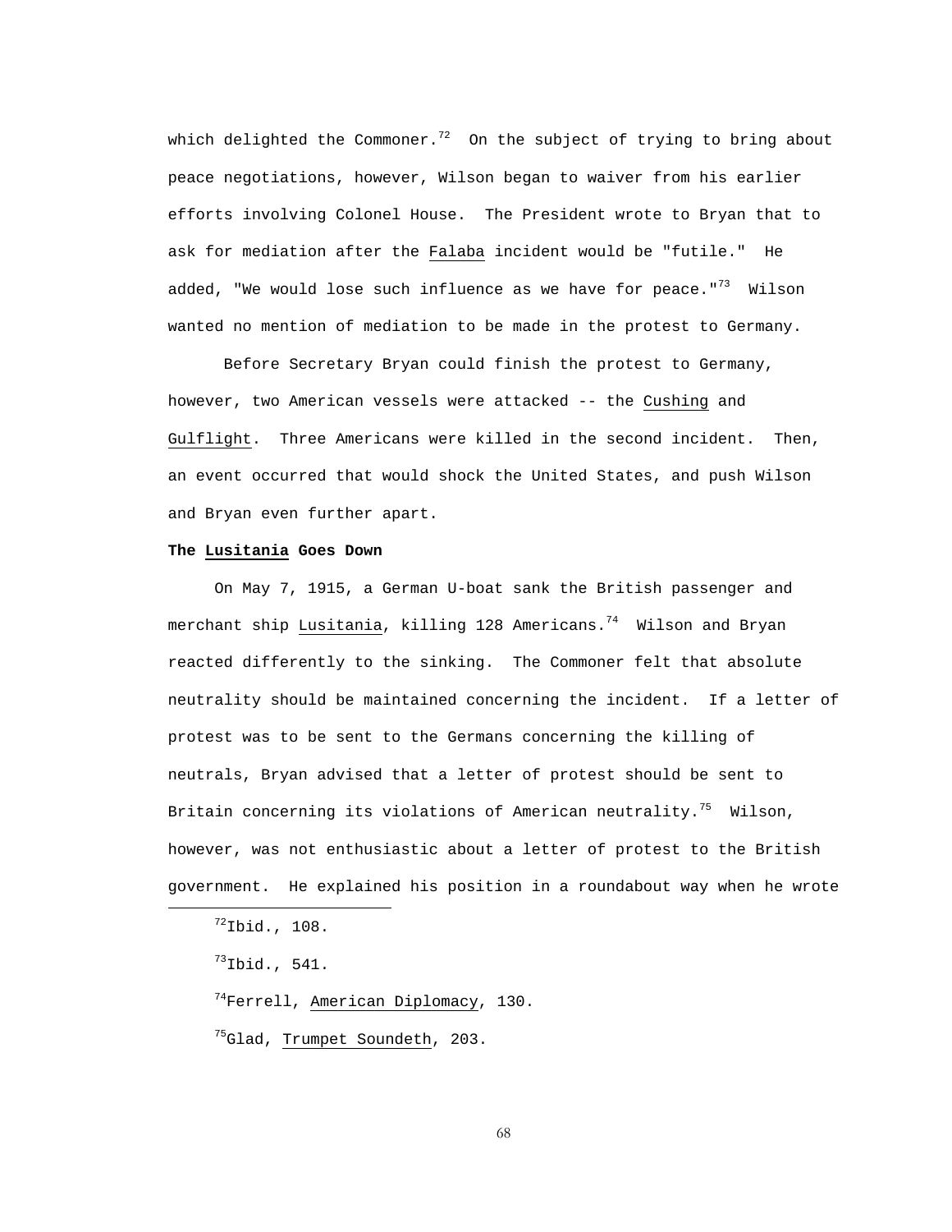which delighted the Commoner.[72] On the subject of trying to bring about peace negotiations, however, Wilson began to waiver from his earlier efforts involving Colonel House. The President wrote to Bryan that to ask for mediation after the Falaba incident would be "futile." He added, "We would lose such influence as we have for peace."[73] Wilson wanted no mention of mediation to be made in the protest to Germany.

Before Secretary Bryan could finish the protest to Germany, however, two American vessels were attacked -- the Cushing and Gulflight. Three Americans were killed in the second incident. Then, an event occurred that would shock the United States, and push Wilson and Bryan even further apart.

**The Lusitania Goes Down**

On May 7, 1915, a German U-boat sank the British passenger and merchant ship Lusitania, killing 128 Americans.[74] Wilson and Bryan reacted differently to the sinking. The Commoner felt that absolute neutrality should be maintained concerning the incident. If a letter of protest was to be sent to the Germans concerning the killing of neutrals, Bryan advised that a letter of protest should be sent to Britain concerning its violations of American neutrality.[75] Wilson, however, was not enthusiastic about a letter of protest to the British government. He explained his position in a roundabout way when he wrote

---

[72]Ibid., 108.

[73]Ibid., 541.

[74]Ferrell, American Diplomacy, 130.

[75]Glad, Trumpet Soundeth, 203.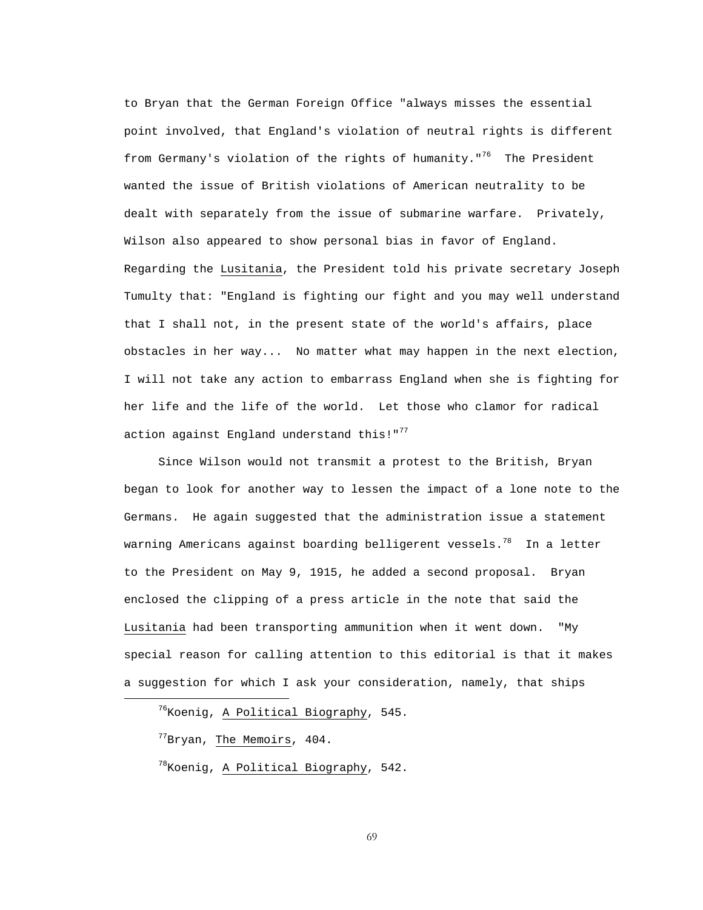to Bryan that the German Foreign Office "always misses the essential point involved, that England's violation of neutral rights is different from Germany's violation of the rights of humanity."[76] The President wanted the issue of British violations of American neutrality to be dealt with separately from the issue of submarine warfare. Privately, Wilson also appeared to show personal bias in favor of England. Regarding the Lusitania, the President told his private secretary Joseph Tumulty that: "England is fighting our fight and you may well understand that I shall not, in the present state of the world's affairs, place obstacles in her way... No matter what may happen in the next election, I will not take any action to embarrass England when she is fighting for her life and the life of the world. Let those who clamor for radical action against England understand this!"[77]

Since Wilson would not transmit a protest to the British, Bryan began to look for another way to lessen the impact of a lone note to the Germans. He again suggested that the administration issue a statement warning Americans against boarding belligerent vessels.[78] In a letter to the President on May 9, 1915, he added a second proposal. Bryan enclosed the clipping of a press article in the note that said the Lusitania had been transporting ammunition when it went down. "My special reason for calling attention to this editorial is that it makes a suggestion for which I ask your consideration, namely, that ships

---

[76]Koenig, A Political Biography, 545.

[77]Bryan, The Memoirs, 404.

[78]Koenig, A Political Biography, 542.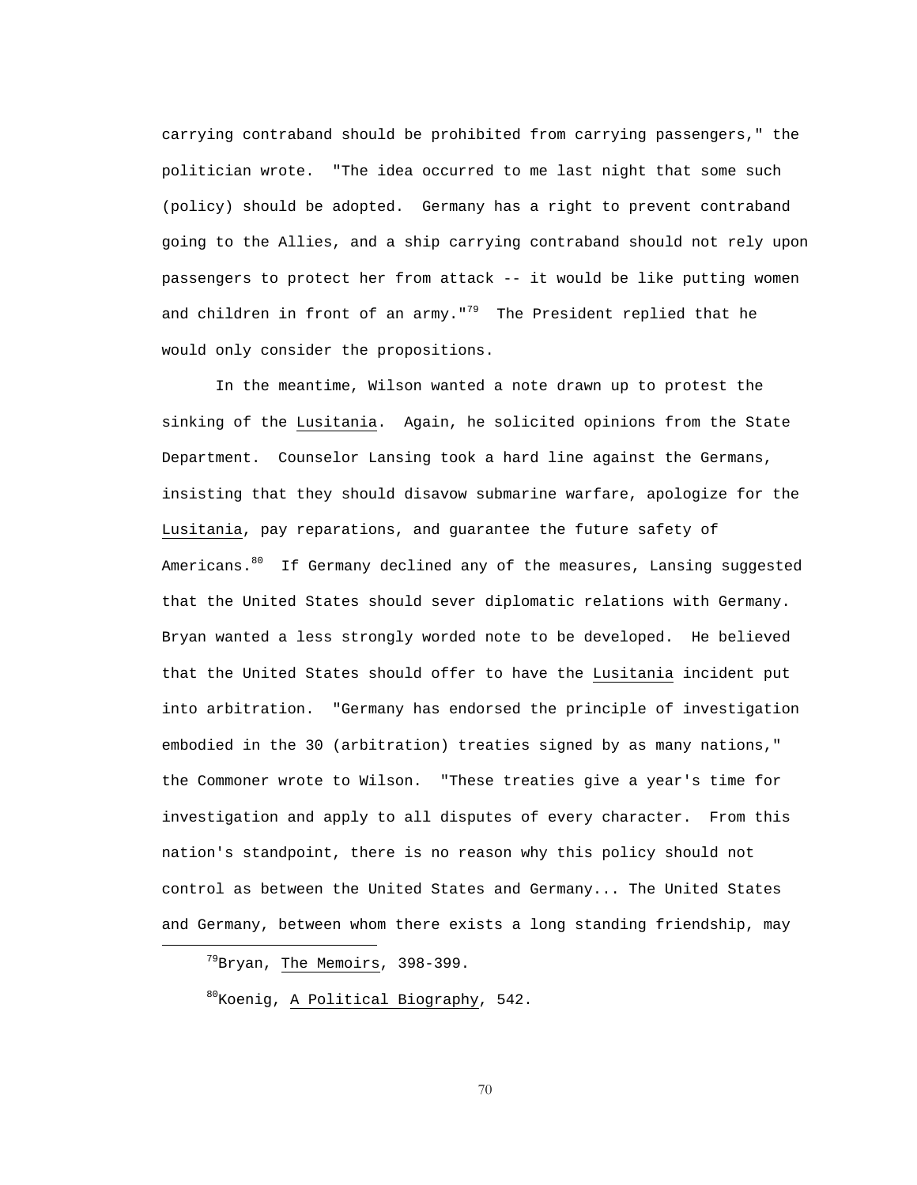carrying contraband should be prohibited from carrying passengers," the politician wrote. "The idea occurred to me last night that some such (policy) should be adopted. Germany has a right to prevent contraband going to the Allies, and a ship carrying contraband should not rely upon passengers to protect her from attack -- it would be like putting women and children in front of an army."[79] The President replied that he would only consider the propositions.

In the meantime, Wilson wanted a note drawn up to protest the sinking of the _Lusitania_. Again, he solicited opinions from the State Department. Counselor Lansing took a hard line against the Germans, insisting that they should disavow submarine warfare, apologize for the _Lusitania_, pay reparations, and guarantee the future safety of Americans.[80] If Germany declined any of the measures, Lansing suggested that the United States should sever diplomatic relations with Germany. Bryan wanted a less strongly worded note to be developed. He believed that the United States should offer to have the _Lusitania_ incident put into arbitration. "Germany has endorsed the principle of investigation embodied in the 30 (arbitration) treaties signed by as many nations," the Commoner wrote to Wilson. "These treaties give a year's time for investigation and apply to all disputes of every character. From this nation's standpoint, there is no reason why this policy should not control as between the United States and Germany... The United States and Germany, between whom there exists a long standing friendship, may

[79] Bryan, _The Memoirs_, 398-399.

[80] Koenig, _A Political Biography_, 542.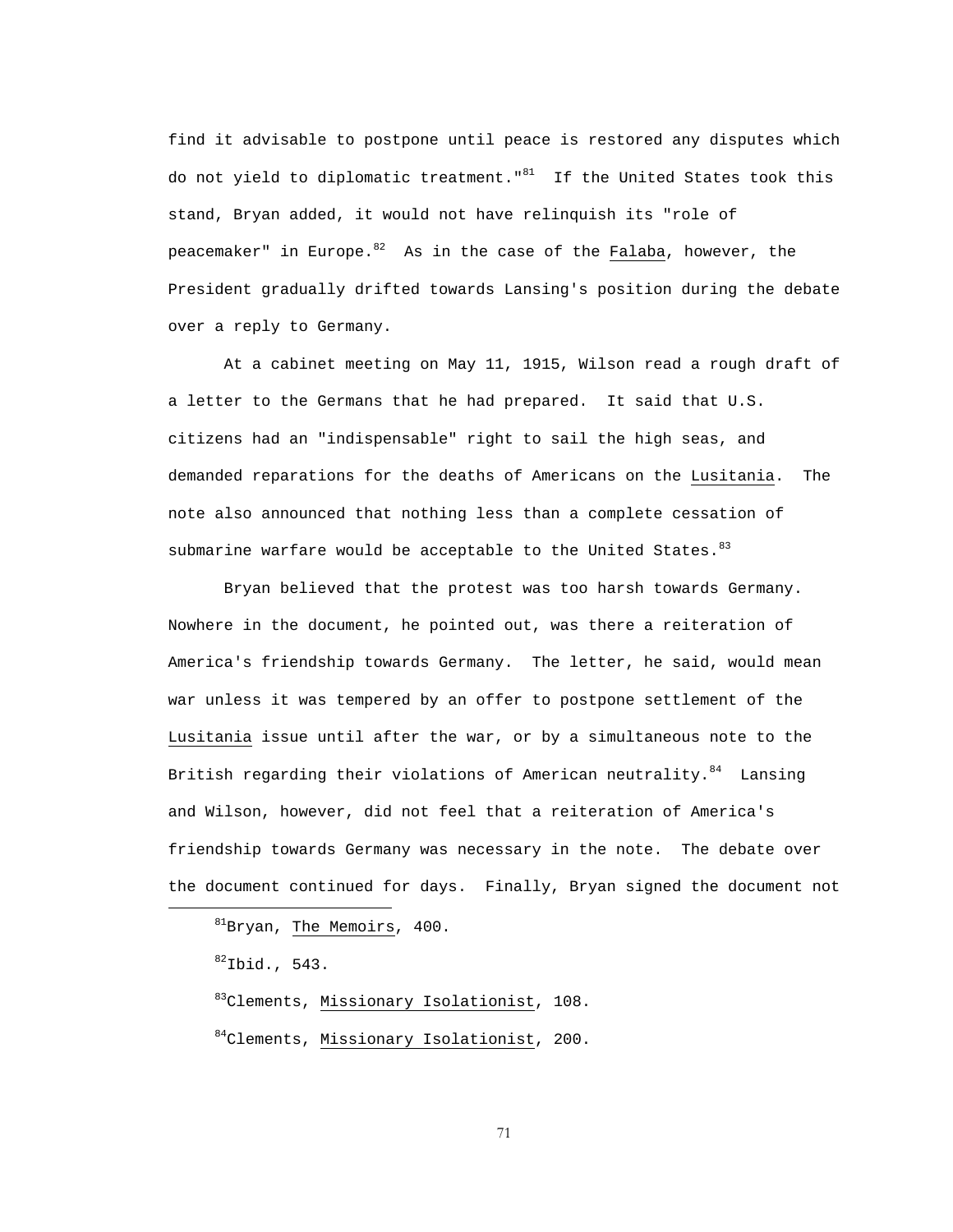find it advisable to postpone until peace is restored any disputes which do not yield to diplomatic treatment."[81] If the United States took this stand, Bryan added, it would not have relinquish its "role of peacemaker" in Europe.[82] As in the case of the Falaba, however, the President gradually drifted towards Lansing's position during the debate over a reply to Germany.

At a cabinet meeting on May 11, 1915, Wilson read a rough draft of a letter to the Germans that he had prepared. It said that U.S. citizens had an "indispensable" right to sail the high seas, and demanded reparations for the deaths of Americans on the Lusitania. The note also announced that nothing less than a complete cessation of submarine warfare would be acceptable to the United States.[83]

Bryan believed that the protest was too harsh towards Germany. Nowhere in the document, he pointed out, was there a reiteration of America's friendship towards Germany. The letter, he said, would mean war unless it was tempered by an offer to postpone settlement of the Lusitania issue until after the war, or by a simultaneous note to the British regarding their violations of American neutrality.[84] Lansing and Wilson, however, did not feel that a reiteration of America's friendship towards Germany was necessary in the note. The debate over the document continued for days. Finally, Bryan signed the document not

[81] Bryan, The Memoirs, 400.

[82] Ibid., 543.

[83] Clements, Missionary Isolationist, 108.

[84] Clements, Missionary Isolationist, 200.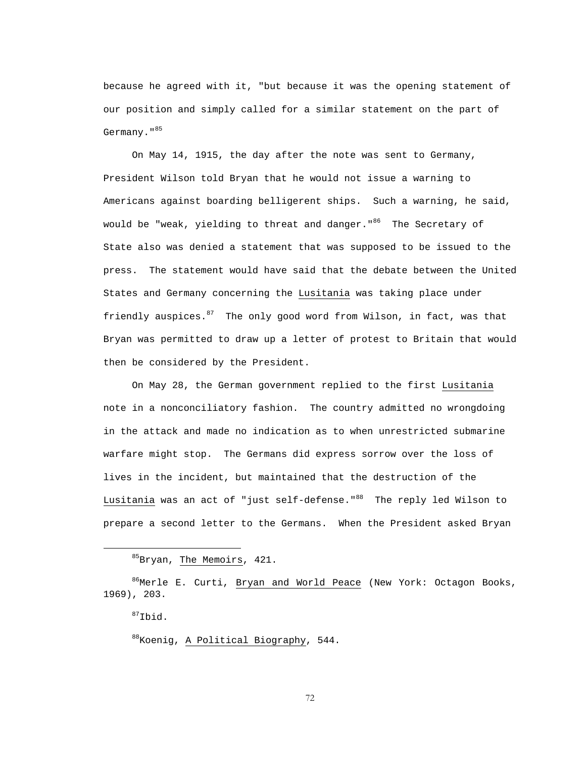because he agreed with it, "but because it was the opening statement of our position and simply called for a similar statement on the part of Germany."[85]

On May 14, 1915, the day after the note was sent to Germany, President Wilson told Bryan that he would not issue a warning to Americans against boarding belligerent ships. Such a warning, he said, would be "weak, yielding to threat and danger."[86] The Secretary of State also was denied a statement that was supposed to be issued to the press. The statement would have said that the debate between the United States and Germany concerning the _Lusitania_ was taking place under friendly auspices.[87] The only good word from Wilson, in fact, was that Bryan was permitted to draw up a letter of protest to Britain that would then be considered by the President.

On May 28, the German government replied to the first _Lusitania_ note in a nonconciliatory fashion. The country admitted no wrongdoing in the attack and made no indication as to when unrestricted submarine warfare might stop. The Germans did express sorrow over the loss of lives in the incident, but maintained that the destruction of the _Lusitania_ was an act of "just self-defense."[88] The reply led Wilson to prepare a second letter to the Germans. When the President asked Bryan

---

[85]Bryan, _The Memoirs_, 421.

[86]Merle E. Curti, _Bryan and World Peace_ (New York: Octagon Books, 1969), 203.

[87]Ibid.

[88]Koenig, _A Political Biography_, 544.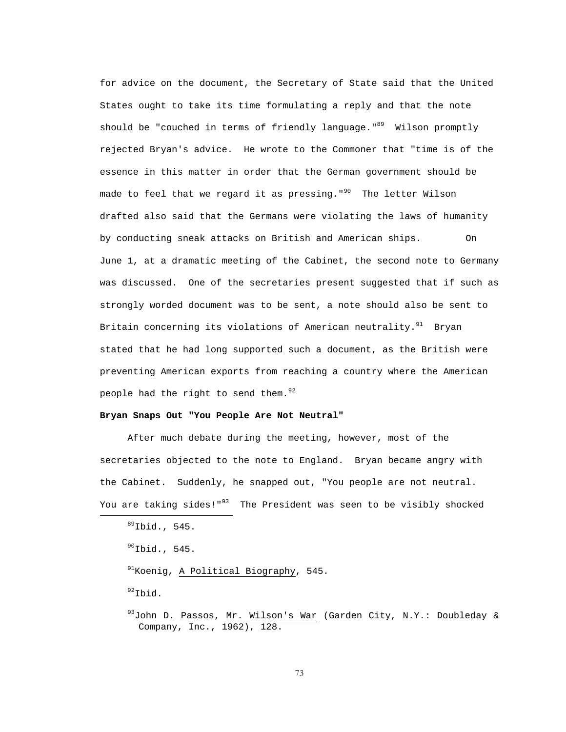for advice on the document, the Secretary of State said that the United States ought to take its time formulating a reply and that the note should be "couched in terms of friendly language."[89] Wilson promptly rejected Bryan's advice. He wrote to the Commoner that "time is of the essence in this matter in order that the German government should be made to feel that we regard it as pressing."[90] The letter Wilson drafted also said that the Germans were violating the laws of humanity by conducting sneak attacks on British and American ships. On June 1, at a dramatic meeting of the Cabinet, the second note to Germany was discussed. One of the secretaries present suggested that if such as strongly worded document was to be sent, a note should also be sent to Britain concerning its violations of American neutrality.[91] Bryan stated that he had long supported such a document, as the British were preventing American exports from reaching a country where the American people had the right to send them.[92]

**Bryan Snaps Out "You People Are Not Neutral"**

After much debate during the meeting, however, most of the secretaries objected to the note to England. Bryan became angry with the Cabinet. Suddenly, he snapped out, "You people are not neutral. You are taking sides!"[93] The President was seen to be visibly shocked

[89] Ibid., 545.

[90] Ibid., 545.

[91] Koenig, A Political Biography, 545.

[92] Ibid.

[93] John D. Passos, Mr. Wilson's War (Garden City, N.Y.: Doubleday & Company, Inc., 1962), 128.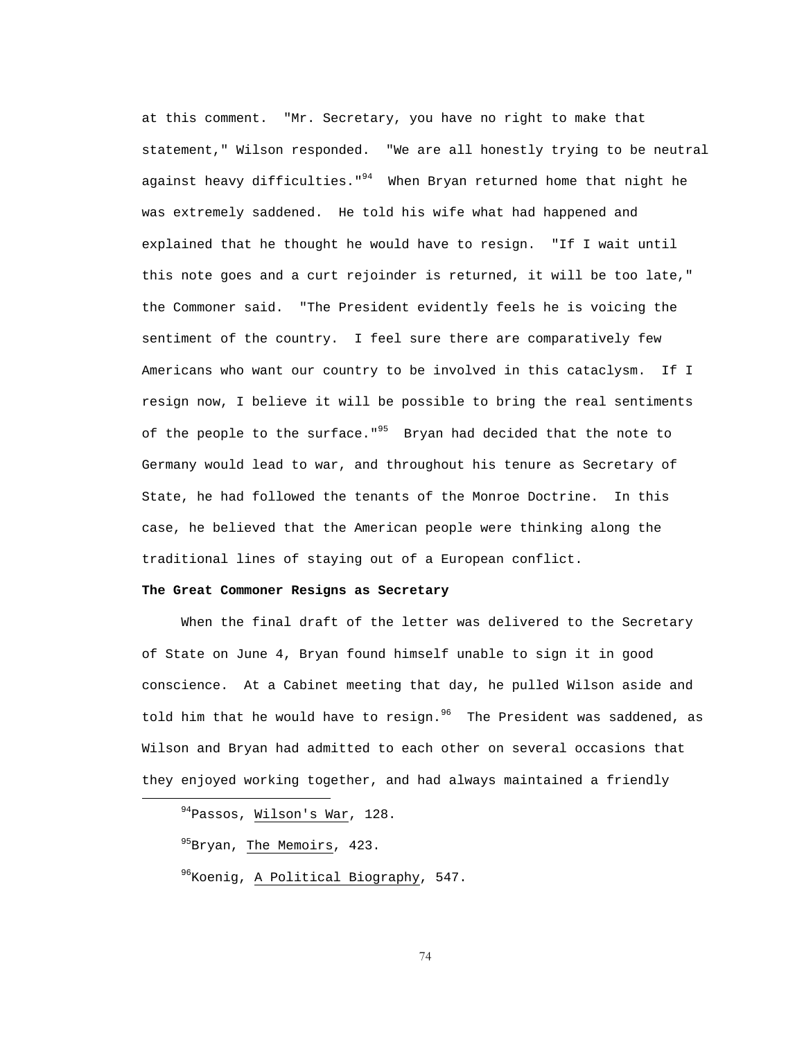at this comment. "Mr. Secretary, you have no right to make that statement," Wilson responded. "We are all honestly trying to be neutral against heavy difficulties."[94] When Bryan returned home that night he was extremely saddened. He told his wife what had happened and explained that he thought he would have to resign. "If I wait until this note goes and a curt rejoinder is returned, it will be too late," the Commoner said. "The President evidently feels he is voicing the sentiment of the country. I feel sure there are comparatively few Americans who want our country to be involved in this cataclysm. If I resign now, I believe it will be possible to bring the real sentiments of the people to the surface."[95] Bryan had decided that the note to Germany would lead to war, and throughout his tenure as Secretary of State, he had followed the tenants of the Monroe Doctrine. In this case, he believed that the American people were thinking along the traditional lines of staying out of a European conflict.

**The Great Commoner Resigns as Secretary**

When the final draft of the letter was delivered to the Secretary of State on June 4, Bryan found himself unable to sign it in good conscience. At a Cabinet meeting that day, he pulled Wilson aside and told him that he would have to resign.[96] The President was saddened, as Wilson and Bryan had admitted to each other on several occasions that they enjoyed working together, and had always maintained a friendly

[94] Passos, Wilson's War, 128.

[95] Bryan, The Memoirs, 423.

[96] Koenig, A Political Biography, 547.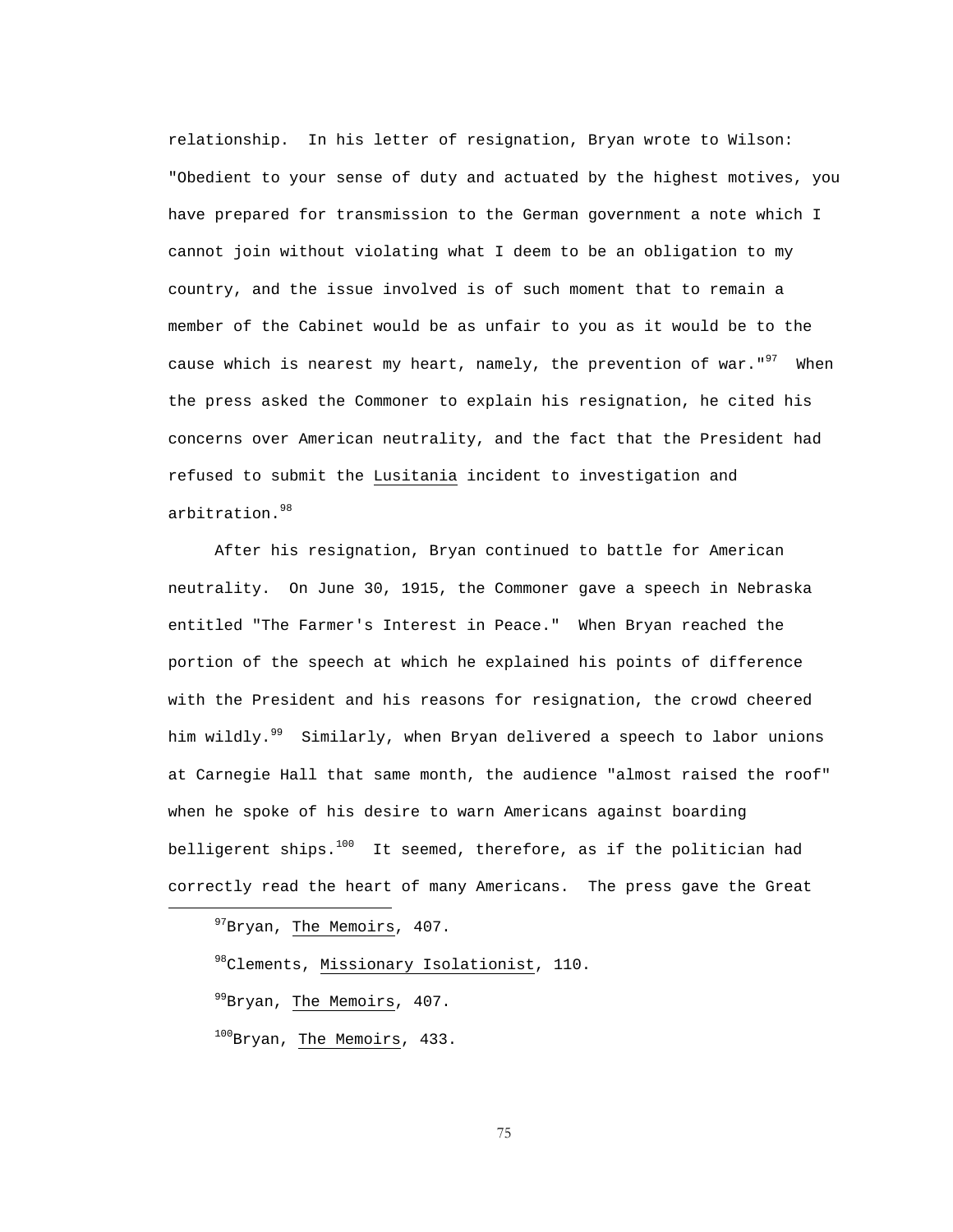relationship. In his letter of resignation, Bryan wrote to Wilson: "Obedient to your sense of duty and actuated by the highest motives, you have prepared for transmission to the German government a note which I cannot join without violating what I deem to be an obligation to my country, and the issue involved is of such moment that to remain a member of the Cabinet would be as unfair to you as it would be to the cause which is nearest my heart, namely, the prevention of war."[97] When the press asked the Commoner to explain his resignation, he cited his concerns over American neutrality, and the fact that the President had refused to submit the Lusitania incident to investigation and arbitration.[98]

After his resignation, Bryan continued to battle for American neutrality. On June 30, 1915, the Commoner gave a speech in Nebraska entitled "The Farmer's Interest in Peace." When Bryan reached the portion of the speech at which he explained his points of difference with the President and his reasons for resignation, the crowd cheered him wildly.[99] Similarly, when Bryan delivered a speech to labor unions at Carnegie Hall that same month, the audience "almost raised the roof" when he spoke of his desire to warn Americans against boarding belligerent ships.[100] It seemed, therefore, as if the politician had correctly read the heart of many Americans. The press gave the Great

---

[97]Bryan, The Memoirs, 407.

[98]Clements, Missionary Isolationist, 110.

[99]Bryan, The Memoirs, 407.

[100]Bryan, The Memoirs, 433.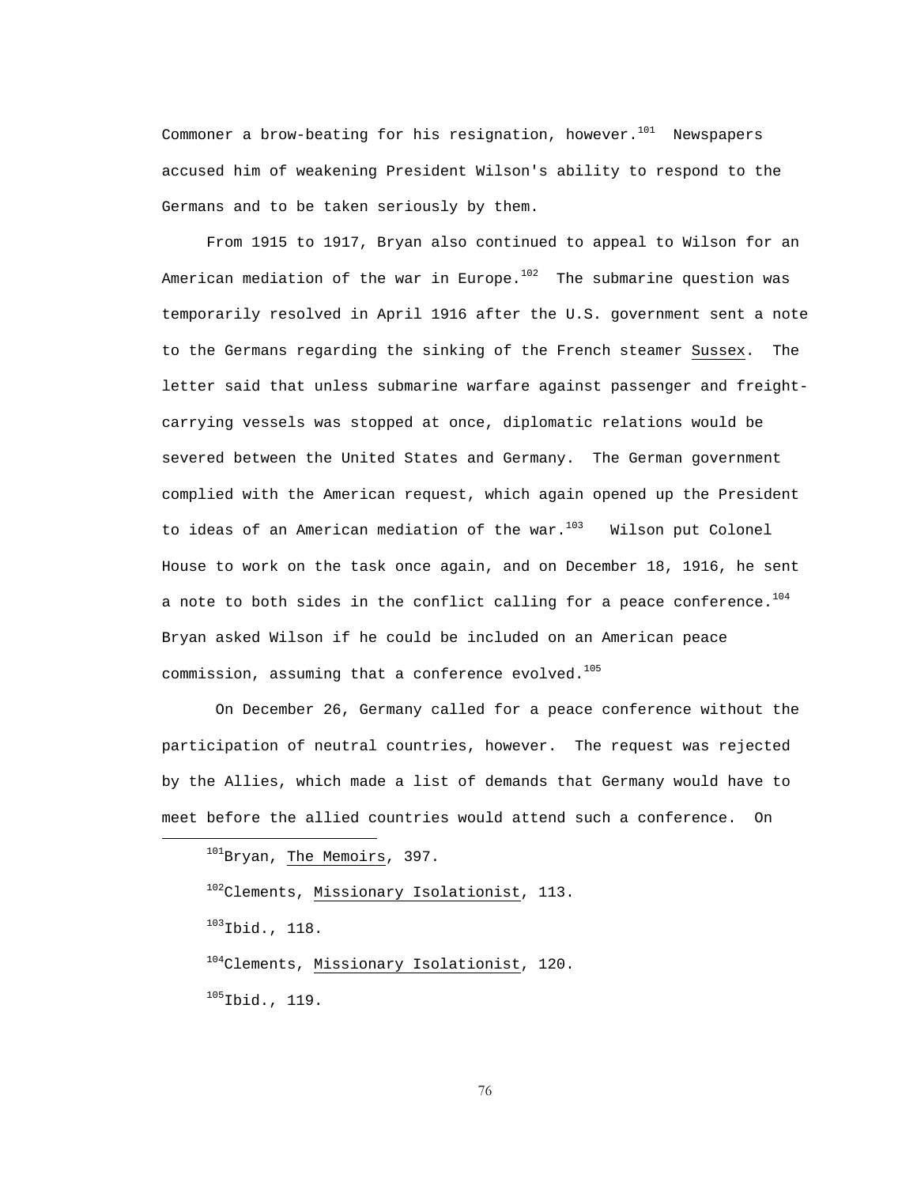Commoner a brow-beating for his resignation, however.[101] Newspapers accused him of weakening President Wilson's ability to respond to the Germans and to be taken seriously by them.

From 1915 to 1917, Bryan also continued to appeal to Wilson for an American mediation of the war in Europe.[102] The submarine question was temporarily resolved in April 1916 after the U.S. government sent a note to the Germans regarding the sinking of the French steamer Sussex. The letter said that unless submarine warfare against passenger and freight-carrying vessels was stopped at once, diplomatic relations would be severed between the United States and Germany. The German government complied with the American request, which again opened up the President to ideas of an American mediation of the war.[103] Wilson put Colonel House to work on the task once again, and on December 18, 1916, he sent a note to both sides in the conflict calling for a peace conference.[104] Bryan asked Wilson if he could be included on an American peace commission, assuming that a conference evolved.[105]

On December 26, Germany called for a peace conference without the participation of neutral countries, however. The request was rejected by the Allies, which made a list of demands that Germany would have to meet before the allied countries would attend such a conference. On

---

[101] Bryan, The Memoirs, 397.

[102] Clements, Missionary Isolationist, 113.

[103] Ibid., 118.

[104] Clements, Missionary Isolationist, 120.

[105] Ibid., 119.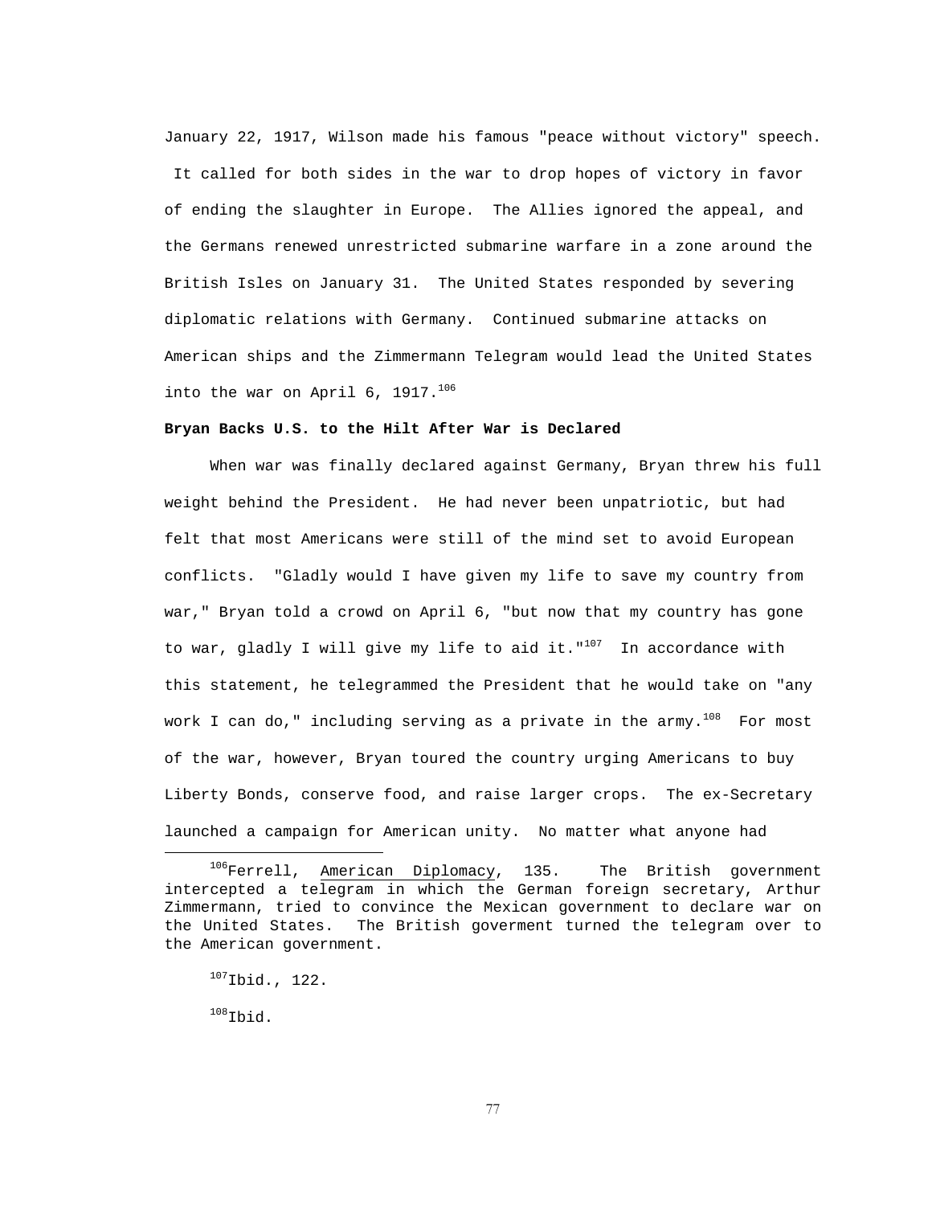January 22, 1917, Wilson made his famous "peace without victory" speech. It called for both sides in the war to drop hopes of victory in favor of ending the slaughter in Europe. The Allies ignored the appeal, and the Germans renewed unrestricted submarine warfare in a zone around the British Isles on January 31. The United States responded by severing diplomatic relations with Germany. Continued submarine attacks on American ships and the Zimmermann Telegram would lead the United States into the war on April 6, 1917.[106]

**Bryan Backs U.S. to the Hilt After War is Declared**

When war was finally declared against Germany, Bryan threw his full weight behind the President. He had never been unpatriotic, but had felt that most Americans were still of the mind set to avoid European conflicts. "Gladly would I have given my life to save my country from war," Bryan told a crowd on April 6, "but now that my country has gone to war, gladly I will give my life to aid it."[107] In accordance with this statement, he telegrammed the President that he would take on "any work I can do," including serving as a private in the army.[108] For most of the war, however, Bryan toured the country urging Americans to buy Liberty Bonds, conserve food, and raise larger crops. The ex-Secretary launched a campaign for American unity. No matter what anyone had

---

[106]Ferrell, American Diplomacy, 135. The British government intercepted a telegram in which the German foreign secretary, Arthur Zimmermann, tried to convince the Mexican government to declare war on the United States. The British goverment turned the telegram over to the American government.

[107]Ibid., 122.

[108]Ibid.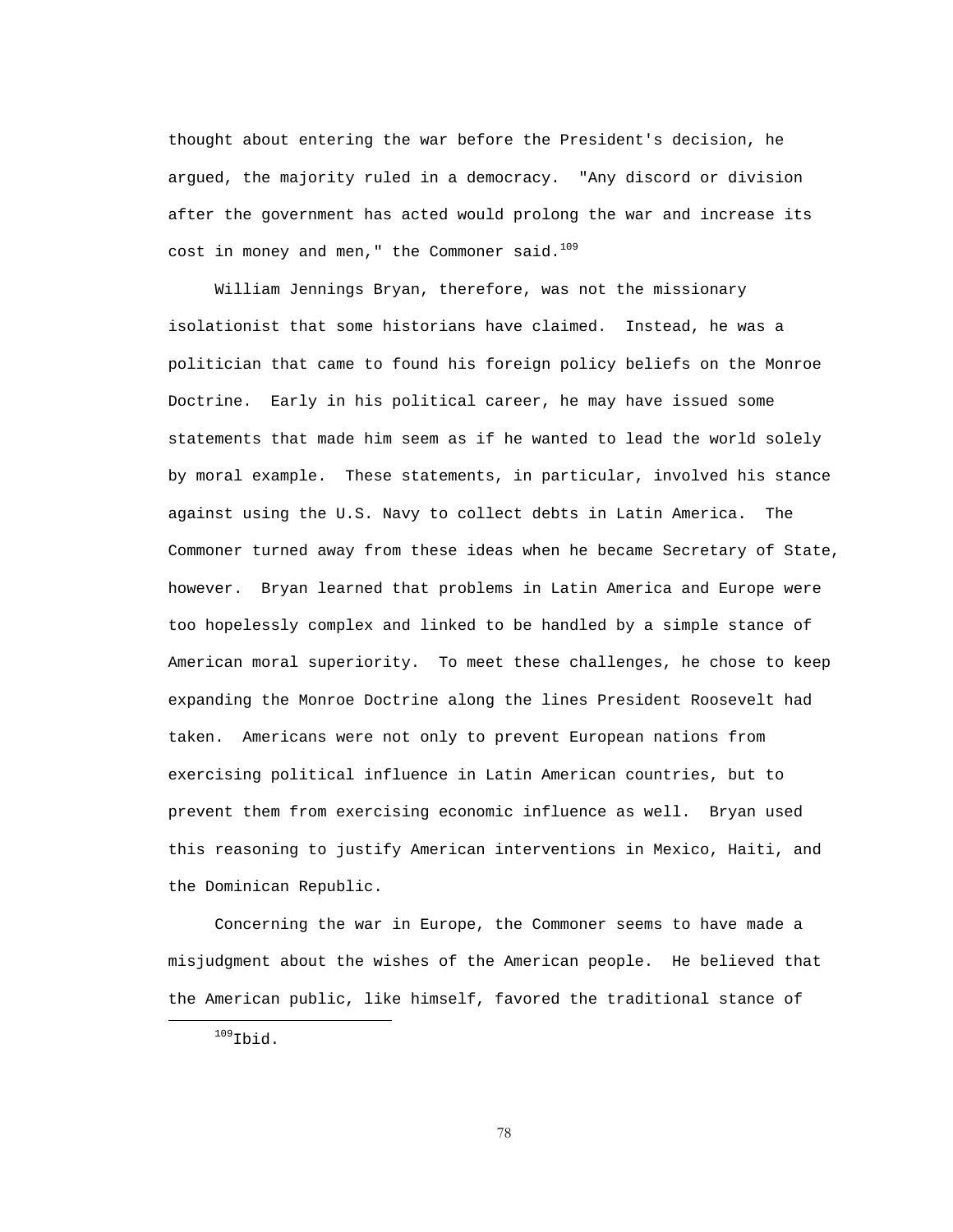thought about entering the war before the President's decision, he argued, the majority ruled in a democracy. "Any discord or division after the government has acted would prolong the war and increase its cost in money and men," the Commoner said.[109]

William Jennings Bryan, therefore, was not the missionary isolationist that some historians have claimed. Instead, he was a politician that came to found his foreign policy beliefs on the Monroe Doctrine. Early in his political career, he may have issued some statements that made him seem as if he wanted to lead the world solely by moral example. These statements, in particular, involved his stance against using the U.S. Navy to collect debts in Latin America. The Commoner turned away from these ideas when he became Secretary of State, however. Bryan learned that problems in Latin America and Europe were too hopelessly complex and linked to be handled by a simple stance of American moral superiority. To meet these challenges, he chose to keep expanding the Monroe Doctrine along the lines President Roosevelt had taken. Americans were not only to prevent European nations from exercising political influence in Latin American countries, but to prevent them from exercising economic influence as well. Bryan used this reasoning to justify American interventions in Mexico, Haiti, and the Dominican Republic.

Concerning the war in Europe, the Commoner seems to have made a misjudgment about the wishes of the American people. He believed that the American public, like himself, favored the traditional stance of

[109]Ibid.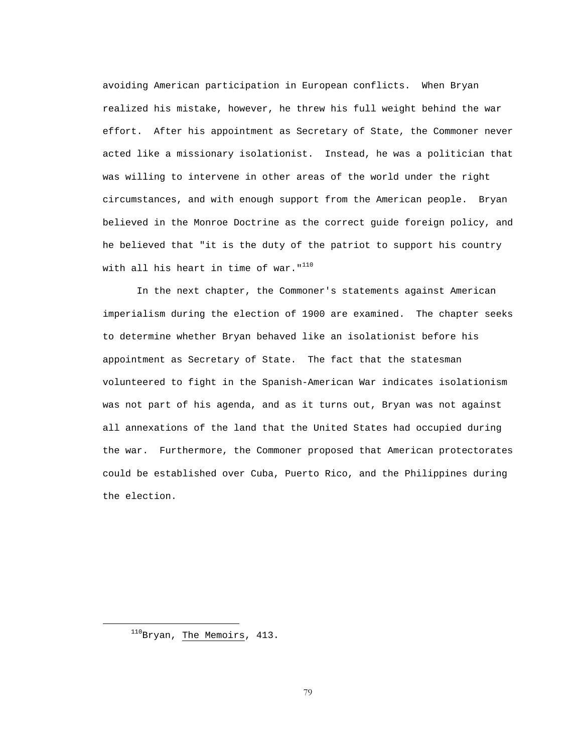avoiding American participation in European conflicts. When Bryan realized his mistake, however, he threw his full weight behind the war effort. After his appointment as Secretary of State, the Commoner never acted like a missionary isolationist. Instead, he was a politician that was willing to intervene in other areas of the world under the right circumstances, and with enough support from the American people. Bryan believed in the Monroe Doctrine as the correct guide foreign policy, and he believed that "it is the duty of the patriot to support his country with all his heart in time of war."[110]

In the next chapter, the Commoner's statements against American imperialism during the election of 1900 are examined. The chapter seeks to determine whether Bryan behaved like an isolationist before his appointment as Secretary of State. The fact that the statesman volunteered to fight in the Spanish-American War indicates isolationism was not part of his agenda, and as it turns out, Bryan was not against all annexations of the land that the United States had occupied during the war. Furthermore, the Commoner proposed that American protectorates could be established over Cuba, Puerto Rico, and the Philippines during the election.

---

[110] Bryan, The Memoirs, 413.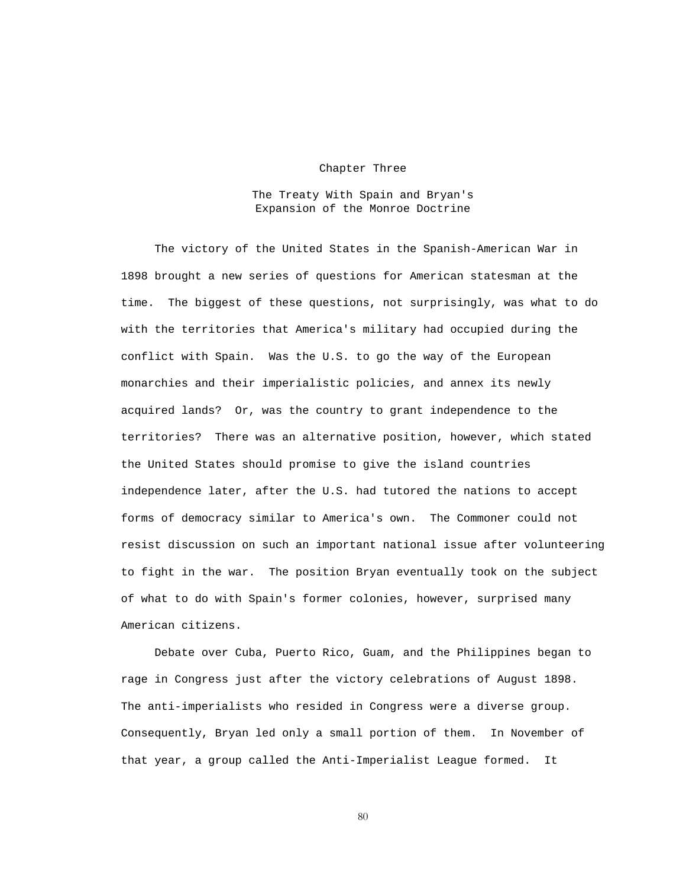# Chapter Three

## The Treaty With Spain and Bryan's Expansion of the Monroe Doctrine

The victory of the United States in the Spanish-American War in 1898 brought a new series of questions for American statesman at the time. The biggest of these questions, not surprisingly, was what to do with the territories that America's military had occupied during the conflict with Spain. Was the U.S. to go the way of the European monarchies and their imperialistic policies, and annex its newly acquired lands? Or, was the country to grant independence to the territories? There was an alternative position, however, which stated the United States should promise to give the island countries independence later, after the U.S. had tutored the nations to accept forms of democracy similar to America's own. The Commoner could not resist discussion on such an important national issue after volunteering to fight in the war. The position Bryan eventually took on the subject of what to do with Spain's former colonies, however, surprised many American citizens.

Debate over Cuba, Puerto Rico, Guam, and the Philippines began to rage in Congress just after the victory celebrations of August 1898. The anti-imperialists who resided in Congress were a diverse group. Consequently, Bryan led only a small portion of them. In November of that year, a group called the Anti-Imperialist League formed. It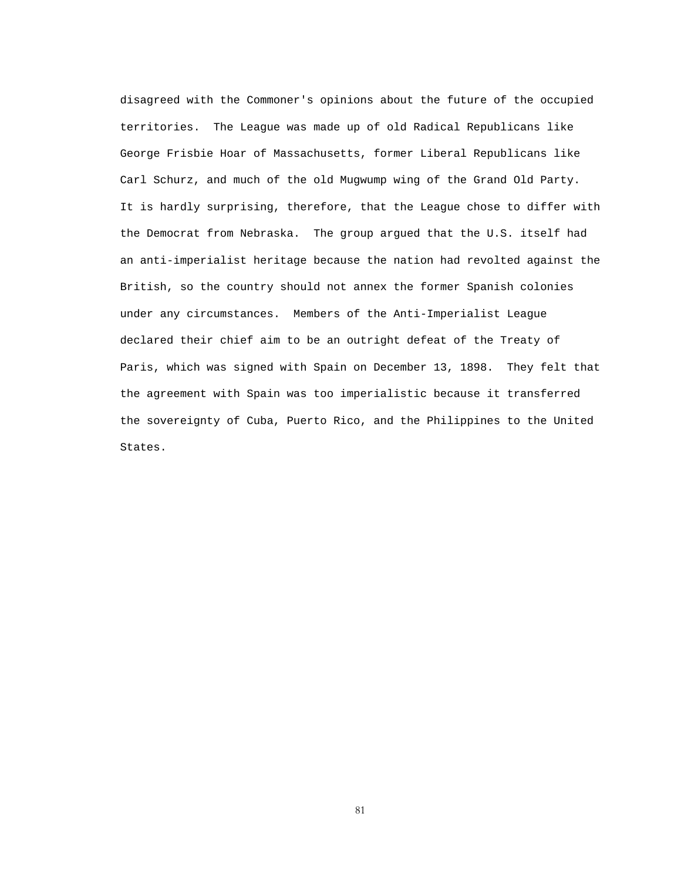disagreed with the Commoner's opinions about the future of the occupied territories. The League was made up of old Radical Republicans like George Frisbie Hoar of Massachusetts, former Liberal Republicans like Carl Schurz, and much of the old Mugwump wing of the Grand Old Party. It is hardly surprising, therefore, that the League chose to differ with the Democrat from Nebraska. The group argued that the U.S. itself had an anti-imperialist heritage because the nation had revolted against the British, so the country should not annex the former Spanish colonies under any circumstances. Members of the Anti-Imperialist League declared their chief aim to be an outright defeat of the Treaty of Paris, which was signed with Spain on December 13, 1898. They felt that the agreement with Spain was too imperialistic because it transferred the sovereignty of Cuba, Puerto Rico, and the Philippines to the United States.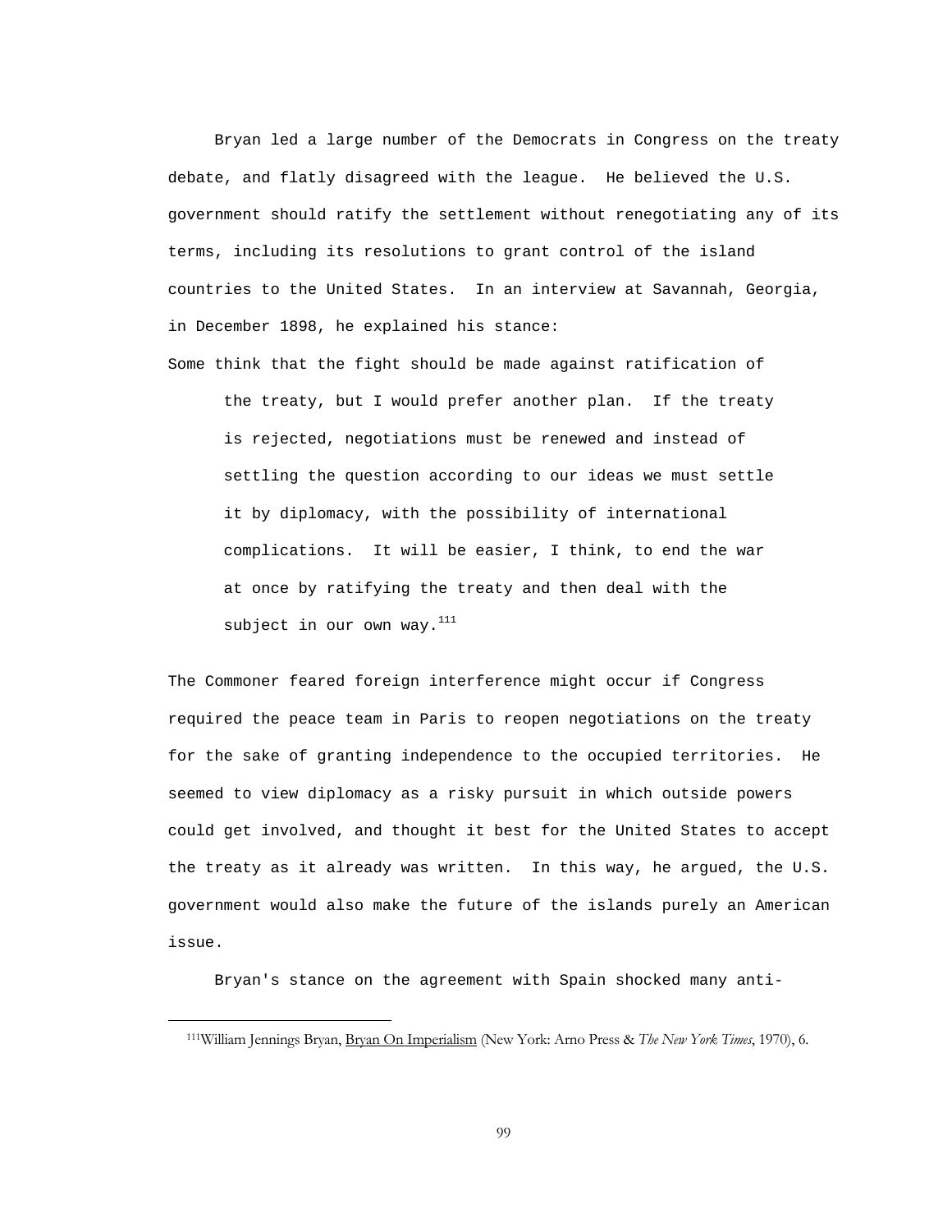Bryan led a large number of the Democrats in Congress on the treaty debate, and flatly disagreed with the league. He believed the U.S. government should ratify the settlement without renegotiating any of its terms, including its resolutions to grant control of the island countries to the United States. In an interview at Savannah, Georgia, in December 1898, he explained his stance:

> Some think that the fight should be made against ratification of the treaty, but I would prefer another plan. If the treaty is rejected, negotiations must be renewed and instead of settling the question according to our ideas we must settle it by diplomacy, with the possibility of international complications. It will be easier, I think, to end the war at once by ratifying the treaty and then deal with the subject in our own way.[111]

The Commoner feared foreign interference might occur if Congress required the peace team in Paris to reopen negotiations on the treaty for the sake of granting independence to the occupied territories. He seemed to view diplomacy as a risky pursuit in which outside powers could get involved, and thought it best for the United States to accept the treaty as it already was written. In this way, he argued, the U.S. government would also make the future of the islands purely an American issue.

Bryan's stance on the agreement with Spain shocked many anti-

---

[111] William Jennings Bryan, Bryan On Imperialism (New York: Arno Press & *The New York Times*, 1970), 6.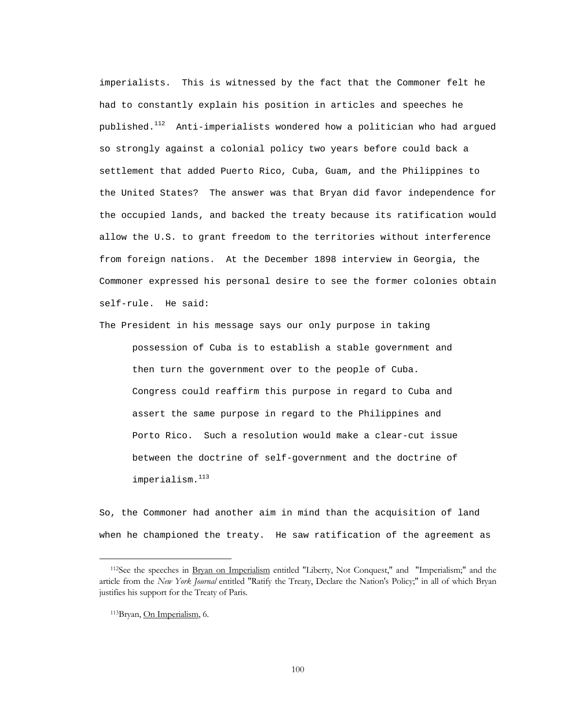imperialists. This is witnessed by the fact that the Commoner felt he had to constantly explain his position in articles and speeches he published.[112] Anti-imperialists wondered how a politician who had argued so strongly against a colonial policy two years before could back a settlement that added Puerto Rico, Cuba, Guam, and the Philippines to the United States? The answer was that Bryan did favor independence for the occupied lands, and backed the treaty because its ratification would allow the U.S. to grant freedom to the territories without interference from foreign nations. At the December 1898 interview in Georgia, the Commoner expressed his personal desire to see the former colonies obtain self-rule. He said:

> The President in his message says our only purpose in taking possession of Cuba is to establish a stable government and then turn the government over to the people of Cuba. Congress could reaffirm this purpose in regard to Cuba and assert the same purpose in regard to the Philippines and Porto Rico. Such a resolution would make a clear-cut issue between the doctrine of self-government and the doctrine of imperialism.[113]

So, the Commoner had another aim in mind than the acquisition of land when he championed the treaty. He saw ratification of the agreement as

---

[112] See the speeches in Bryan on Imperialism entitled "Liberty, Not Conquest," and "Imperialism;" and the article from the *New York Journal* entitled "Ratify the Treaty, Declare the Nation's Policy;" in all of which Bryan justifies his support for the Treaty of Paris.

[113] Bryan, On Imperialism, 6.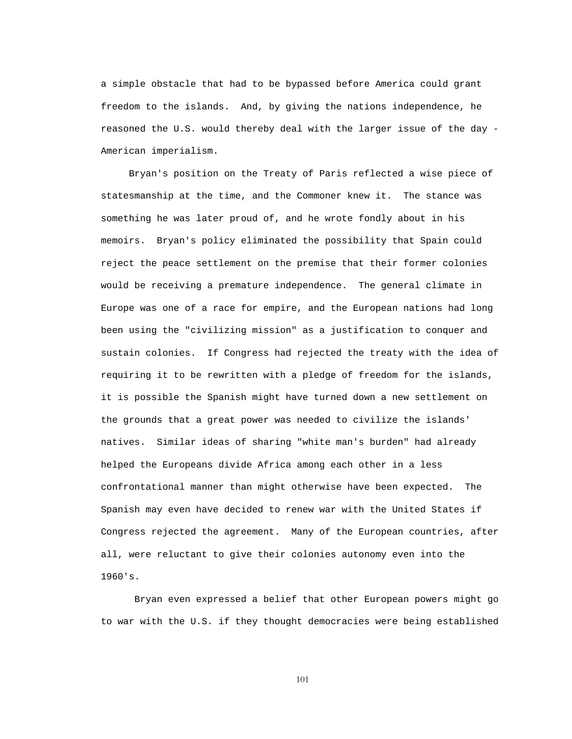a simple obstacle that had to be bypassed before America could grant freedom to the islands. And, by giving the nations independence, he reasoned the U.S. would thereby deal with the larger issue of the day - American imperialism.

Bryan's position on the Treaty of Paris reflected a wise piece of statesmanship at the time, and the Commoner knew it. The stance was something he was later proud of, and he wrote fondly about in his memoirs. Bryan's policy eliminated the possibility that Spain could reject the peace settlement on the premise that their former colonies would be receiving a premature independence. The general climate in Europe was one of a race for empire, and the European nations had long been using the "civilizing mission" as a justification to conquer and sustain colonies. If Congress had rejected the treaty with the idea of requiring it to be rewritten with a pledge of freedom for the islands, it is possible the Spanish might have turned down a new settlement on the grounds that a great power was needed to civilize the islands' natives. Similar ideas of sharing "white man's burden" had already helped the Europeans divide Africa among each other in a less confrontational manner than might otherwise have been expected. The Spanish may even have decided to renew war with the United States if Congress rejected the agreement. Many of the European countries, after all, were reluctant to give their colonies autonomy even into the 1960's.

Bryan even expressed a belief that other European powers might go to war with the U.S. if they thought democracies were being established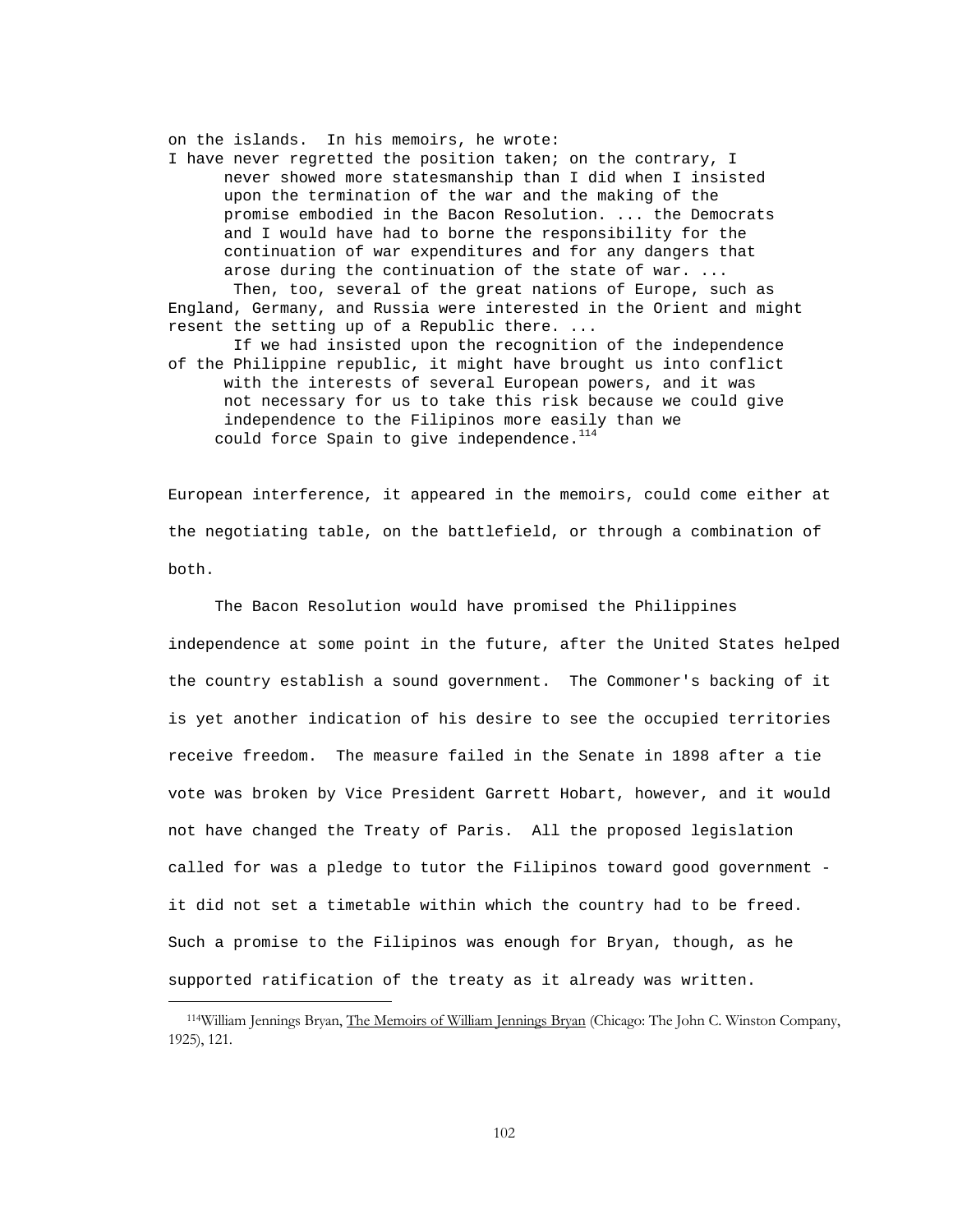on the islands. In his memoirs, he wrote:

> I have never regretted the position taken; on the contrary, I never showed more statesmanship than I did when I insisted upon the termination of the war and the making of the promise embodied in the Bacon Resolution. ... the Democrats and I would have had to borne the responsibility for the continuation of war expenditures and for any dangers that arose during the continuation of the state of war. ...
>
> Then, too, several of the great nations of Europe, such as England, Germany, and Russia were interested in the Orient and might resent the setting up of a Republic there. ...
>
> If we had insisted upon the recognition of the independence of the Philippine republic, it might have brought us into conflict with the interests of several European powers, and it was not necessary for us to take this risk because we could give independence to the Filipinos more easily than we could force Spain to give independence.[114]

European interference, it appeared in the memoirs, could come either at the negotiating table, on the battlefield, or through a combination of both.

The Bacon Resolution would have promised the Philippines independence at some point in the future, after the United States helped the country establish a sound government. The Commoner's backing of it is yet another indication of his desire to see the occupied territories receive freedom. The measure failed in the Senate in 1898 after a tie vote was broken by Vice President Garrett Hobart, however, and it would not have changed the Treaty of Paris. All the proposed legislation called for was a pledge to tutor the Filipinos toward good government - it did not set a timetable within which the country had to be freed. Such a promise to the Filipinos was enough for Bryan, though, as he supported ratification of the treaty as it already was written.

---

[114] William Jennings Bryan, The Memoirs of William Jennings Bryan (Chicago: The John C. Winston Company, 1925), 121.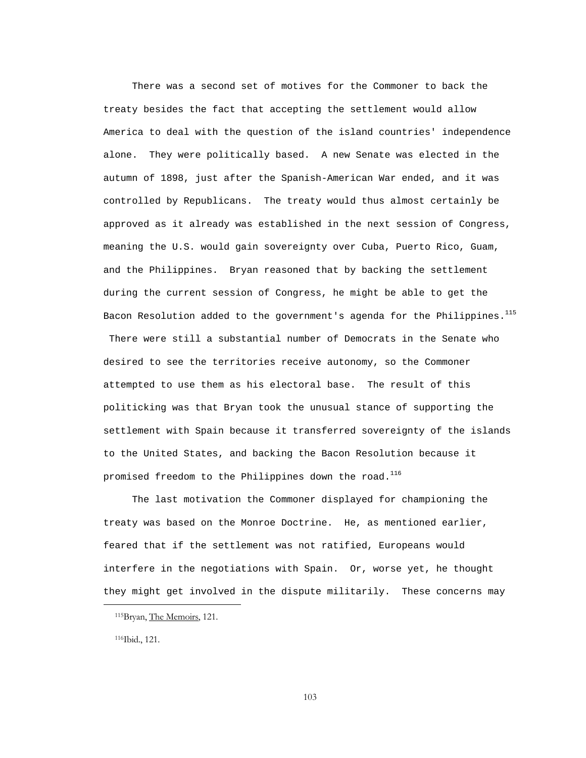There was a second set of motives for the Commoner to back the treaty besides the fact that accepting the settlement would allow America to deal with the question of the island countries' independence alone. They were politically based. A new Senate was elected in the autumn of 1898, just after the Spanish-American War ended, and it was controlled by Republicans. The treaty would thus almost certainly be approved as it already was established in the next session of Congress, meaning the U.S. would gain sovereignty over Cuba, Puerto Rico, Guam, and the Philippines. Bryan reasoned that by backing the settlement during the current session of Congress, he might be able to get the Bacon Resolution added to the government's agenda for the Philippines.[115] There were still a substantial number of Democrats in the Senate who desired to see the territories receive autonomy, so the Commoner attempted to use them as his electoral base. The result of this politicking was that Bryan took the unusual stance of supporting the settlement with Spain because it transferred sovereignty of the islands to the United States, and backing the Bacon Resolution because it promised freedom to the Philippines down the road.[116]

The last motivation the Commoner displayed for championing the treaty was based on the Monroe Doctrine. He, as mentioned earlier, feared that if the settlement was not ratified, Europeans would interfere in the negotiations with Spain. Or, worse yet, he thought they might get involved in the dispute militarily. These concerns may

---

[115]Bryan, The Memoirs, 121.

[116]Ibid., 121.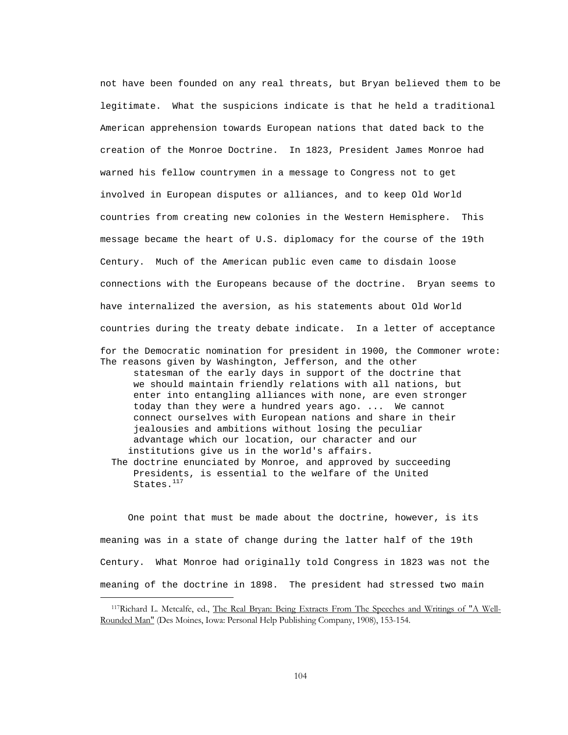not have been founded on any real threats, but Bryan believed them to be legitimate. What the suspicions indicate is that he held a traditional American apprehension towards European nations that dated back to the creation of the Monroe Doctrine. In 1823, President James Monroe had warned his fellow countrymen in a message to Congress not to get involved in European disputes or alliances, and to keep Old World countries from creating new colonies in the Western Hemisphere. This message became the heart of U.S. diplomacy for the course of the 19th Century. Much of the American public even came to disdain loose connections with the Europeans because of the doctrine. Bryan seems to have internalized the aversion, as his statements about Old World countries during the treaty debate indicate. In a letter of acceptance for the Democratic nomination for president in 1900, the Commoner wrote:

> The reasons given by Washington, Jefferson, and the other statesman of the early days in support of the doctrine that we should maintain friendly relations with all nations, but enter into entangling alliances with none, are even stronger today than they were a hundred years ago. ... We cannot connect ourselves with European nations and share in their jealousies and ambitions without losing the peculiar advantage which our location, our character and our institutions give us in the world's affairs.
>
> The doctrine enunciated by Monroe, and approved by succeeding Presidents, is essential to the welfare of the United States.[117]

One point that must be made about the doctrine, however, is its meaning was in a state of change during the latter half of the 19th Century. What Monroe had originally told Congress in 1823 was not the meaning of the doctrine in 1898. The president had stressed two main

[117] Richard L. Metcalfe, ed., The Real Bryan: Being Extracts From The Speeches and Writings of "A Well-Rounded Man" (Des Moines, Iowa: Personal Help Publishing Company, 1908), 153-154.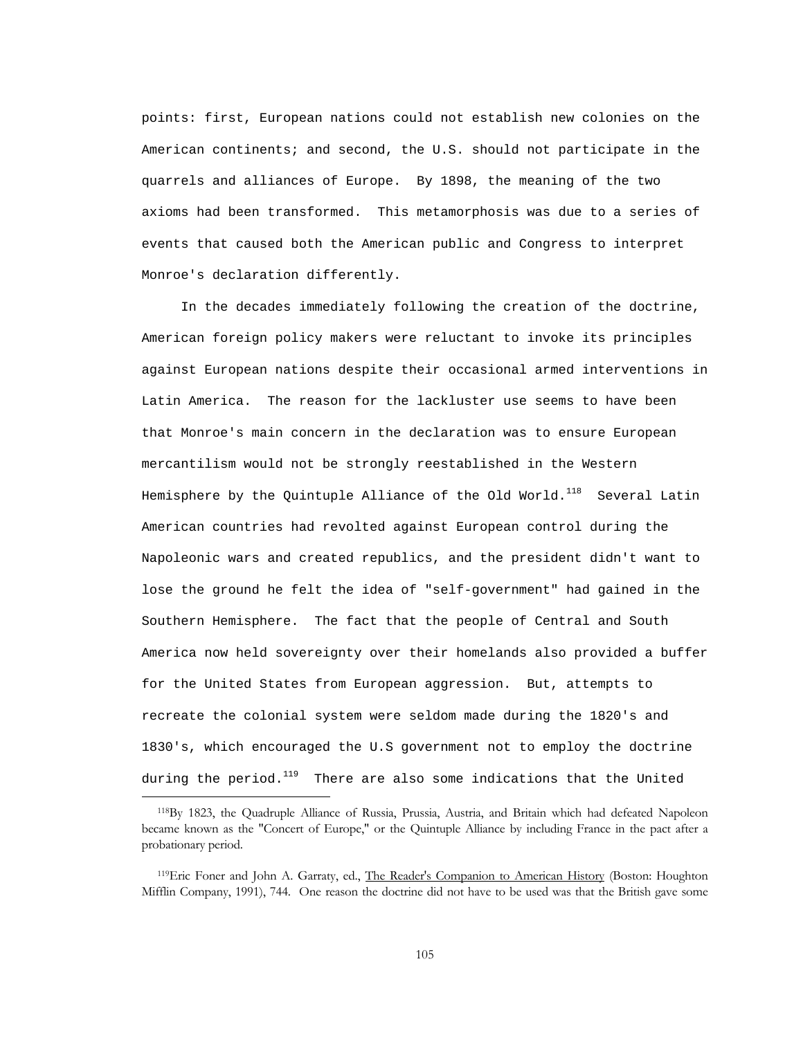points: first, European nations could not establish new colonies on the American continents; and second, the U.S. should not participate in the quarrels and alliances of Europe. By 1898, the meaning of the two axioms had been transformed. This metamorphosis was due to a series of events that caused both the American public and Congress to interpret Monroe's declaration differently.

In the decades immediately following the creation of the doctrine, American foreign policy makers were reluctant to invoke its principles against European nations despite their occasional armed interventions in Latin America. The reason for the lackluster use seems to have been that Monroe's main concern in the declaration was to ensure European mercantilism would not be strongly reestablished in the Western Hemisphere by the Quintuple Alliance of the Old World.[118] Several Latin American countries had revolted against European control during the Napoleonic wars and created republics, and the president didn't want to lose the ground he felt the idea of "self-government" had gained in the Southern Hemisphere. The fact that the people of Central and South America now held sovereignty over their homelands also provided a buffer for the United States from European aggression. But, attempts to recreate the colonial system were seldom made during the 1820's and 1830's, which encouraged the U.S government not to employ the doctrine during the period.[119] There are also some indications that the United

[118]By 1823, the Quadruple Alliance of Russia, Prussia, Austria, and Britain which had defeated Napoleon became known as the "Concert of Europe," or the Quintuple Alliance by including France in the pact after a probationary period.

[119]Eric Foner and John A. Garraty, ed., The Reader's Companion to American History (Boston: Houghton Mifflin Company, 1991), 744. One reason the doctrine did not have to be used was that the British gave some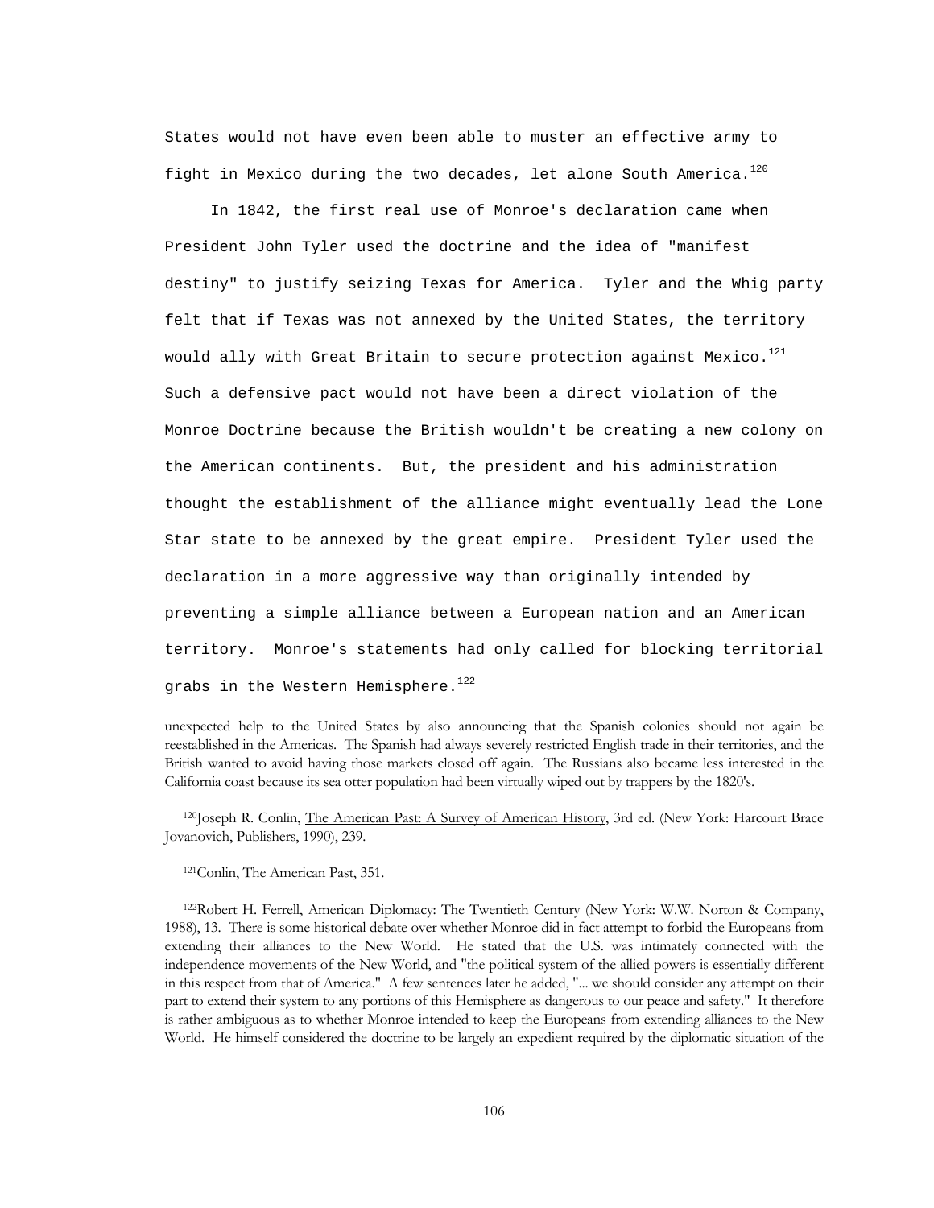States would not have even been able to muster an effective army to fight in Mexico during the two decades, let alone South America.[120]

In 1842, the first real use of Monroe's declaration came when President John Tyler used the doctrine and the idea of "manifest destiny" to justify seizing Texas for America. Tyler and the Whig party felt that if Texas was not annexed by the United States, the territory would ally with Great Britain to secure protection against Mexico.[121] Such a defensive pact would not have been a direct violation of the Monroe Doctrine because the British wouldn't be creating a new colony on the American continents. But, the president and his administration thought the establishment of the alliance might eventually lead the Lone Star state to be annexed by the great empire. President Tyler used the declaration in a more aggressive way than originally intended by preventing a simple alliance between a European nation and an American territory. Monroe's statements had only called for blocking territorial grabs in the Western Hemisphere.[122]

---

unexpected help to the United States by also announcing that the Spanish colonies should not again be reestablished in the Americas. The Spanish had always severely restricted English trade in their territories, and the British wanted to avoid having those markets closed off again. The Russians also became less interested in the California coast because its sea otter population had been virtually wiped out by trappers by the 1820's.

[120]Joseph R. Conlin, The American Past: A Survey of American History, 3rd ed. (New York: Harcourt Brace Jovanovich, Publishers, 1990), 239.

[121]Conlin, The American Past, 351.

[122]Robert H. Ferrell, American Diplomacy: The Twentieth Century (New York: W.W. Norton & Company, 1988), 13. There is some historical debate over whether Monroe did in fact attempt to forbid the Europeans from extending their alliances to the New World. He stated that the U.S. was intimately connected with the independence movements of the New World, and "the political system of the allied powers is essentially different in this respect from that of America." A few sentences later he added, "... we should consider any attempt on their part to extend their system to any portions of this Hemisphere as dangerous to our peace and safety." It therefore is rather ambiguous as to whether Monroe intended to keep the Europeans from extending alliances to the New World. He himself considered the doctrine to be largely an expedient required by the diplomatic situation of the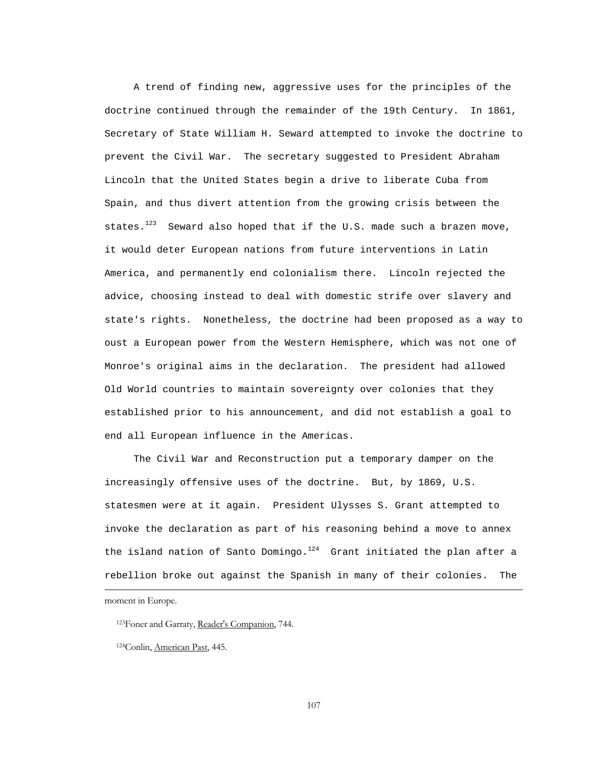A trend of finding new, aggressive uses for the principles of the doctrine continued through the remainder of the 19th Century. In 1861, Secretary of State William H. Seward attempted to invoke the doctrine to prevent the Civil War. The secretary suggested to President Abraham Lincoln that the United States begin a drive to liberate Cuba from Spain, and thus divert attention from the growing crisis between the states.[123] Seward also hoped that if the U.S. made such a brazen move, it would deter European nations from future interventions in Latin America, and permanently end colonialism there. Lincoln rejected the advice, choosing instead to deal with domestic strife over slavery and state's rights. Nonetheless, the doctrine had been proposed as a way to oust a European power from the Western Hemisphere, which was not one of Monroe's original aims in the declaration. The president had allowed Old World countries to maintain sovereignty over colonies that they established prior to his announcement, and did not establish a goal to end all European influence in the Americas.

The Civil War and Reconstruction put a temporary damper on the increasingly offensive uses of the doctrine. But, by 1869, U.S. statesmen were at it again. President Ulysses S. Grant attempted to invoke the declaration as part of his reasoning behind a move to annex the island nation of Santo Domingo.[124] Grant initiated the plan after a rebellion broke out against the Spanish in many of their colonies. The

---

moment in Europe.

[123]Foner and Garraty, Reader's Companion, 744.

[124]Conlin, American Past, 445.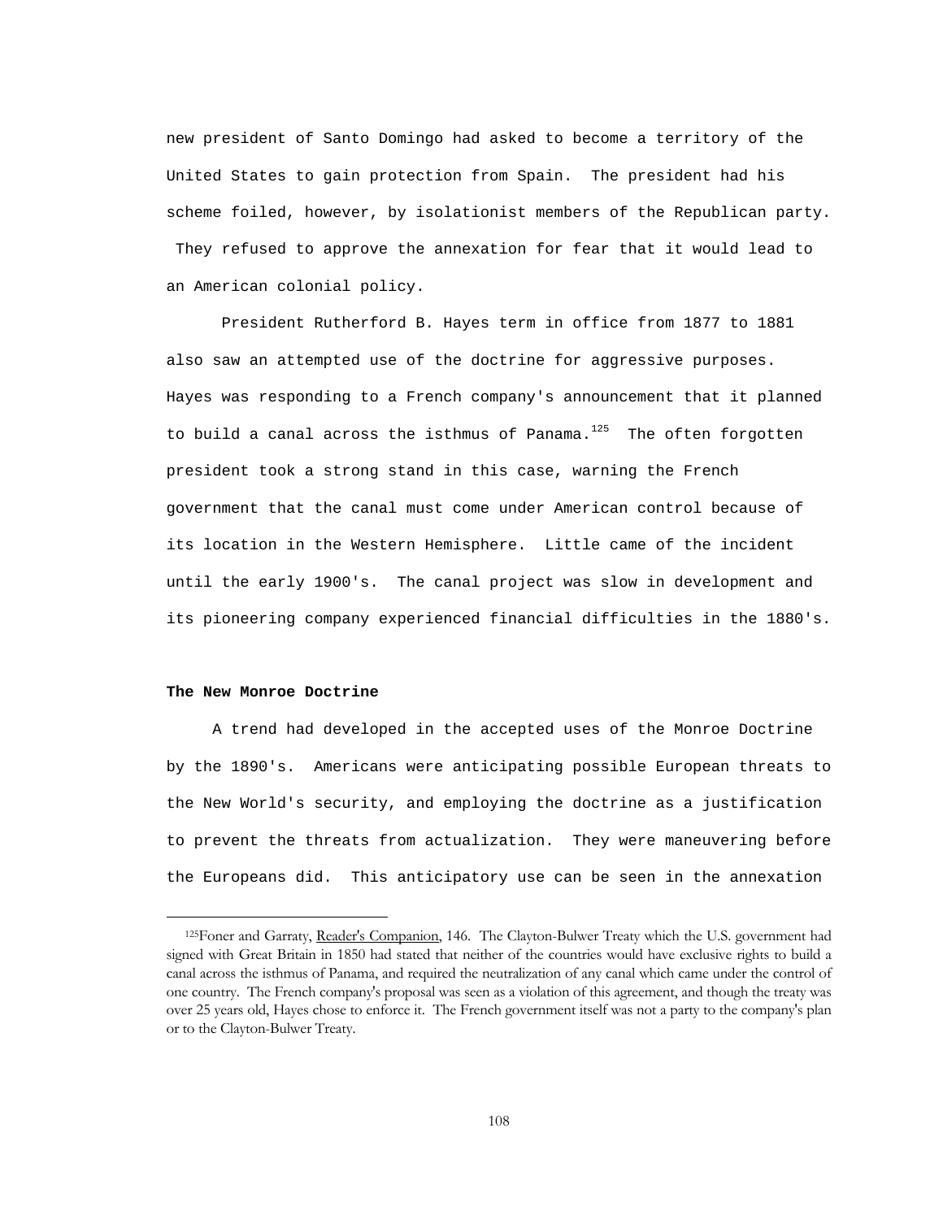new president of Santo Domingo had asked to become a territory of the United States to gain protection from Spain. The president had his scheme foiled, however, by isolationist members of the Republican party. They refused to approve the annexation for fear that it would lead to an American colonial policy.

President Rutherford B. Hayes term in office from 1877 to 1881 also saw an attempted use of the doctrine for aggressive purposes. Hayes was responding to a French company's announcement that it planned to build a canal across the isthmus of Panama.[125] The often forgotten president took a strong stand in this case, warning the French government that the canal must come under American control because of its location in the Western Hemisphere. Little came of the incident until the early 1900's. The canal project was slow in development and its pioneering company experienced financial difficulties in the 1880's.

**The New Monroe Doctrine**

A trend had developed in the accepted uses of the Monroe Doctrine by the 1890's. Americans were anticipating possible European threats to the New World's security, and employing the doctrine as a justification to prevent the threats from actualization. They were maneuvering before the Europeans did. This anticipatory use can be seen in the annexation

---

[125] Foner and Garraty, Reader's Companion, 146. The Clayton-Bulwer Treaty which the U.S. government had signed with Great Britain in 1850 had stated that neither of the countries would have exclusive rights to build a canal across the isthmus of Panama, and required the neutralization of any canal which came under the control of one country. The French company's proposal was seen as a violation of this agreement, and though the treaty was over 25 years old, Hayes chose to enforce it. The French government itself was not a party to the company's plan or to the Clayton-Bulwer Treaty.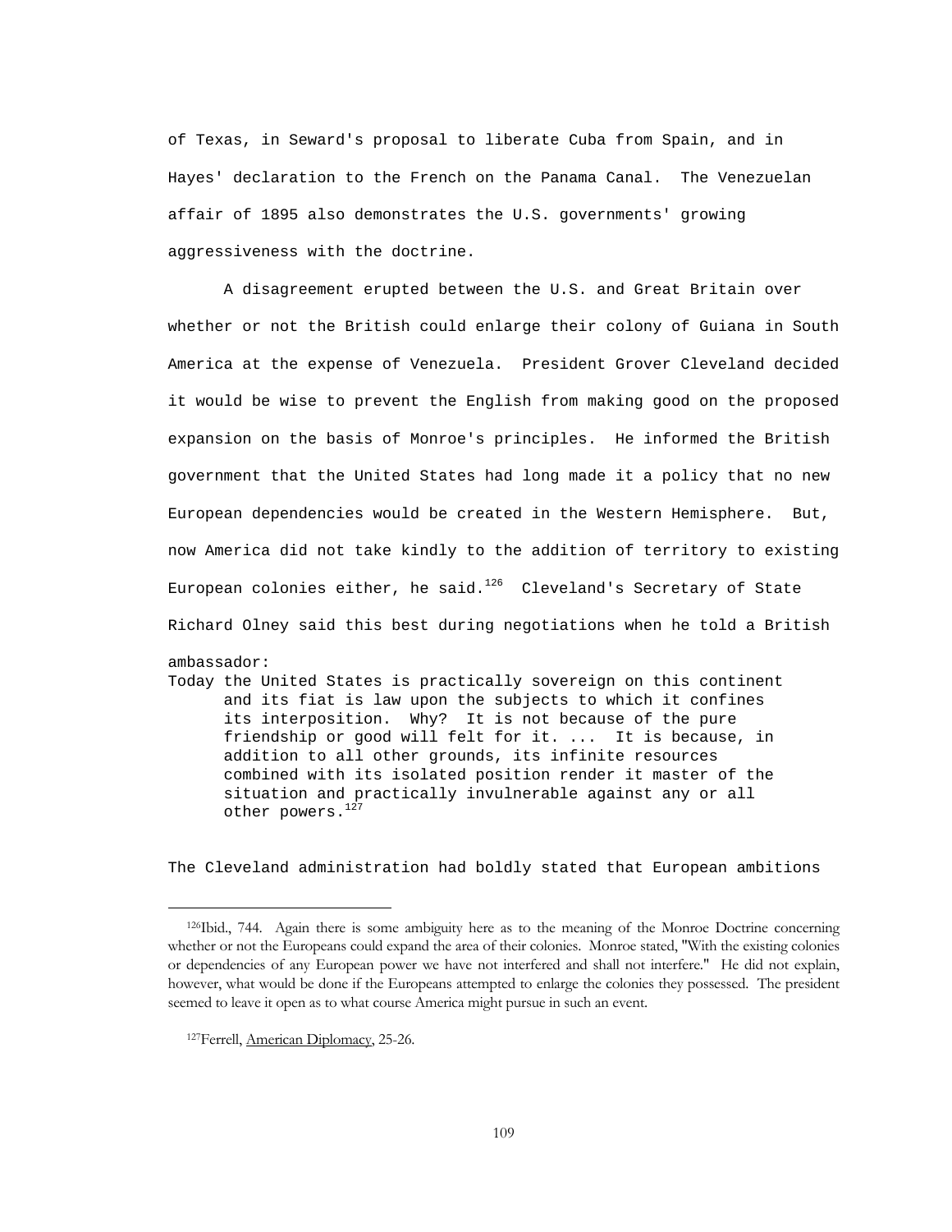of Texas, in Seward's proposal to liberate Cuba from Spain, and in Hayes' declaration to the French on the Panama Canal. The Venezuelan affair of 1895 also demonstrates the U.S. governments' growing aggressiveness with the doctrine.

A disagreement erupted between the U.S. and Great Britain over whether or not the British could enlarge their colony of Guiana in South America at the expense of Venezuela. President Grover Cleveland decided it would be wise to prevent the English from making good on the proposed expansion on the basis of Monroe's principles. He informed the British government that the United States had long made it a policy that no new European dependencies would be created in the Western Hemisphere. But, now America did not take kindly to the addition of territory to existing European colonies either, he said.[126] Cleveland's Secretary of State Richard Olney said this best during negotiations when he told a British ambassador:

> Today the United States is practically sovereign on this continent and its fiat is law upon the subjects to which it confines its interposition. Why? It is not because of the pure friendship or good will felt for it. ... It is because, in addition to all other grounds, its infinite resources combined with its isolated position render it master of the situation and practically invulnerable against any or all other powers.[127]

The Cleveland administration had boldly stated that European ambitions

---

[126] Ibid., 744. Again there is some ambiguity here as to the meaning of the Monroe Doctrine concerning whether or not the Europeans could expand the area of their colonies. Monroe stated, "With the existing colonies or dependencies of any European power we have not interfered and shall not interfere." He did not explain, however, what would be done if the Europeans attempted to enlarge the colonies they possessed. The president seemed to leave it open as to what course America might pursue in such an event.

[127] Ferrell, American Diplomacy, 25-26.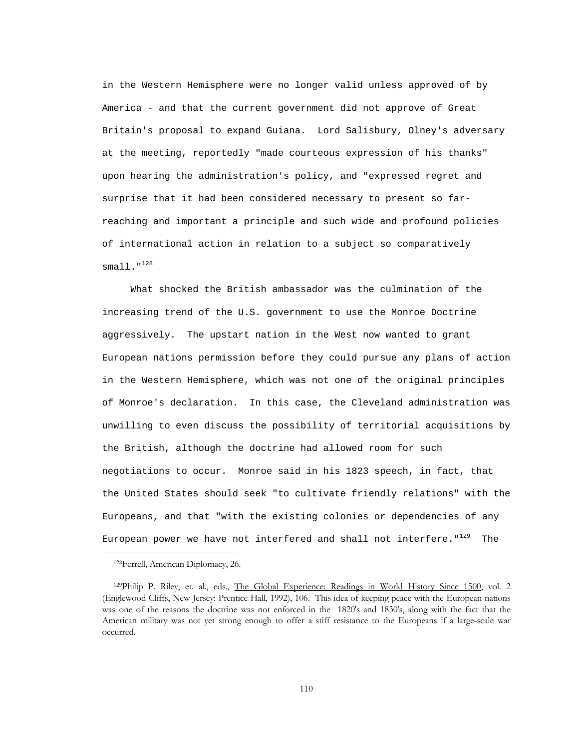in the Western Hemisphere were no longer valid unless approved of by America - and that the current government did not approve of Great Britain's proposal to expand Guiana. Lord Salisbury, Olney's adversary at the meeting, reportedly "made courteous expression of his thanks" upon hearing the administration's policy, and "expressed regret and surprise that it had been considered necessary to present so far-reaching and important a principle and such wide and profound policies of international action in relation to a subject so comparatively small."[128]

What shocked the British ambassador was the culmination of the increasing trend of the U.S. government to use the Monroe Doctrine aggressively. The upstart nation in the West now wanted to grant European nations permission before they could pursue any plans of action in the Western Hemisphere, which was not one of the original principles of Monroe's declaration. In this case, the Cleveland administration was unwilling to even discuss the possibility of territorial acquisitions by the British, although the doctrine had allowed room for such negotiations to occur. Monroe said in his 1823 speech, in fact, that the United States should seek "to cultivate friendly relations" with the Europeans, and that "with the existing colonies or dependencies of any European power we have not interfered and shall not interfere."[129] The

---

[128] Ferrell, American Diplomacy, 26.

[129] Philip P. Riley, et. al., eds., The Global Experience: Readings in World History Since 1500, vol. 2 (Englewood Cliffs, New Jersey: Prentice Hall, 1992), 106. This idea of keeping peace with the European nations was one of the reasons the doctrine was not enforced in the 1820's and 1830's, along with the fact that the American military was not yet strong enough to offer a stiff resistance to the Europeans if a large-scale war occurred.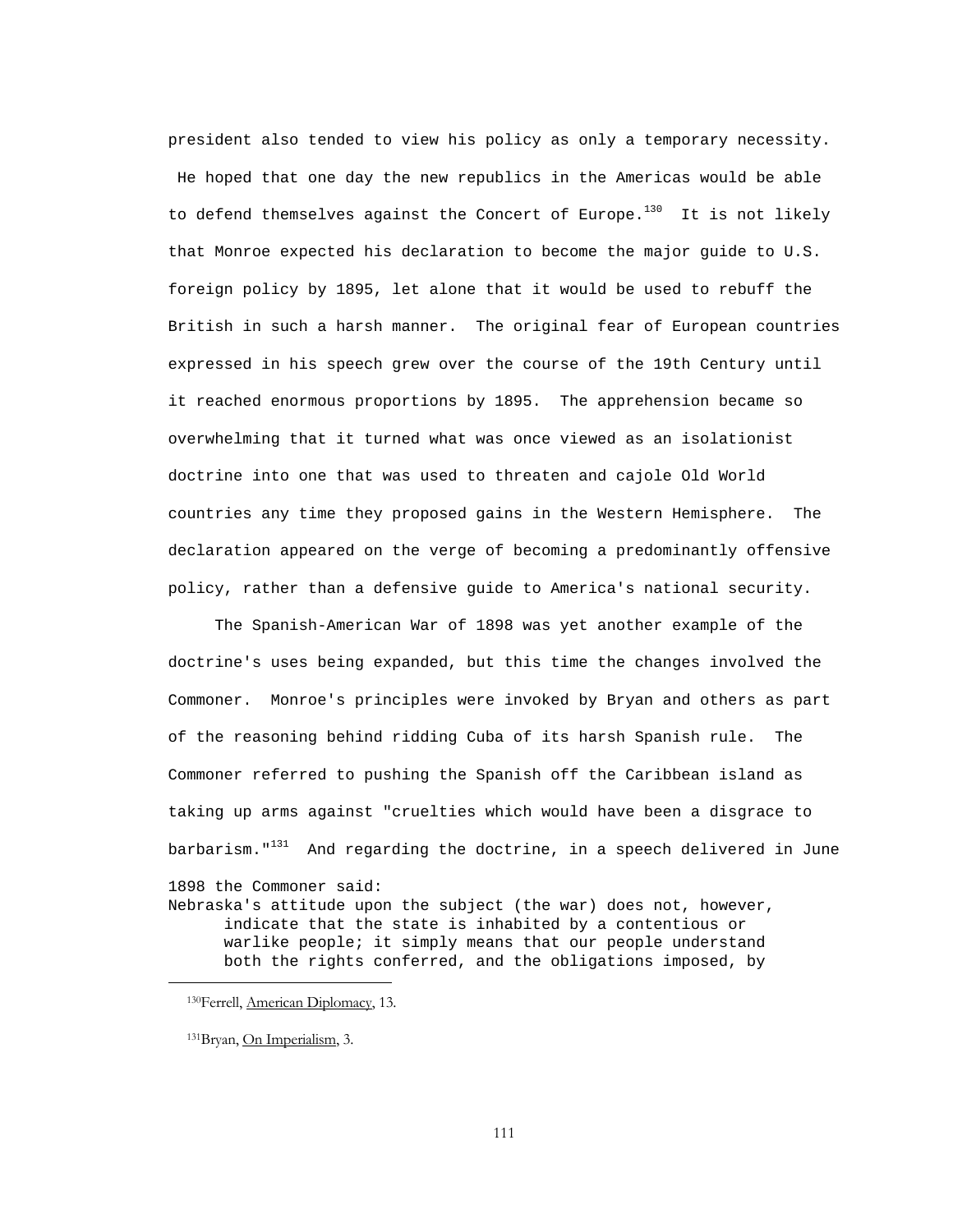president also tended to view his policy as only a temporary necessity. He hoped that one day the new republics in the Americas would be able to defend themselves against the Concert of Europe.[130] It is not likely that Monroe expected his declaration to become the major guide to U.S. foreign policy by 1895, let alone that it would be used to rebuff the British in such a harsh manner. The original fear of European countries expressed in his speech grew over the course of the 19th Century until it reached enormous proportions by 1895. The apprehension became so overwhelming that it turned what was once viewed as an isolationist doctrine into one that was used to threaten and cajole Old World countries any time they proposed gains in the Western Hemisphere. The declaration appeared on the verge of becoming a predominantly offensive policy, rather than a defensive guide to America's national security.

The Spanish-American War of 1898 was yet another example of the doctrine's uses being expanded, but this time the changes involved the Commoner. Monroe's principles were invoked by Bryan and others as part of the reasoning behind ridding Cuba of its harsh Spanish rule. The Commoner referred to pushing the Spanish off the Caribbean island as taking up arms against "cruelties which would have been a disgrace to barbarism."[131] And regarding the doctrine, in a speech delivered in June 1898 the Commoner said:

> Nebraska's attitude upon the subject (the war) does not, however, indicate that the state is inhabited by a contentious or warlike people; it simply means that our people understand both the rights conferred, and the obligations imposed, by

---

[130]Ferrell, American Diplomacy, 13.

[131]Bryan, On Imperialism, 3.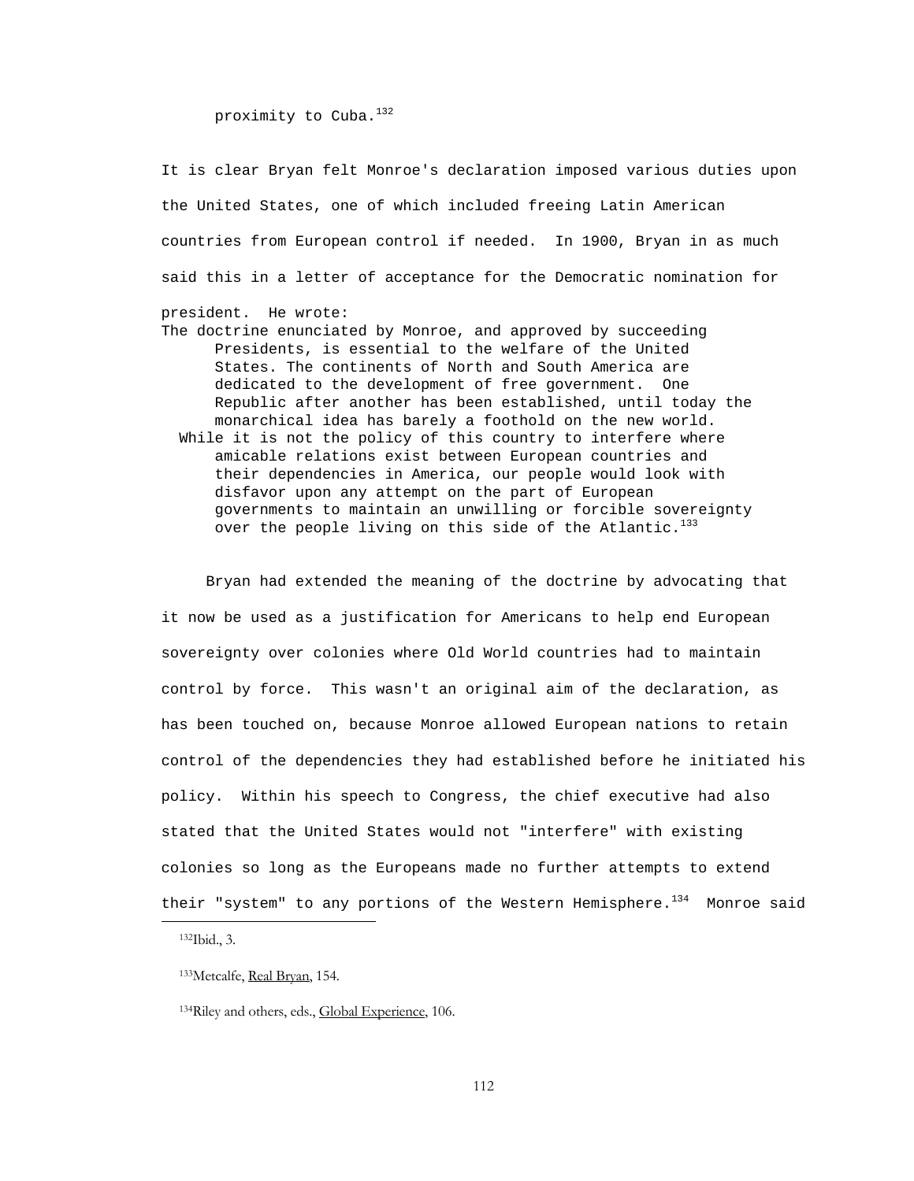proximity to Cuba.[132]

It is clear Bryan felt Monroe's declaration imposed various duties upon the United States, one of which included freeing Latin American countries from European control if needed. In 1900, Bryan in as much said this in a letter of acceptance for the Democratic nomination for president. He wrote:

> The doctrine enunciated by Monroe, and approved by succeeding Presidents, is essential to the welfare of the United States. The continents of North and South America are dedicated to the development of free government. One Republic after another has been established, until today the monarchical idea has barely a foothold on the new world. While it is not the policy of this country to interfere where amicable relations exist between European countries and their dependencies in America, our people would look with disfavor upon any attempt on the part of European governments to maintain an unwilling or forcible sovereignty over the people living on this side of the Atlantic.[133]

Bryan had extended the meaning of the doctrine by advocating that it now be used as a justification for Americans to help end European sovereignty over colonies where Old World countries had to maintain control by force. This wasn't an original aim of the declaration, as has been touched on, because Monroe allowed European nations to retain control of the dependencies they had established before he initiated his policy. Within his speech to Congress, the chief executive had also stated that the United States would not "interfere" with existing colonies so long as the Europeans made no further attempts to extend their "system" to any portions of the Western Hemisphere.[134] Monroe said

---

[132] Ibid., 3.

[133] Metcalfe, Real Bryan, 154.

[134] Riley and others, eds., Global Experience, 106.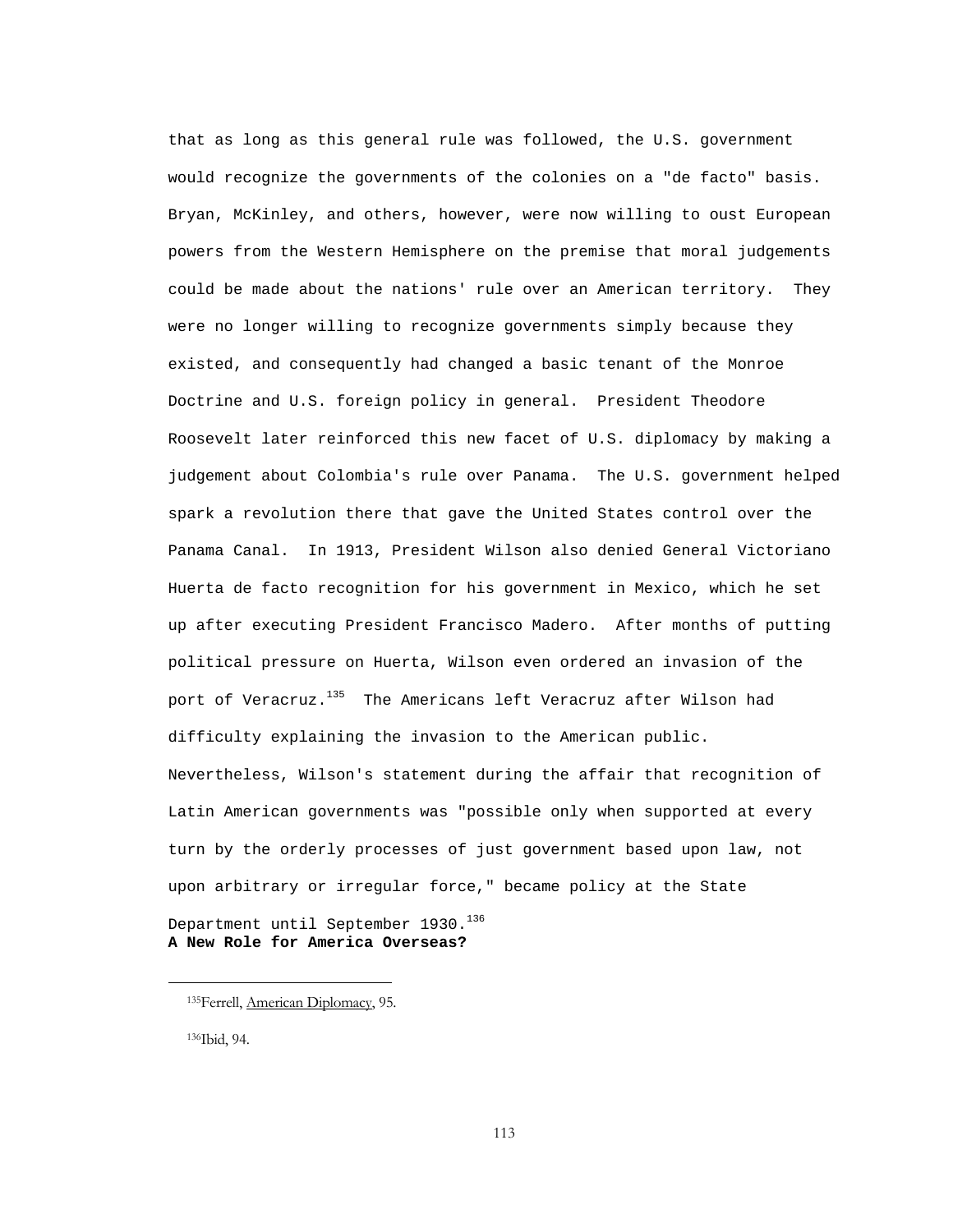that as long as this general rule was followed, the U.S. government would recognize the governments of the colonies on a "de facto" basis. Bryan, McKinley, and others, however, were now willing to oust European powers from the Western Hemisphere on the premise that moral judgements could be made about the nations' rule over an American territory. They were no longer willing to recognize governments simply because they existed, and consequently had changed a basic tenant of the Monroe Doctrine and U.S. foreign policy in general. President Theodore Roosevelt later reinforced this new facet of U.S. diplomacy by making a judgement about Colombia's rule over Panama. The U.S. government helped spark a revolution there that gave the United States control over the Panama Canal. In 1913, President Wilson also denied General Victoriano Huerta de facto recognition for his government in Mexico, which he set up after executing President Francisco Madero. After months of putting political pressure on Huerta, Wilson even ordered an invasion of the port of Veracruz.[135] The Americans left Veracruz after Wilson had difficulty explaining the invasion to the American public. Nevertheless, Wilson's statement during the affair that recognition of Latin American governments was "possible only when supported at every turn by the orderly processes of just government based upon law, not upon arbitrary or irregular force," became policy at the State Department until September 1930.[136]

**A New Role for America Overseas?**

[135]Ferrell, American Diplomacy, 95.

[136]Ibid, 94.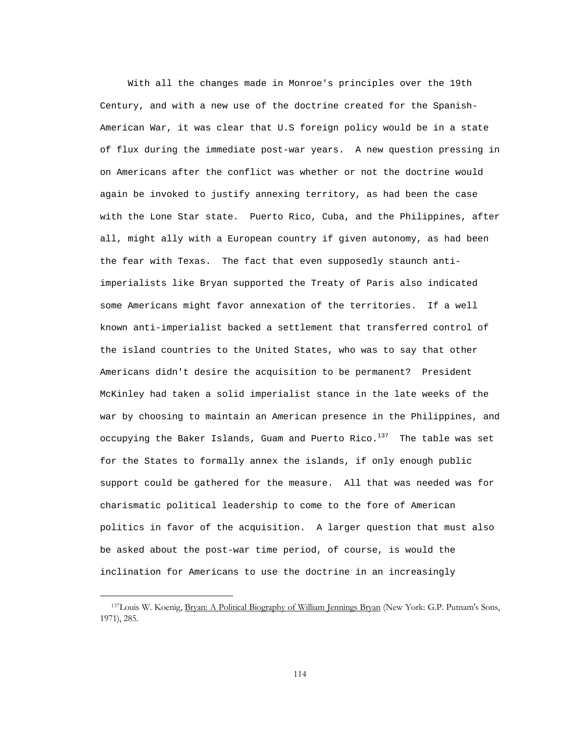With all the changes made in Monroe's principles over the 19th Century, and with a new use of the doctrine created for the Spanish-American War, it was clear that U.S foreign policy would be in a state of flux during the immediate post-war years. A new question pressing in on Americans after the conflict was whether or not the doctrine would again be invoked to justify annexing territory, as had been the case with the Lone Star state. Puerto Rico, Cuba, and the Philippines, after all, might ally with a European country if given autonomy, as had been the fear with Texas. The fact that even supposedly staunch anti-imperialists like Bryan supported the Treaty of Paris also indicated some Americans might favor annexation of the territories. If a well known anti-imperialist backed a settlement that transferred control of the island countries to the United States, who was to say that other Americans didn't desire the acquisition to be permanent? President McKinley had taken a solid imperialist stance in the late weeks of the war by choosing to maintain an American presence in the Philippines, and occupying the Baker Islands, Guam and Puerto Rico.[137] The table was set for the States to formally annex the islands, if only enough public support could be gathered for the measure. All that was needed was for charismatic political leadership to come to the fore of American politics in favor of the acquisition. A larger question that must also be asked about the post-war time period, of course, is would the inclination for Americans to use the doctrine in an increasingly

---

[137] Louis W. Koenig, Bryan: A Political Biography of William Jennings Bryan (New York: G.P. Putnam's Sons, 1971), 285.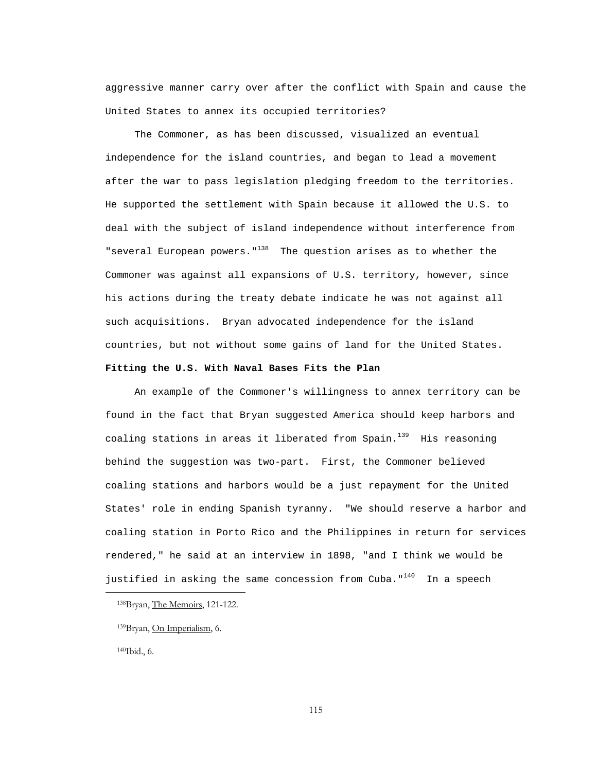aggressive manner carry over after the conflict with Spain and cause the United States to annex its occupied territories?

The Commoner, as has been discussed, visualized an eventual independence for the island countries, and began to lead a movement after the war to pass legislation pledging freedom to the territories. He supported the settlement with Spain because it allowed the U.S. to deal with the subject of island independence without interference from "several European powers."[138] The question arises as to whether the Commoner was against all expansions of U.S. territory, however, since his actions during the treaty debate indicate he was not against all such acquisitions. Bryan advocated independence for the island countries, but not without some gains of land for the United States.

**Fitting the U.S. With Naval Bases Fits the Plan**

An example of the Commoner's willingness to annex territory can be found in the fact that Bryan suggested America should keep harbors and coaling stations in areas it liberated from Spain.[139] His reasoning behind the suggestion was two-part. First, the Commoner believed coaling stations and harbors would be a just repayment for the United States' role in ending Spanish tyranny. "We should reserve a harbor and coaling station in Porto Rico and the Philippines in return for services rendered," he said at an interview in 1898, "and I think we would be justified in asking the same concession from Cuba."[140] In a speech

[138] Bryan, The Memoirs, 121-122.

[139] Bryan, On Imperialism, 6.

[140] Ibid., 6.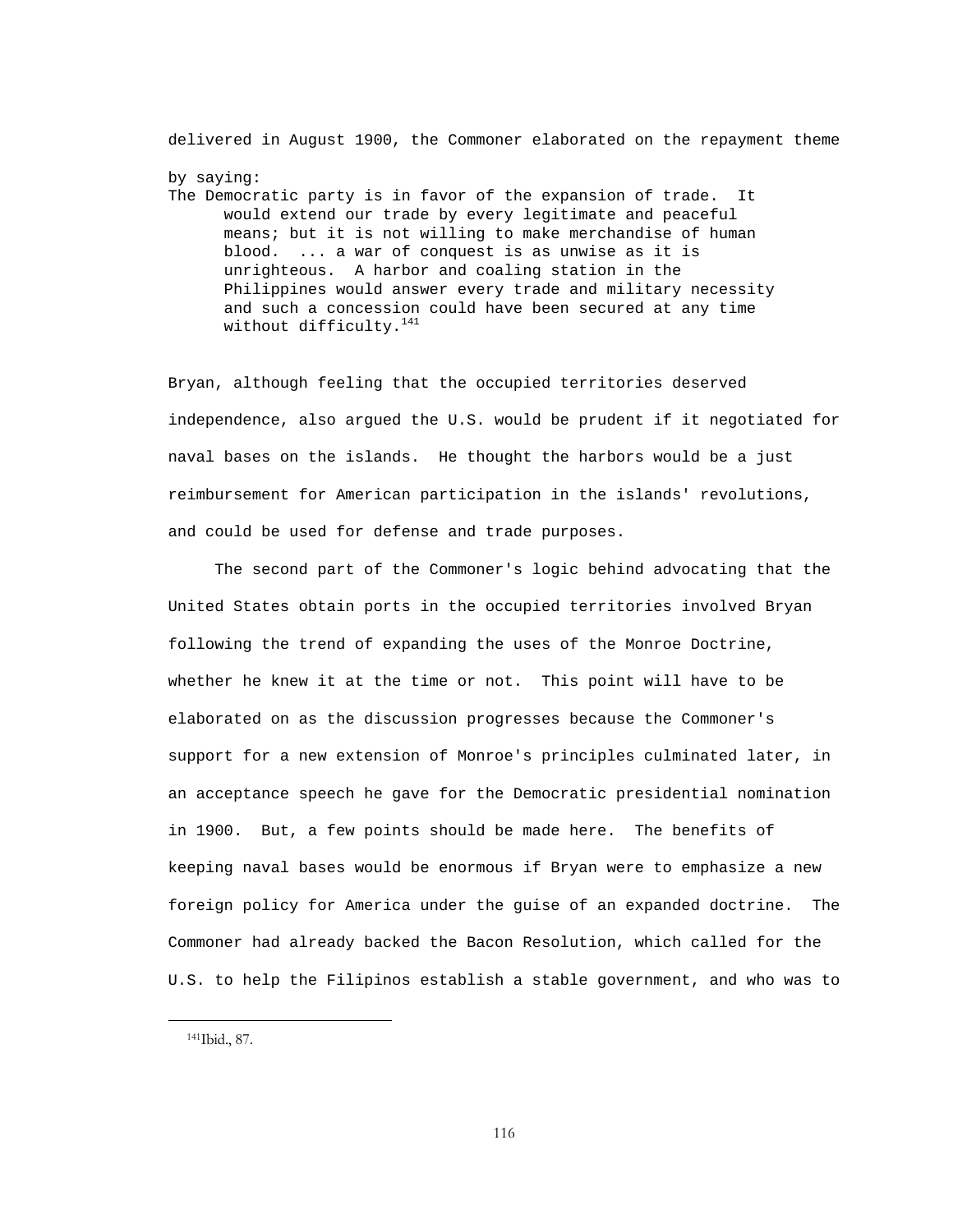delivered in August 1900, the Commoner elaborated on the repayment theme by saying:

> The Democratic party is in favor of the expansion of trade. It would extend our trade by every legitimate and peaceful means; but it is not willing to make merchandise of human blood. ... a war of conquest is as unwise as it is unrighteous. A harbor and coaling station in the Philippines would answer every trade and military necessity and such a concession could have been secured at any time without difficulty.[141]

Bryan, although feeling that the occupied territories deserved independence, also argued the U.S. would be prudent if it negotiated for naval bases on the islands. He thought the harbors would be a just reimbursement for American participation in the islands' revolutions, and could be used for defense and trade purposes.

The second part of the Commoner's logic behind advocating that the United States obtain ports in the occupied territories involved Bryan following the trend of expanding the uses of the Monroe Doctrine, whether he knew it at the time or not. This point will have to be elaborated on as the discussion progresses because the Commoner's support for a new extension of Monroe's principles culminated later, in an acceptance speech he gave for the Democratic presidential nomination in 1900. But, a few points should be made here. The benefits of keeping naval bases would be enormous if Bryan were to emphasize a new foreign policy for America under the guise of an expanded doctrine. The Commoner had already backed the Bacon Resolution, which called for the U.S. to help the Filipinos establish a stable government, and who was to

---

[141] Ibid., 87.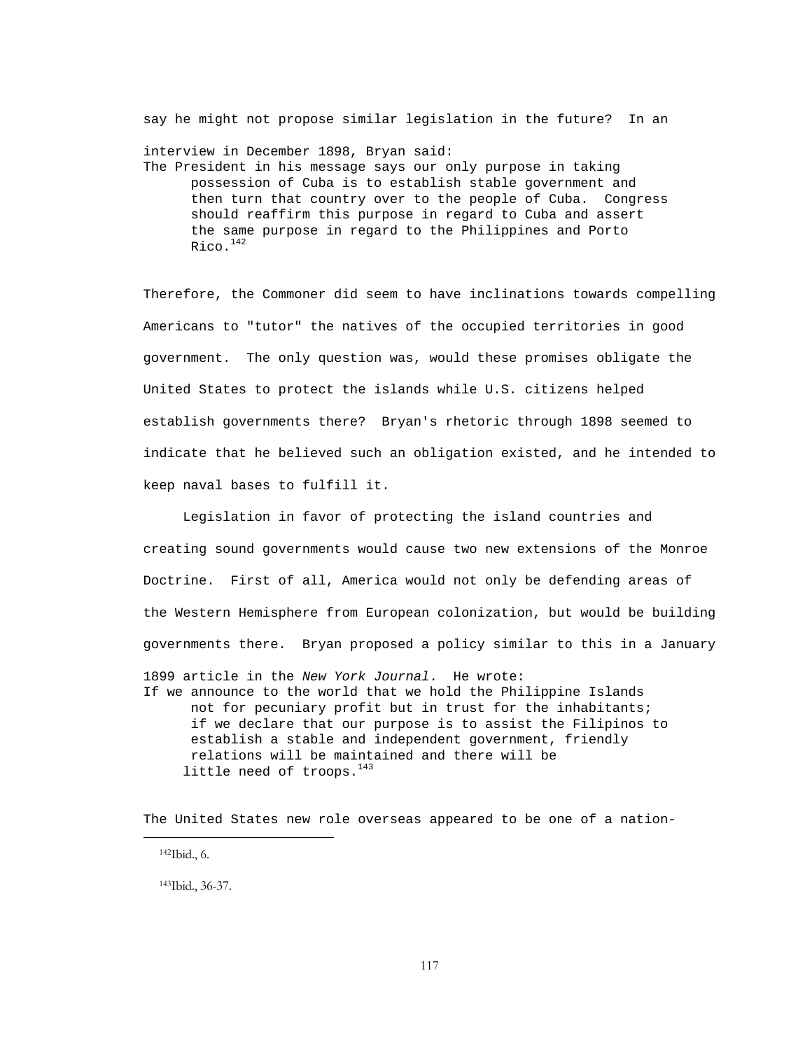say he might not propose similar legislation in the future? In an interview in December 1898, Bryan said:

> The President in his message says our only purpose in taking possession of Cuba is to establish stable government and then turn that country over to the people of Cuba. Congress should reaffirm this purpose in regard to Cuba and assert the same purpose in regard to the Philippines and Porto Rico.[142]

Therefore, the Commoner did seem to have inclinations towards compelling Americans to "tutor" the natives of the occupied territories in good government. The only question was, would these promises obligate the United States to protect the islands while U.S. citizens helped establish governments there? Bryan's rhetoric through 1898 seemed to indicate that he believed such an obligation existed, and he intended to keep naval bases to fulfill it.

Legislation in favor of protecting the island countries and creating sound governments would cause two new extensions of the Monroe Doctrine. First of all, America would not only be defending areas of the Western Hemisphere from European colonization, but would be building governments there. Bryan proposed a policy similar to this in a January 1899 article in the *New York Journal*. He wrote:

> If we announce to the world that we hold the Philippine Islands not for pecuniary profit but in trust for the inhabitants; if we declare that our purpose is to assist the Filipinos to establish a stable and independent government, friendly relations will be maintained and there will be little need of troops.[143]

The United States new role overseas appeared to be one of a nation-

---

[142] Ibid., 6.

[143] Ibid., 36-37.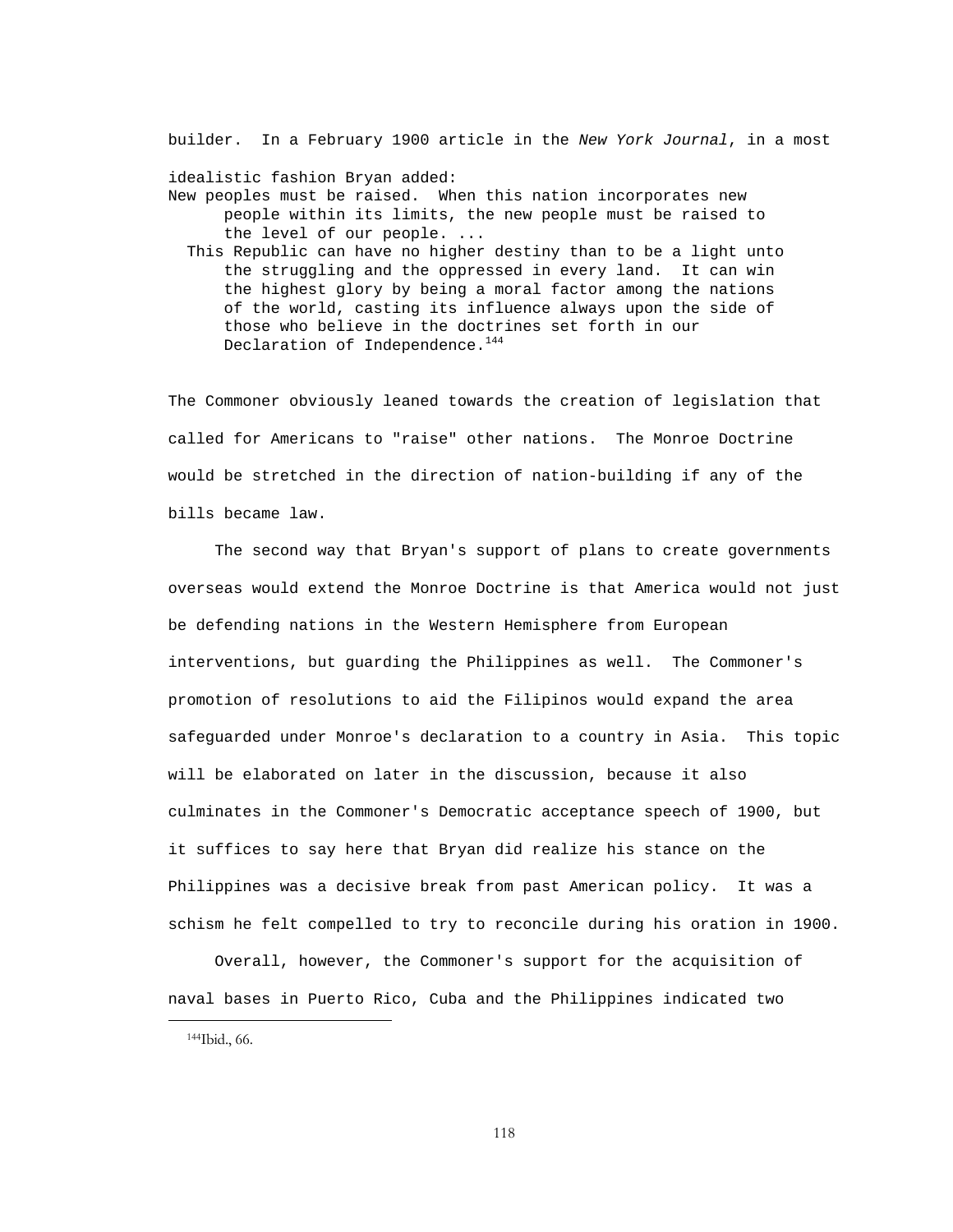builder. In a February 1900 article in the *New York Journal*, in a most idealistic fashion Bryan added:

> New peoples must be raised. When this nation incorporates new people within its limits, the new people must be raised to the level of our people. ...
>
> This Republic can have no higher destiny than to be a light unto the struggling and the oppressed in every land. It can win the highest glory by being a moral factor among the nations of the world, casting its influence always upon the side of those who believe in the doctrines set forth in our Declaration of Independence.[144]

The Commoner obviously leaned towards the creation of legislation that called for Americans to "raise" other nations. The Monroe Doctrine would be stretched in the direction of nation-building if any of the bills became law.

The second way that Bryan's support of plans to create governments overseas would extend the Monroe Doctrine is that America would not just be defending nations in the Western Hemisphere from European interventions, but guarding the Philippines as well. The Commoner's promotion of resolutions to aid the Filipinos would expand the area safeguarded under Monroe's declaration to a country in Asia. This topic will be elaborated on later in the discussion, because it also culminates in the Commoner's Democratic acceptance speech of 1900, but it suffices to say here that Bryan did realize his stance on the Philippines was a decisive break from past American policy. It was a schism he felt compelled to try to reconcile during his oration in 1900.

Overall, however, the Commoner's support for the acquisition of naval bases in Puerto Rico, Cuba and the Philippines indicated two

---

[144] Ibid., 66.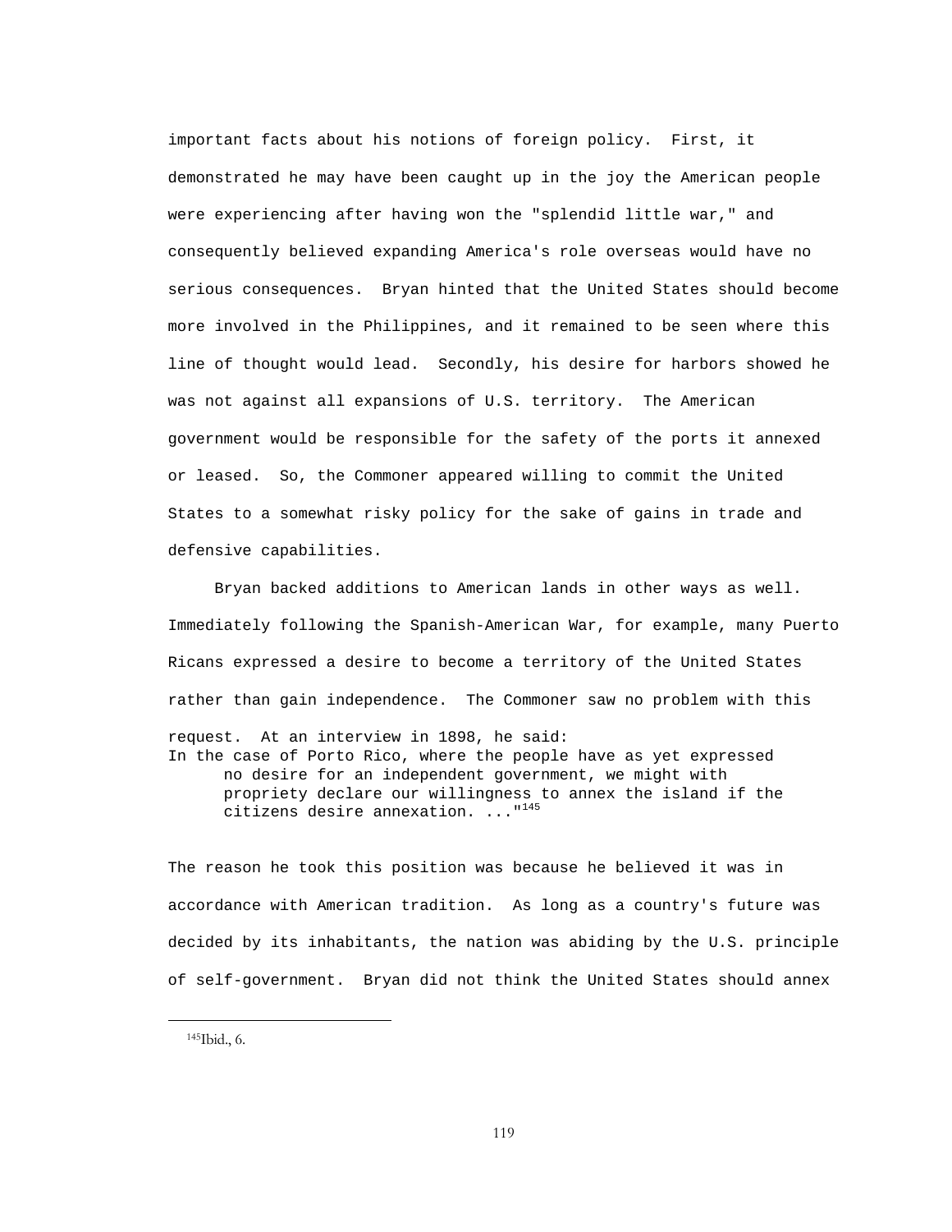important facts about his notions of foreign policy. First, it demonstrated he may have been caught up in the joy the American people were experiencing after having won the "splendid little war," and consequently believed expanding America's role overseas would have no serious consequences. Bryan hinted that the United States should become more involved in the Philippines, and it remained to be seen where this line of thought would lead. Secondly, his desire for harbors showed he was not against all expansions of U.S. territory. The American government would be responsible for the safety of the ports it annexed or leased. So, the Commoner appeared willing to commit the United States to a somewhat risky policy for the sake of gains in trade and defensive capabilities.

Bryan backed additions to American lands in other ways as well. Immediately following the Spanish-American War, for example, many Puerto Ricans expressed a desire to become a territory of the United States rather than gain independence. The Commoner saw no problem with this request. At an interview in 1898, he said:

> In the case of Porto Rico, where the people have as yet expressed no desire for an independent government, we might with propriety declare our willingness to annex the island if the citizens desire annexation. ..."[145]

The reason he took this position was because he believed it was in accordance with American tradition. As long as a country's future was decided by its inhabitants, the nation was abiding by the U.S. principle of self-government. Bryan did not think the United States should annex

---

[145]Ibid., 6.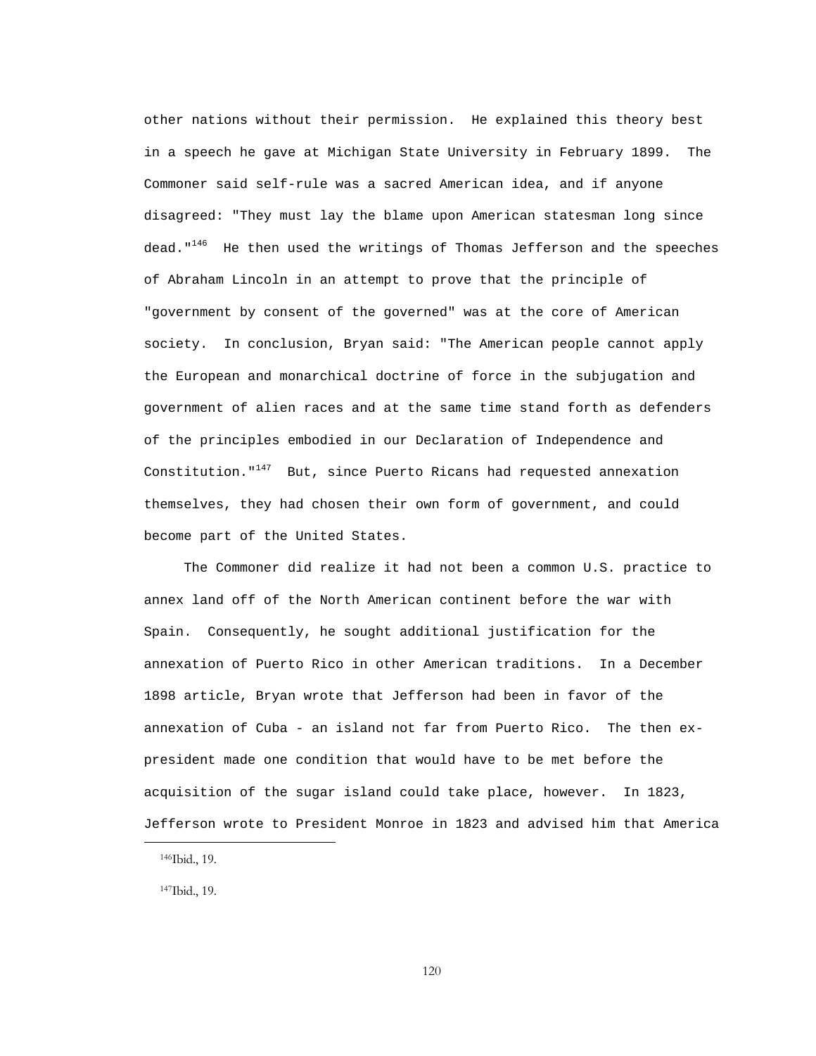other nations without their permission. He explained this theory best in a speech he gave at Michigan State University in February 1899. The Commoner said self-rule was a sacred American idea, and if anyone disagreed: "They must lay the blame upon American statesman long since dead."[146] He then used the writings of Thomas Jefferson and the speeches of Abraham Lincoln in an attempt to prove that the principle of "government by consent of the governed" was at the core of American society. In conclusion, Bryan said: "The American people cannot apply the European and monarchical doctrine of force in the subjugation and government of alien races and at the same time stand forth as defenders of the principles embodied in our Declaration of Independence and Constitution."[147] But, since Puerto Ricans had requested annexation themselves, they had chosen their own form of government, and could become part of the United States.

The Commoner did realize it had not been a common U.S. practice to annex land off of the North American continent before the war with Spain. Consequently, he sought additional justification for the annexation of Puerto Rico in other American traditions. In a December 1898 article, Bryan wrote that Jefferson had been in favor of the annexation of Cuba - an island not far from Puerto Rico. The then ex-president made one condition that would have to be met before the acquisition of the sugar island could take place, however. In 1823, Jefferson wrote to President Monroe in 1823 and advised him that America

---

[146]Ibid., 19.

[147]Ibid., 19.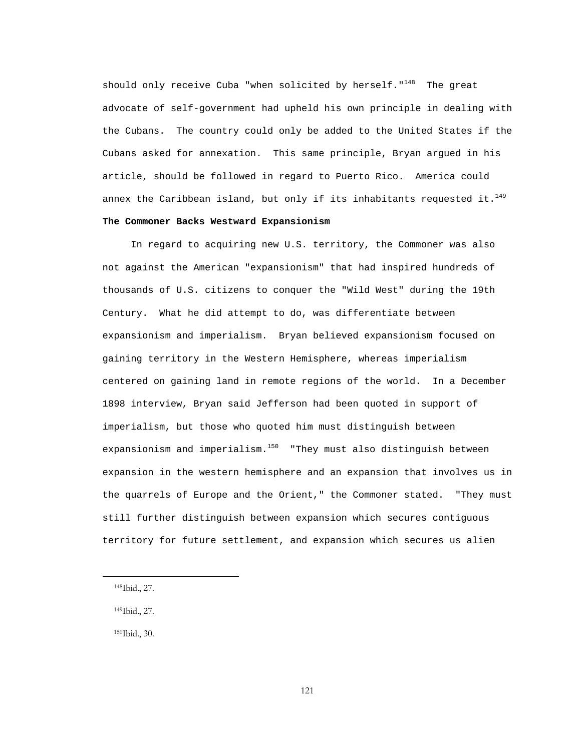should only receive Cuba "when solicited by herself."[148] The great advocate of self-government had upheld his own principle in dealing with the Cubans. The country could only be added to the United States if the Cubans asked for annexation. This same principle, Bryan argued in his article, should be followed in regard to Puerto Rico. America could annex the Caribbean island, but only if its inhabitants requested it.[149]

**The Commoner Backs Westward Expansionism**

In regard to acquiring new U.S. territory, the Commoner was also not against the American "expansionism" that had inspired hundreds of thousands of U.S. citizens to conquer the "Wild West" during the 19th Century. What he did attempt to do, was differentiate between expansionism and imperialism. Bryan believed expansionism focused on gaining territory in the Western Hemisphere, whereas imperialism centered on gaining land in remote regions of the world. In a December 1898 interview, Bryan said Jefferson had been quoted in support of imperialism, but those who quoted him must distinguish between expansionism and imperialism.[150] "They must also distinguish between expansion in the western hemisphere and an expansion that involves us in the quarrels of Europe and the Orient," the Commoner stated. "They must still further distinguish between expansion which secures contiguous territory for future settlement, and expansion which secures us alien

---

[148]Ibid., 27.

[149]Ibid., 27.

[150]Ibid., 30.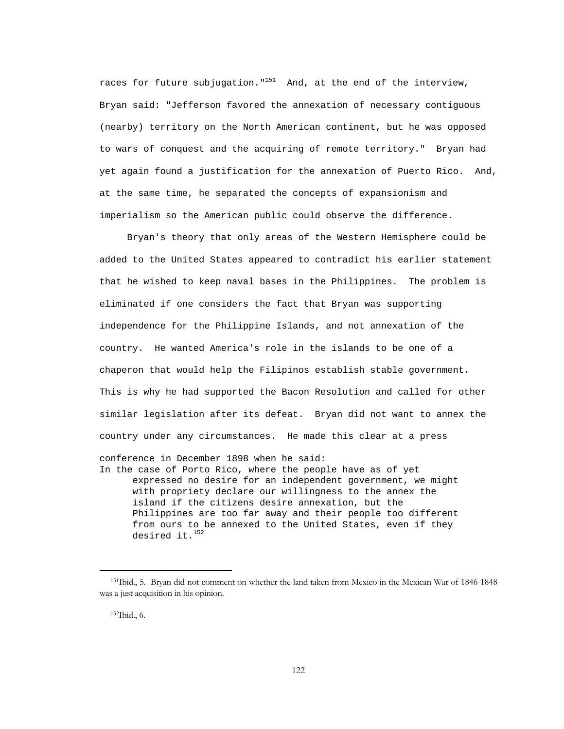races for future subjugation."[151] And, at the end of the interview, Bryan said: "Jefferson favored the annexation of necessary contiguous (nearby) territory on the North American continent, but he was opposed to wars of conquest and the acquiring of remote territory." Bryan had yet again found a justification for the annexation of Puerto Rico. And, at the same time, he separated the concepts of expansionism and imperialism so the American public could observe the difference.

Bryan's theory that only areas of the Western Hemisphere could be added to the United States appeared to contradict his earlier statement that he wished to keep naval bases in the Philippines. The problem is eliminated if one considers the fact that Bryan was supporting independence for the Philippine Islands, and not annexation of the country. He wanted America's role in the islands to be one of a chaperon that would help the Filipinos establish stable government. This is why he had supported the Bacon Resolution and called for other similar legislation after its defeat. Bryan did not want to annex the country under any circumstances. He made this clear at a press conference in December 1898 when he said:

> In the case of Porto Rico, where the people have as of yet expressed no desire for an independent government, we might with propriety declare our willingness to the annex the island if the citizens desire annexation, but the Philippines are too far away and their people too different from ours to be annexed to the United States, even if they desired it.[152]

---

[151] Ibid., 5. Bryan did not comment on whether the land taken from Mexico in the Mexican War of 1846-1848 was a just acquisition in his opinion.

[152] Ibid., 6.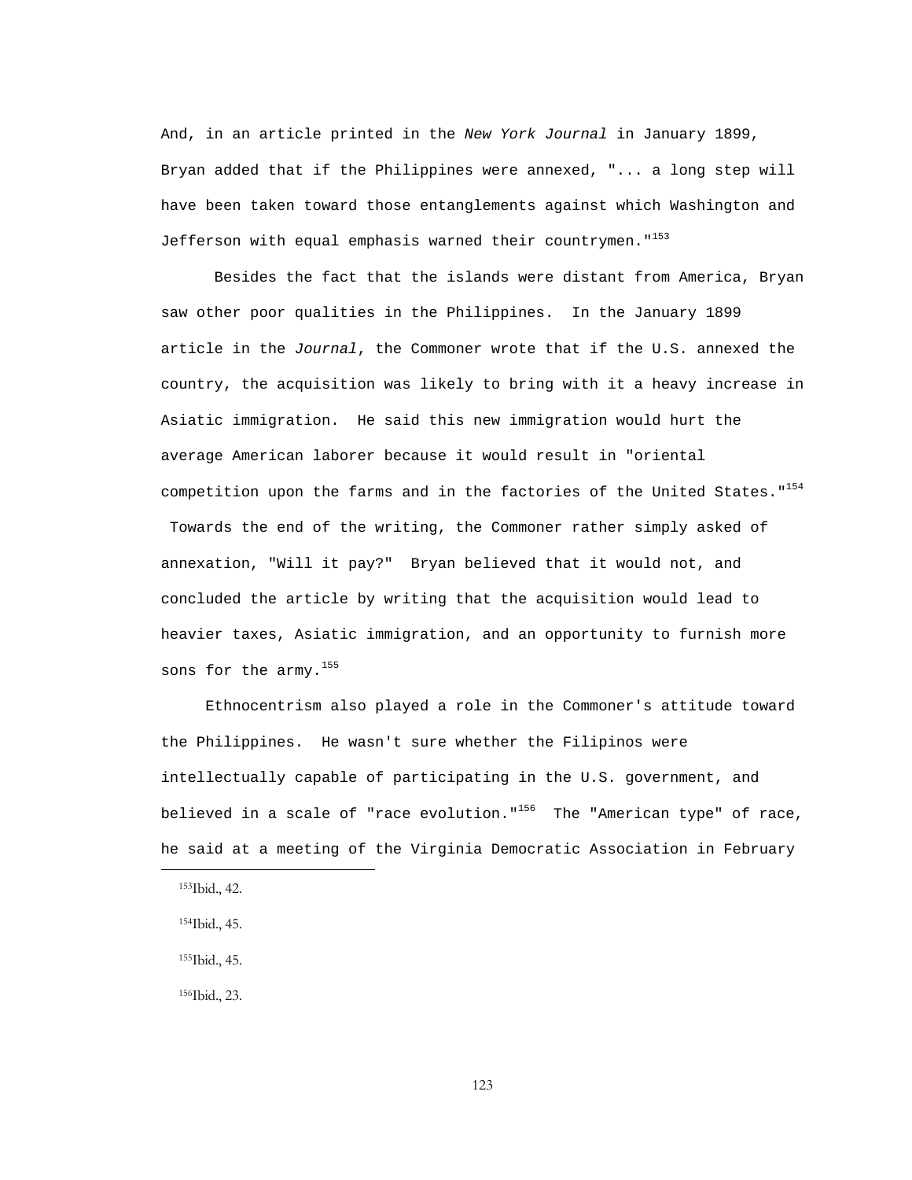And, in an article printed in the *New York Journal* in January 1899, Bryan added that if the Philippines were annexed, "... a long step will have been taken toward those entanglements against which Washington and Jefferson with equal emphasis warned their countrymen."[153]

Besides the fact that the islands were distant from America, Bryan saw other poor qualities in the Philippines. In the January 1899 article in the *Journal*, the Commoner wrote that if the U.S. annexed the country, the acquisition was likely to bring with it a heavy increase in Asiatic immigration. He said this new immigration would hurt the average American laborer because it would result in "oriental competition upon the farms and in the factories of the United States."[154] Towards the end of the writing, the Commoner rather simply asked of annexation, "Will it pay?" Bryan believed that it would not, and concluded the article by writing that the acquisition would lead to heavier taxes, Asiatic immigration, and an opportunity to furnish more sons for the army.[155]

Ethnocentrism also played a role in the Commoner's attitude toward the Philippines. He wasn't sure whether the Filipinos were intellectually capable of participating in the U.S. government, and believed in a scale of "race evolution."[156] The "American type" of race, he said at a meeting of the Virginia Democratic Association in February

---

[153]Ibid., 42.

[154]Ibid., 45.

[155]Ibid., 45.

[156]Ibid., 23.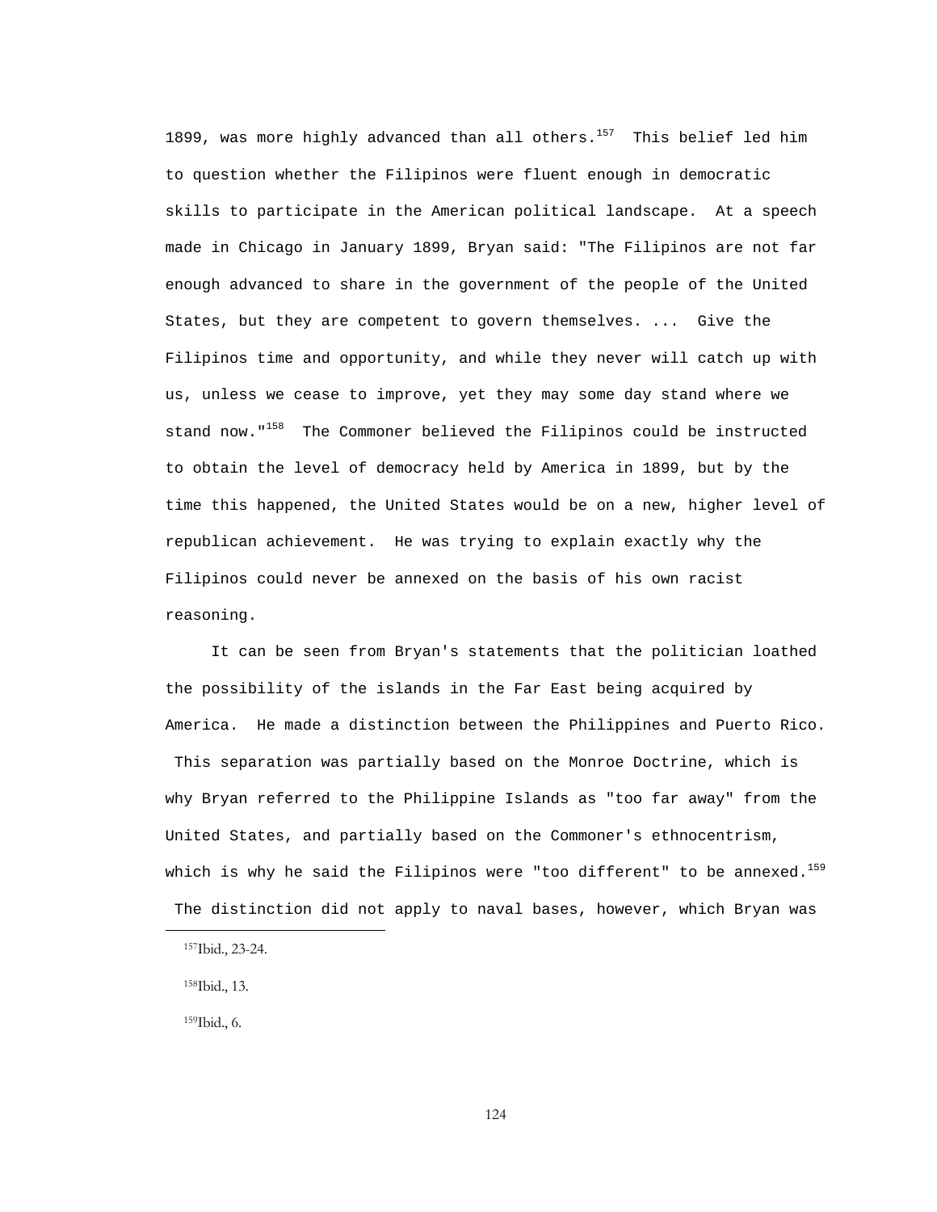1899, was more highly advanced than all others.[157] This belief led him to question whether the Filipinos were fluent enough in democratic skills to participate in the American political landscape. At a speech made in Chicago in January 1899, Bryan said: "The Filipinos are not far enough advanced to share in the government of the people of the United States, but they are competent to govern themselves. ... Give the Filipinos time and opportunity, and while they never will catch up with us, unless we cease to improve, yet they may some day stand where we stand now."[158] The Commoner believed the Filipinos could be instructed to obtain the level of democracy held by America in 1899, but by the time this happened, the United States would be on a new, higher level of republican achievement. He was trying to explain exactly why the Filipinos could never be annexed on the basis of his own racist reasoning.

It can be seen from Bryan's statements that the politician loathed the possibility of the islands in the Far East being acquired by America. He made a distinction between the Philippines and Puerto Rico. This separation was partially based on the Monroe Doctrine, which is why Bryan referred to the Philippine Islands as "too far away" from the United States, and partially based on the Commoner's ethnocentrism, which is why he said the Filipinos were "too different" to be annexed.[159] The distinction did not apply to naval bases, however, which Bryan was

---

[157] Ibid., 23-24.

[158] Ibid., 13.

[159] Ibid., 6.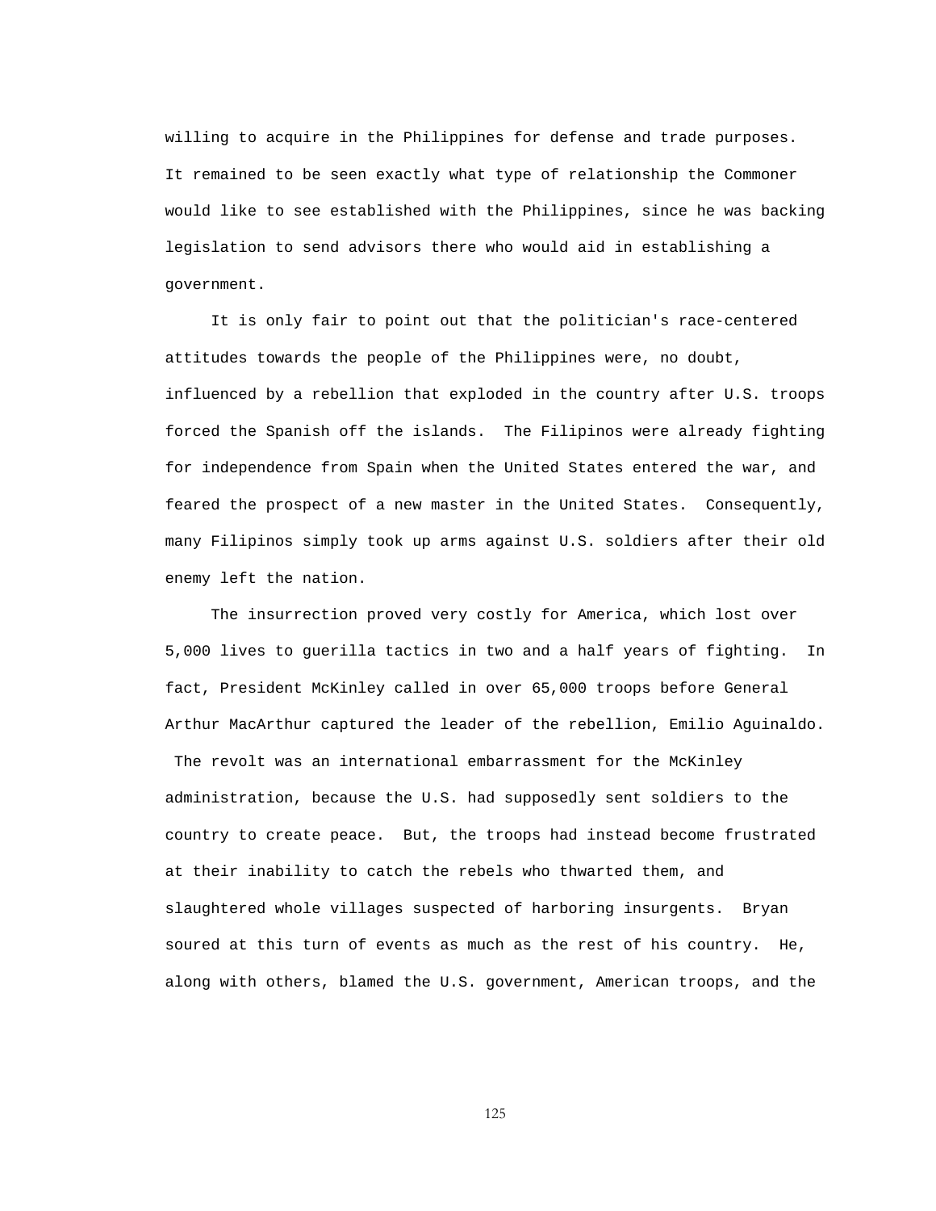willing to acquire in the Philippines for defense and trade purposes. It remained to be seen exactly what type of relationship the Commoner would like to see established with the Philippines, since he was backing legislation to send advisors there who would aid in establishing a government.

It is only fair to point out that the politician's race-centered attitudes towards the people of the Philippines were, no doubt, influenced by a rebellion that exploded in the country after U.S. troops forced the Spanish off the islands. The Filipinos were already fighting for independence from Spain when the United States entered the war, and feared the prospect of a new master in the United States. Consequently, many Filipinos simply took up arms against U.S. soldiers after their old enemy left the nation.

The insurrection proved very costly for America, which lost over 5,000 lives to guerilla tactics in two and a half years of fighting. In fact, President McKinley called in over 65,000 troops before General Arthur MacArthur captured the leader of the rebellion, Emilio Aguinaldo. The revolt was an international embarrassment for the McKinley administration, because the U.S. had supposedly sent soldiers to the country to create peace. But, the troops had instead become frustrated at their inability to catch the rebels who thwarted them, and slaughtered whole villages suspected of harboring insurgents. Bryan soured at this turn of events as much as the rest of his country. He, along with others, blamed the U.S. government, American troops, and the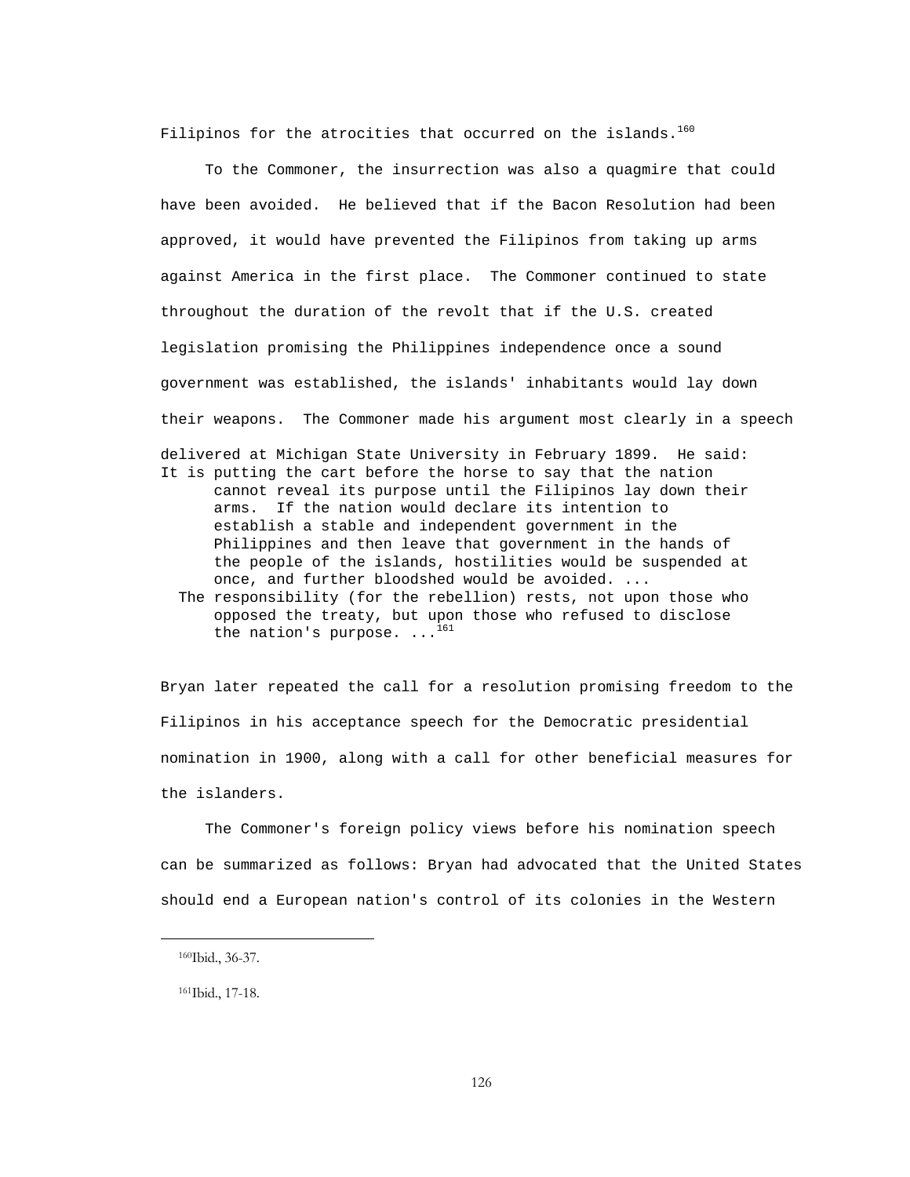Filipinos for the atrocities that occurred on the islands.[160]

To the Commoner, the insurrection was also a quagmire that could have been avoided. He believed that if the Bacon Resolution had been approved, it would have prevented the Filipinos from taking up arms against America in the first place. The Commoner continued to state throughout the duration of the revolt that if the U.S. created legislation promising the Philippines independence once a sound government was established, the islands' inhabitants would lay down their weapons. The Commoner made his argument most clearly in a speech delivered at Michigan State University in February 1899. He said:

> It is putting the cart before the horse to say that the nation cannot reveal its purpose until the Filipinos lay down their arms. If the nation would declare its intention to establish a stable and independent government in the Philippines and then leave that government in the hands of the people of the islands, hostilities would be suspended at once, and further bloodshed would be avoided. ...
>
> The responsibility (for the rebellion) rests, not upon those who opposed the treaty, but upon those who refused to disclose the nation's purpose. ...[161]

Bryan later repeated the call for a resolution promising freedom to the Filipinos in his acceptance speech for the Democratic presidential nomination in 1900, along with a call for other beneficial measures for the islanders.

The Commoner's foreign policy views before his nomination speech can be summarized as follows: Bryan had advocated that the United States should end a European nation's control of its colonies in the Western

---

[160]Ibid., 36-37.

[161]Ibid., 17-18.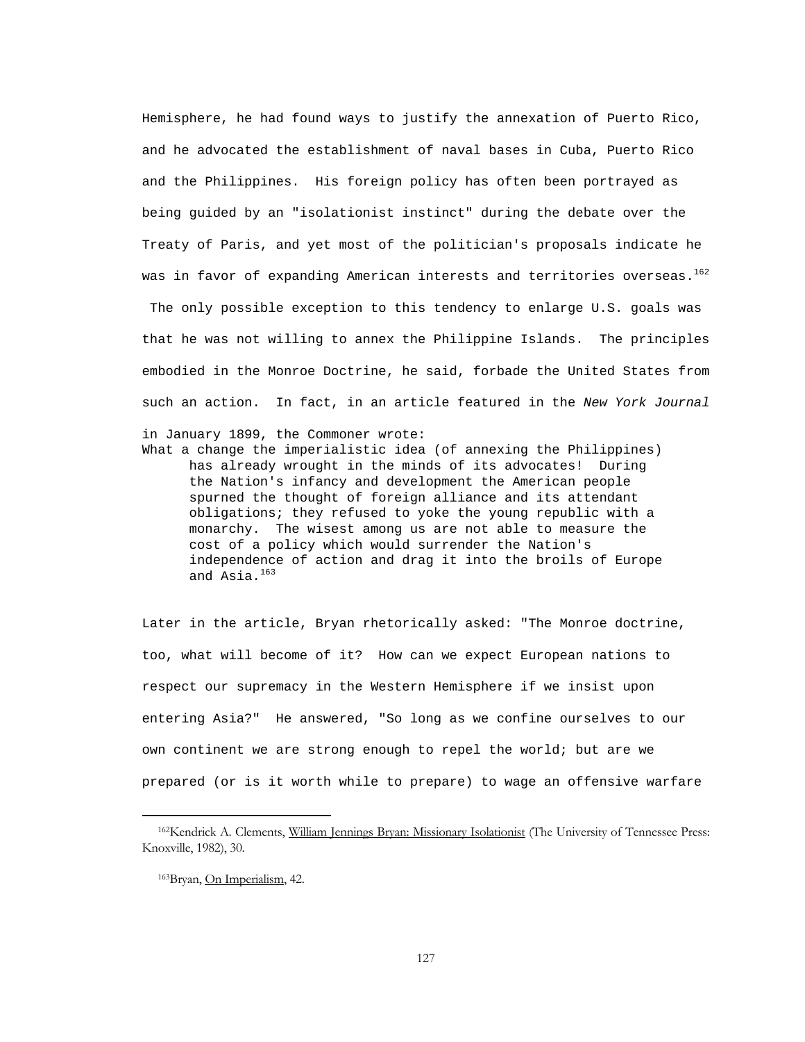Hemisphere, he had found ways to justify the annexation of Puerto Rico, and he advocated the establishment of naval bases in Cuba, Puerto Rico and the Philippines. His foreign policy has often been portrayed as being guided by an "isolationist instinct" during the debate over the Treaty of Paris, and yet most of the politician's proposals indicate he was in favor of expanding American interests and territories overseas.[162] The only possible exception to this tendency to enlarge U.S. goals was that he was not willing to annex the Philippine Islands. The principles embodied in the Monroe Doctrine, he said, forbade the United States from such an action. In fact, in an article featured in the *New York Journal* in January 1899, the Commoner wrote:

> What a change the imperialistic idea (of annexing the Philippines) has already wrought in the minds of its advocates! During the Nation's infancy and development the American people spurned the thought of foreign alliance and its attendant obligations; they refused to yoke the young republic with a monarchy. The wisest among us are not able to measure the cost of a policy which would surrender the Nation's independence of action and drag it into the broils of Europe and Asia.[163]

Later in the article, Bryan rhetorically asked: "The Monroe doctrine, too, what will become of it? How can we expect European nations to respect our supremacy in the Western Hemisphere if we insist upon entering Asia?" He answered, "So long as we confine ourselves to our own continent we are strong enough to repel the world; but are we prepared (or is it worth while to prepare) to wage an offensive warfare

---

[162] Kendrick A. Clements, William Jennings Bryan: Missionary Isolationist (The University of Tennessee Press: Knoxville, 1982), 30.

[163] Bryan, On Imperialism, 42.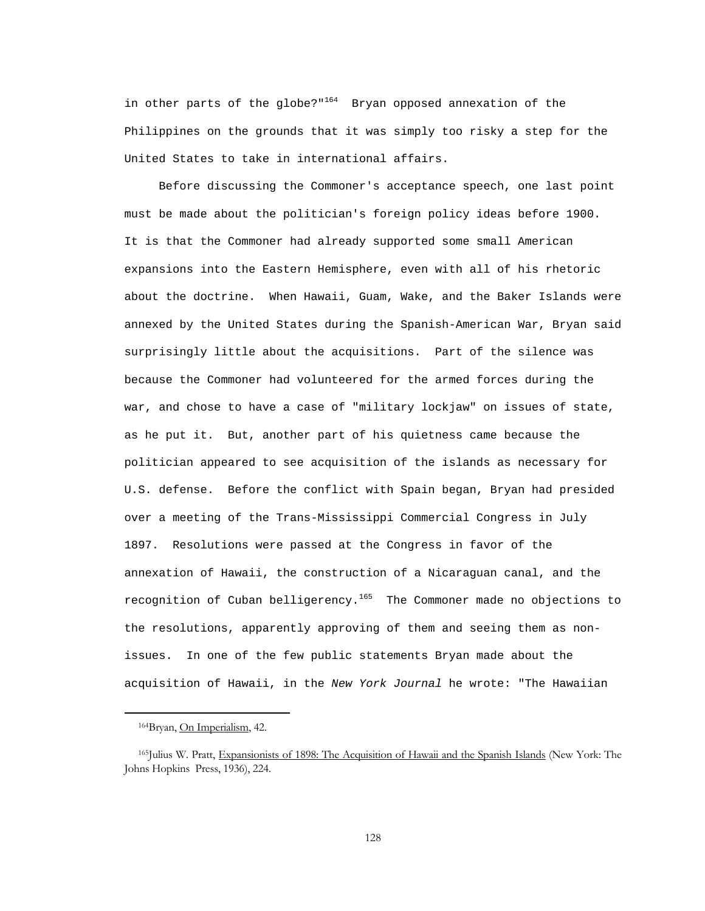in other parts of the globe?"[164] Bryan opposed annexation of the Philippines on the grounds that it was simply too risky a step for the United States to take in international affairs.

Before discussing the Commoner's acceptance speech, one last point must be made about the politician's foreign policy ideas before 1900. It is that the Commoner had already supported some small American expansions into the Eastern Hemisphere, even with all of his rhetoric about the doctrine. When Hawaii, Guam, Wake, and the Baker Islands were annexed by the United States during the Spanish-American War, Bryan said surprisingly little about the acquisitions. Part of the silence was because the Commoner had volunteered for the armed forces during the war, and chose to have a case of "military lockjaw" on issues of state, as he put it. But, another part of his quietness came because the politician appeared to see acquisition of the islands as necessary for U.S. defense. Before the conflict with Spain began, Bryan had presided over a meeting of the Trans-Mississippi Commercial Congress in July 1897. Resolutions were passed at the Congress in favor of the annexation of Hawaii, the construction of a Nicaraguan canal, and the recognition of Cuban belligerency.[165] The Commoner made no objections to the resolutions, apparently approving of them and seeing them as non-issues. In one of the few public statements Bryan made about the acquisition of Hawaii, in the *New York Journal* he wrote: "The Hawaiian

---

[164] Bryan, On Imperialism, 42.

[165] Julius W. Pratt, Expansionists of 1898: The Acquisition of Hawaii and the Spanish Islands (New York: The Johns Hopkins Press, 1936), 224.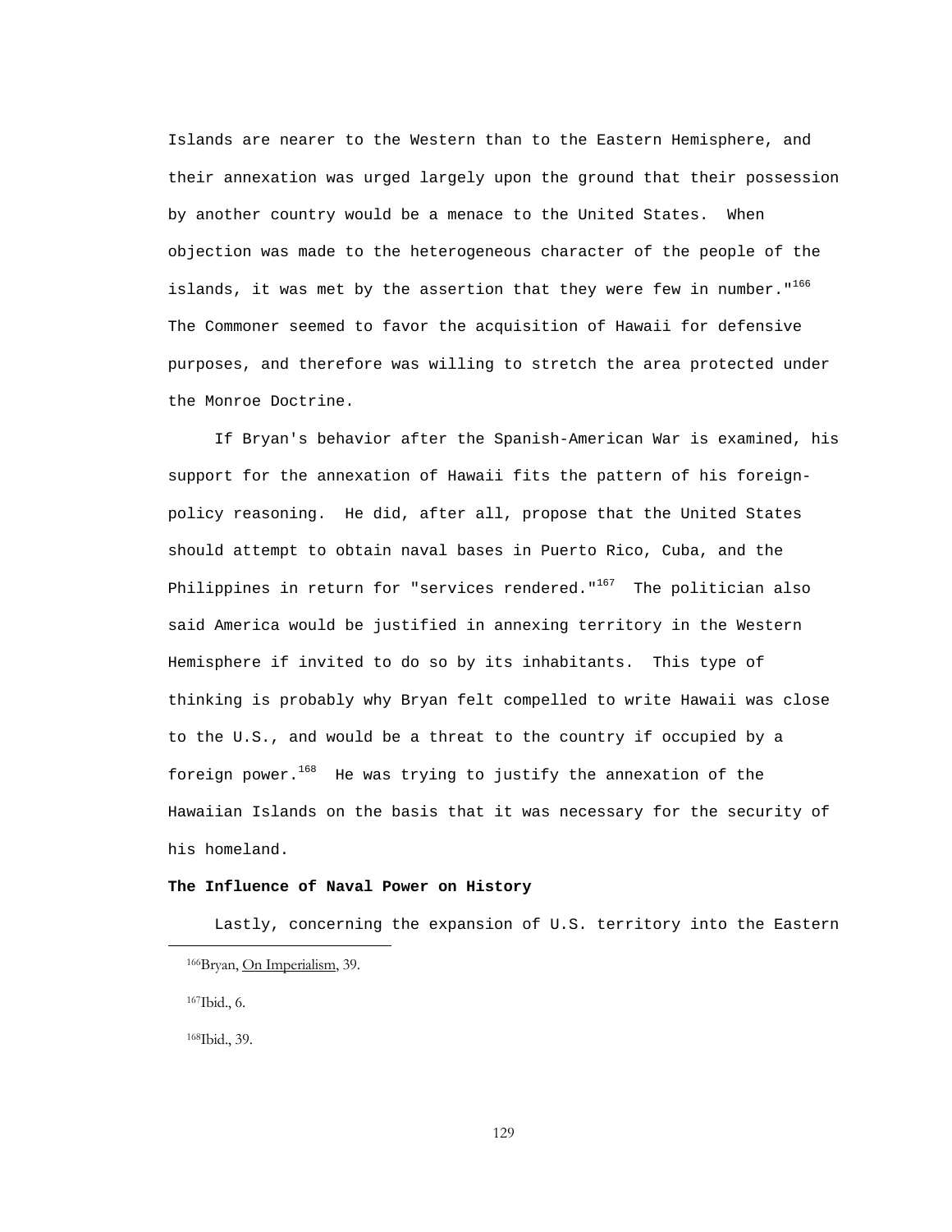Islands are nearer to the Western than to the Eastern Hemisphere, and their annexation was urged largely upon the ground that their possession by another country would be a menace to the United States. When objection was made to the heterogeneous character of the people of the islands, it was met by the assertion that they were few in number."[166] The Commoner seemed to favor the acquisition of Hawaii for defensive purposes, and therefore was willing to stretch the area protected under the Monroe Doctrine.

If Bryan's behavior after the Spanish-American War is examined, his support for the annexation of Hawaii fits the pattern of his foreign-policy reasoning. He did, after all, propose that the United States should attempt to obtain naval bases in Puerto Rico, Cuba, and the Philippines in return for "services rendered."[167] The politician also said America would be justified in annexing territory in the Western Hemisphere if invited to do so by its inhabitants. This type of thinking is probably why Bryan felt compelled to write Hawaii was close to the U.S., and would be a threat to the country if occupied by a foreign power.[168] He was trying to justify the annexation of the Hawaiian Islands on the basis that it was necessary for the security of his homeland.

**The Influence of Naval Power on History**

Lastly, concerning the expansion of U.S. territory into the Eastern

---

[166] Bryan, On Imperialism, 39.

[167] Ibid., 6.

[168] Ibid., 39.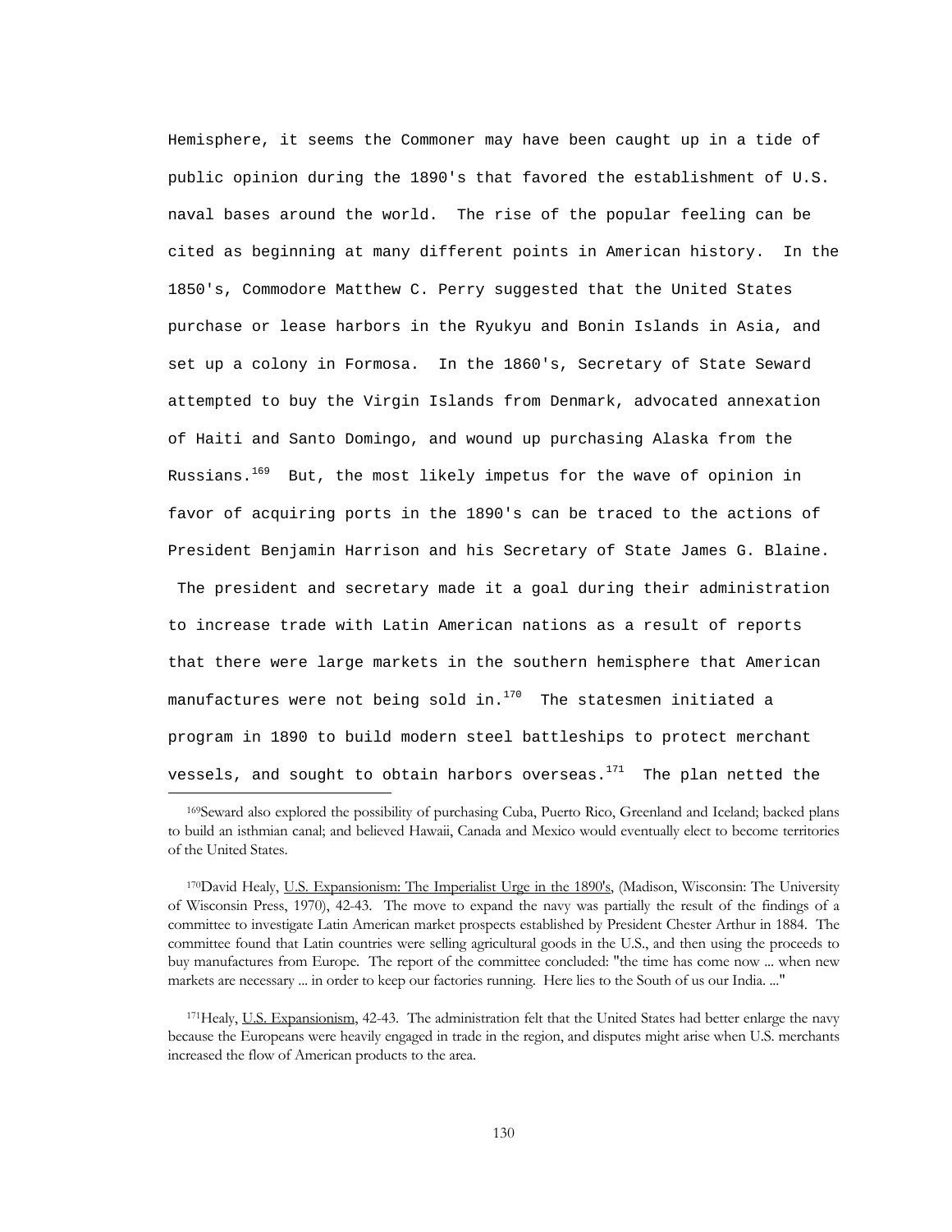Hemisphere, it seems the Commoner may have been caught up in a tide of public opinion during the 1890's that favored the establishment of U.S. naval bases around the world. The rise of the popular feeling can be cited as beginning at many different points in American history. In the 1850's, Commodore Matthew C. Perry suggested that the United States purchase or lease harbors in the Ryukyu and Bonin Islands in Asia, and set up a colony in Formosa. In the 1860's, Secretary of State Seward attempted to buy the Virgin Islands from Denmark, advocated annexation of Haiti and Santo Domingo, and wound up purchasing Alaska from the Russians.[169] But, the most likely impetus for the wave of opinion in favor of acquiring ports in the 1890's can be traced to the actions of President Benjamin Harrison and his Secretary of State James G. Blaine. The president and secretary made it a goal during their administration to increase trade with Latin American nations as a result of reports that there were large markets in the southern hemisphere that American manufactures were not being sold in.[170] The statesmen initiated a program in 1890 to build modern steel battleships to protect merchant vessels, and sought to obtain harbors overseas.[171] The plan netted the

---

[169]Seward also explored the possibility of purchasing Cuba, Puerto Rico, Greenland and Iceland; backed plans to build an isthmian canal; and believed Hawaii, Canada and Mexico would eventually elect to become territories of the United States.

[170]David Healy, U.S. Expansionism: The Imperialist Urge in the 1890's, (Madison, Wisconsin: The University of Wisconsin Press, 1970), 42-43. The move to expand the navy was partially the result of the findings of a committee to investigate Latin American market prospects established by President Chester Arthur in 1884. The committee found that Latin countries were selling agricultural goods in the U.S., and then using the proceeds to buy manufactures from Europe. The report of the committee concluded: "the time has come now ... when new markets are necessary ... in order to keep our factories running. Here lies to the South of us our India. ..."

[171]Healy, U.S. Expansionism, 42-43. The administration felt that the United States had better enlarge the navy because the Europeans were heavily engaged in trade in the region, and disputes might arise when U.S. merchants increased the flow of American products to the area.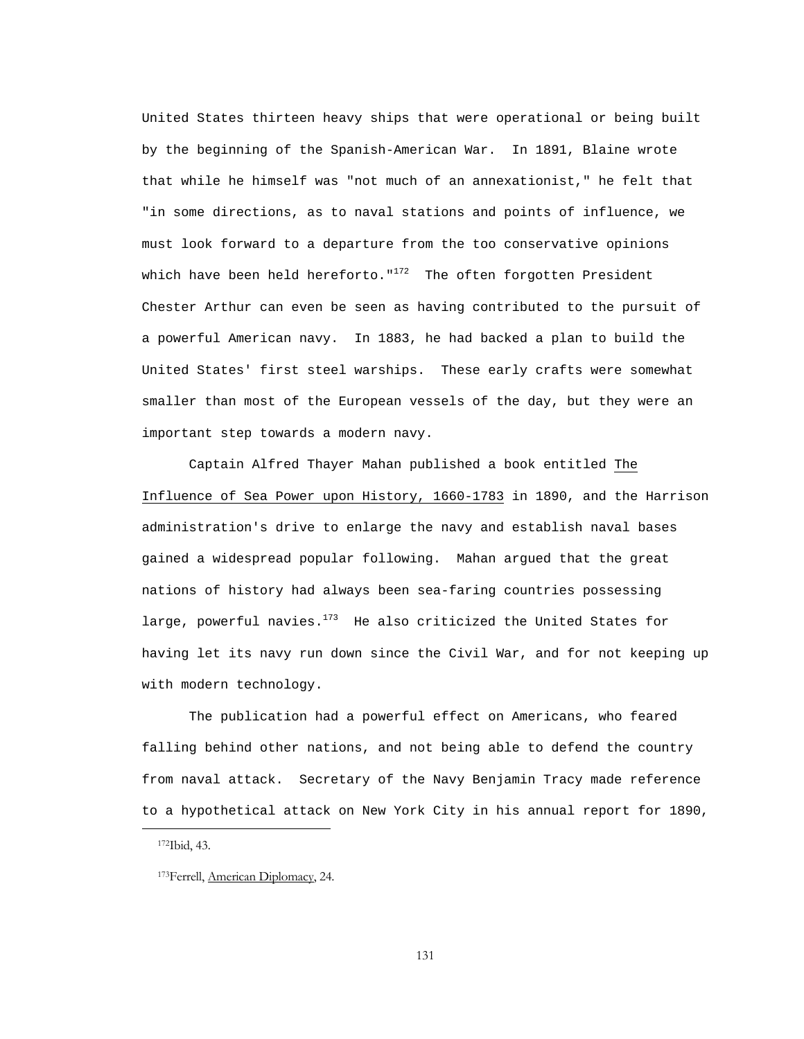United States thirteen heavy ships that were operational or being built by the beginning of the Spanish-American War. In 1891, Blaine wrote that while he himself was "not much of an annexationist," he felt that "in some directions, as to naval stations and points of influence, we must look forward to a departure from the too conservative opinions which have been held hereforto."[172] The often forgotten President Chester Arthur can even be seen as having contributed to the pursuit of a powerful American navy. In 1883, he had backed a plan to build the United States' first steel warships. These early crafts were somewhat smaller than most of the European vessels of the day, but they were an important step towards a modern navy.

Captain Alfred Thayer Mahan published a book entitled The Influence of Sea Power upon History, 1660-1783 in 1890, and the Harrison administration's drive to enlarge the navy and establish naval bases gained a widespread popular following. Mahan argued that the great nations of history had always been sea-faring countries possessing large, powerful navies.[173] He also criticized the United States for having let its navy run down since the Civil War, and for not keeping up with modern technology.

The publication had a powerful effect on Americans, who feared falling behind other nations, and not being able to defend the country from naval attack. Secretary of the Navy Benjamin Tracy made reference to a hypothetical attack on New York City in his annual report for 1890,

---

[172] Ibid, 43.

[173] Ferrell, American Diplomacy, 24.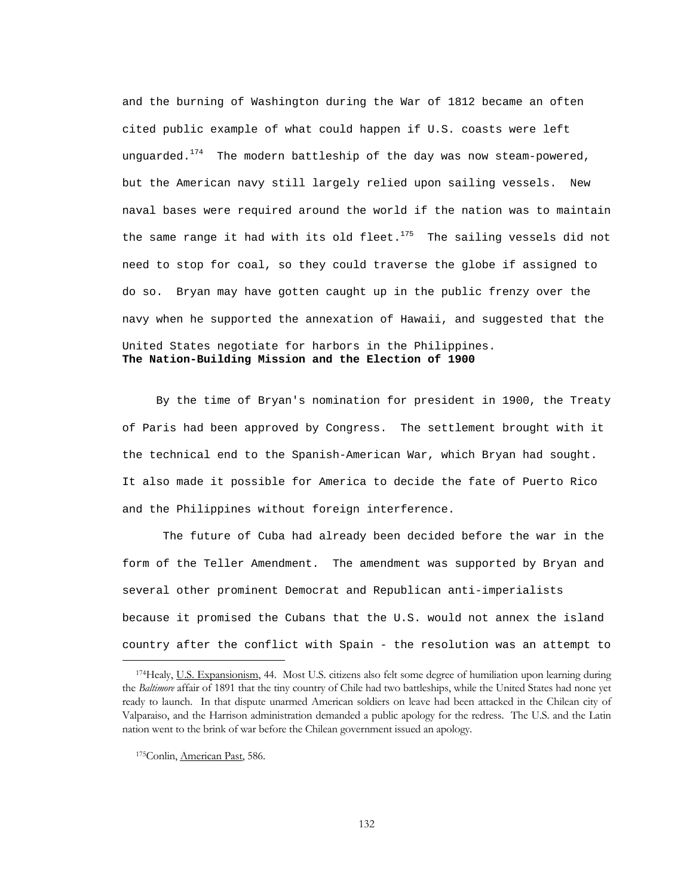and the burning of Washington during the War of 1812 became an often cited public example of what could happen if U.S. coasts were left unguarded.[174] The modern battleship of the day was now steam-powered, but the American navy still largely relied upon sailing vessels. New naval bases were required around the world if the nation was to maintain the same range it had with its old fleet.[175] The sailing vessels did not need to stop for coal, so they could traverse the globe if assigned to do so. Bryan may have gotten caught up in the public frenzy over the navy when he supported the annexation of Hawaii, and suggested that the United States negotiate for harbors in the Philippines.

**The Nation-Building Mission and the Election of 1900**

By the time of Bryan's nomination for president in 1900, the Treaty of Paris had been approved by Congress. The settlement brought with it the technical end to the Spanish-American War, which Bryan had sought. It also made it possible for America to decide the fate of Puerto Rico and the Philippines without foreign interference.

The future of Cuba had already been decided before the war in the form of the Teller Amendment. The amendment was supported by Bryan and several other prominent Democrat and Republican anti-imperialists because it promised the Cubans that the U.S. would not annex the island country after the conflict with Spain - the resolution was an attempt to

---

[174] Healy, U.S. Expansionism, 44. Most U.S. citizens also felt some degree of humiliation upon learning during the *Baltimore* affair of 1891 that the tiny country of Chile had two battleships, while the United States had none yet ready to launch. In that dispute unarmed American soldiers on leave had been attacked in the Chilean city of Valparaiso, and the Harrison administration demanded a public apology for the redress. The U.S. and the Latin nation went to the brink of war before the Chilean government issued an apology.

[175] Conlin, American Past, 586.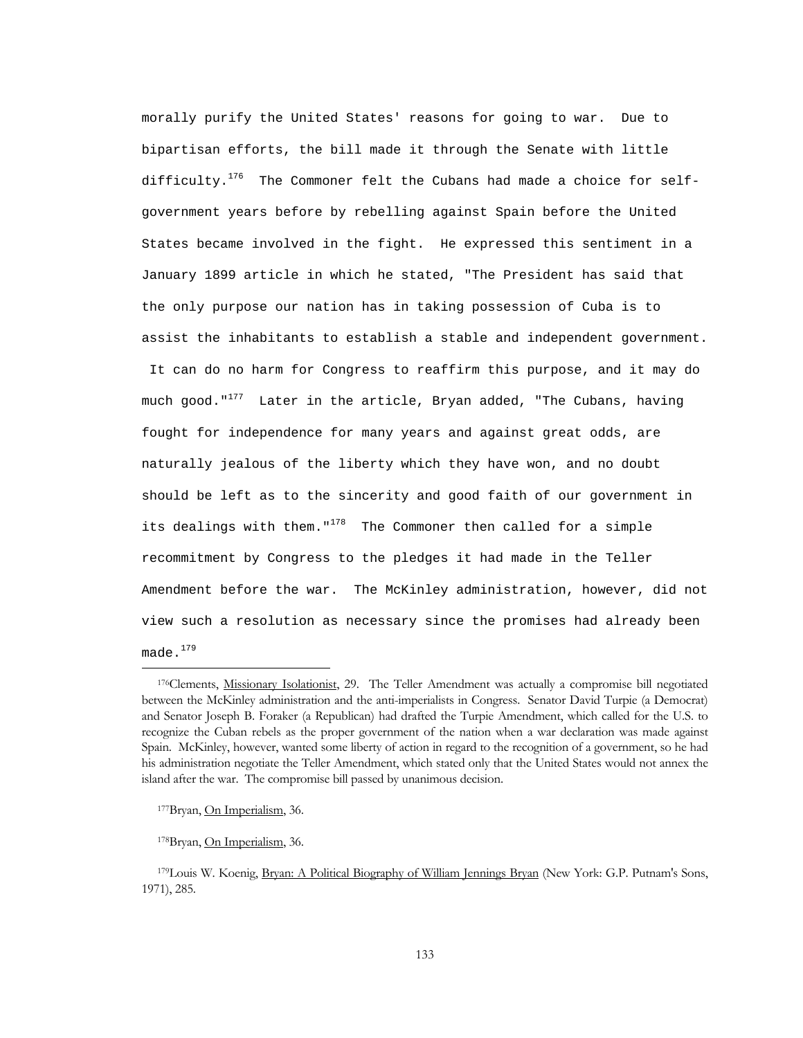morally purify the United States' reasons for going to war. Due to bipartisan efforts, the bill made it through the Senate with little difficulty.[176] The Commoner felt the Cubans had made a choice for self-government years before by rebelling against Spain before the United States became involved in the fight. He expressed this sentiment in a January 1899 article in which he stated, "The President has said that the only purpose our nation has in taking possession of Cuba is to assist the inhabitants to establish a stable and independent government. It can do no harm for Congress to reaffirm this purpose, and it may do much good."[177] Later in the article, Bryan added, "The Cubans, having fought for independence for many years and against great odds, are naturally jealous of the liberty which they have won, and no doubt should be left as to the sincerity and good faith of our government in its dealings with them."[178] The Commoner then called for a simple recommitment by Congress to the pledges it had made in the Teller Amendment before the war. The McKinley administration, however, did not view such a resolution as necessary since the promises had already been made.[179]

---

[176]Clements, Missionary Isolationist, 29. The Teller Amendment was actually a compromise bill negotiated between the McKinley administration and the anti-imperialists in Congress. Senator David Turpie (a Democrat) and Senator Joseph B. Foraker (a Republican) had drafted the Turpie Amendment, which called for the U.S. to recognize the Cuban rebels as the proper government of the nation when a war declaration was made against Spain. McKinley, however, wanted some liberty of action in regard to the recognition of a government, so he had his administration negotiate the Teller Amendment, which stated only that the United States would not annex the island after the war. The compromise bill passed by unanimous decision.

[177]Bryan, On Imperialism, 36.

[178]Bryan, On Imperialism, 36.

[179]Louis W. Koenig, Bryan: A Political Biography of William Jennings Bryan (New York: G.P. Putnam's Sons, 1971), 285.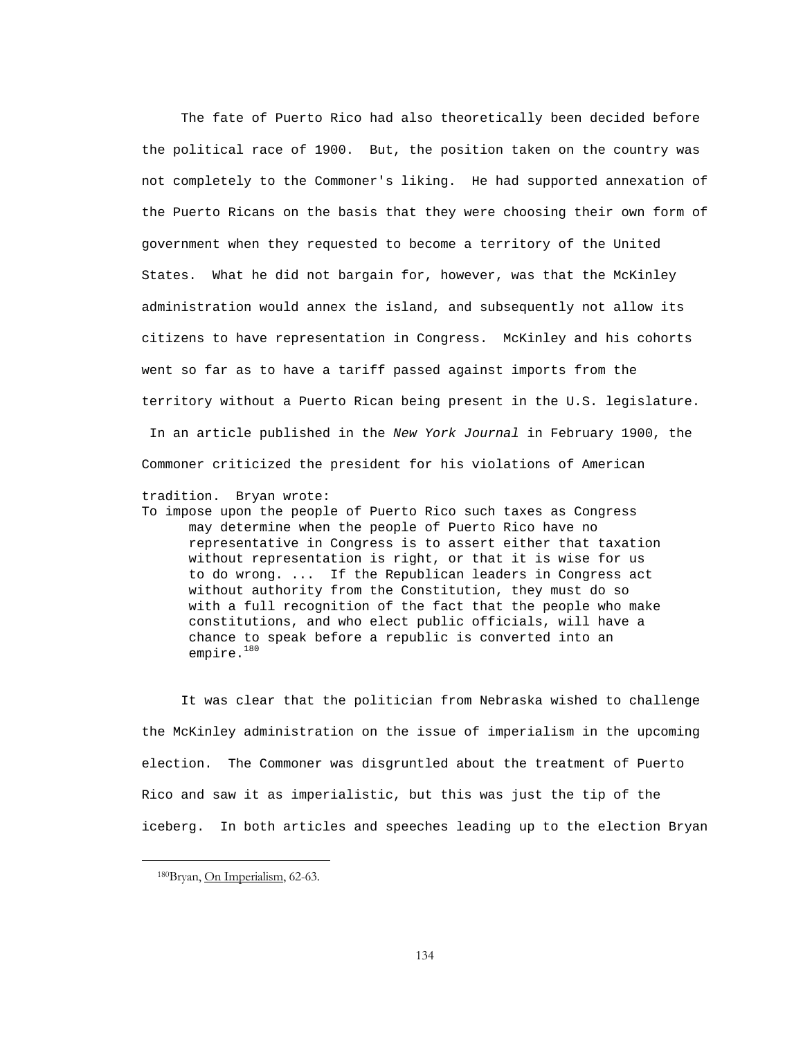The fate of Puerto Rico had also theoretically been decided before the political race of 1900. But, the position taken on the country was not completely to the Commoner's liking. He had supported annexation of the Puerto Ricans on the basis that they were choosing their own form of government when they requested to become a territory of the United States. What he did not bargain for, however, was that the McKinley administration would annex the island, and subsequently not allow its citizens to have representation in Congress. McKinley and his cohorts went so far as to have a tariff passed against imports from the territory without a Puerto Rican being present in the U.S. legislature. In an article published in the *New York Journal* in February 1900, the Commoner criticized the president for his violations of American tradition. Bryan wrote:

> To impose upon the people of Puerto Rico such taxes as Congress may determine when the people of Puerto Rico have no representative in Congress is to assert either that taxation without representation is right, or that it is wise for us to do wrong. ... If the Republican leaders in Congress act without authority from the Constitution, they must do so with a full recognition of the fact that the people who make constitutions, and who elect public officials, will have a chance to speak before a republic is converted into an empire.[180]

It was clear that the politician from Nebraska wished to challenge the McKinley administration on the issue of imperialism in the upcoming election. The Commoner was disgruntled about the treatment of Puerto Rico and saw it as imperialistic, but this was just the tip of the iceberg. In both articles and speeches leading up to the election Bryan

---

[180] Bryan, On Imperialism, 62-63.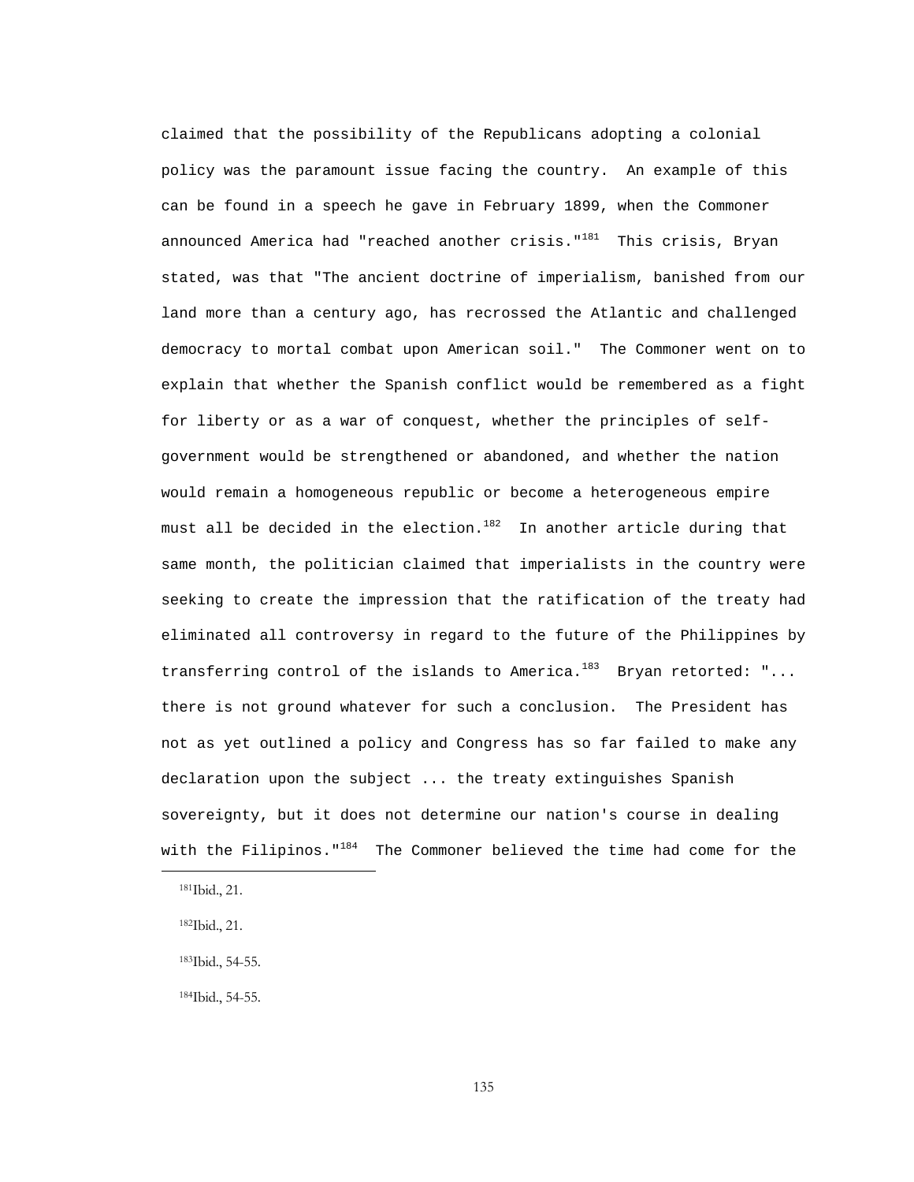claimed that the possibility of the Republicans adopting a colonial policy was the paramount issue facing the country. An example of this can be found in a speech he gave in February 1899, when the Commoner announced America had "reached another crisis."[181] This crisis, Bryan stated, was that "The ancient doctrine of imperialism, banished from our land more than a century ago, has recrossed the Atlantic and challenged democracy to mortal combat upon American soil." The Commoner went on to explain that whether the Spanish conflict would be remembered as a fight for liberty or as a war of conquest, whether the principles of self-government would be strengthened or abandoned, and whether the nation would remain a homogeneous republic or become a heterogeneous empire must all be decided in the election.[182] In another article during that same month, the politician claimed that imperialists in the country were seeking to create the impression that the ratification of the treaty had eliminated all controversy in regard to the future of the Philippines by transferring control of the islands to America.[183] Bryan retorted: "... there is not ground whatever for such a conclusion. The President has not as yet outlined a policy and Congress has so far failed to make any declaration upon the subject ... the treaty extinguishes Spanish sovereignty, but it does not determine our nation's course in dealing with the Filipinos."[184] The Commoner believed the time had come for the

[181]Ibid., 21.

[182]Ibid., 21.

[183]Ibid., 54-55.

[184]Ibid., 54-55.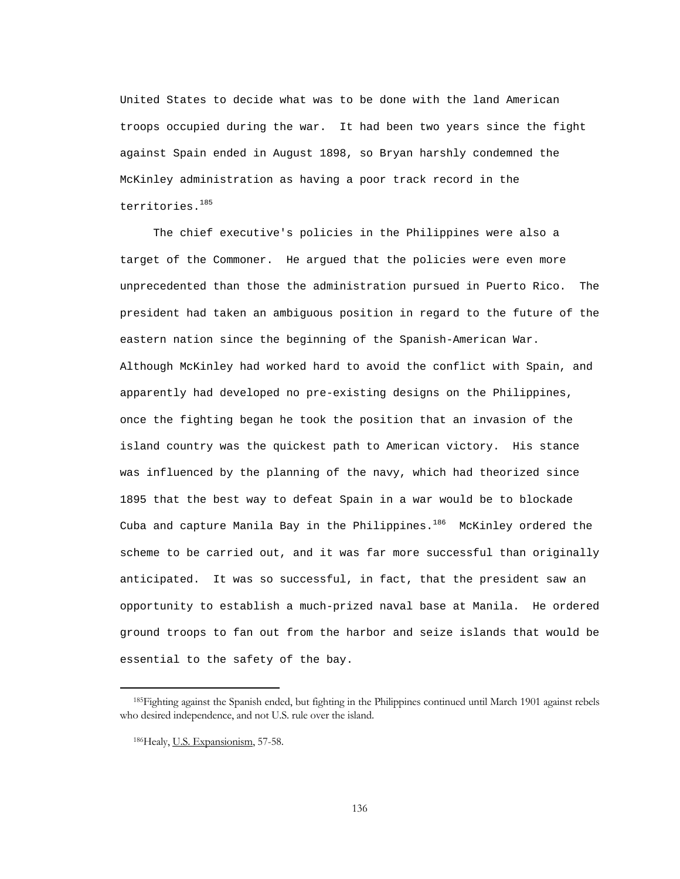United States to decide what was to be done with the land American troops occupied during the war. It had been two years since the fight against Spain ended in August 1898, so Bryan harshly condemned the McKinley administration as having a poor track record in the territories.[185]

The chief executive's policies in the Philippines were also a target of the Commoner. He argued that the policies were even more unprecedented than those the administration pursued in Puerto Rico. The president had taken an ambiguous position in regard to the future of the eastern nation since the beginning of the Spanish-American War. Although McKinley had worked hard to avoid the conflict with Spain, and apparently had developed no pre-existing designs on the Philippines, once the fighting began he took the position that an invasion of the island country was the quickest path to American victory. His stance was influenced by the planning of the navy, which had theorized since 1895 that the best way to defeat Spain in a war would be to blockade Cuba and capture Manila Bay in the Philippines.[186] McKinley ordered the scheme to be carried out, and it was far more successful than originally anticipated. It was so successful, in fact, that the president saw an opportunity to establish a much-prized naval base at Manila. He ordered ground troops to fan out from the harbor and seize islands that would be essential to the safety of the bay.

---

[185] Fighting against the Spanish ended, but fighting in the Philippines continued until March 1901 against rebels who desired independence, and not U.S. rule over the island.

[186] Healy, U.S. Expansionism, 57-58.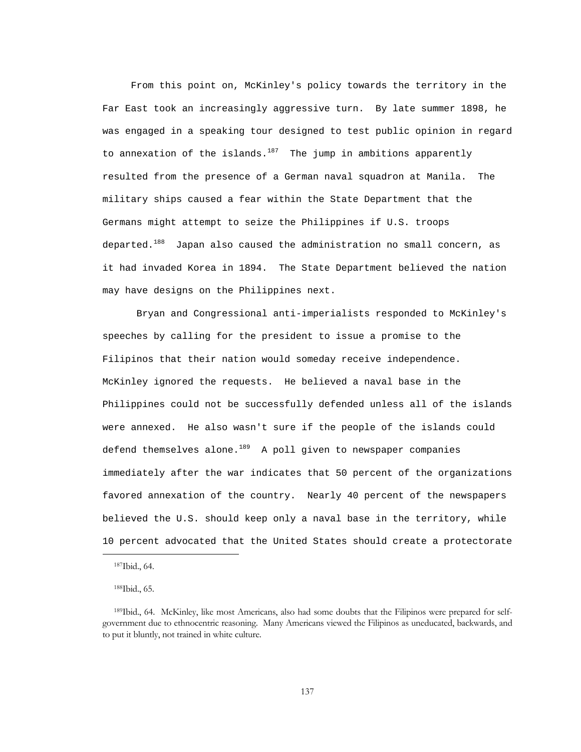From this point on, McKinley's policy towards the territory in the Far East took an increasingly aggressive turn. By late summer 1898, he was engaged in a speaking tour designed to test public opinion in regard to annexation of the islands.[187] The jump in ambitions apparently resulted from the presence of a German naval squadron at Manila. The military ships caused a fear within the State Department that the Germans might attempt to seize the Philippines if U.S. troops departed.[188] Japan also caused the administration no small concern, as it had invaded Korea in 1894. The State Department believed the nation may have designs on the Philippines next.

Bryan and Congressional anti-imperialists responded to McKinley's speeches by calling for the president to issue a promise to the Filipinos that their nation would someday receive independence. McKinley ignored the requests. He believed a naval base in the Philippines could not be successfully defended unless all of the islands were annexed. He also wasn't sure if the people of the islands could defend themselves alone.[189] A poll given to newspaper companies immediately after the war indicates that 50 percent of the organizations favored annexation of the country. Nearly 40 percent of the newspapers believed the U.S. should keep only a naval base in the territory, while 10 percent advocated that the United States should create a protectorate

[187]Ibid., 64.

[188]Ibid., 65.

[189]Ibid., 64. McKinley, like most Americans, also had some doubts that the Filipinos were prepared for self-government due to ethnocentric reasoning. Many Americans viewed the Filipinos as uneducated, backwards, and to put it bluntly, not trained in white culture.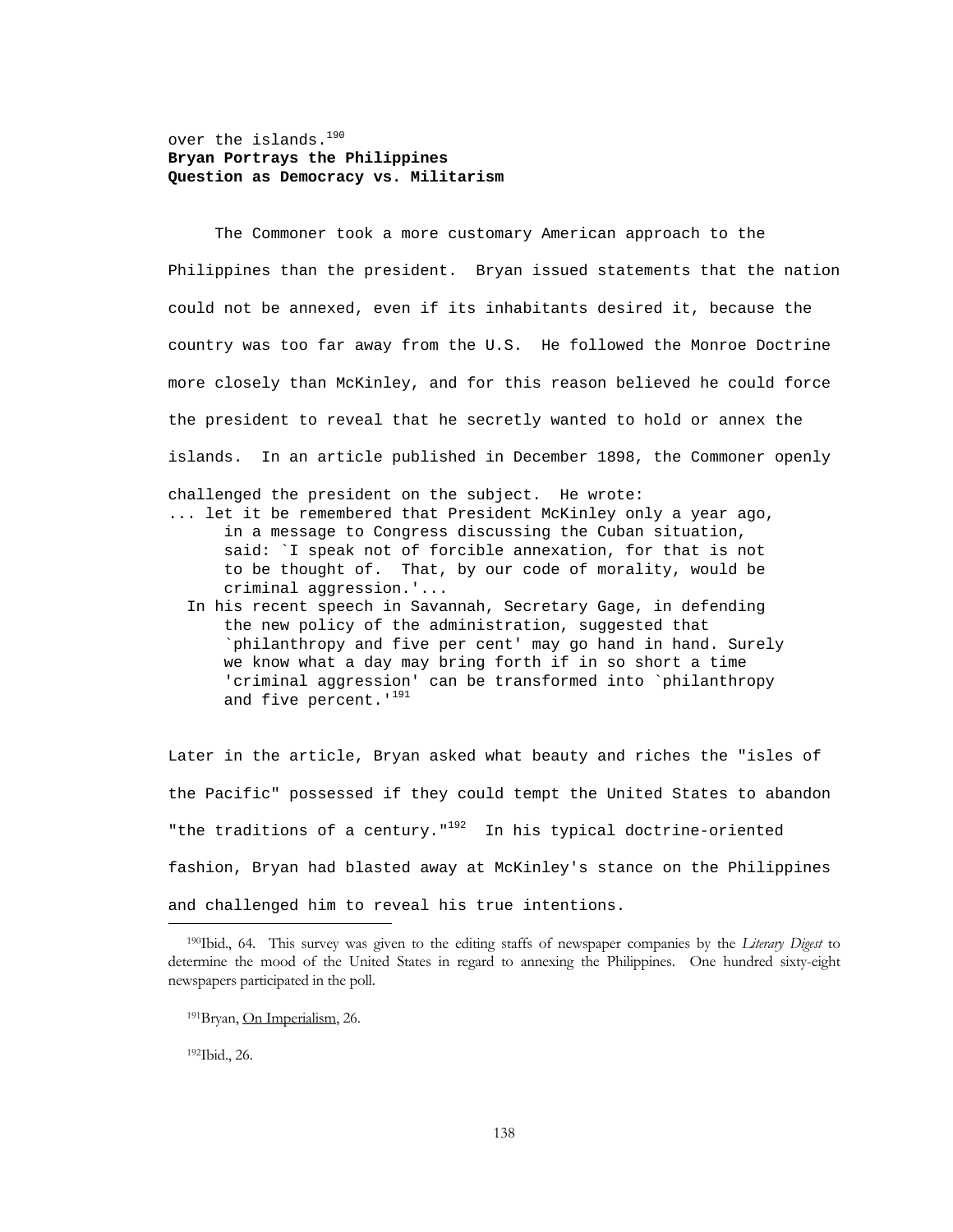over the islands.[190]

**Bryan Portrays the Philippines Question as Democracy vs. Militarism**

The Commoner took a more customary American approach to the Philippines than the president. Bryan issued statements that the nation could not be annexed, even if its inhabitants desired it, because the country was too far away from the U.S. He followed the Monroe Doctrine more closely than McKinley, and for this reason believed he could force the president to reveal that he secretly wanted to hold or annex the islands. In an article published in December 1898, the Commoner openly challenged the president on the subject. He wrote:

> ... let it be remembered that President McKinley only a year ago, in a message to Congress discussing the Cuban situation, said: `I speak not of forcible annexation, for that is not to be thought of. That, by our code of morality, would be criminal aggression.'...
>
> In his recent speech in Savannah, Secretary Gage, in defending the new policy of the administration, suggested that `philanthropy and five per cent' may go hand in hand. Surely we know what a day may bring forth if in so short a time 'criminal aggression' can be transformed into `philanthropy and five percent.'[191]

Later in the article, Bryan asked what beauty and riches the "isles of the Pacific" possessed if they could tempt the United States to abandon "the traditions of a century."[192] In his typical doctrine-oriented fashion, Bryan had blasted away at McKinley's stance on the Philippines and challenged him to reveal his true intentions.

---

[190]Ibid., 64. This survey was given to the editing staffs of newspaper companies by the *Literary Digest* to determine the mood of the United States in regard to annexing the Philippines. One hundred sixty-eight newspapers participated in the poll.

[191]Bryan, On Imperialism, 26.

[192]Ibid., 26.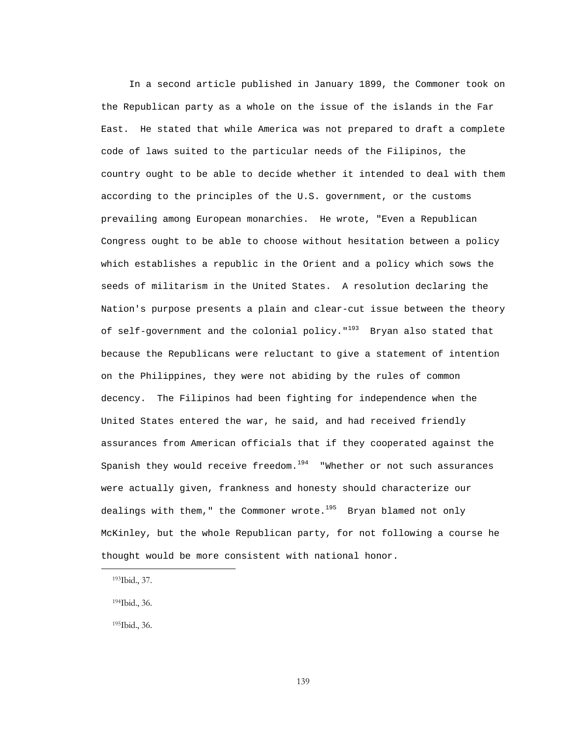In a second article published in January 1899, the Commoner took on the Republican party as a whole on the issue of the islands in the Far East. He stated that while America was not prepared to draft a complete code of laws suited to the particular needs of the Filipinos, the country ought to be able to decide whether it intended to deal with them according to the principles of the U.S. government, or the customs prevailing among European monarchies. He wrote, "Even a Republican Congress ought to be able to choose without hesitation between a policy which establishes a republic in the Orient and a policy which sows the seeds of militarism in the United States. A resolution declaring the Nation's purpose presents a plain and clear-cut issue between the theory of self-government and the colonial policy."[193] Bryan also stated that because the Republicans were reluctant to give a statement of intention on the Philippines, they were not abiding by the rules of common decency. The Filipinos had been fighting for independence when the United States entered the war, he said, and had received friendly assurances from American officials that if they cooperated against the Spanish they would receive freedom.[194] "Whether or not such assurances were actually given, frankness and honesty should characterize our dealings with them," the Commoner wrote.[195] Bryan blamed not only McKinley, but the whole Republican party, for not following a course he thought would be more consistent with national honor.

---

[193]Ibid., 37.

[194]Ibid., 36.

[195]Ibid., 36.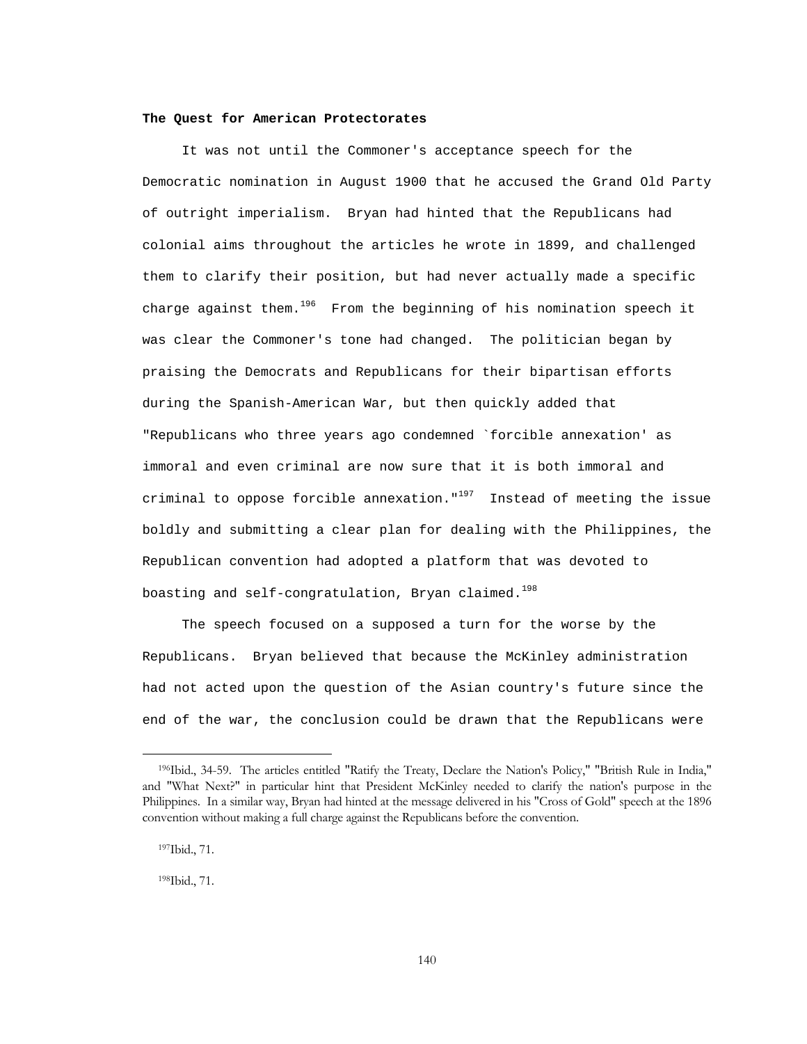**The Quest for American Protectorates**

It was not until the Commoner's acceptance speech for the Democratic nomination in August 1900 that he accused the Grand Old Party of outright imperialism. Bryan had hinted that the Republicans had colonial aims throughout the articles he wrote in 1899, and challenged them to clarify their position, but had never actually made a specific charge against them.[196] From the beginning of his nomination speech it was clear the Commoner's tone had changed. The politician began by praising the Democrats and Republicans for their bipartisan efforts during the Spanish-American War, but then quickly added that "Republicans who three years ago condemned `forcible annexation' as immoral and even criminal are now sure that it is both immoral and criminal to oppose forcible annexation."[197] Instead of meeting the issue boldly and submitting a clear plan for dealing with the Philippines, the Republican convention had adopted a platform that was devoted to boasting and self-congratulation, Bryan claimed.[198]

The speech focused on a supposed a turn for the worse by the Republicans. Bryan believed that because the McKinley administration had not acted upon the question of the Asian country's future since the end of the war, the conclusion could be drawn that the Republicans were

---

[196] Ibid., 34-59. The articles entitled "Ratify the Treaty, Declare the Nation's Policy," "British Rule in India," and "What Next?" in particular hint that President McKinley needed to clarify the nation's purpose in the Philippines. In a similar way, Bryan had hinted at the message delivered in his "Cross of Gold" speech at the 1896 convention without making a full charge against the Republicans before the convention.

[197] Ibid., 71.

[198] Ibid., 71.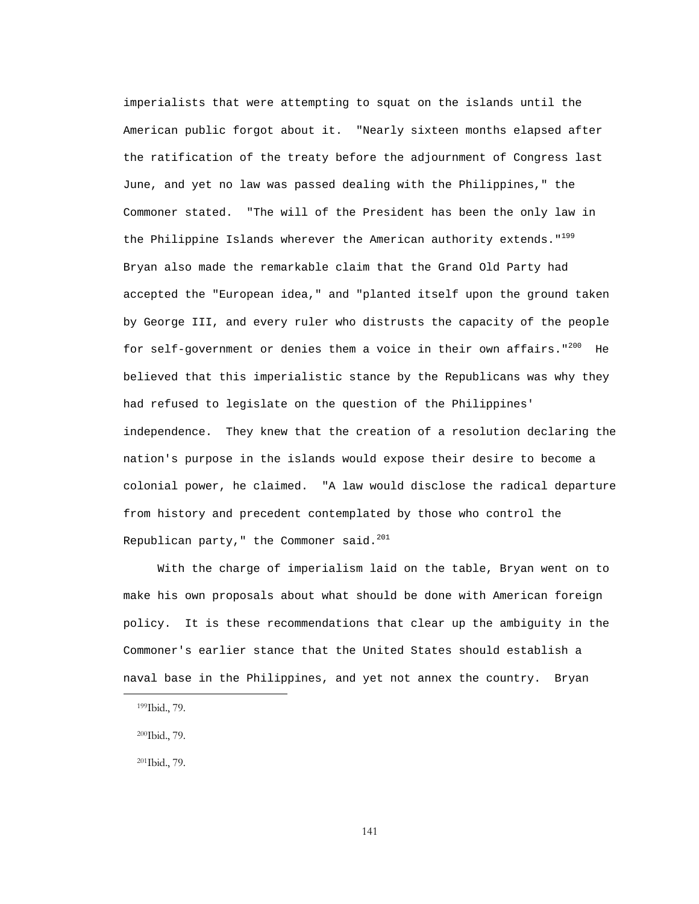imperialists that were attempting to squat on the islands until the American public forgot about it. "Nearly sixteen months elapsed after the ratification of the treaty before the adjournment of Congress last June, and yet no law was passed dealing with the Philippines," the Commoner stated. "The will of the President has been the only law in the Philippine Islands wherever the American authority extends."[199] Bryan also made the remarkable claim that the Grand Old Party had accepted the "European idea," and "planted itself upon the ground taken by George III, and every ruler who distrusts the capacity of the people for self-government or denies them a voice in their own affairs."[200] He believed that this imperialistic stance by the Republicans was why they had refused to legislate on the question of the Philippines' independence. They knew that the creation of a resolution declaring the nation's purpose in the islands would expose their desire to become a colonial power, he claimed. "A law would disclose the radical departure from history and precedent contemplated by those who control the Republican party," the Commoner said.[201]

With the charge of imperialism laid on the table, Bryan went on to make his own proposals about what should be done with American foreign policy. It is these recommendations that clear up the ambiguity in the Commoner's earlier stance that the United States should establish a naval base in the Philippines, and yet not annex the country. Bryan

---

[199] Ibid., 79.

[200] Ibid., 79.

[201] Ibid., 79.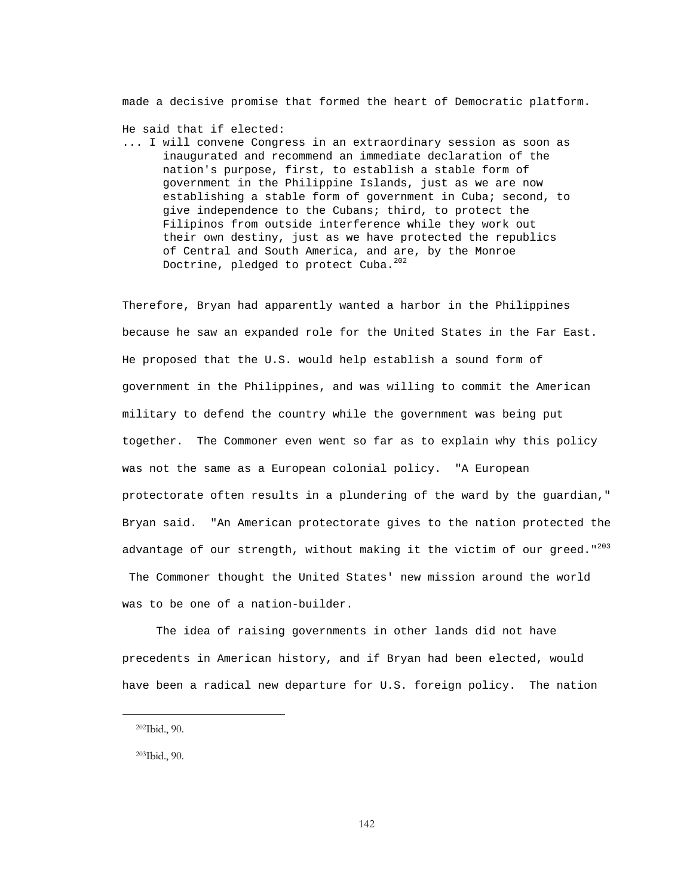made a decisive promise that formed the heart of Democratic platform.

He said that if elected:

> ... I will convene Congress in an extraordinary session as soon as inaugurated and recommend an immediate declaration of the nation's purpose, first, to establish a stable form of government in the Philippine Islands, just as we are now establishing a stable form of government in Cuba; second, to give independence to the Cubans; third, to protect the Filipinos from outside interference while they work out their own destiny, just as we have protected the republics of Central and South America, and are, by the Monroe Doctrine, pledged to protect Cuba.[202]

Therefore, Bryan had apparently wanted a harbor in the Philippines because he saw an expanded role for the United States in the Far East. He proposed that the U.S. would help establish a sound form of government in the Philippines, and was willing to commit the American military to defend the country while the government was being put together. The Commoner even went so far as to explain why this policy was not the same as a European colonial policy. "A European protectorate often results in a plundering of the ward by the guardian," Bryan said. "An American protectorate gives to the nation protected the advantage of our strength, without making it the victim of our greed."[203] The Commoner thought the United States' new mission around the world was to be one of a nation-builder.

The idea of raising governments in other lands did not have precedents in American history, and if Bryan had been elected, would have been a radical new departure for U.S. foreign policy. The nation

[202]Ibid., 90.

[203]Ibid., 90.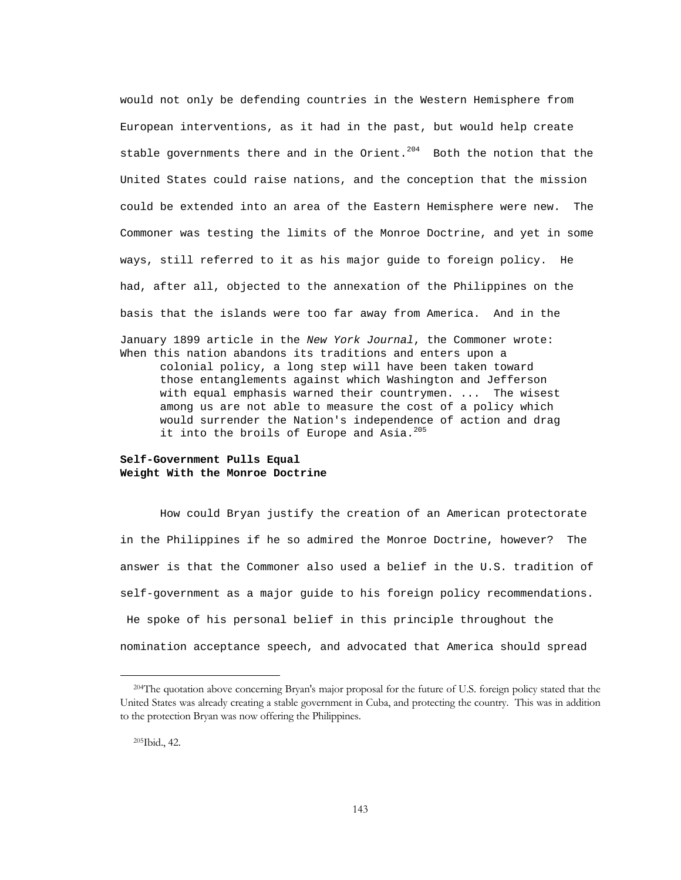would not only be defending countries in the Western Hemisphere from European interventions, as it had in the past, but would help create stable governments there and in the Orient.[204] Both the notion that the United States could raise nations, and the conception that the mission could be extended into an area of the Eastern Hemisphere were new. The Commoner was testing the limits of the Monroe Doctrine, and yet in some ways, still referred to it as his major guide to foreign policy. He had, after all, objected to the annexation of the Philippines on the basis that the islands were too far away from America. And in the January 1899 article in the *New York Journal*, the Commoner wrote:

> When this nation abandons its traditions and enters upon a colonial policy, a long step will have been taken toward those entanglements against which Washington and Jefferson with equal emphasis warned their countrymen. ... The wisest among us are not able to measure the cost of a policy which would surrender the Nation's independence of action and drag it into the broils of Europe and Asia.[205]

**Self-Government Pulls Equal Weight With the Monroe Doctrine**

How could Bryan justify the creation of an American protectorate in the Philippines if he so admired the Monroe Doctrine, however? The answer is that the Commoner also used a belief in the U.S. tradition of self-government as a major guide to his foreign policy recommendations. He spoke of his personal belief in this principle throughout the nomination acceptance speech, and advocated that America should spread

---

[204]The quotation above concerning Bryan's major proposal for the future of U.S. foreign policy stated that the United States was already creating a stable government in Cuba, and protecting the country. This was in addition to the protection Bryan was now offering the Philippines.

[205]Ibid., 42.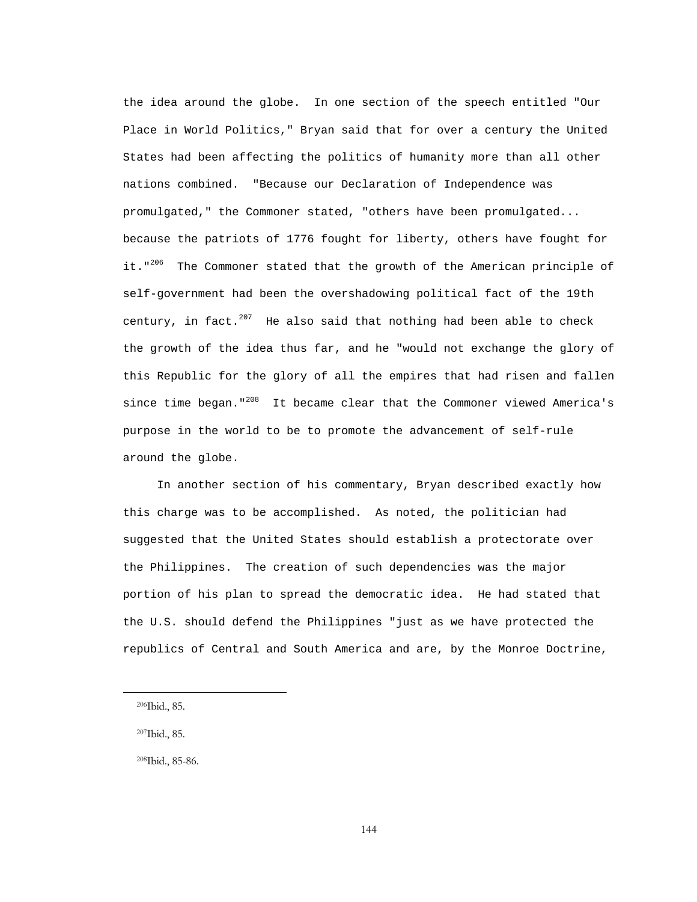the idea around the globe. In one section of the speech entitled "Our Place in World Politics," Bryan said that for over a century the United States had been affecting the politics of humanity more than all other nations combined. "Because our Declaration of Independence was promulgated," the Commoner stated, "others have been promulgated... because the patriots of 1776 fought for liberty, others have fought for it."[206] The Commoner stated that the growth of the American principle of self-government had been the overshadowing political fact of the 19th century, in fact.[207] He also said that nothing had been able to check the growth of the idea thus far, and he "would not exchange the glory of this Republic for the glory of all the empires that had risen and fallen since time began."[208] It became clear that the Commoner viewed America's purpose in the world to be to promote the advancement of self-rule around the globe.

In another section of his commentary, Bryan described exactly how this charge was to be accomplished. As noted, the politician had suggested that the United States should establish a protectorate over the Philippines. The creation of such dependencies was the major portion of his plan to spread the democratic idea. He had stated that the U.S. should defend the Philippines "just as we have protected the republics of Central and South America and are, by the Monroe Doctrine,

---

[206] Ibid., 85.

[207] Ibid., 85.

[208] Ibid., 85-86.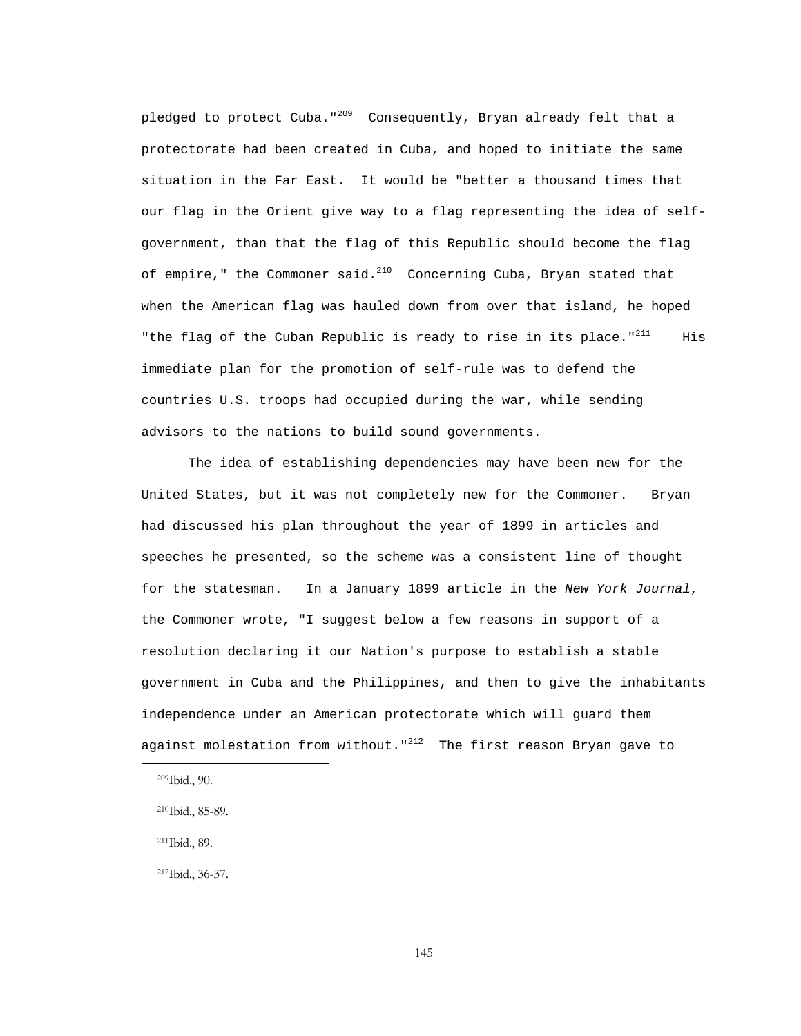pledged to protect Cuba."[209] Consequently, Bryan already felt that a protectorate had been created in Cuba, and hoped to initiate the same situation in the Far East. It would be "better a thousand times that our flag in the Orient give way to a flag representing the idea of self-government, than that the flag of this Republic should become the flag of empire," the Commoner said.[210] Concerning Cuba, Bryan stated that when the American flag was hauled down from over that island, he hoped "the flag of the Cuban Republic is ready to rise in its place."[211] His immediate plan for the promotion of self-rule was to defend the countries U.S. troops had occupied during the war, while sending advisors to the nations to build sound governments.

The idea of establishing dependencies may have been new for the United States, but it was not completely new for the Commoner. Bryan had discussed his plan throughout the year of 1899 in articles and speeches he presented, so the scheme was a consistent line of thought for the statesman. In a January 1899 article in the *New York Journal*, the Commoner wrote, "I suggest below a few reasons in support of a resolution declaring it our Nation's purpose to establish a stable government in Cuba and the Philippines, and then to give the inhabitants independence under an American protectorate which will guard them against molestation from without."[212] The first reason Bryan gave to

---

[209] Ibid., 90.

[210] Ibid., 85-89.

[211] Ibid., 89.

[212] Ibid., 36-37.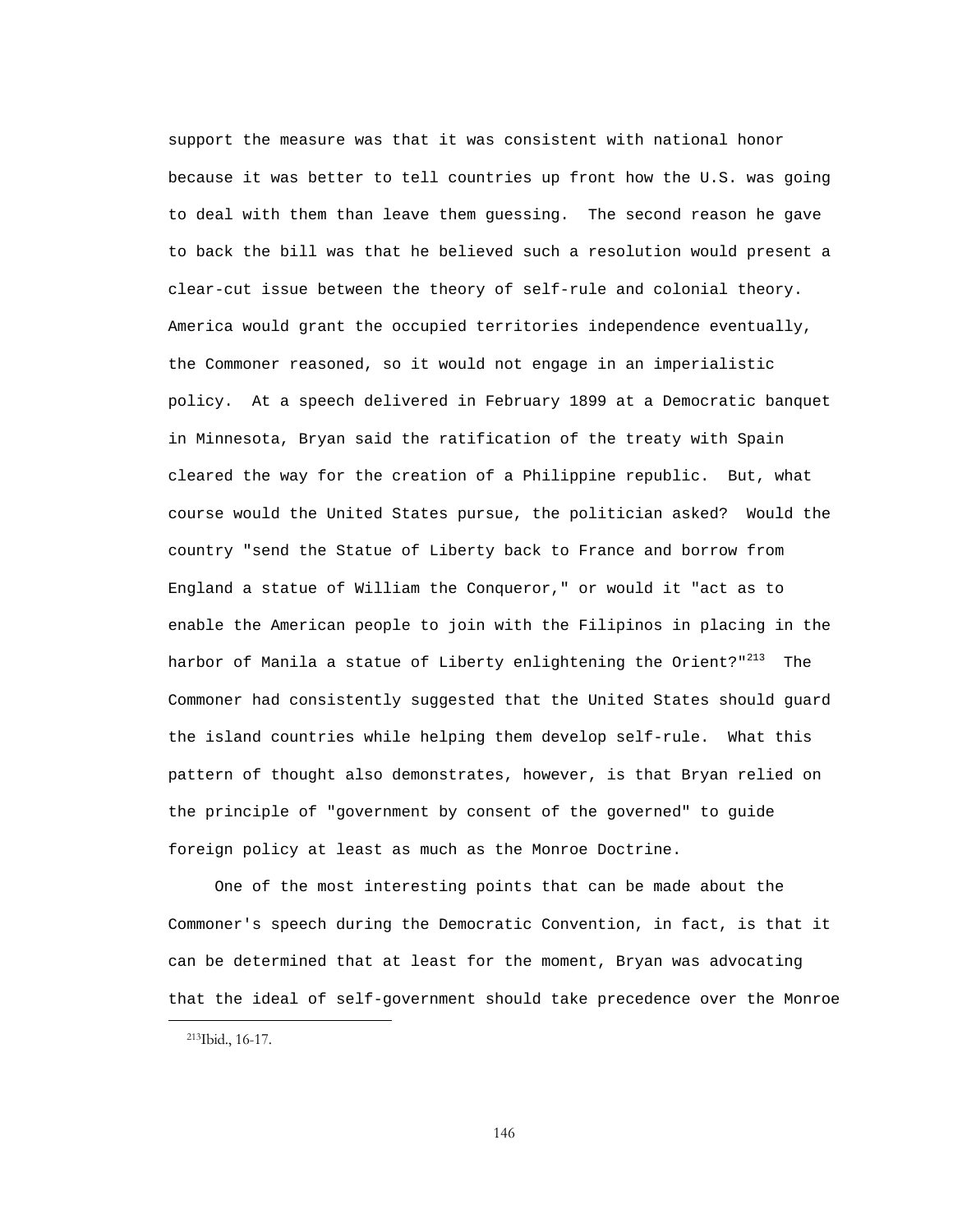support the measure was that it was consistent with national honor because it was better to tell countries up front how the U.S. was going to deal with them than leave them guessing. The second reason he gave to back the bill was that he believed such a resolution would present a clear-cut issue between the theory of self-rule and colonial theory. America would grant the occupied territories independence eventually, the Commoner reasoned, so it would not engage in an imperialistic policy. At a speech delivered in February 1899 at a Democratic banquet in Minnesota, Bryan said the ratification of the treaty with Spain cleared the way for the creation of a Philippine republic. But, what course would the United States pursue, the politician asked? Would the country "send the Statue of Liberty back to France and borrow from England a statue of William the Conqueror," or would it "act as to enable the American people to join with the Filipinos in placing in the harbor of Manila a statue of Liberty enlightening the Orient?"[213] The Commoner had consistently suggested that the United States should guard the island countries while helping them develop self-rule. What this pattern of thought also demonstrates, however, is that Bryan relied on the principle of "government by consent of the governed" to guide foreign policy at least as much as the Monroe Doctrine.

One of the most interesting points that can be made about the Commoner's speech during the Democratic Convention, in fact, is that it can be determined that at least for the moment, Bryan was advocating that the ideal of self-government should take precedence over the Monroe

[213]Ibid., 16-17.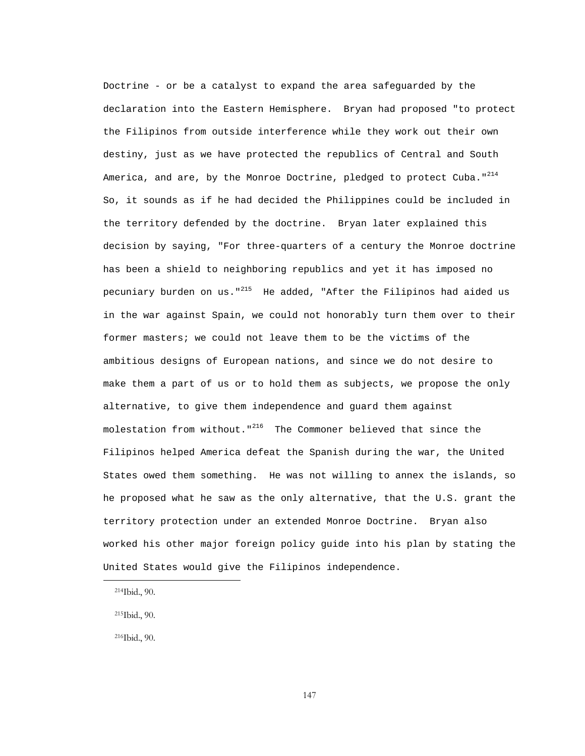Doctrine - or be a catalyst to expand the area safeguarded by the declaration into the Eastern Hemisphere. Bryan had proposed "to protect the Filipinos from outside interference while they work out their own destiny, just as we have protected the republics of Central and South America, and are, by the Monroe Doctrine, pledged to protect Cuba."[214] So, it sounds as if he had decided the Philippines could be included in the territory defended by the doctrine. Bryan later explained this decision by saying, "For three-quarters of a century the Monroe doctrine has been a shield to neighboring republics and yet it has imposed no pecuniary burden on us."[215] He added, "After the Filipinos had aided us in the war against Spain, we could not honorably turn them over to their former masters; we could not leave them to be the victims of the ambitious designs of European nations, and since we do not desire to make them a part of us or to hold them as subjects, we propose the only alternative, to give them independence and guard them against molestation from without."[216] The Commoner believed that since the Filipinos helped America defeat the Spanish during the war, the United States owed them something. He was not willing to annex the islands, so he proposed what he saw as the only alternative, that the U.S. grant the territory protection under an extended Monroe Doctrine. Bryan also worked his other major foreign policy guide into his plan by stating the United States would give the Filipinos independence.

[214] Ibid., 90.

[215] Ibid., 90.

[216] Ibid., 90.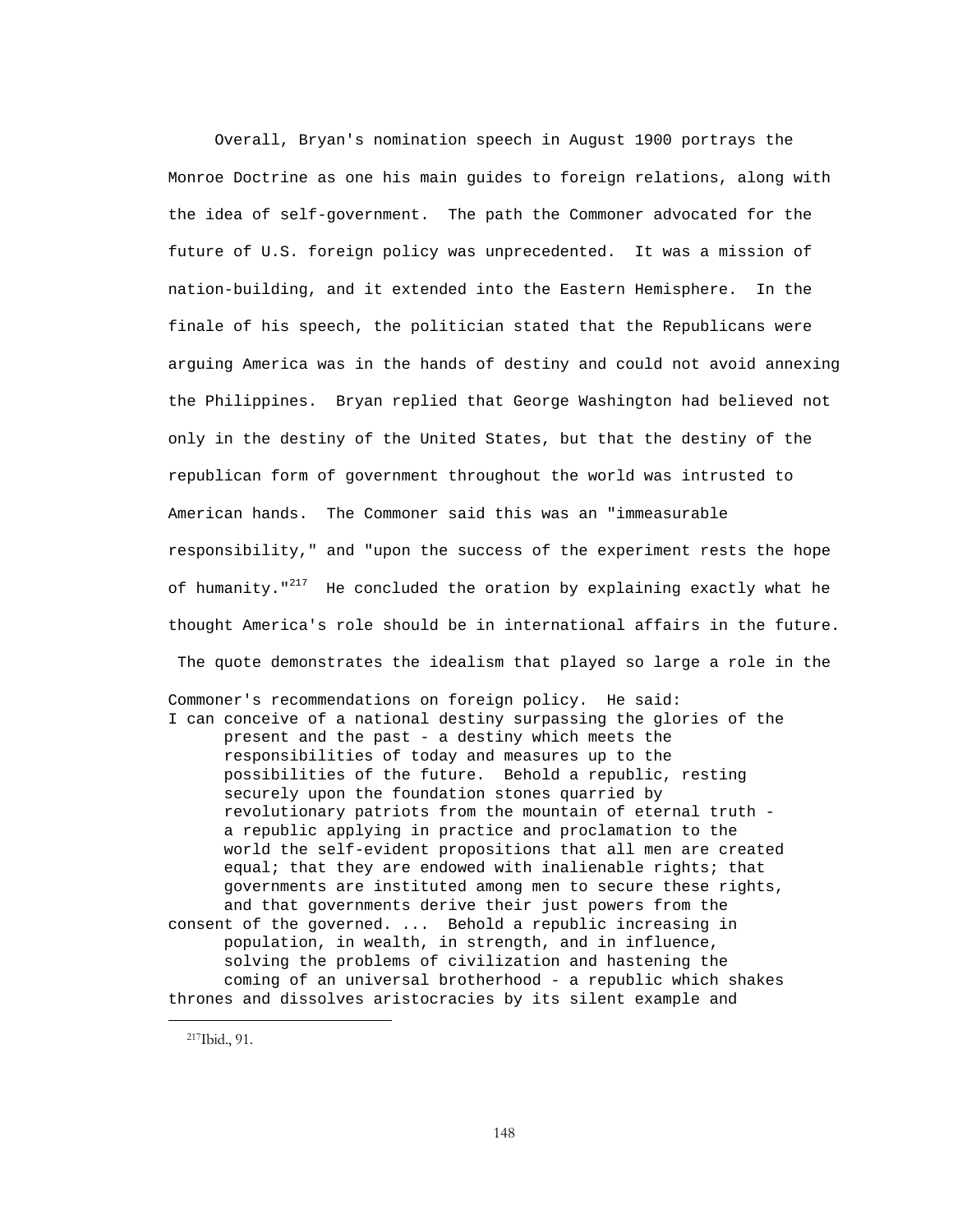Overall, Bryan's nomination speech in August 1900 portrays the Monroe Doctrine as one his main guides to foreign relations, along with the idea of self-government. The path the Commoner advocated for the future of U.S. foreign policy was unprecedented. It was a mission of nation-building, and it extended into the Eastern Hemisphere. In the finale of his speech, the politician stated that the Republicans were arguing America was in the hands of destiny and could not avoid annexing the Philippines. Bryan replied that George Washington had believed not only in the destiny of the United States, but that the destiny of the republican form of government throughout the world was intrusted to American hands. The Commoner said this was an "immeasurable responsibility," and "upon the success of the experiment rests the hope of humanity."[217] He concluded the oration by explaining exactly what he thought America's role should be in international affairs in the future. The quote demonstrates the idealism that played so large a role in the Commoner's recommendations on foreign policy. He said:

> I can conceive of a national destiny surpassing the glories of the present and the past - a destiny which meets the responsibilities of today and measures up to the possibilities of the future. Behold a republic, resting securely upon the foundation stones quarried by revolutionary patriots from the mountain of eternal truth - a republic applying in practice and proclamation to the world the self-evident propositions that all men are created equal; that they are endowed with inalienable rights; that governments are instituted among men to secure these rights, and that governments derive their just powers from the consent of the governed. ... Behold a republic increasing in population, in wealth, in strength, and in influence, solving the problems of civilization and hastening the coming of an universal brotherhood - a republic which shakes thrones and dissolves aristocracies by its silent example and

[217] Ibid., 91.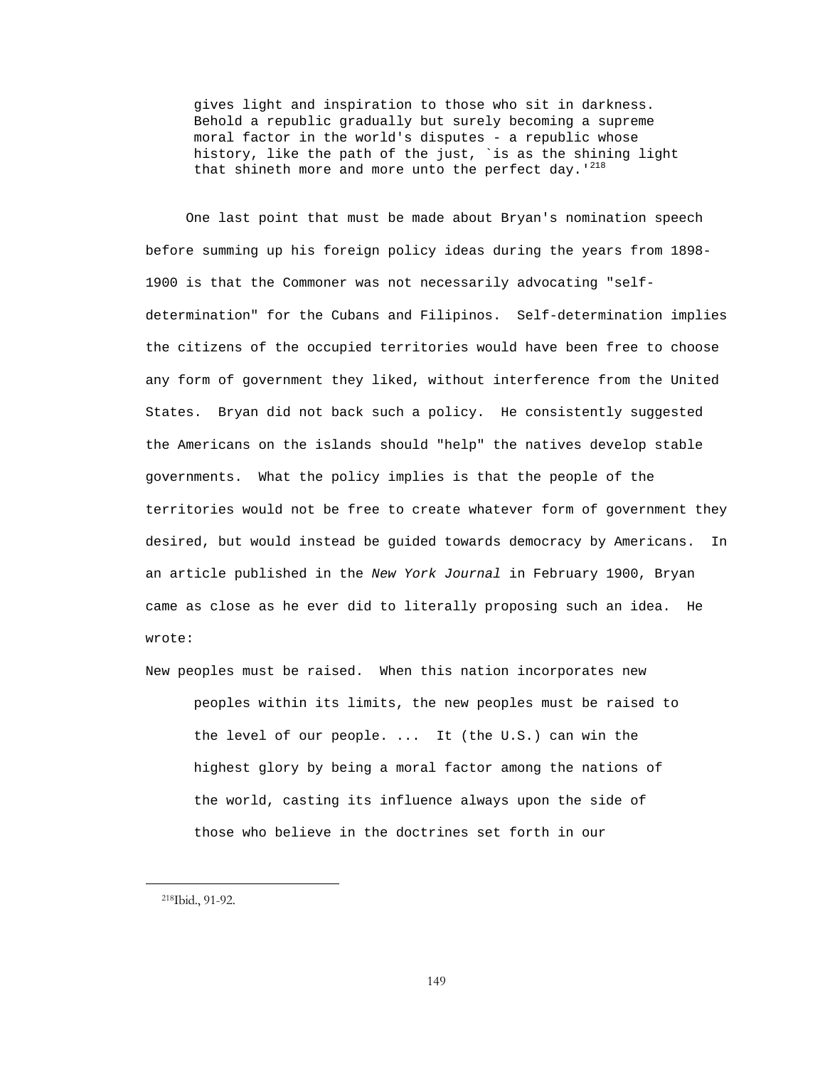> gives light and inspiration to those who sit in darkness. Behold a republic gradually but surely becoming a supreme moral factor in the world's disputes - a republic whose history, like the path of the just, `is as the shining light that shineth more and more unto the perfect day.'[218]

One last point that must be made about Bryan's nomination speech before summing up his foreign policy ideas during the years from 1898-1900 is that the Commoner was not necessarily advocating "self-determination" for the Cubans and Filipinos. Self-determination implies the citizens of the occupied territories would have been free to choose any form of government they liked, without interference from the United States. Bryan did not back such a policy. He consistently suggested the Americans on the islands should "help" the natives develop stable governments. What the policy implies is that the people of the territories would not be free to create whatever form of government they desired, but would instead be guided towards democracy by Americans. In an article published in the *New York Journal* in February 1900, Bryan came as close as he ever did to literally proposing such an idea. He wrote:

> New peoples must be raised. When this nation incorporates new peoples within its limits, the new peoples must be raised to the level of our people. ... It (the U.S.) can win the highest glory by being a moral factor among the nations of the world, casting its influence always upon the side of those who believe in the doctrines set forth in our

---

[218] Ibid., 91-92.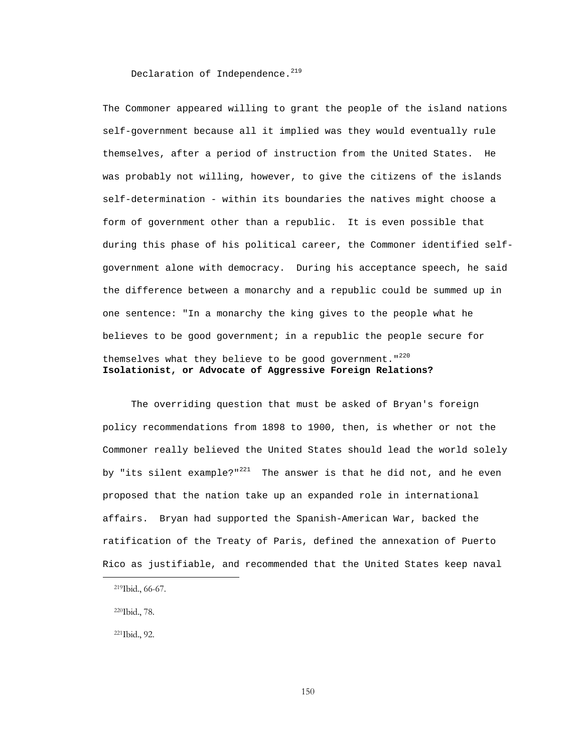Declaration of Independence.[219]

The Commoner appeared willing to grant the people of the island nations self-government because all it implied was they would eventually rule themselves, after a period of instruction from the United States. He was probably not willing, however, to give the citizens of the islands self-determination - within its boundaries the natives might choose a form of government other than a republic. It is even possible that during this phase of his political career, the Commoner identified self-government alone with democracy. During his acceptance speech, he said the difference between a monarchy and a republic could be summed up in one sentence: "In a monarchy the king gives to the people what he believes to be good government; in a republic the people secure for themselves what they believe to be good government."[220]

**Isolationist, or Advocate of Aggressive Foreign Relations?**

The overriding question that must be asked of Bryan's foreign policy recommendations from 1898 to 1900, then, is whether or not the Commoner really believed the United States should lead the world solely by "its silent example?"[221] The answer is that he did not, and he even proposed that the nation take up an expanded role in international affairs. Bryan had supported the Spanish-American War, backed the ratification of the Treaty of Paris, defined the annexation of Puerto Rico as justifiable, and recommended that the United States keep naval

[219]Ibid., 66-67.

[220]Ibid., 78.

[221]Ibid., 92.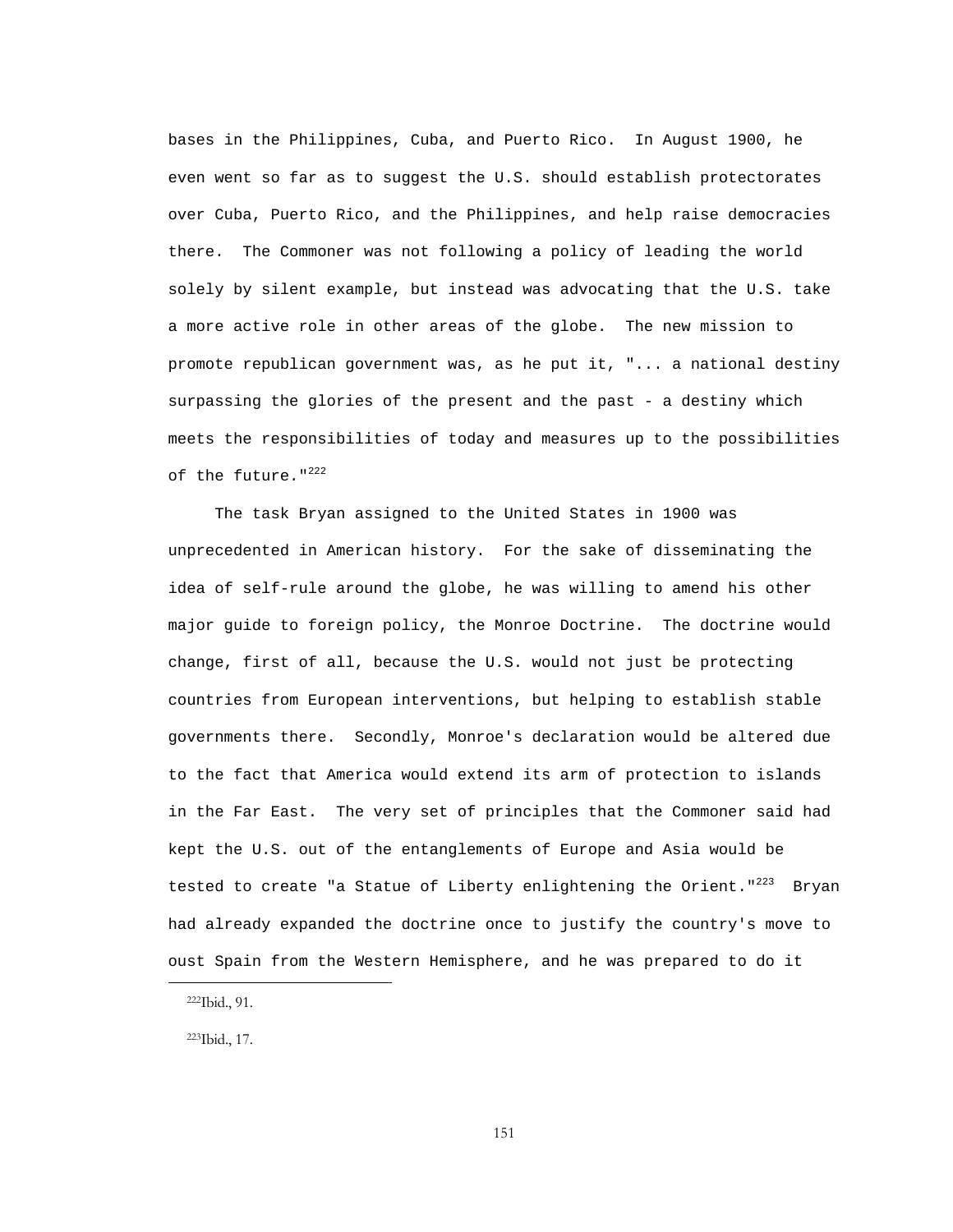bases in the Philippines, Cuba, and Puerto Rico. In August 1900, he even went so far as to suggest the U.S. should establish protectorates over Cuba, Puerto Rico, and the Philippines, and help raise democracies there. The Commoner was not following a policy of leading the world solely by silent example, but instead was advocating that the U.S. take a more active role in other areas of the globe. The new mission to promote republican government was, as he put it, "... a national destiny surpassing the glories of the present and the past - a destiny which meets the responsibilities of today and measures up to the possibilities of the future."[222]

The task Bryan assigned to the United States in 1900 was unprecedented in American history. For the sake of disseminating the idea of self-rule around the globe, he was willing to amend his other major guide to foreign policy, the Monroe Doctrine. The doctrine would change, first of all, because the U.S. would not just be protecting countries from European interventions, but helping to establish stable governments there. Secondly, Monroe's declaration would be altered due to the fact that America would extend its arm of protection to islands in the Far East. The very set of principles that the Commoner said had kept the U.S. out of the entanglements of Europe and Asia would be tested to create "a Statue of Liberty enlightening the Orient."[223] Bryan had already expanded the doctrine once to justify the country's move to oust Spain from the Western Hemisphere, and he was prepared to do it

---

[222] Ibid., 91.

[223] Ibid., 17.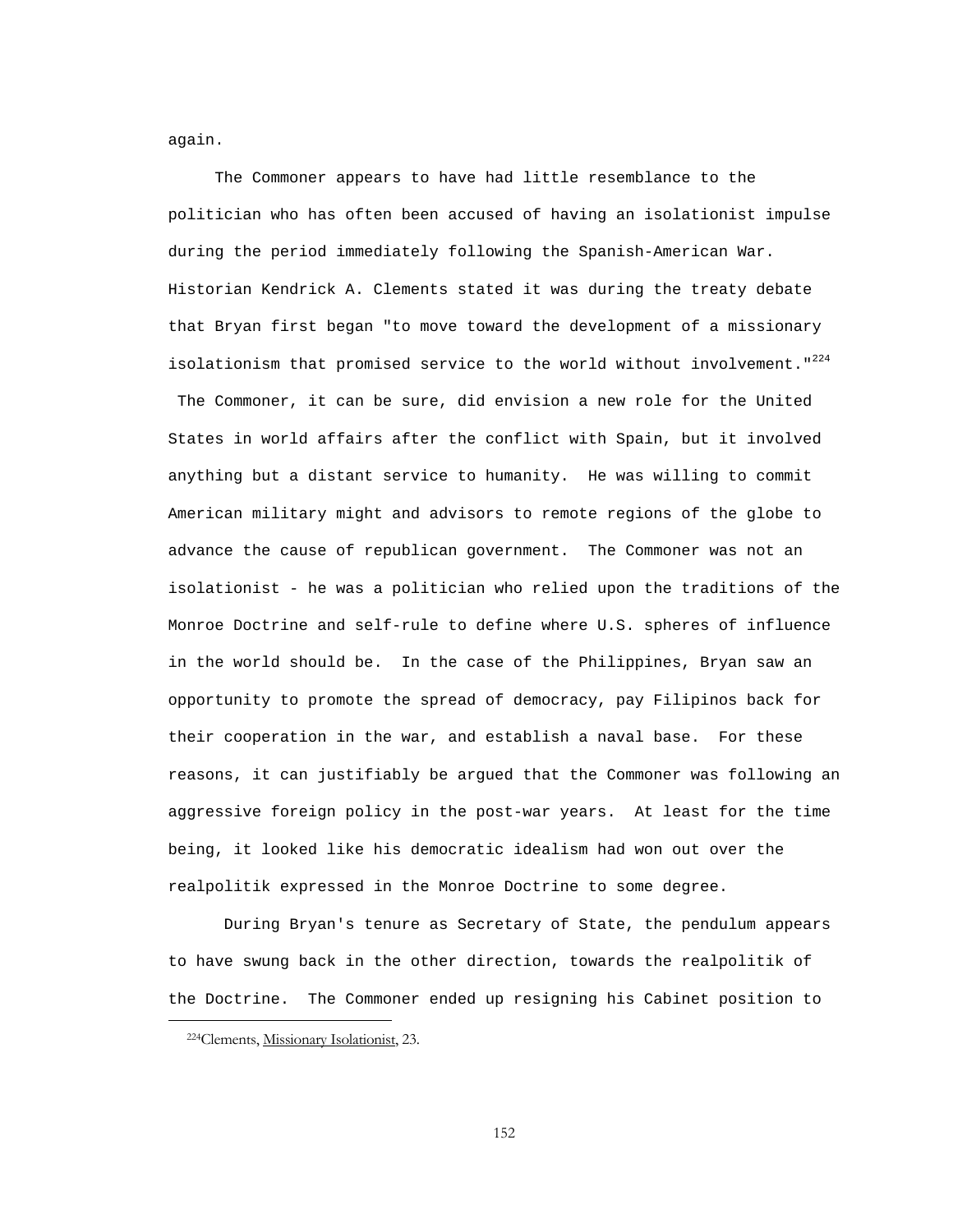again.

The Commoner appears to have had little resemblance to the politician who has often been accused of having an isolationist impulse during the period immediately following the Spanish-American War. Historian Kendrick A. Clements stated it was during the treaty debate that Bryan first began "to move toward the development of a missionary isolationism that promised service to the world without involvement."[224] The Commoner, it can be sure, did envision a new role for the United States in world affairs after the conflict with Spain, but it involved anything but a distant service to humanity. He was willing to commit American military might and advisors to remote regions of the globe to advance the cause of republican government. The Commoner was not an isolationist - he was a politician who relied upon the traditions of the Monroe Doctrine and self-rule to define where U.S. spheres of influence in the world should be. In the case of the Philippines, Bryan saw an opportunity to promote the spread of democracy, pay Filipinos back for their cooperation in the war, and establish a naval base. For these reasons, it can justifiably be argued that the Commoner was following an aggressive foreign policy in the post-war years. At least for the time being, it looked like his democratic idealism had won out over the realpolitik expressed in the Monroe Doctrine to some degree.

During Bryan's tenure as Secretary of State, the pendulum appears to have swung back in the other direction, towards the realpolitik of the Doctrine. The Commoner ended up resigning his Cabinet position to

[224]Clements, Missionary Isolationist, 23.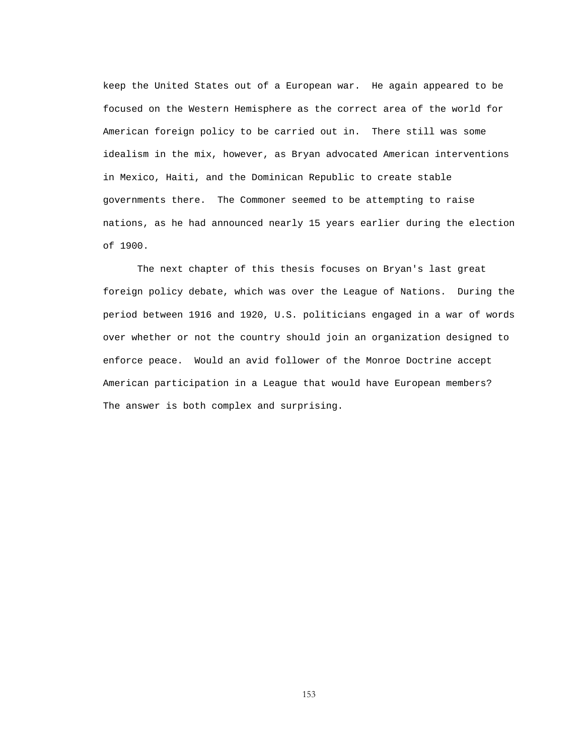keep the United States out of a European war. He again appeared to be focused on the Western Hemisphere as the correct area of the world for American foreign policy to be carried out in. There still was some idealism in the mix, however, as Bryan advocated American interventions in Mexico, Haiti, and the Dominican Republic to create stable governments there. The Commoner seemed to be attempting to raise nations, as he had announced nearly 15 years earlier during the election of 1900.

The next chapter of this thesis focuses on Bryan's last great foreign policy debate, which was over the League of Nations. During the period between 1916 and 1920, U.S. politicians engaged in a war of words over whether or not the country should join an organization designed to enforce peace. Would an avid follower of the Monroe Doctrine accept American participation in a League that would have European members? The answer is both complex and surprising.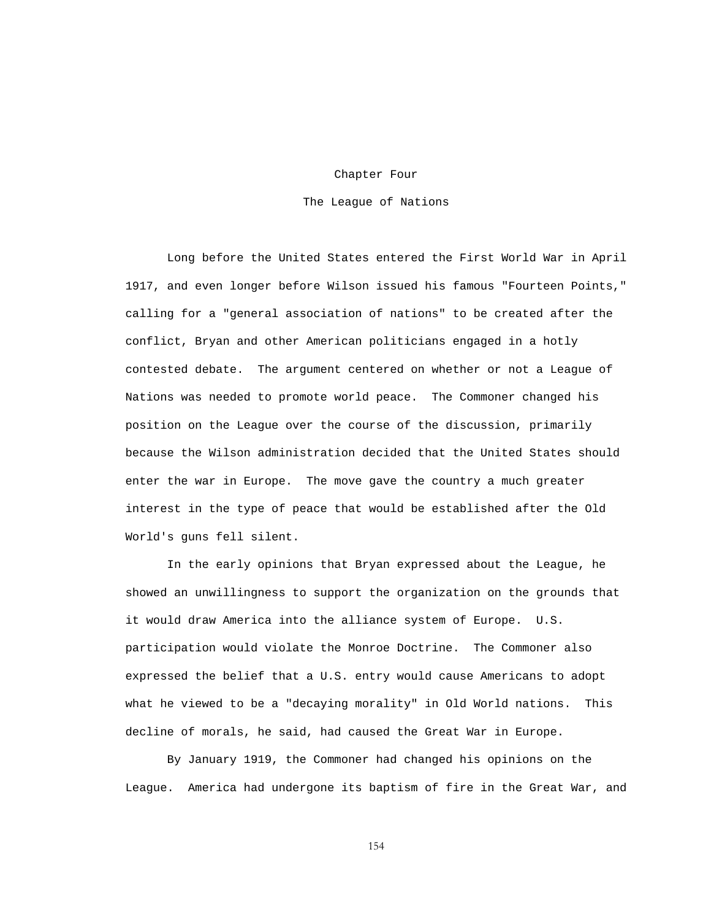# Chapter Four

## The League of Nations

Long before the United States entered the First World War in April 1917, and even longer before Wilson issued his famous "Fourteen Points," calling for a "general association of nations" to be created after the conflict, Bryan and other American politicians engaged in a hotly contested debate. The argument centered on whether or not a League of Nations was needed to promote world peace. The Commoner changed his position on the League over the course of the discussion, primarily because the Wilson administration decided that the United States should enter the war in Europe. The move gave the country a much greater interest in the type of peace that would be established after the Old World's guns fell silent.

In the early opinions that Bryan expressed about the League, he showed an unwillingness to support the organization on the grounds that it would draw America into the alliance system of Europe. U.S. participation would violate the Monroe Doctrine. The Commoner also expressed the belief that a U.S. entry would cause Americans to adopt what he viewed to be a "decaying morality" in Old World nations. This decline of morals, he said, had caused the Great War in Europe.

By January 1919, the Commoner had changed his opinions on the League. America had undergone its baptism of fire in the Great War, and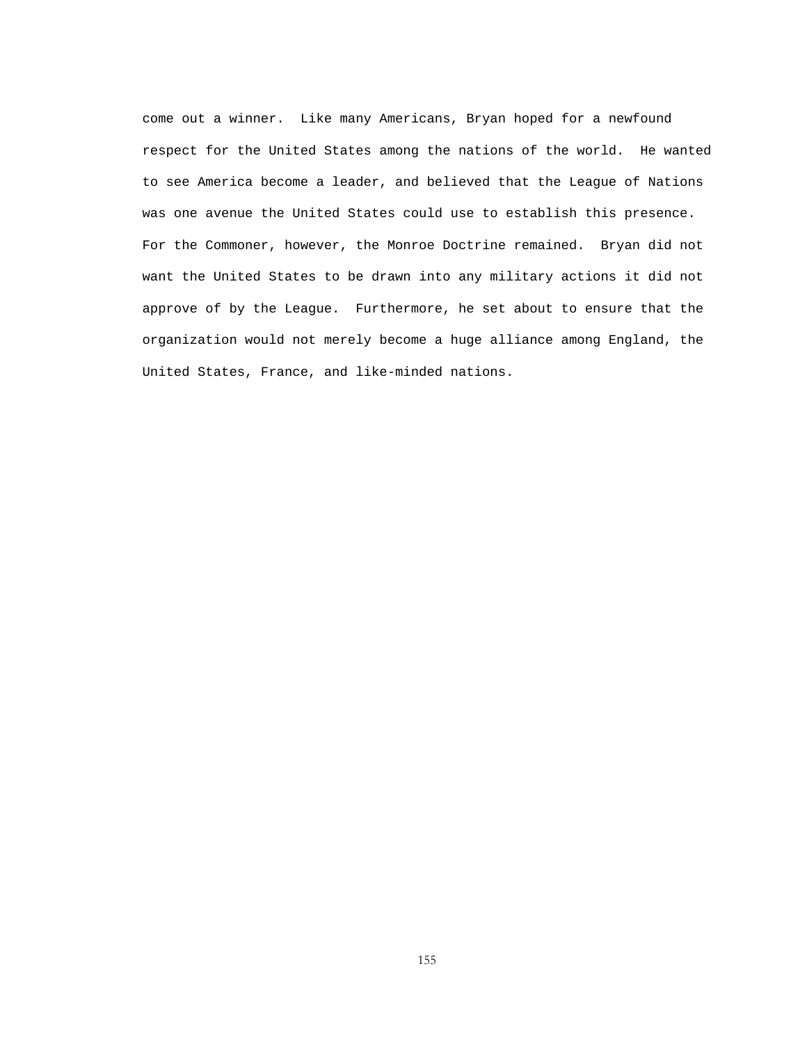come out a winner. Like many Americans, Bryan hoped for a newfound respect for the United States among the nations of the world. He wanted to see America become a leader, and believed that the League of Nations was one avenue the United States could use to establish this presence. For the Commoner, however, the Monroe Doctrine remained. Bryan did not want the United States to be drawn into any military actions it did not approve of by the League. Furthermore, he set about to ensure that the organization would not merely become a huge alliance among England, the United States, France, and like-minded nations.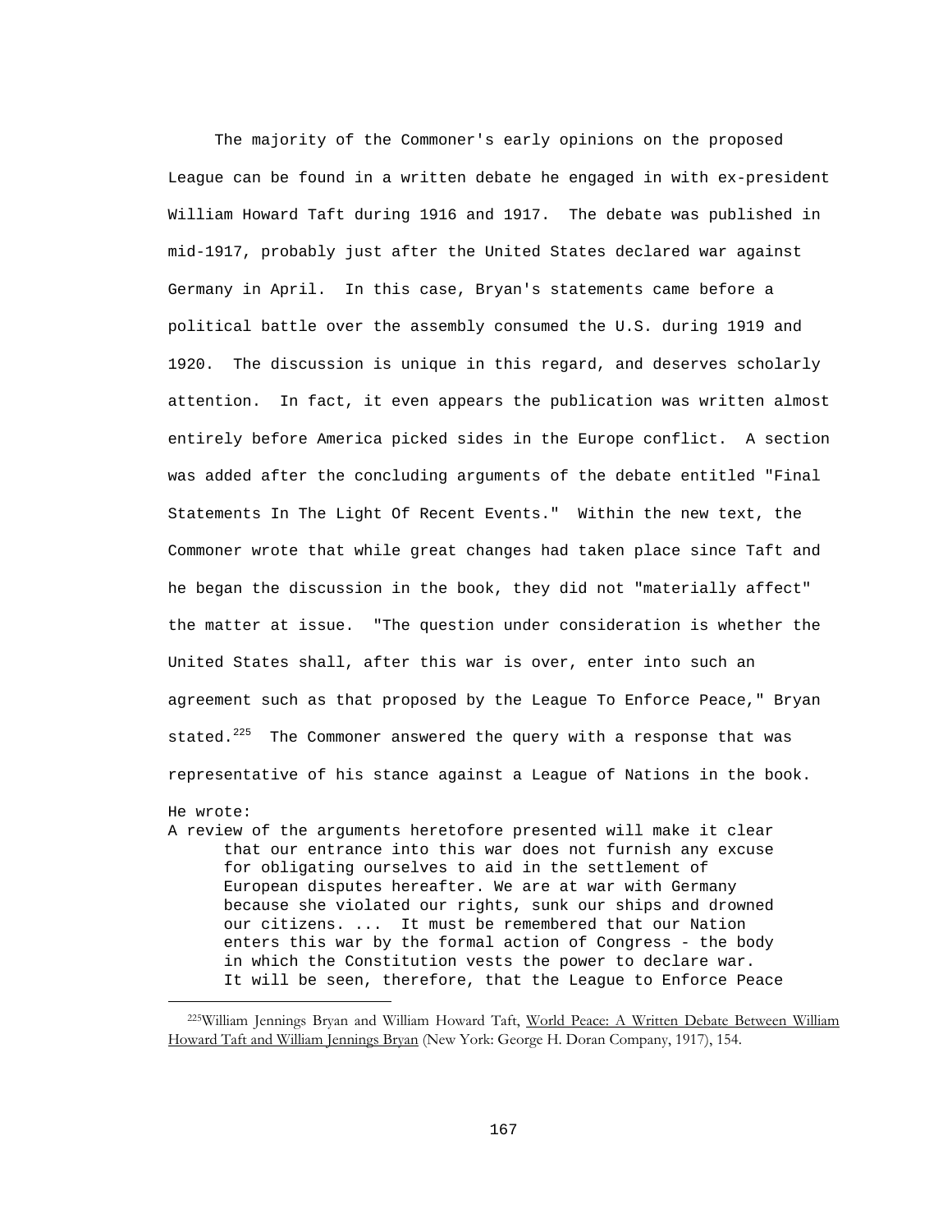The majority of the Commoner's early opinions on the proposed League can be found in a written debate he engaged in with ex-president William Howard Taft during 1916 and 1917. The debate was published in mid-1917, probably just after the United States declared war against Germany in April. In this case, Bryan's statements came before a political battle over the assembly consumed the U.S. during 1919 and 1920. The discussion is unique in this regard, and deserves scholarly attention. In fact, it even appears the publication was written almost entirely before America picked sides in the Europe conflict. A section was added after the concluding arguments of the debate entitled "Final Statements In The Light Of Recent Events." Within the new text, the Commoner wrote that while great changes had taken place since Taft and he began the discussion in the book, they did not "materially affect" the matter at issue. "The question under consideration is whether the United States shall, after this war is over, enter into such an agreement such as that proposed by the League To Enforce Peace," Bryan stated.[225] The Commoner answered the query with a response that was representative of his stance against a League of Nations in the book. He wrote:

> A review of the arguments heretofore presented will make it clear that our entrance into this war does not furnish any excuse for obligating ourselves to aid in the settlement of European disputes hereafter. We are at war with Germany because she violated our rights, sunk our ships and drowned our citizens. ... It must be remembered that our Nation enters this war by the formal action of Congress - the body in which the Constitution vests the power to declare war. It will be seen, therefore, that the League to Enforce Peace

[225] William Jennings Bryan and William Howard Taft, World Peace: A Written Debate Between William Howard Taft and William Jennings Bryan (New York: George H. Doran Company, 1917), 154.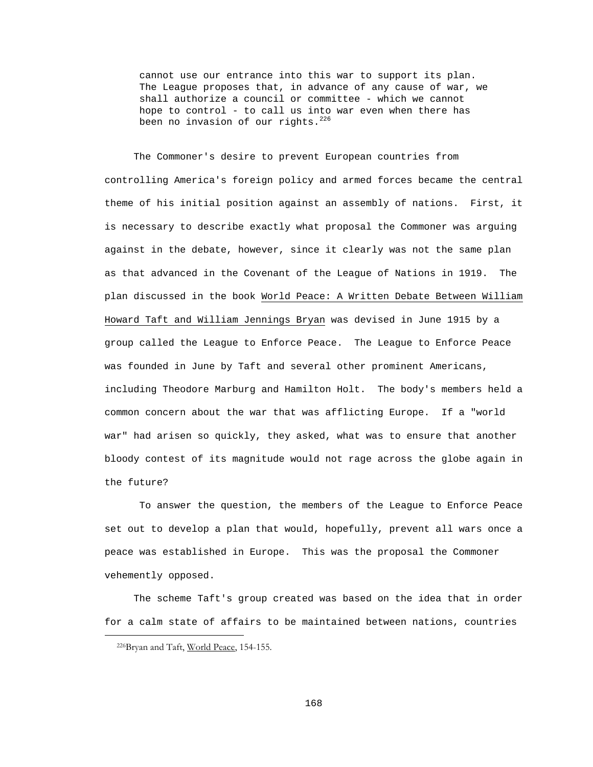> cannot use our entrance into this war to support its plan. The League proposes that, in advance of any cause of war, we shall authorize a council or committee - which we cannot hope to control - to call us into war even when there has been no invasion of our rights.[226]

The Commoner's desire to prevent European countries from controlling America's foreign policy and armed forces became the central theme of his initial position against an assembly of nations. First, it is necessary to describe exactly what proposal the Commoner was arguing against in the debate, however, since it clearly was not the same plan as that advanced in the Covenant of the League of Nations in 1919. The plan discussed in the book World Peace: A Written Debate Between William Howard Taft and William Jennings Bryan was devised in June 1915 by a group called the League to Enforce Peace. The League to Enforce Peace was founded in June by Taft and several other prominent Americans, including Theodore Marburg and Hamilton Holt. The body's members held a common concern about the war that was afflicting Europe. If a "world war" had arisen so quickly, they asked, what was to ensure that another bloody contest of its magnitude would not rage across the globe again in the future?

To answer the question, the members of the League to Enforce Peace set out to develop a plan that would, hopefully, prevent all wars once a peace was established in Europe. This was the proposal the Commoner vehemently opposed.

The scheme Taft's group created was based on the idea that in order for a calm state of affairs to be maintained between nations, countries

[226] Bryan and Taft, World Peace, 154-155.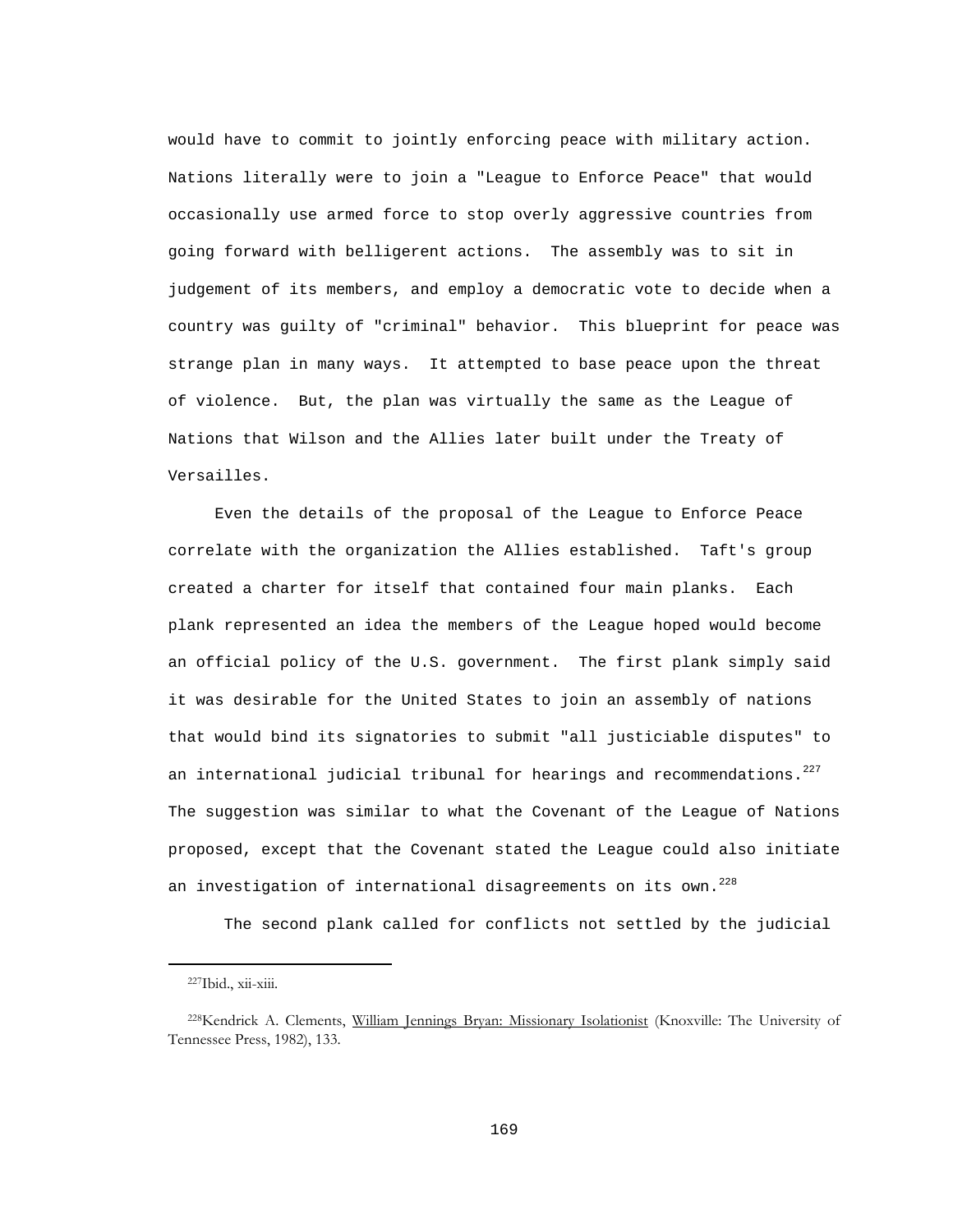would have to commit to jointly enforcing peace with military action. Nations literally were to join a "League to Enforce Peace" that would occasionally use armed force to stop overly aggressive countries from going forward with belligerent actions. The assembly was to sit in judgement of its members, and employ a democratic vote to decide when a country was guilty of "criminal" behavior. This blueprint for peace was strange plan in many ways. It attempted to base peace upon the threat of violence. But, the plan was virtually the same as the League of Nations that Wilson and the Allies later built under the Treaty of Versailles.

Even the details of the proposal of the League to Enforce Peace correlate with the organization the Allies established. Taft's group created a charter for itself that contained four main planks. Each plank represented an idea the members of the League hoped would become an official policy of the U.S. government. The first plank simply said it was desirable for the United States to join an assembly of nations that would bind its signatories to submit "all justiciable disputes" to an international judicial tribunal for hearings and recommendations.[227] The suggestion was similar to what the Covenant of the League of Nations proposed, except that the Covenant stated the League could also initiate an investigation of international disagreements on its own.[228]

The second plank called for conflicts not settled by the judicial

---

[227] Ibid., xii-xiii.

[228] Kendrick A. Clements, William Jennings Bryan: Missionary Isolationist (Knoxville: The University of Tennessee Press, 1982), 133.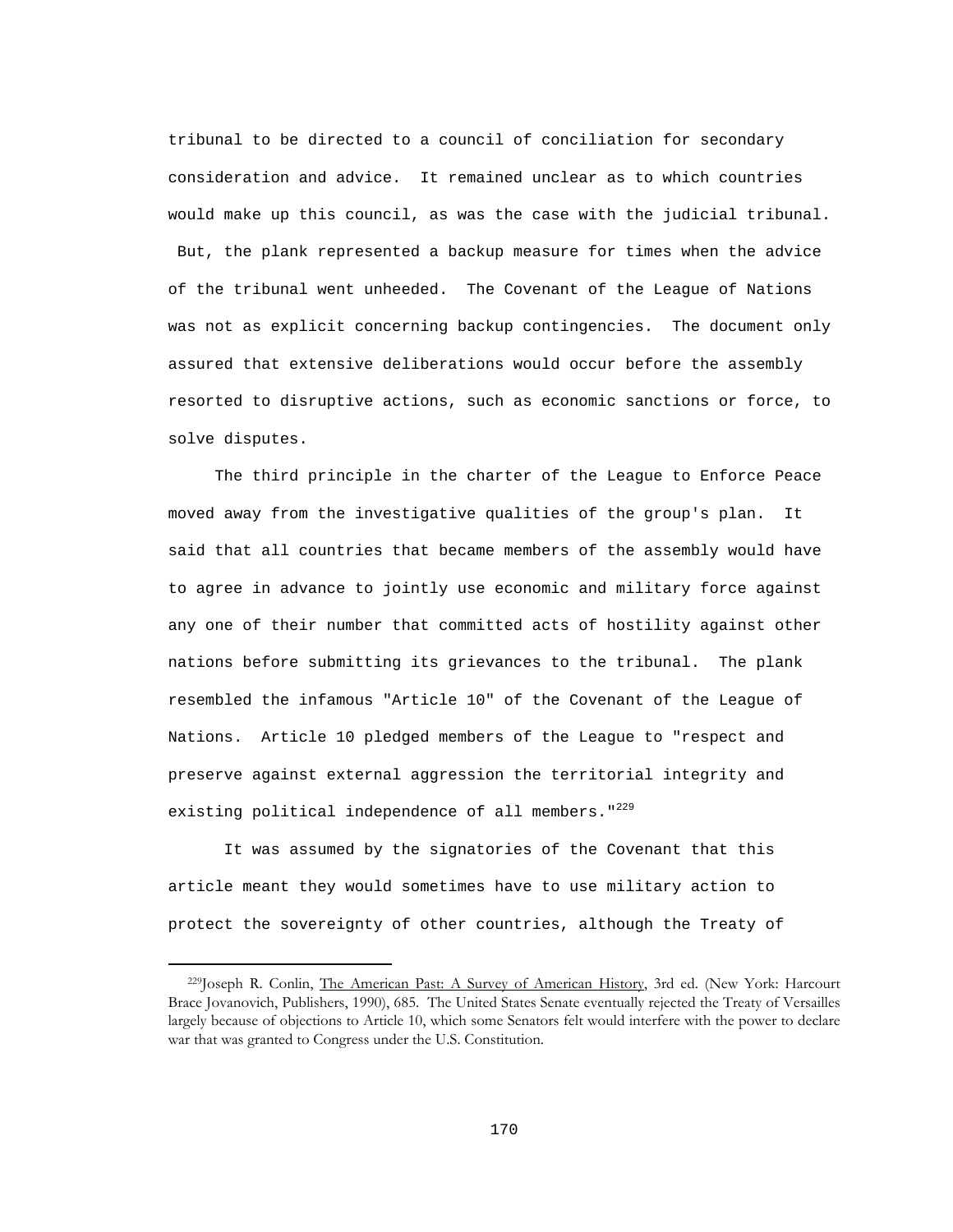tribunal to be directed to a council of conciliation for secondary consideration and advice. It remained unclear as to which countries would make up this council, as was the case with the judicial tribunal. But, the plank represented a backup measure for times when the advice of the tribunal went unheeded. The Covenant of the League of Nations was not as explicit concerning backup contingencies. The document only assured that extensive deliberations would occur before the assembly resorted to disruptive actions, such as economic sanctions or force, to solve disputes.

The third principle in the charter of the League to Enforce Peace moved away from the investigative qualities of the group's plan. It said that all countries that became members of the assembly would have to agree in advance to jointly use economic and military force against any one of their number that committed acts of hostility against other nations before submitting its grievances to the tribunal. The plank resembled the infamous "Article 10" of the Covenant of the League of Nations. Article 10 pledged members of the League to "respect and preserve against external aggression the territorial integrity and existing political independence of all members."[229]

It was assumed by the signatories of the Covenant that this article meant they would sometimes have to use military action to protect the sovereignty of other countries, although the Treaty of

---

[229]Joseph R. Conlin, The American Past: A Survey of American History, 3rd ed. (New York: Harcourt Brace Jovanovich, Publishers, 1990), 685. The United States Senate eventually rejected the Treaty of Versailles largely because of objections to Article 10, which some Senators felt would interfere with the power to declare war that was granted to Congress under the U.S. Constitution.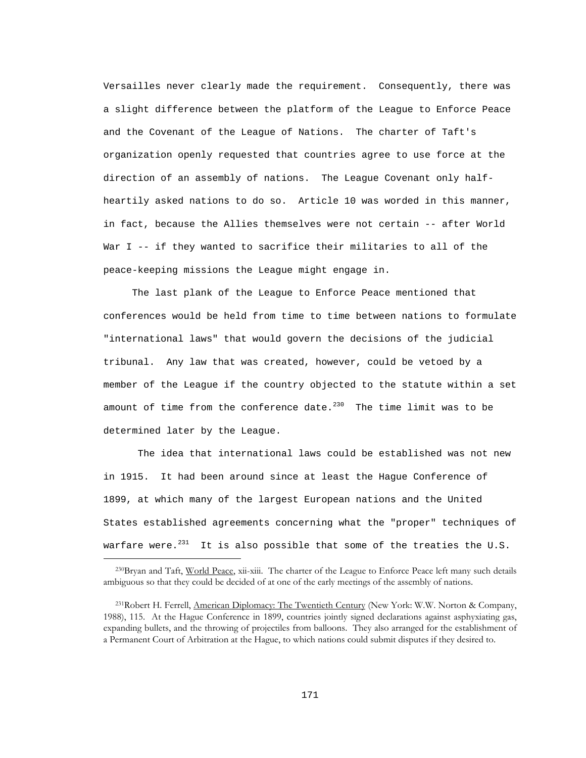Versailles never clearly made the requirement. Consequently, there was a slight difference between the platform of the League to Enforce Peace and the Covenant of the League of Nations. The charter of Taft's organization openly requested that countries agree to use force at the direction of an assembly of nations. The League Covenant only half-heartily asked nations to do so. Article 10 was worded in this manner, in fact, because the Allies themselves were not certain -- after World War I -- if they wanted to sacrifice their militaries to all of the peace-keeping missions the League might engage in.

The last plank of the League to Enforce Peace mentioned that conferences would be held from time to time between nations to formulate "international laws" that would govern the decisions of the judicial tribunal. Any law that was created, however, could be vetoed by a member of the League if the country objected to the statute within a set amount of time from the conference date.[230] The time limit was to be determined later by the League.

The idea that international laws could be established was not new in 1915. It had been around since at least the Hague Conference of 1899, at which many of the largest European nations and the United States established agreements concerning what the "proper" techniques of warfare were.[231] It is also possible that some of the treaties the U.S.

---

[230] Bryan and Taft, World Peace, xii-xiii. The charter of the League to Enforce Peace left many such details ambiguous so that they could be decided of at one of the early meetings of the assembly of nations.

[231] Robert H. Ferrell, American Diplomacy: The Twentieth Century (New York: W.W. Norton & Company, 1988), 115. At the Hague Conference in 1899, countries jointly signed declarations against asphyxiating gas, expanding bullets, and the throwing of projectiles from balloons. They also arranged for the establishment of a Permanent Court of Arbitration at the Hague, to which nations could submit disputes if they desired to.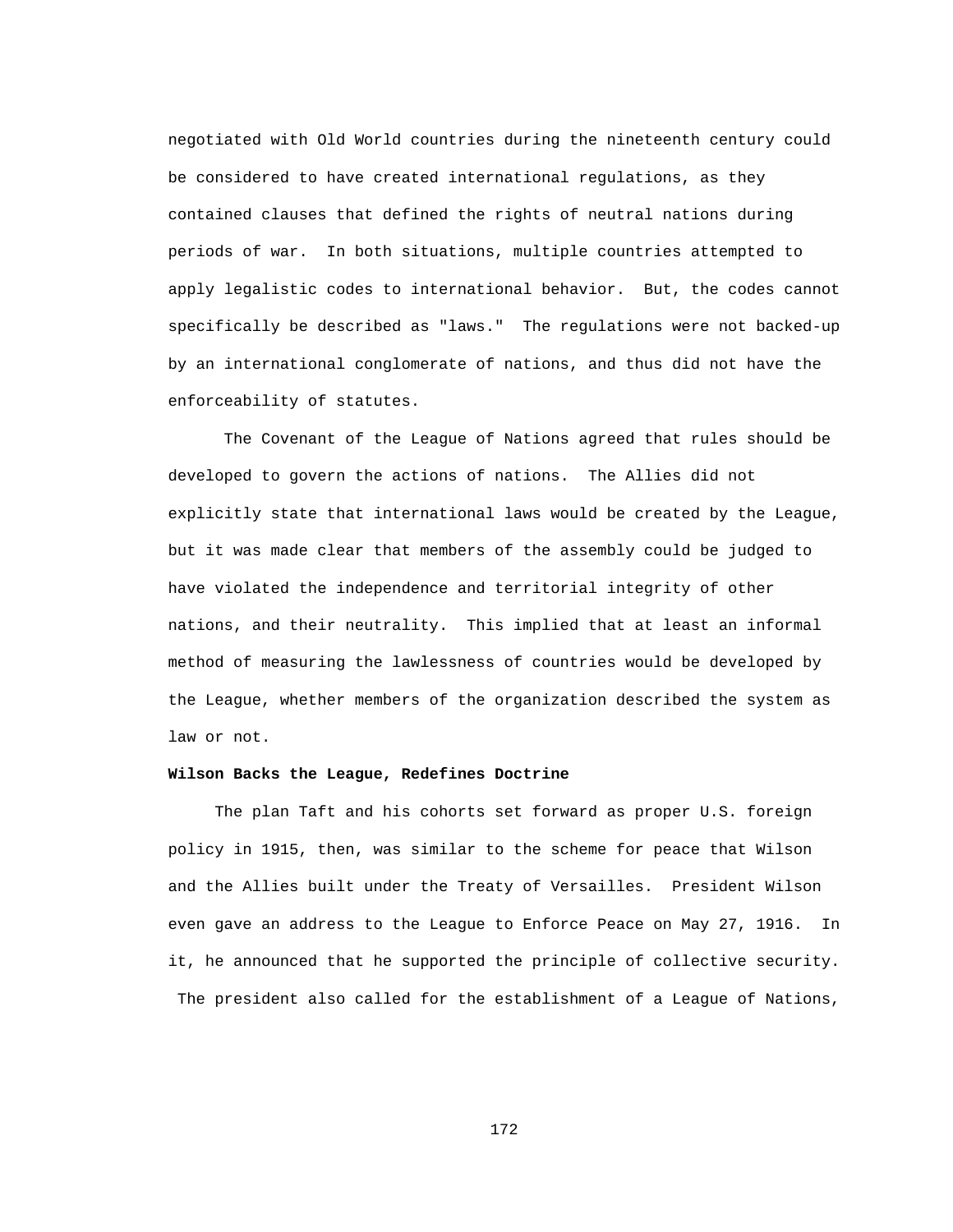negotiated with Old World countries during the nineteenth century could be considered to have created international regulations, as they contained clauses that defined the rights of neutral nations during periods of war. In both situations, multiple countries attempted to apply legalistic codes to international behavior. But, the codes cannot specifically be described as "laws." The regulations were not backed-up by an international conglomerate of nations, and thus did not have the enforceability of statutes.

The Covenant of the League of Nations agreed that rules should be developed to govern the actions of nations. The Allies did not explicitly state that international laws would be created by the League, but it was made clear that members of the assembly could be judged to have violated the independence and territorial integrity of other nations, and their neutrality. This implied that at least an informal method of measuring the lawlessness of countries would be developed by the League, whether members of the organization described the system as law or not.

**Wilson Backs the League, Redefines Doctrine**

The plan Taft and his cohorts set forward as proper U.S. foreign policy in 1915, then, was similar to the scheme for peace that Wilson and the Allies built under the Treaty of Versailles. President Wilson even gave an address to the League to Enforce Peace on May 27, 1916. In it, he announced that he supported the principle of collective security. The president also called for the establishment of a League of Nations,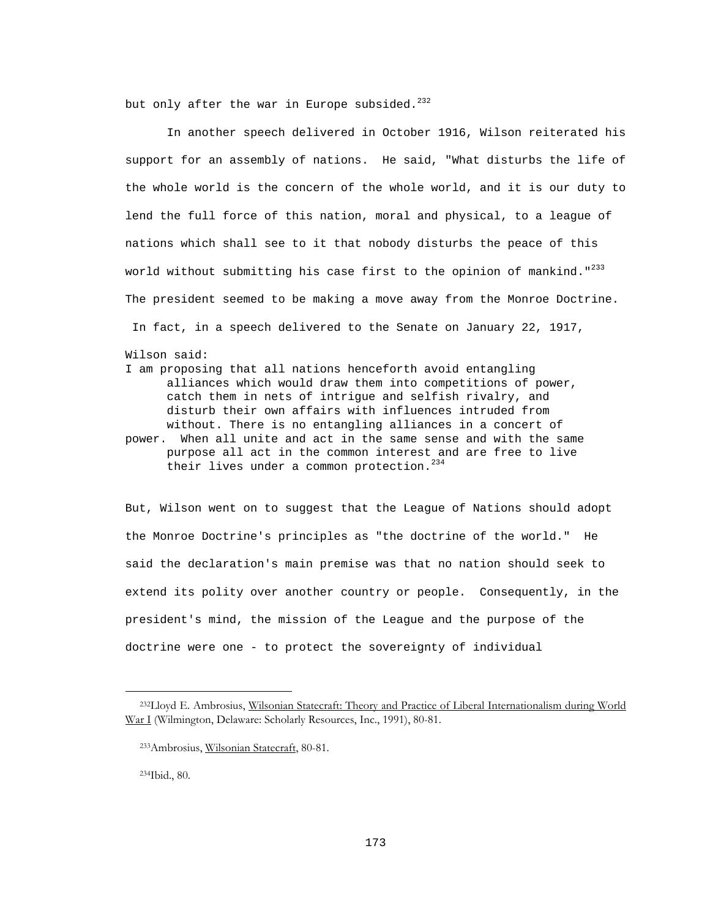but only after the war in Europe subsided.[232]

In another speech delivered in October 1916, Wilson reiterated his support for an assembly of nations. He said, "What disturbs the life of the whole world is the concern of the whole world, and it is our duty to lend the full force of this nation, moral and physical, to a league of nations which shall see to it that nobody disturbs the peace of this world without submitting his case first to the opinion of mankind."[233] The president seemed to be making a move away from the Monroe Doctrine. In fact, in a speech delivered to the Senate on January 22, 1917, Wilson said:

> I am proposing that all nations henceforth avoid entangling alliances which would draw them into competitions of power, catch them in nets of intrigue and selfish rivalry, and disturb their own affairs with influences intruded from without. There is no entangling alliances in a concert of power. When all unite and act in the same sense and with the same purpose all act in the common interest and are free to live their lives under a common protection.[234]

But, Wilson went on to suggest that the League of Nations should adopt the Monroe Doctrine's principles as "the doctrine of the world." He said the declaration's main premise was that no nation should seek to extend its polity over another country or people. Consequently, in the president's mind, the mission of the League and the purpose of the doctrine were one - to protect the sovereignty of individual

---

[232] Lloyd E. Ambrosius, Wilsonian Statecraft: Theory and Practice of Liberal Internationalism during World War I (Wilmington, Delaware: Scholarly Resources, Inc., 1991), 80-81.

[233] Ambrosius, Wilsonian Statecraft, 80-81.

[234] Ibid., 80.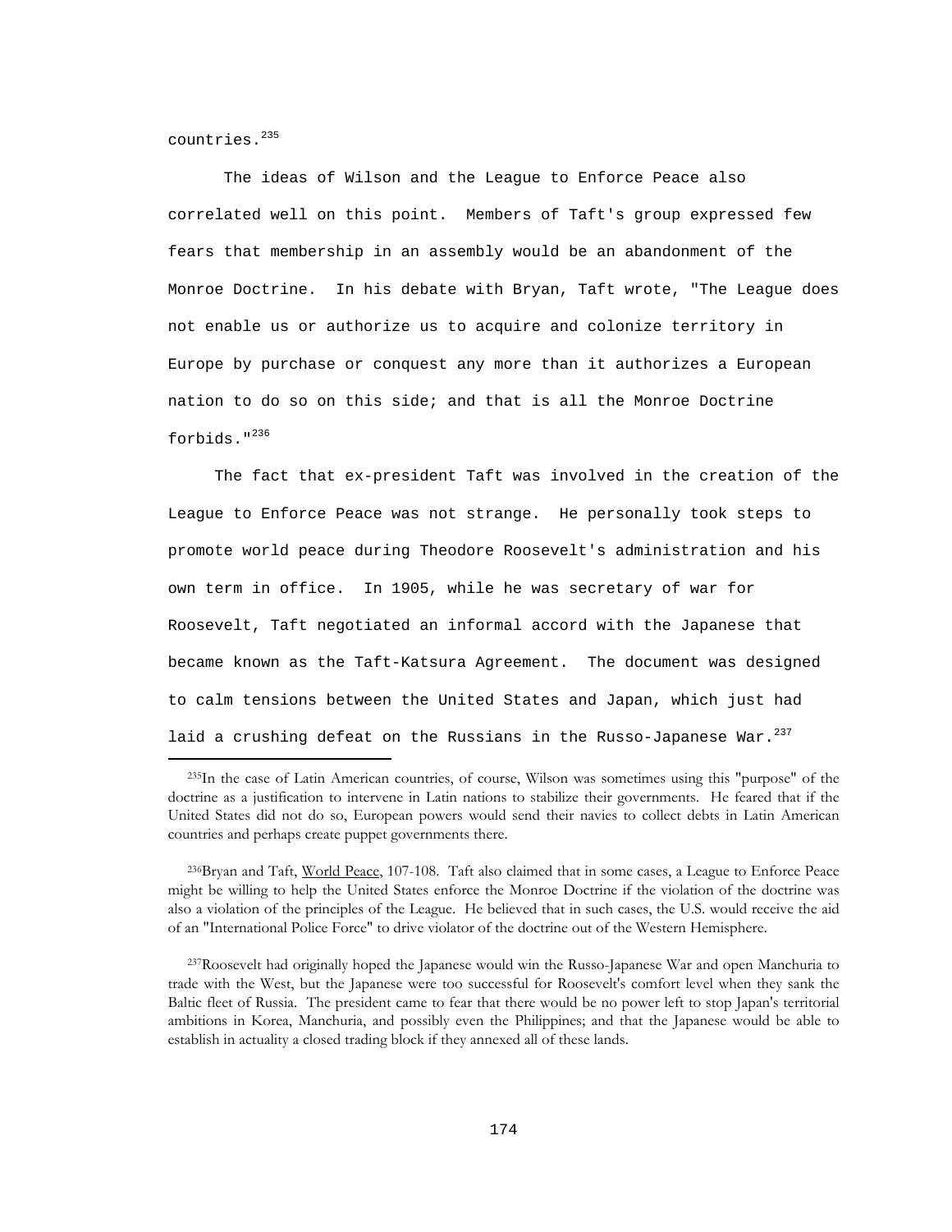countries.[235]

The ideas of Wilson and the League to Enforce Peace also correlated well on this point. Members of Taft's group expressed few fears that membership in an assembly would be an abandonment of the Monroe Doctrine. In his debate with Bryan, Taft wrote, "The League does not enable us or authorize us to acquire and colonize territory in Europe by purchase or conquest any more than it authorizes a European nation to do so on this side; and that is all the Monroe Doctrine forbids."[236]

The fact that ex-president Taft was involved in the creation of the League to Enforce Peace was not strange. He personally took steps to promote world peace during Theodore Roosevelt's administration and his own term in office. In 1905, while he was secretary of war for Roosevelt, Taft negotiated an informal accord with the Japanese that became known as the Taft-Katsura Agreement. The document was designed to calm tensions between the United States and Japan, which just had laid a crushing defeat on the Russians in the Russo-Japanese War.[237]

---

[235] In the case of Latin American countries, of course, Wilson was sometimes using this "purpose" of the doctrine as a justification to intervene in Latin nations to stabilize their governments. He feared that if the United States did not do so, European powers would send their navies to collect debts in Latin American countries and perhaps create puppet governments there.

[236] Bryan and Taft, World Peace, 107-108. Taft also claimed that in some cases, a League to Enforce Peace might be willing to help the United States enforce the Monroe Doctrine if the violation of the doctrine was also a violation of the principles of the League. He believed that in such cases, the U.S. would receive the aid of an "International Police Force" to drive violator of the doctrine out of the Western Hemisphere.

[237] Roosevelt had originally hoped the Japanese would win the Russo-Japanese War and open Manchuria to trade with the West, but the Japanese were too successful for Roosevelt's comfort level when they sank the Baltic fleet of Russia. The president came to fear that there would be no power left to stop Japan's territorial ambitions in Korea, Manchuria, and possibly even the Philippines; and that the Japanese would be able to establish in actuality a closed trading block if they annexed all of these lands.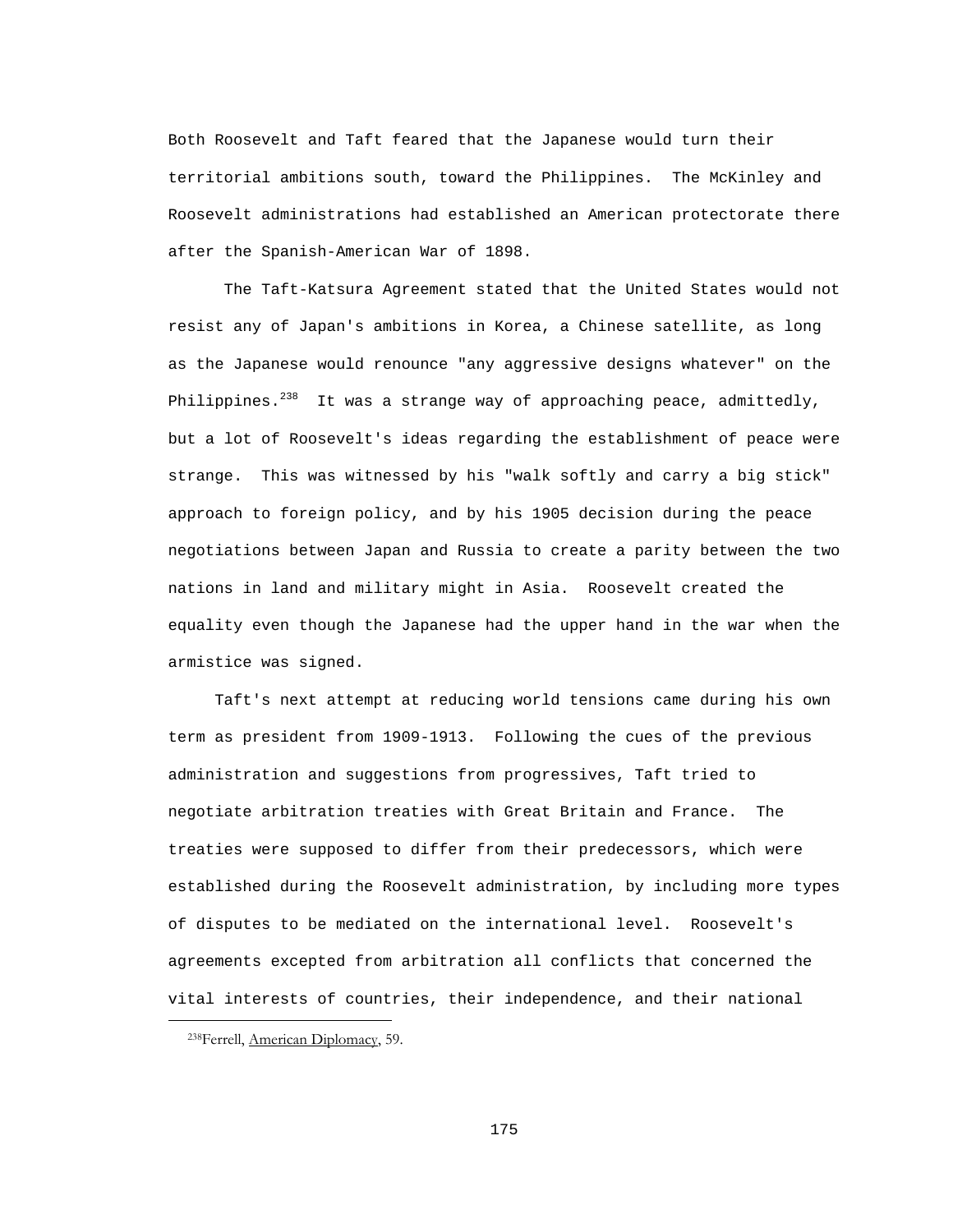Both Roosevelt and Taft feared that the Japanese would turn their territorial ambitions south, toward the Philippines. The McKinley and Roosevelt administrations had established an American protectorate there after the Spanish-American War of 1898.

The Taft-Katsura Agreement stated that the United States would not resist any of Japan's ambitions in Korea, a Chinese satellite, as long as the Japanese would renounce "any aggressive designs whatever" on the Philippines.[238] It was a strange way of approaching peace, admittedly, but a lot of Roosevelt's ideas regarding the establishment of peace were strange. This was witnessed by his "walk softly and carry a big stick" approach to foreign policy, and by his 1905 decision during the peace negotiations between Japan and Russia to create a parity between the two nations in land and military might in Asia. Roosevelt created the equality even though the Japanese had the upper hand in the war when the armistice was signed.

Taft's next attempt at reducing world tensions came during his own term as president from 1909-1913. Following the cues of the previous administration and suggestions from progressives, Taft tried to negotiate arbitration treaties with Great Britain and France. The treaties were supposed to differ from their predecessors, which were established during the Roosevelt administration, by including more types of disputes to be mediated on the international level. Roosevelt's agreements excepted from arbitration all conflicts that concerned the vital interests of countries, their independence, and their national

---

[238]Ferrell, American Diplomacy, 59.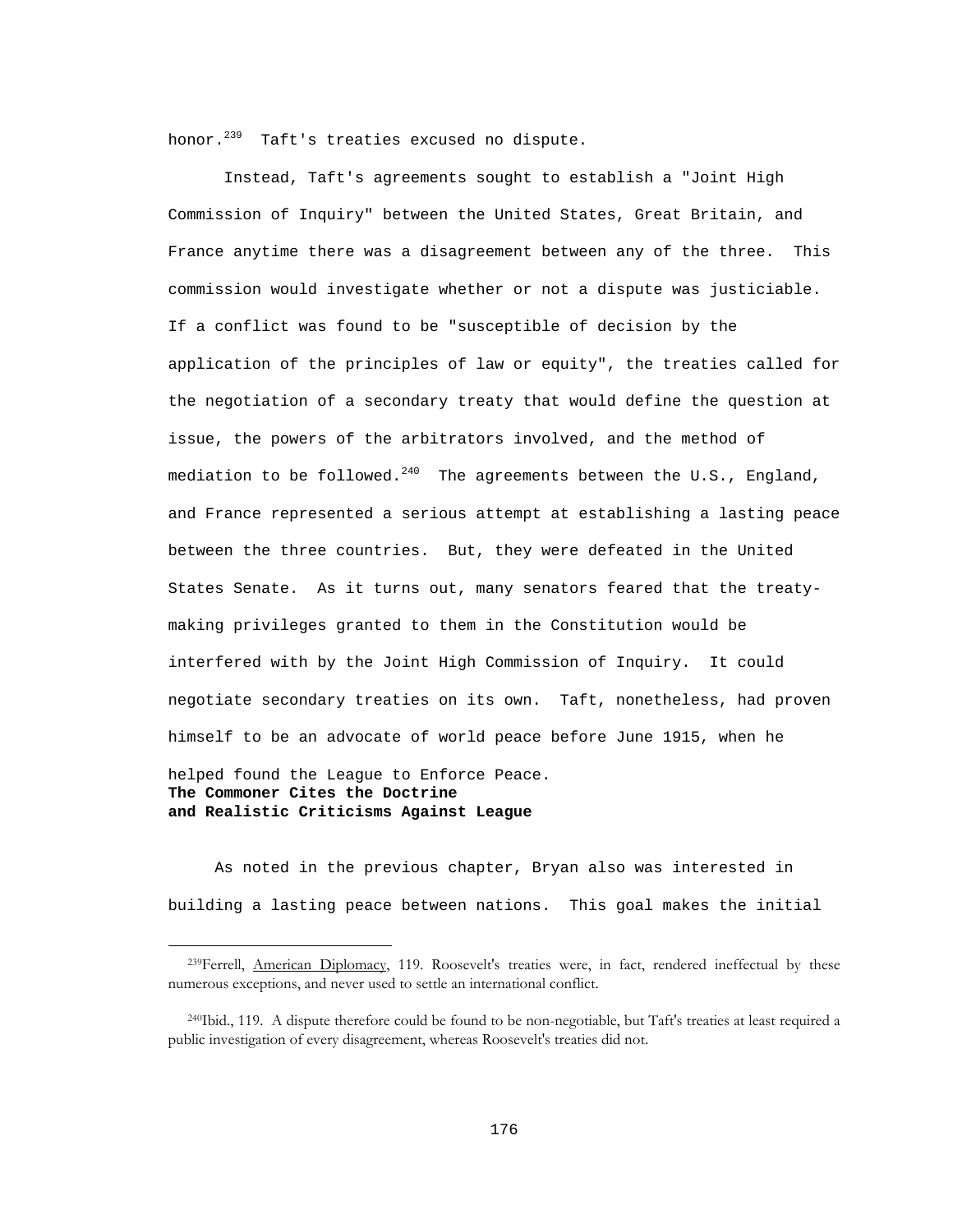honor.[239] Taft's treaties excused no dispute.

Instead, Taft's agreements sought to establish a "Joint High Commission of Inquiry" between the United States, Great Britain, and France anytime there was a disagreement between any of the three. This commission would investigate whether or not a dispute was justiciable. If a conflict was found to be "susceptible of decision by the application of the principles of law or equity", the treaties called for the negotiation of a secondary treaty that would define the question at issue, the powers of the arbitrators involved, and the method of mediation to be followed.[240] The agreements between the U.S., England, and France represented a serious attempt at establishing a lasting peace between the three countries. But, they were defeated in the United States Senate. As it turns out, many senators feared that the treaty-making privileges granted to them in the Constitution would be interfered with by the Joint High Commission of Inquiry. It could negotiate secondary treaties on its own. Taft, nonetheless, had proven himself to be an advocate of world peace before June 1915, when he helped found the League to Enforce Peace.

**The Commoner Cites the Doctrine and Realistic Criticisms Against League**

As noted in the previous chapter, Bryan also was interested in building a lasting peace between nations. This goal makes the initial

---

[239] Ferrell, American Diplomacy, 119. Roosevelt's treaties were, in fact, rendered ineffectual by these numerous exceptions, and never used to settle an international conflict.

[240] Ibid., 119. A dispute therefore could be found to be non-negotiable, but Taft's treaties at least required a public investigation of every disagreement, whereas Roosevelt's treaties did not.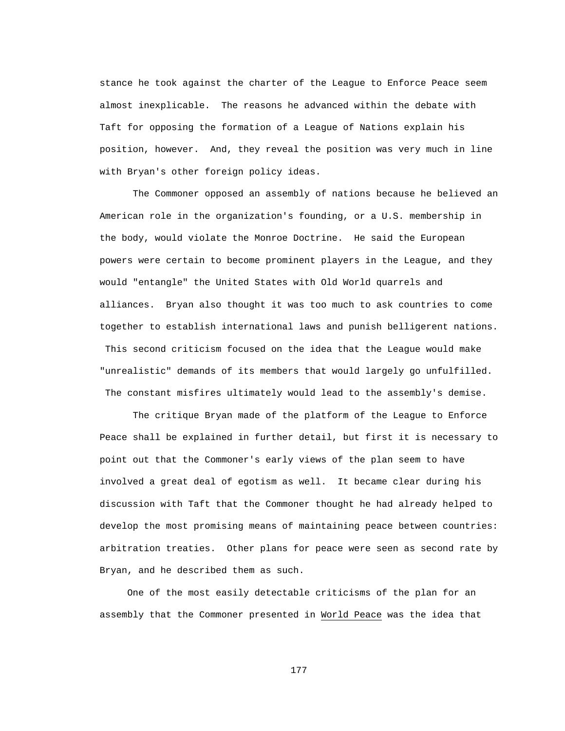stance he took against the charter of the League to Enforce Peace seem almost inexplicable. The reasons he advanced within the debate with Taft for opposing the formation of a League of Nations explain his position, however. And, they reveal the position was very much in line with Bryan's other foreign policy ideas.

The Commoner opposed an assembly of nations because he believed an American role in the organization's founding, or a U.S. membership in the body, would violate the Monroe Doctrine. He said the European powers were certain to become prominent players in the League, and they would "entangle" the United States with Old World quarrels and alliances. Bryan also thought it was too much to ask countries to come together to establish international laws and punish belligerent nations. This second criticism focused on the idea that the League would make "unrealistic" demands of its members that would largely go unfulfilled. The constant misfires ultimately would lead to the assembly's demise.

The critique Bryan made of the platform of the League to Enforce Peace shall be explained in further detail, but first it is necessary to point out that the Commoner's early views of the plan seem to have involved a great deal of egotism as well. It became clear during his discussion with Taft that the Commoner thought he had already helped to develop the most promising means of maintaining peace between countries: arbitration treaties. Other plans for peace were seen as second rate by Bryan, and he described them as such.

One of the most easily detectable criticisms of the plan for an assembly that the Commoner presented in World Peace was the idea that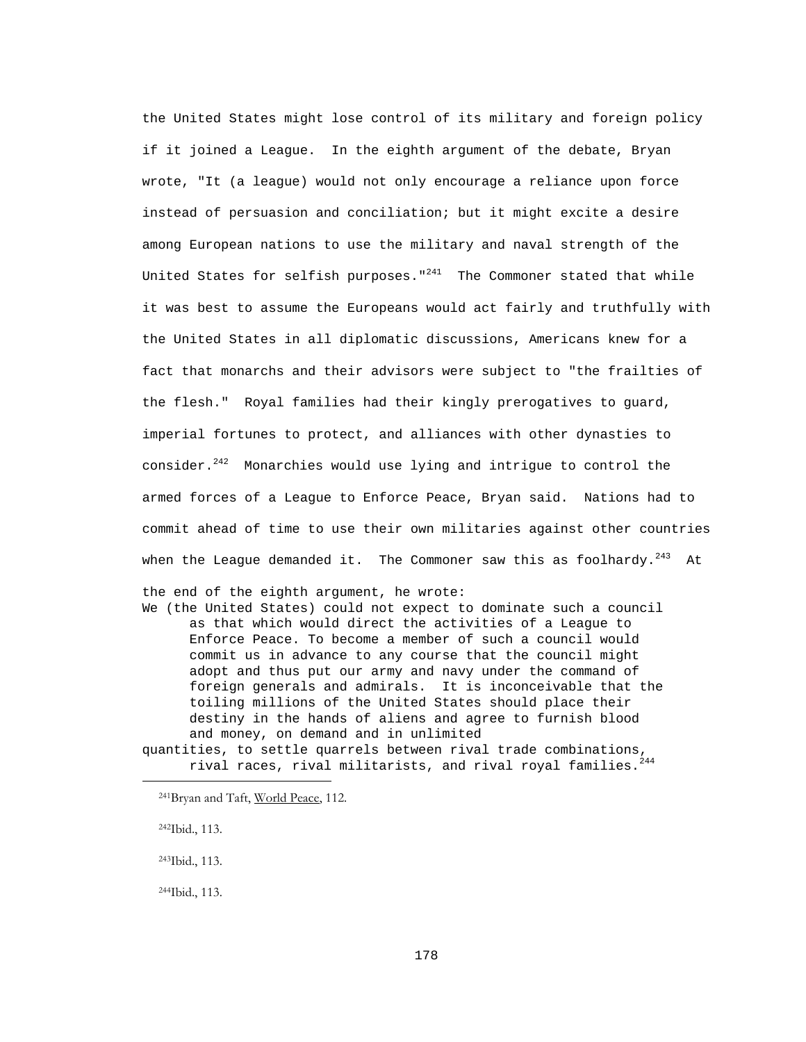the United States might lose control of its military and foreign policy if it joined a League. In the eighth argument of the debate, Bryan wrote, "It (a league) would not only encourage a reliance upon force instead of persuasion and conciliation; but it might excite a desire among European nations to use the military and naval strength of the United States for selfish purposes."[241] The Commoner stated that while it was best to assume the Europeans would act fairly and truthfully with the United States in all diplomatic discussions, Americans knew for a fact that monarchs and their advisors were subject to "the frailties of the flesh." Royal families had their kingly prerogatives to guard, imperial fortunes to protect, and alliances with other dynasties to consider.[242] Monarchies would use lying and intrigue to control the armed forces of a League to Enforce Peace, Bryan said. Nations had to commit ahead of time to use their own militaries against other countries when the League demanded it. The Commoner saw this as foolhardy.[243] At the end of the eighth argument, he wrote:

> We (the United States) could not expect to dominate such a council as that which would direct the activities of a League to Enforce Peace. To become a member of such a council would commit us in advance to any course that the council might adopt and thus put our army and navy under the command of foreign generals and admirals. It is inconceivable that the toiling millions of the United States should place their destiny in the hands of aliens and agree to furnish blood and money, on demand and in unlimited quantities, to settle quarrels between rival trade combinations, rival races, rival militarists, and rival royal families.[244]

---

[241]Bryan and Taft, World Peace, 112.

[242]Ibid., 113.

[243]Ibid., 113.

[244]Ibid., 113.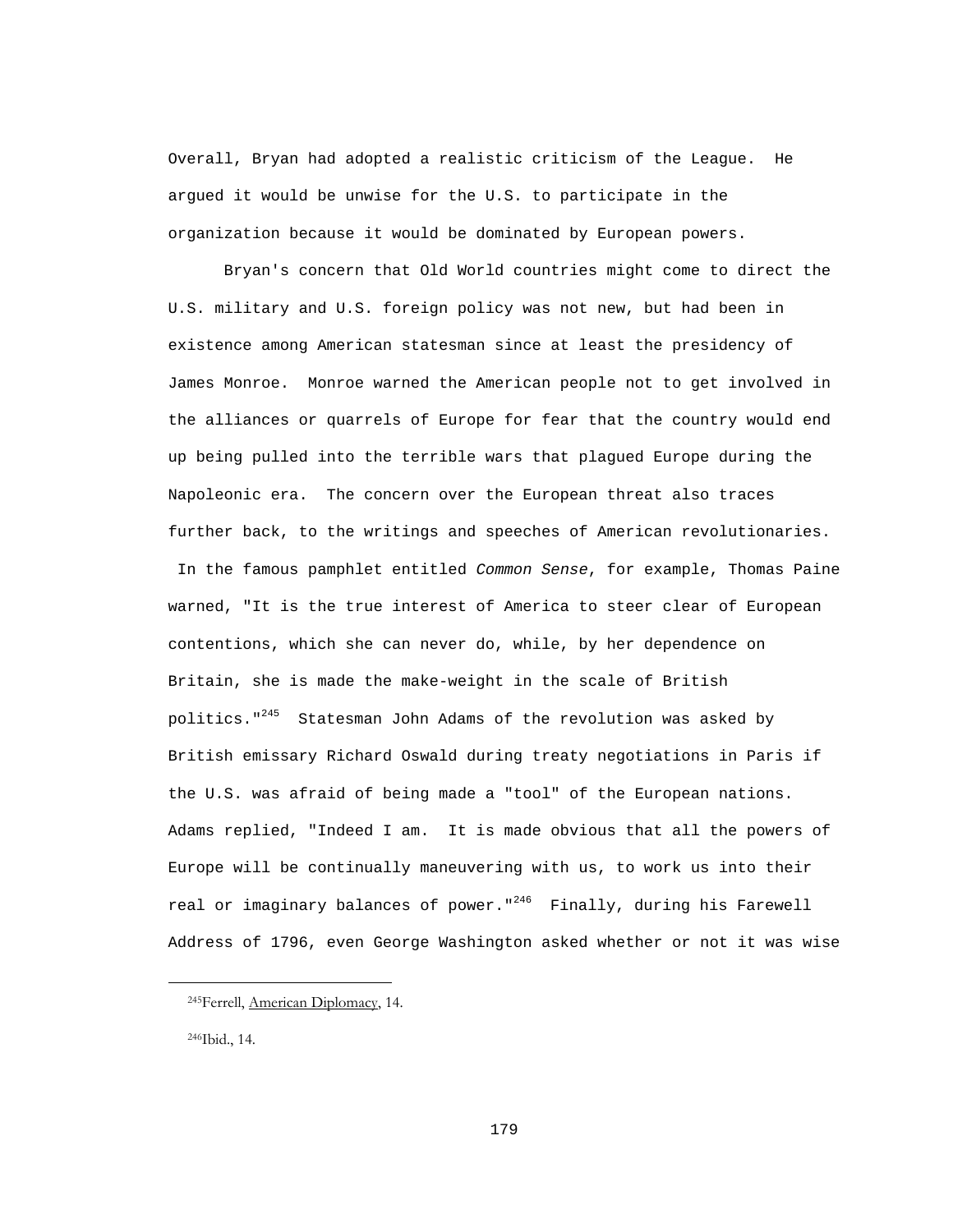Overall, Bryan had adopted a realistic criticism of the League. He argued it would be unwise for the U.S. to participate in the organization because it would be dominated by European powers.

Bryan's concern that Old World countries might come to direct the U.S. military and U.S. foreign policy was not new, but had been in existence among American statesman since at least the presidency of James Monroe. Monroe warned the American people not to get involved in the alliances or quarrels of Europe for fear that the country would end up being pulled into the terrible wars that plagued Europe during the Napoleonic era. The concern over the European threat also traces further back, to the writings and speeches of American revolutionaries. In the famous pamphlet entitled *Common Sense*, for example, Thomas Paine warned, "It is the true interest of America to steer clear of European contentions, which she can never do, while, by her dependence on Britain, she is made the make-weight in the scale of British politics."[245] Statesman John Adams of the revolution was asked by British emissary Richard Oswald during treaty negotiations in Paris if the U.S. was afraid of being made a "tool" of the European nations. Adams replied, "Indeed I am. It is made obvious that all the powers of Europe will be continually maneuvering with us, to work us into their real or imaginary balances of power."[246] Finally, during his Farewell Address of 1796, even George Washington asked whether or not it was wise

---

[245]Ferrell, American Diplomacy, 14.

[246]Ibid., 14.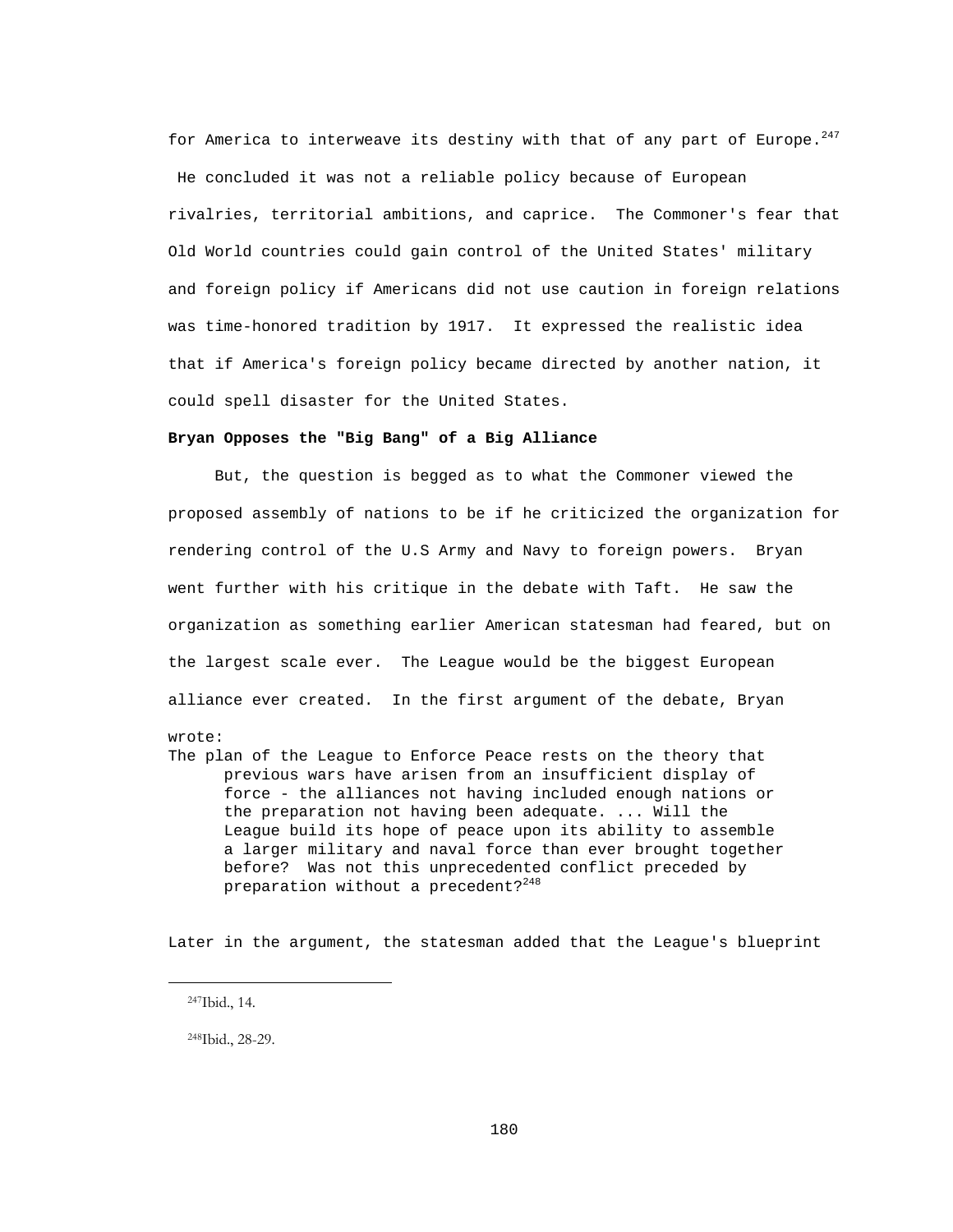for America to interweave its destiny with that of any part of Europe.[247] He concluded it was not a reliable policy because of European rivalries, territorial ambitions, and caprice. The Commoner's fear that Old World countries could gain control of the United States' military and foreign policy if Americans did not use caution in foreign relations was time-honored tradition by 1917. It expressed the realistic idea that if America's foreign policy became directed by another nation, it could spell disaster for the United States.

**Bryan Opposes the "Big Bang" of a Big Alliance**

But, the question is begged as to what the Commoner viewed the proposed assembly of nations to be if he criticized the organization for rendering control of the U.S Army and Navy to foreign powers. Bryan went further with his critique in the debate with Taft. He saw the organization as something earlier American statesman had feared, but on the largest scale ever. The League would be the biggest European alliance ever created. In the first argument of the debate, Bryan wrote:

> The plan of the League to Enforce Peace rests on the theory that previous wars have arisen from an insufficient display of force - the alliances not having included enough nations or the preparation not having been adequate. ... Will the League build its hope of peace upon its ability to assemble a larger military and naval force than ever brought together before? Was not this unprecedented conflict preceded by preparation without a precedent?[248]

Later in the argument, the statesman added that the League's blueprint

[247] Ibid., 14.

[248] Ibid., 28-29.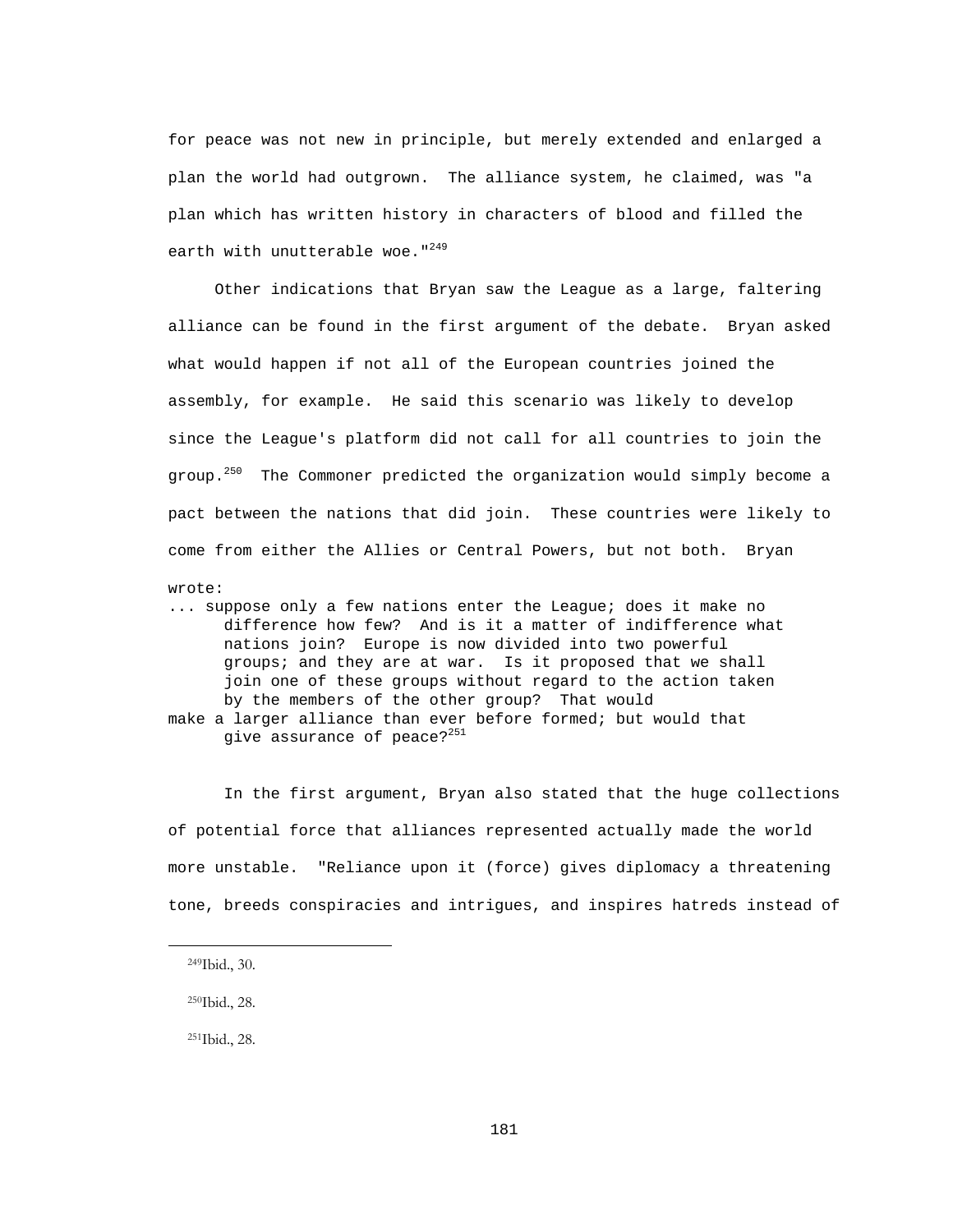for peace was not new in principle, but merely extended and enlarged a plan the world had outgrown. The alliance system, he claimed, was "a plan which has written history in characters of blood and filled the earth with unutterable woe."[249]

Other indications that Bryan saw the League as a large, faltering alliance can be found in the first argument of the debate. Bryan asked what would happen if not all of the European countries joined the assembly, for example. He said this scenario was likely to develop since the League's platform did not call for all countries to join the group.[250] The Commoner predicted the organization would simply become a pact between the nations that did join. These countries were likely to come from either the Allies or Central Powers, but not both. Bryan wrote:

> ... suppose only a few nations enter the League; does it make no difference how few? And is it a matter of indifference what nations join? Europe is now divided into two powerful groups; and they are at war. Is it proposed that we shall join one of these groups without regard to the action taken by the members of the other group? That would make a larger alliance than ever before formed; but would that give assurance of peace?[251]

In the first argument, Bryan also stated that the huge collections of potential force that alliances represented actually made the world more unstable. "Reliance upon it (force) gives diplomacy a threatening tone, breeds conspiracies and intrigues, and inspires hatreds instead of

---

[249] Ibid., 30.

[250] Ibid., 28.

[251] Ibid., 28.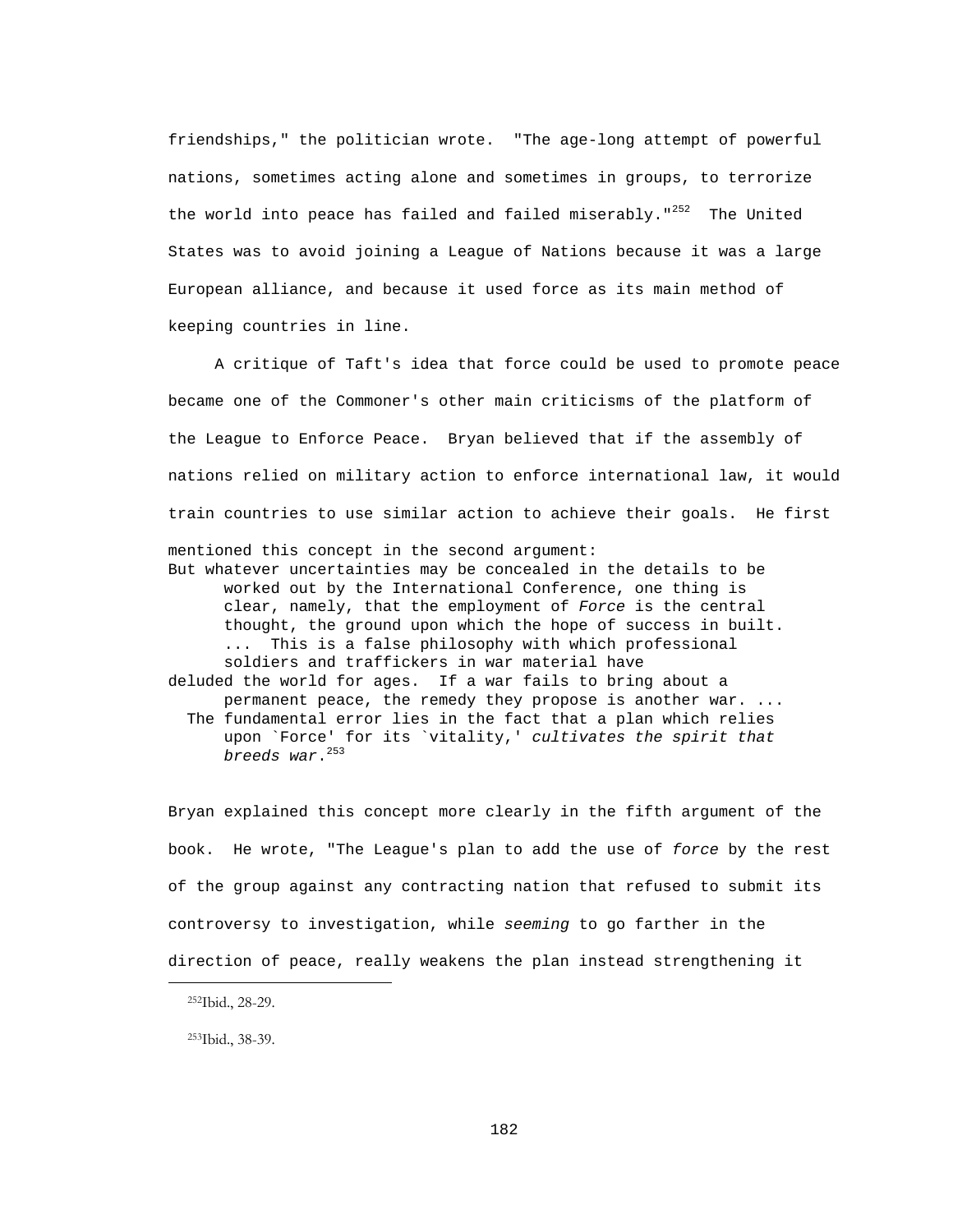friendships," the politician wrote. "The age-long attempt of powerful nations, sometimes acting alone and sometimes in groups, to terrorize the world into peace has failed and failed miserably."[252] The United States was to avoid joining a League of Nations because it was a large European alliance, and because it used force as its main method of keeping countries in line.

A critique of Taft's idea that force could be used to promote peace became one of the Commoner's other main criticisms of the platform of the League to Enforce Peace. Bryan believed that if the assembly of nations relied on military action to enforce international law, it would train countries to use similar action to achieve their goals. He first mentioned this concept in the second argument:

> But whatever uncertainties may be concealed in the details to be worked out by the International Conference, one thing is clear, namely, that the employment of *Force* is the central thought, the ground upon which the hope of success in built. ... This is a false philosophy with which professional soldiers and traffickers in war material have deluded the world for ages. If a war fails to bring about a permanent peace, the remedy they propose is another war. ... The fundamental error lies in the fact that a plan which relies upon `Force' for its `vitality,' *cultivates the spirit that breeds war*.[253]

Bryan explained this concept more clearly in the fifth argument of the book. He wrote, "The League's plan to add the use of *force* by the rest of the group against any contracting nation that refused to submit its controversy to investigation, while *seeming* to go farther in the direction of peace, really weakens the plan instead strengthening it

[252] Ibid., 28-29.

[253] Ibid., 38-39.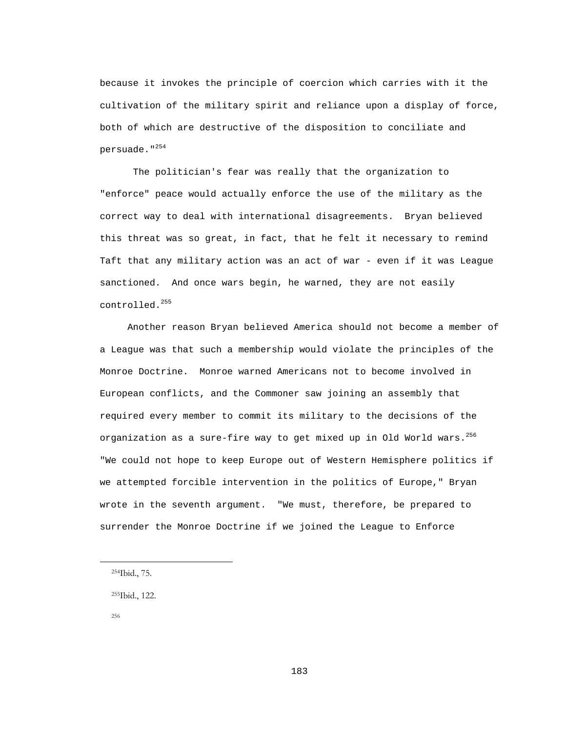because it invokes the principle of coercion which carries with it the cultivation of the military spirit and reliance upon a display of force, both of which are destructive of the disposition to conciliate and persuade."[254]

The politician's fear was really that the organization to "enforce" peace would actually enforce the use of the military as the correct way to deal with international disagreements. Bryan believed this threat was so great, in fact, that he felt it necessary to remind Taft that any military action was an act of war - even if it was League sanctioned. And once wars begin, he warned, they are not easily controlled.[255]

Another reason Bryan believed America should not become a member of a League was that such a membership would violate the principles of the Monroe Doctrine. Monroe warned Americans not to become involved in European conflicts, and the Commoner saw joining an assembly that required every member to commit its military to the decisions of the organization as a sure-fire way to get mixed up in Old World wars.[256] "We could not hope to keep Europe out of Western Hemisphere politics if we attempted forcible intervention in the politics of Europe," Bryan wrote in the seventh argument. "We must, therefore, be prepared to surrender the Monroe Doctrine if we joined the League to Enforce

---

[254]Ibid., 75.

[255]Ibid., 122.

[256]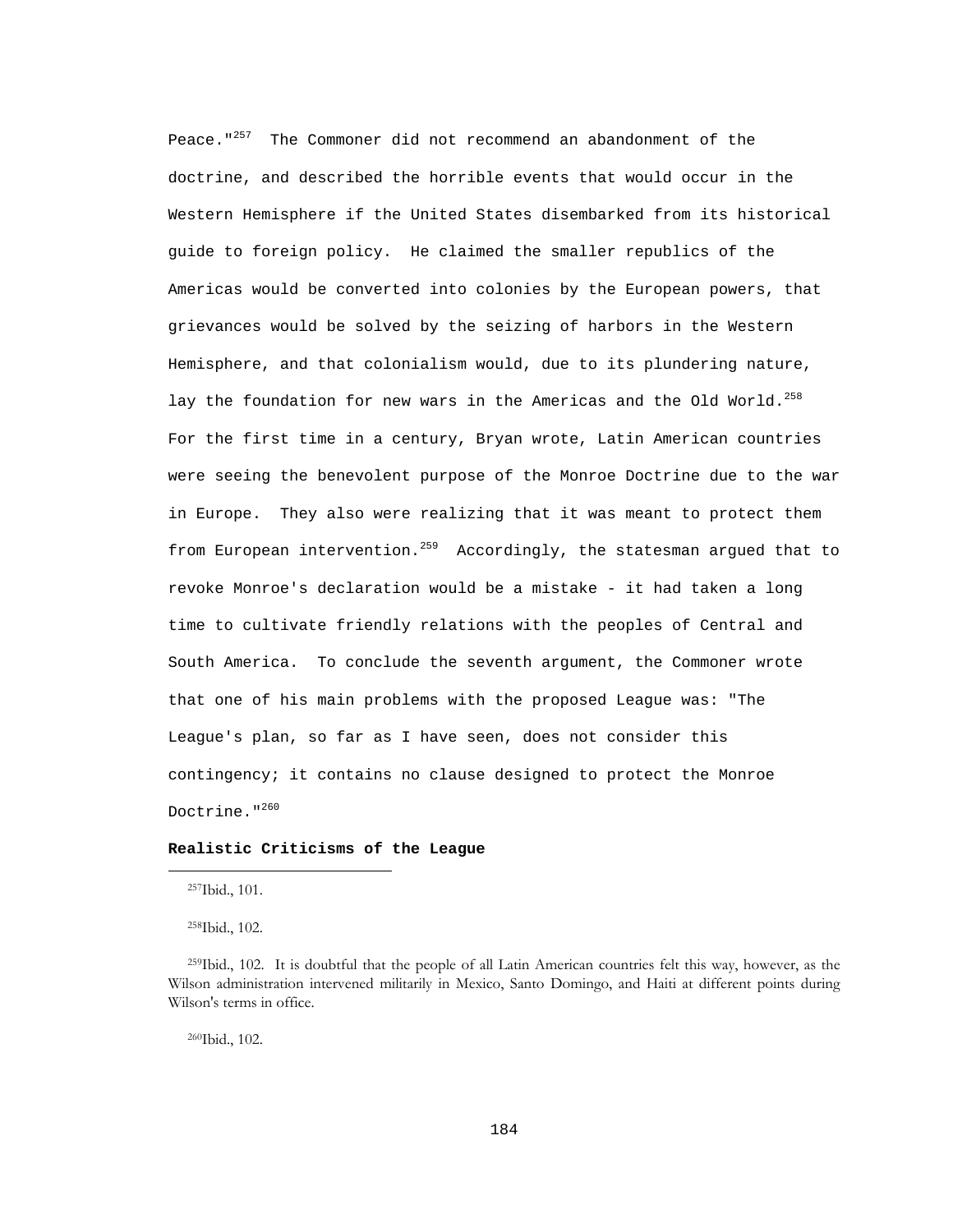Peace."[257] The Commoner did not recommend an abandonment of the doctrine, and described the horrible events that would occur in the Western Hemisphere if the United States disembarked from its historical guide to foreign policy. He claimed the smaller republics of the Americas would be converted into colonies by the European powers, that grievances would be solved by the seizing of harbors in the Western Hemisphere, and that colonialism would, due to its plundering nature, lay the foundation for new wars in the Americas and the Old World.[258] For the first time in a century, Bryan wrote, Latin American countries were seeing the benevolent purpose of the Monroe Doctrine due to the war in Europe. They also were realizing that it was meant to protect them from European intervention.[259] Accordingly, the statesman argued that to revoke Monroe's declaration would be a mistake - it had taken a long time to cultivate friendly relations with the peoples of Central and South America. To conclude the seventh argument, the Commoner wrote that one of his main problems with the proposed League was: "The League's plan, so far as I have seen, does not consider this contingency; it contains no clause designed to protect the Monroe Doctrine."[260]

**Realistic Criticisms of the League**

---

[257]Ibid., 101.

[258]Ibid., 102.

[259]Ibid., 102. It is doubtful that the people of all Latin American countries felt this way, however, as the Wilson administration intervened militarily in Mexico, Santo Domingo, and Haiti at different points during Wilson's terms in office.

[260]Ibid., 102.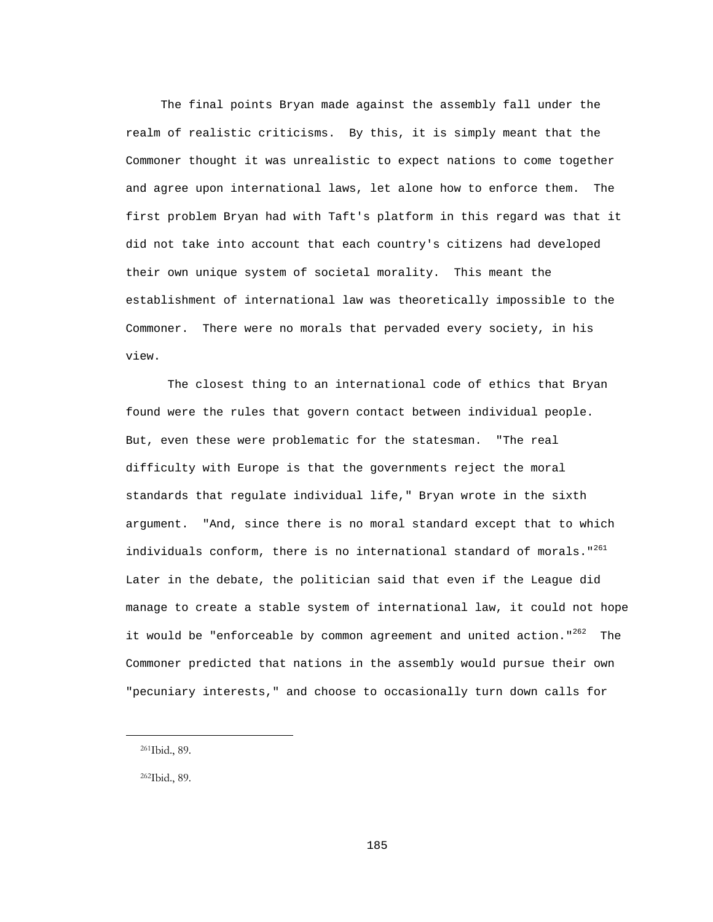The final points Bryan made against the assembly fall under the realm of realistic criticisms. By this, it is simply meant that the Commoner thought it was unrealistic to expect nations to come together and agree upon international laws, let alone how to enforce them. The first problem Bryan had with Taft's platform in this regard was that it did not take into account that each country's citizens had developed their own unique system of societal morality. This meant the establishment of international law was theoretically impossible to the Commoner. There were no morals that pervaded every society, in his view.

The closest thing to an international code of ethics that Bryan found were the rules that govern contact between individual people. But, even these were problematic for the statesman. "The real difficulty with Europe is that the governments reject the moral standards that regulate individual life," Bryan wrote in the sixth argument. "And, since there is no moral standard except that to which individuals conform, there is no international standard of morals."[261] Later in the debate, the politician said that even if the League did manage to create a stable system of international law, it could not hope it would be "enforceable by common agreement and united action."[262] The Commoner predicted that nations in the assembly would pursue their own "pecuniary interests," and choose to occasionally turn down calls for

---

[261] Ibid., 89.

[262] Ibid., 89.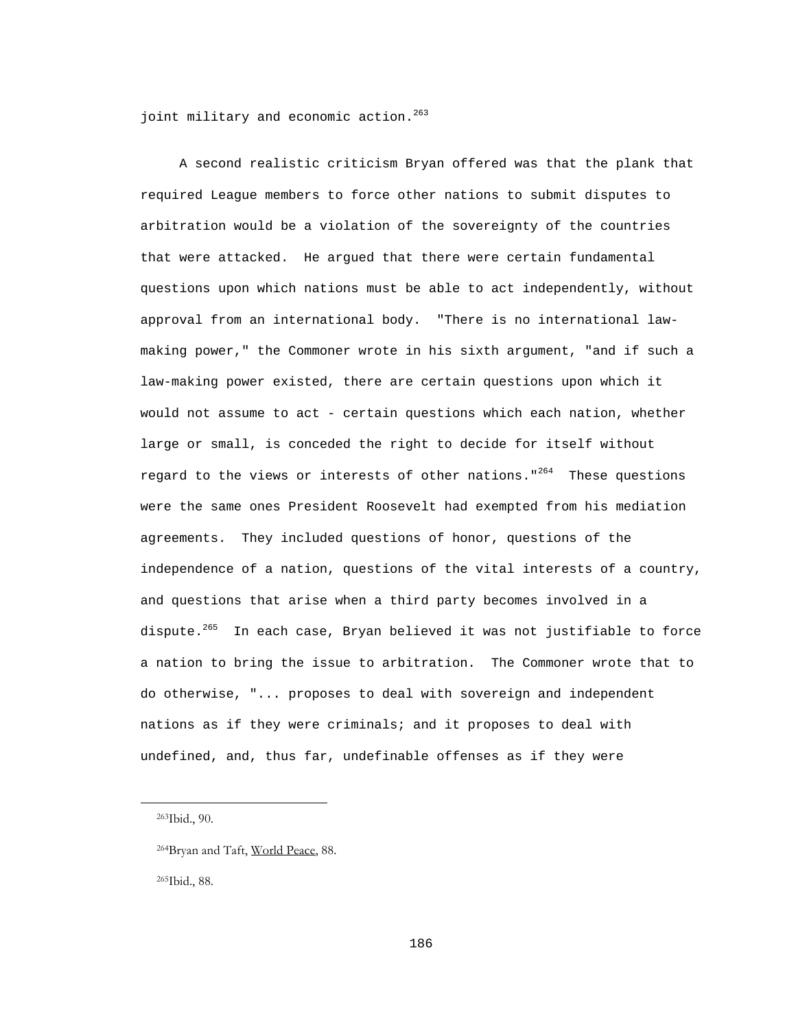joint military and economic action.[263]

A second realistic criticism Bryan offered was that the plank that required League members to force other nations to submit disputes to arbitration would be a violation of the sovereignty of the countries that were attacked. He argued that there were certain fundamental questions upon which nations must be able to act independently, without approval from an international body. "There is no international law-making power," the Commoner wrote in his sixth argument, "and if such a law-making power existed, there are certain questions upon which it would not assume to act - certain questions which each nation, whether large or small, is conceded the right to decide for itself without regard to the views or interests of other nations."[264] These questions were the same ones President Roosevelt had exempted from his mediation agreements. They included questions of honor, questions of the independence of a nation, questions of the vital interests of a country, and questions that arise when a third party becomes involved in a dispute.[265] In each case, Bryan believed it was not justifiable to force a nation to bring the issue to arbitration. The Commoner wrote that to do otherwise, "... proposes to deal with sovereign and independent nations as if they were criminals; and it proposes to deal with undefined, and, thus far, undefinable offenses as if they were

---

[263]Ibid., 90.

[264]Bryan and Taft, World Peace, 88.

[265]Ibid., 88.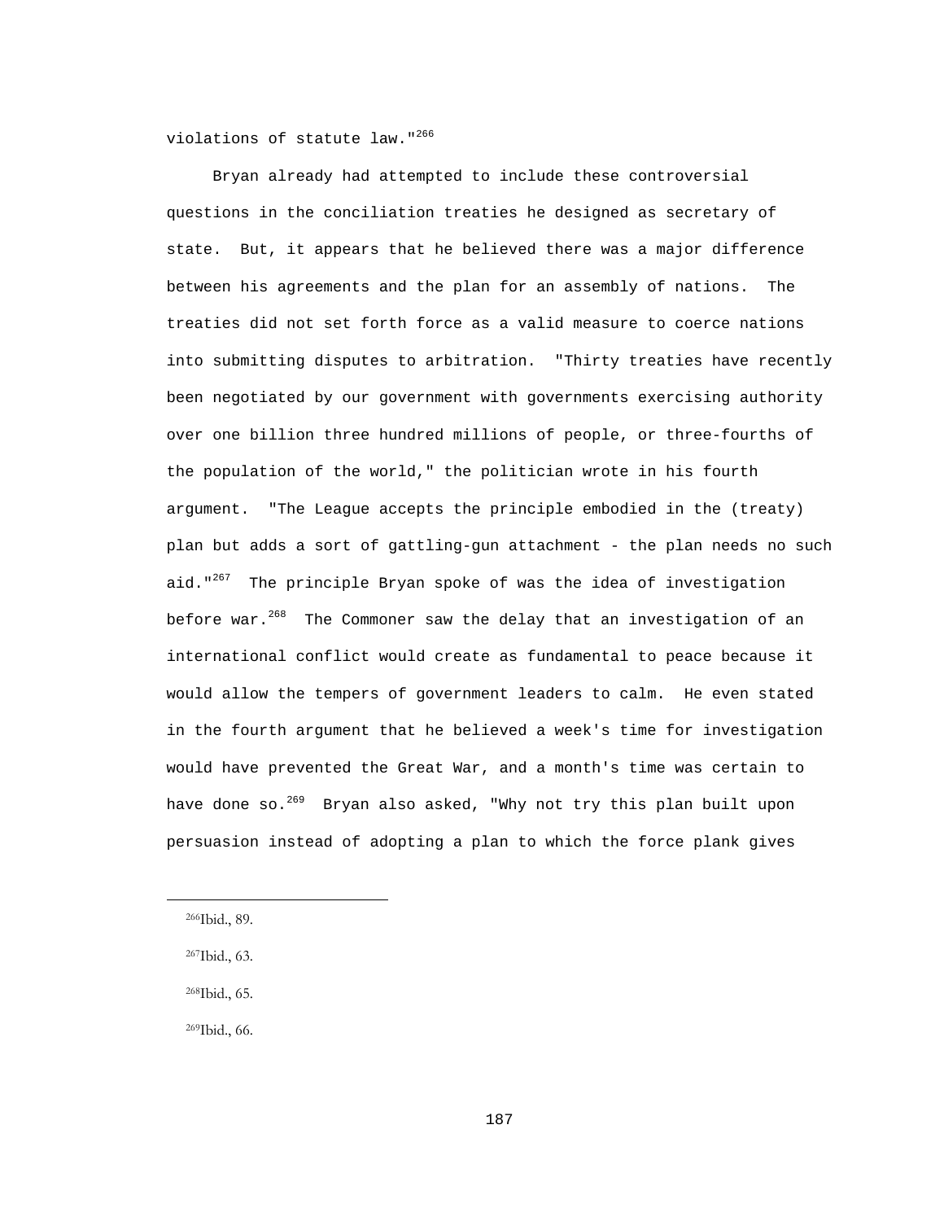violations of statute law."[266]

Bryan already had attempted to include these controversial questions in the conciliation treaties he designed as secretary of state. But, it appears that he believed there was a major difference between his agreements and the plan for an assembly of nations. The treaties did not set forth force as a valid measure to coerce nations into submitting disputes to arbitration. "Thirty treaties have recently been negotiated by our government with governments exercising authority over one billion three hundred millions of people, or three-fourths of the population of the world," the politician wrote in his fourth argument. "The League accepts the principle embodied in the (treaty) plan but adds a sort of gattling-gun attachment - the plan needs no such aid."[267] The principle Bryan spoke of was the idea of investigation before war.[268] The Commoner saw the delay that an investigation of an international conflict would create as fundamental to peace because it would allow the tempers of government leaders to calm. He even stated in the fourth argument that he believed a week's time for investigation would have prevented the Great War, and a month's time was certain to have done so.[269] Bryan also asked, "Why not try this plan built upon persuasion instead of adopting a plan to which the force plank gives

---

[266]Ibid., 89.

[267]Ibid., 63.

[268]Ibid., 65.

[269]Ibid., 66.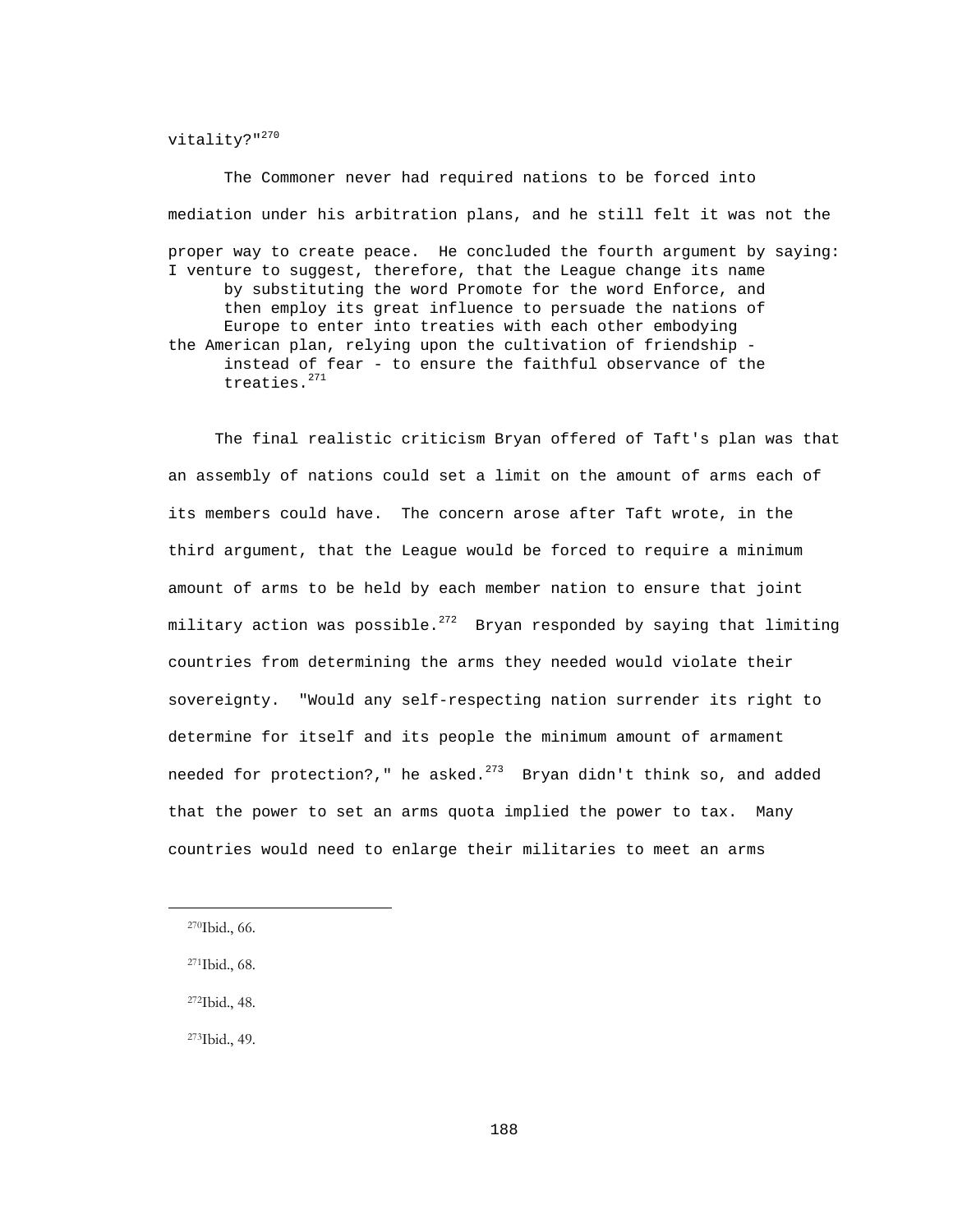vitality?"[270]

The Commoner never had required nations to be forced into mediation under his arbitration plans, and he still felt it was not the proper way to create peace. He concluded the fourth argument by saying:

> I venture to suggest, therefore, that the League change its name by substituting the word Promote for the word Enforce, and then employ its great influence to persuade the nations of Europe to enter into treaties with each other embodying the American plan, relying upon the cultivation of friendship - instead of fear - to ensure the faithful observance of the treaties.[271]

The final realistic criticism Bryan offered of Taft's plan was that an assembly of nations could set a limit on the amount of arms each of its members could have. The concern arose after Taft wrote, in the third argument, that the League would be forced to require a minimum amount of arms to be held by each member nation to ensure that joint military action was possible.[272] Bryan responded by saying that limiting countries from determining the arms they needed would violate their sovereignty. "Would any self-respecting nation surrender its right to determine for itself and its people the minimum amount of armament needed for protection?," he asked.[273] Bryan didn't think so, and added that the power to set an arms quota implied the power to tax. Many countries would need to enlarge their militaries to meet an arms

---

[270]Ibid., 66.

[271]Ibid., 68.

[272]Ibid., 48.

[273]Ibid., 49.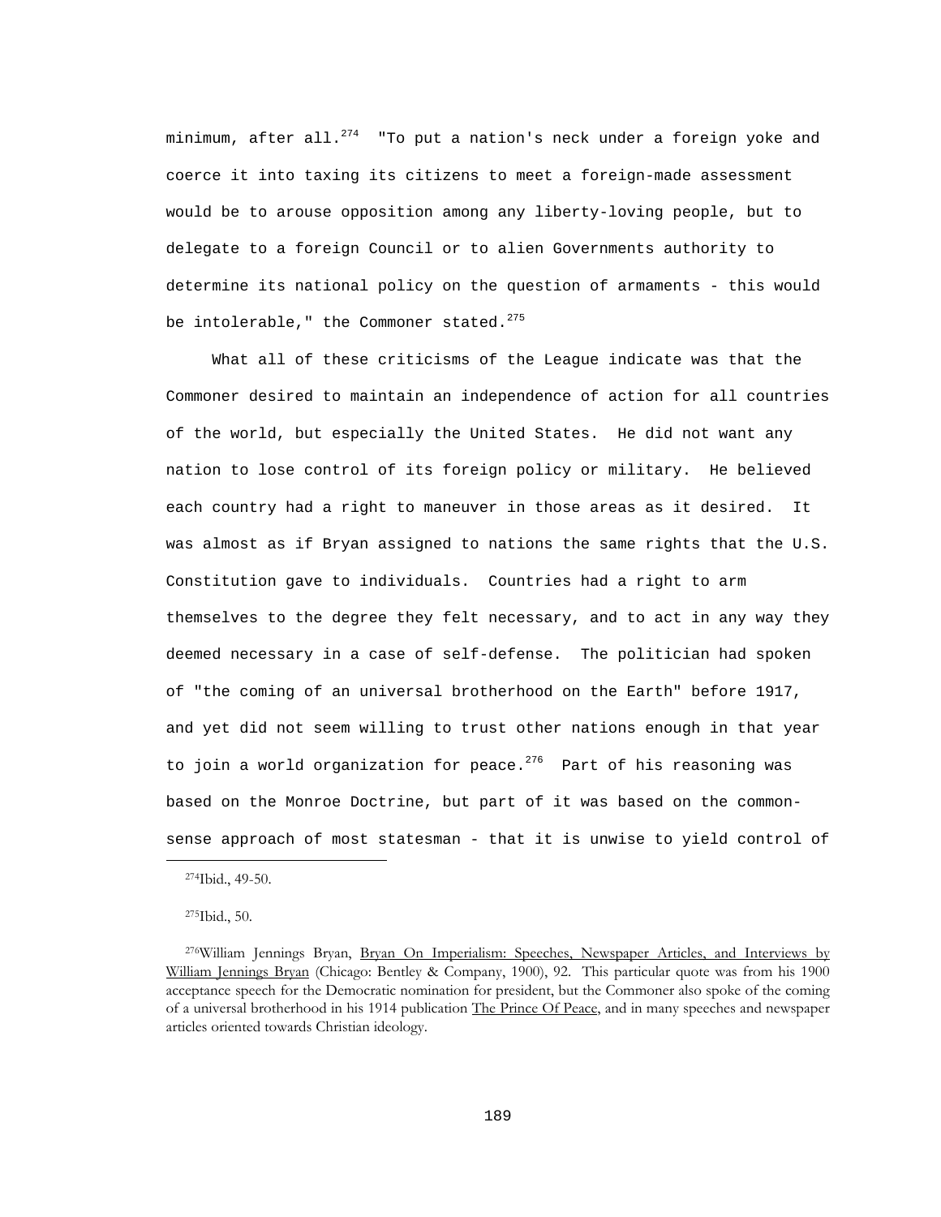minimum, after all.[274] "To put a nation's neck under a foreign yoke and coerce it into taxing its citizens to meet a foreign-made assessment would be to arouse opposition among any liberty-loving people, but to delegate to a foreign Council or to alien Governments authority to determine its national policy on the question of armaments - this would be intolerable," the Commoner stated.[275]

What all of these criticisms of the League indicate was that the Commoner desired to maintain an independence of action for all countries of the world, but especially the United States. He did not want any nation to lose control of its foreign policy or military. He believed each country had a right to maneuver in those areas as it desired. It was almost as if Bryan assigned to nations the same rights that the U.S. Constitution gave to individuals. Countries had a right to arm themselves to the degree they felt necessary, and to act in any way they deemed necessary in a case of self-defense. The politician had spoken of "the coming of an universal brotherhood on the Earth" before 1917, and yet did not seem willing to trust other nations enough in that year to join a world organization for peace.[276] Part of his reasoning was based on the Monroe Doctrine, but part of it was based on the common-sense approach of most statesman - that it is unwise to yield control of

---

[274]Ibid., 49-50.

[275]Ibid., 50.

[276]William Jennings Bryan, Bryan On Imperialism: Speeches, Newspaper Articles, and Interviews by William Jennings Bryan (Chicago: Bentley & Company, 1900), 92. This particular quote was from his 1900 acceptance speech for the Democratic nomination for president, but the Commoner also spoke of the coming of a universal brotherhood in his 1914 publication The Prince Of Peace, and in many speeches and newspaper articles oriented towards Christian ideology.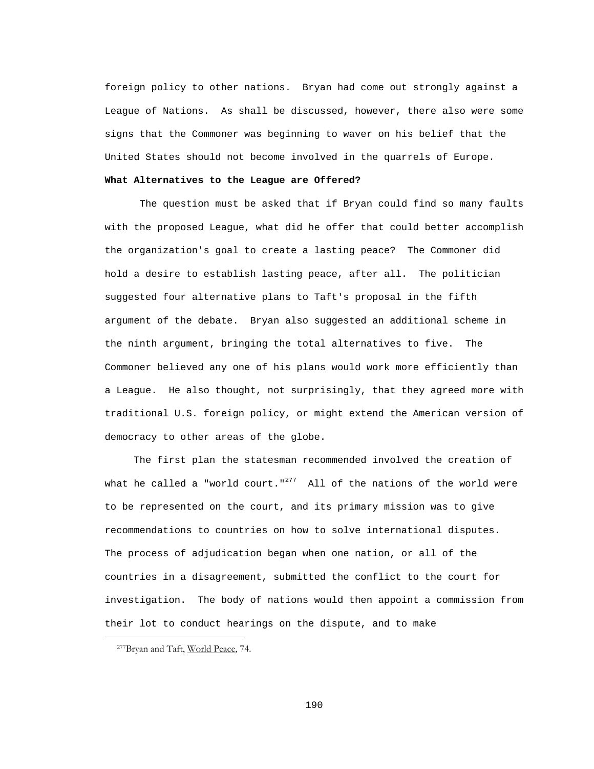foreign policy to other nations. Bryan had come out strongly against a League of Nations. As shall be discussed, however, there also were some signs that the Commoner was beginning to waver on his belief that the United States should not become involved in the quarrels of Europe.

**What Alternatives to the League are Offered?**

The question must be asked that if Bryan could find so many faults with the proposed League, what did he offer that could better accomplish the organization's goal to create a lasting peace? The Commoner did hold a desire to establish lasting peace, after all. The politician suggested four alternative plans to Taft's proposal in the fifth argument of the debate. Bryan also suggested an additional scheme in the ninth argument, bringing the total alternatives to five. The Commoner believed any one of his plans would work more efficiently than a League. He also thought, not surprisingly, that they agreed more with traditional U.S. foreign policy, or might extend the American version of democracy to other areas of the globe.

The first plan the statesman recommended involved the creation of what he called a "world court."[277] All of the nations of the world were to be represented on the court, and its primary mission was to give recommendations to countries on how to solve international disputes. The process of adjudication began when one nation, or all of the countries in a disagreement, submitted the conflict to the court for investigation. The body of nations would then appoint a commission from their lot to conduct hearings on the dispute, and to make

[277]Bryan and Taft, World Peace, 74.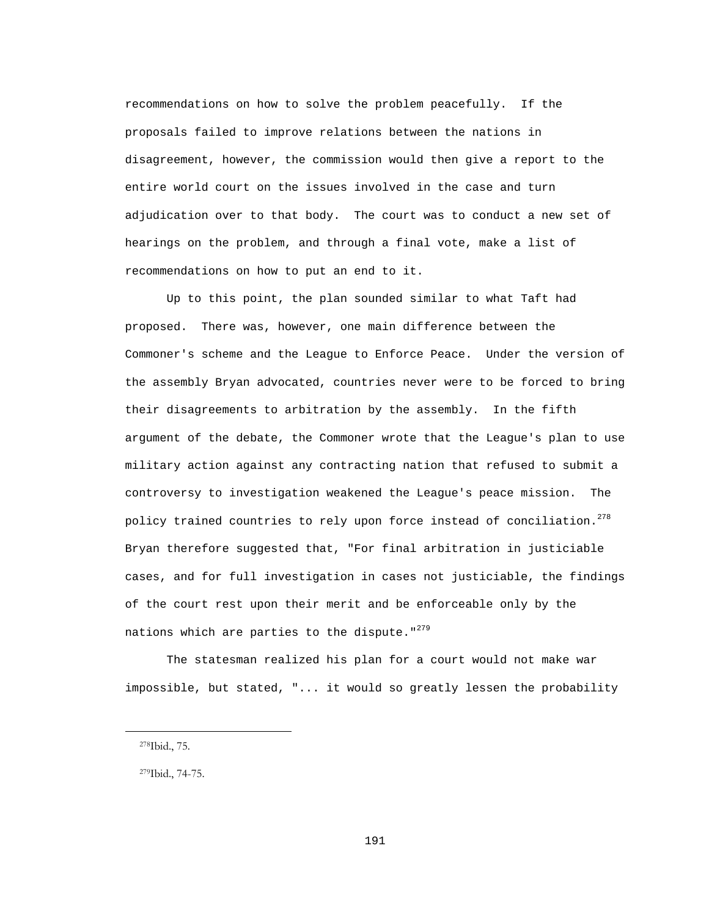recommendations on how to solve the problem peacefully. If the proposals failed to improve relations between the nations in disagreement, however, the commission would then give a report to the entire world court on the issues involved in the case and turn adjudication over to that body. The court was to conduct a new set of hearings on the problem, and through a final vote, make a list of recommendations on how to put an end to it.

Up to this point, the plan sounded similar to what Taft had proposed. There was, however, one main difference between the Commoner's scheme and the League to Enforce Peace. Under the version of the assembly Bryan advocated, countries never were to be forced to bring their disagreements to arbitration by the assembly. In the fifth argument of the debate, the Commoner wrote that the League's plan to use military action against any contracting nation that refused to submit a controversy to investigation weakened the League's peace mission. The policy trained countries to rely upon force instead of conciliation.[278] Bryan therefore suggested that, "For final arbitration in justiciable cases, and for full investigation in cases not justiciable, the findings of the court rest upon their merit and be enforceable only by the nations which are parties to the dispute."[279]

The statesman realized his plan for a court would not make war impossible, but stated, "... it would so greatly lessen the probability

[278] Ibid., 75.

[279] Ibid., 74-75.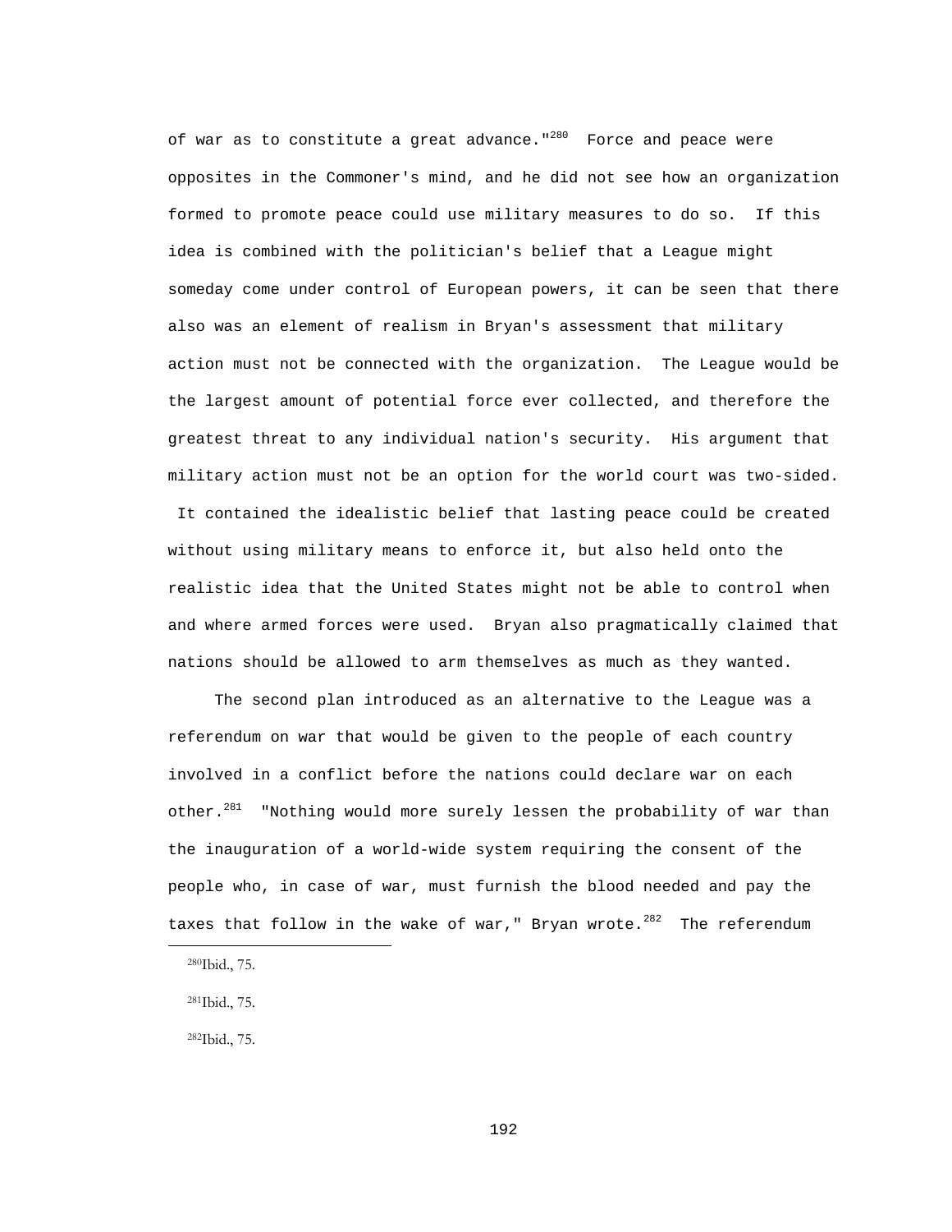of war as to constitute a great advance."[280] Force and peace were opposites in the Commoner's mind, and he did not see how an organization formed to promote peace could use military measures to do so. If this idea is combined with the politician's belief that a League might someday come under control of European powers, it can be seen that there also was an element of realism in Bryan's assessment that military action must not be connected with the organization. The League would be the largest amount of potential force ever collected, and therefore the greatest threat to any individual nation's security. His argument that military action must not be an option for the world court was two-sided. It contained the idealistic belief that lasting peace could be created without using military means to enforce it, but also held onto the realistic idea that the United States might not be able to control when and where armed forces were used. Bryan also pragmatically claimed that nations should be allowed to arm themselves as much as they wanted.

The second plan introduced as an alternative to the League was a referendum on war that would be given to the people of each country involved in a conflict before the nations could declare war on each other.[281] "Nothing would more surely lessen the probability of war than the inauguration of a world-wide system requiring the consent of the people who, in case of war, must furnish the blood needed and pay the taxes that follow in the wake of war," Bryan wrote.[282] The referendum

---

[280] Ibid., 75.

[281] Ibid., 75.

[282] Ibid., 75.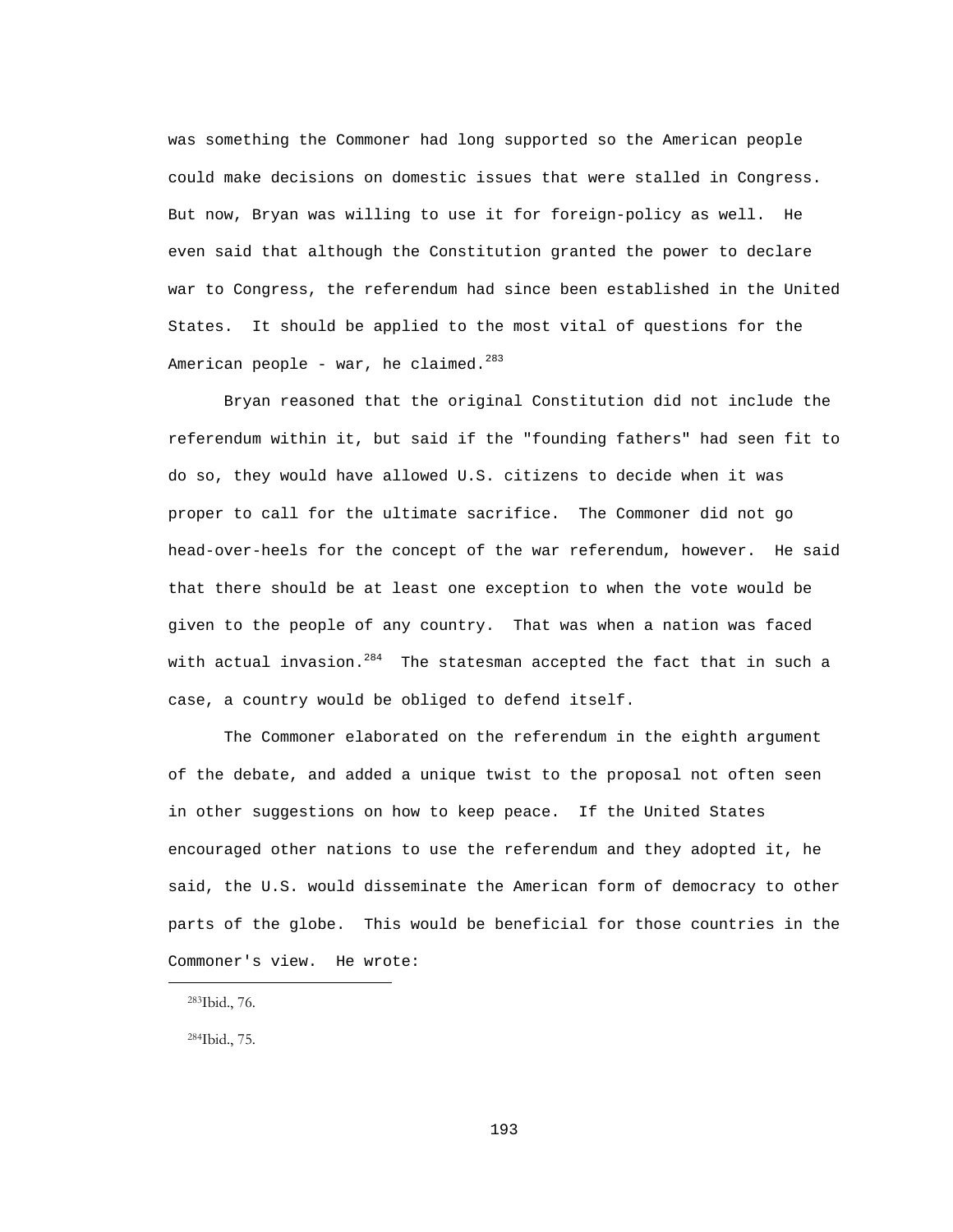was something the Commoner had long supported so the American people could make decisions on domestic issues that were stalled in Congress. But now, Bryan was willing to use it for foreign-policy as well. He even said that although the Constitution granted the power to declare war to Congress, the referendum had since been established in the United States. It should be applied to the most vital of questions for the American people - war, he claimed.[283]

Bryan reasoned that the original Constitution did not include the referendum within it, but said if the "founding fathers" had seen fit to do so, they would have allowed U.S. citizens to decide when it was proper to call for the ultimate sacrifice. The Commoner did not go head-over-heels for the concept of the war referendum, however. He said that there should be at least one exception to when the vote would be given to the people of any country. That was when a nation was faced with actual invasion.[284] The statesman accepted the fact that in such a case, a country would be obliged to defend itself.

The Commoner elaborated on the referendum in the eighth argument of the debate, and added a unique twist to the proposal not often seen in other suggestions on how to keep peace. If the United States encouraged other nations to use the referendum and they adopted it, he said, the U.S. would disseminate the American form of democracy to other parts of the globe. This would be beneficial for those countries in the Commoner's view. He wrote:

---

[283]Ibid., 76.

[284]Ibid., 75.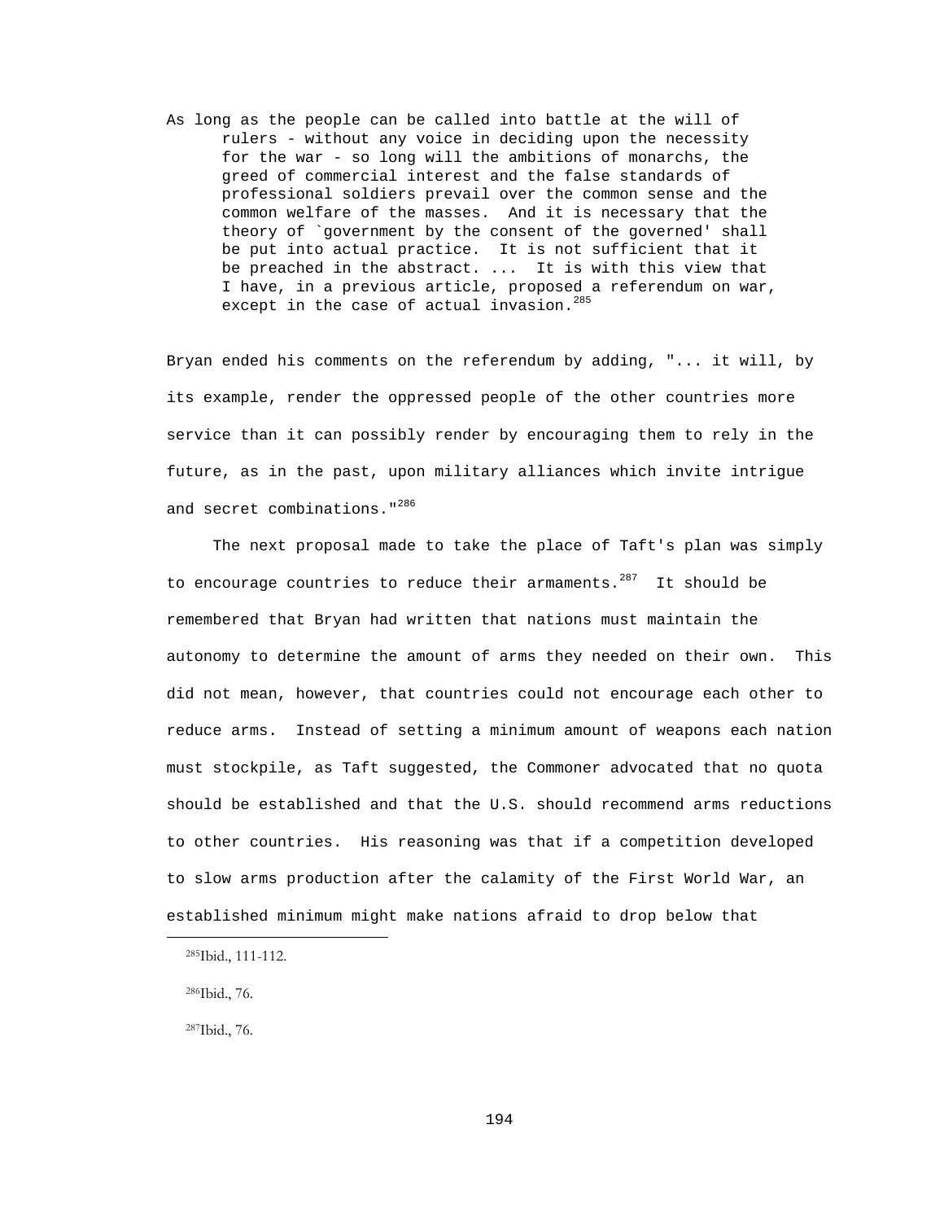> As long as the people can be called into battle at the will of rulers - without any voice in deciding upon the necessity for the war - so long will the ambitions of monarchs, the greed of commercial interest and the false standards of professional soldiers prevail over the common sense and the common welfare of the masses. And it is necessary that the theory of `government by the consent of the governed' shall be put into actual practice. It is not sufficient that it be preached in the abstract. ... It is with this view that I have, in a previous article, proposed a referendum on war, except in the case of actual invasion.[285]

Bryan ended his comments on the referendum by adding, "... it will, by its example, render the oppressed people of the other countries more service than it can possibly render by encouraging them to rely in the future, as in the past, upon military alliances which invite intrigue and secret combinations."[286]

The next proposal made to take the place of Taft's plan was simply to encourage countries to reduce their armaments.[287] It should be remembered that Bryan had written that nations must maintain the autonomy to determine the amount of arms they needed on their own. This did not mean, however, that countries could not encourage each other to reduce arms. Instead of setting a minimum amount of weapons each nation must stockpile, as Taft suggested, the Commoner advocated that no quota should be established and that the U.S. should recommend arms reductions to other countries. His reasoning was that if a competition developed to slow arms production after the calamity of the First World War, an established minimum might make nations afraid to drop below that

---

[285]Ibid., 111-112.

[286]Ibid., 76.

[287]Ibid., 76.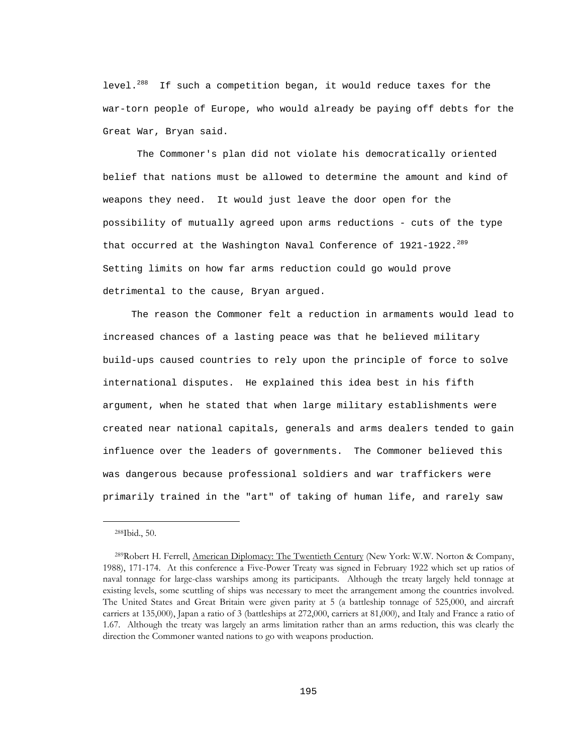level.[288] If such a competition began, it would reduce taxes for the war-torn people of Europe, who would already be paying off debts for the Great War, Bryan said.

The Commoner's plan did not violate his democratically oriented belief that nations must be allowed to determine the amount and kind of weapons they need. It would just leave the door open for the possibility of mutually agreed upon arms reductions - cuts of the type that occurred at the Washington Naval Conference of 1921-1922.[289] Setting limits on how far arms reduction could go would prove detrimental to the cause, Bryan argued.

The reason the Commoner felt a reduction in armaments would lead to increased chances of a lasting peace was that he believed military build-ups caused countries to rely upon the principle of force to solve international disputes. He explained this idea best in his fifth argument, when he stated that when large military establishments were created near national capitals, generals and arms dealers tended to gain influence over the leaders of governments. The Commoner believed this was dangerous because professional soldiers and war traffickers were primarily trained in the "art" of taking of human life, and rarely saw

---

[288]Ibid., 50.

[289]Robert H. Ferrell, American Diplomacy: The Twentieth Century (New York: W.W. Norton & Company, 1988), 171-174. At this conference a Five-Power Treaty was signed in February 1922 which set up ratios of naval tonnage for large-class warships among its participants. Although the treaty largely held tonnage at existing levels, some scuttling of ships was necessary to meet the arrangement among the countries involved. The United States and Great Britain were given parity at 5 (a battleship tonnage of 525,000, and aircraft carriers at 135,000), Japan a ratio of 3 (battleships at 272,000, carriers at 81,000), and Italy and France a ratio of 1.67. Although the treaty was largely an arms limitation rather than an arms reduction, this was clearly the direction the Commoner wanted nations to go with weapons production.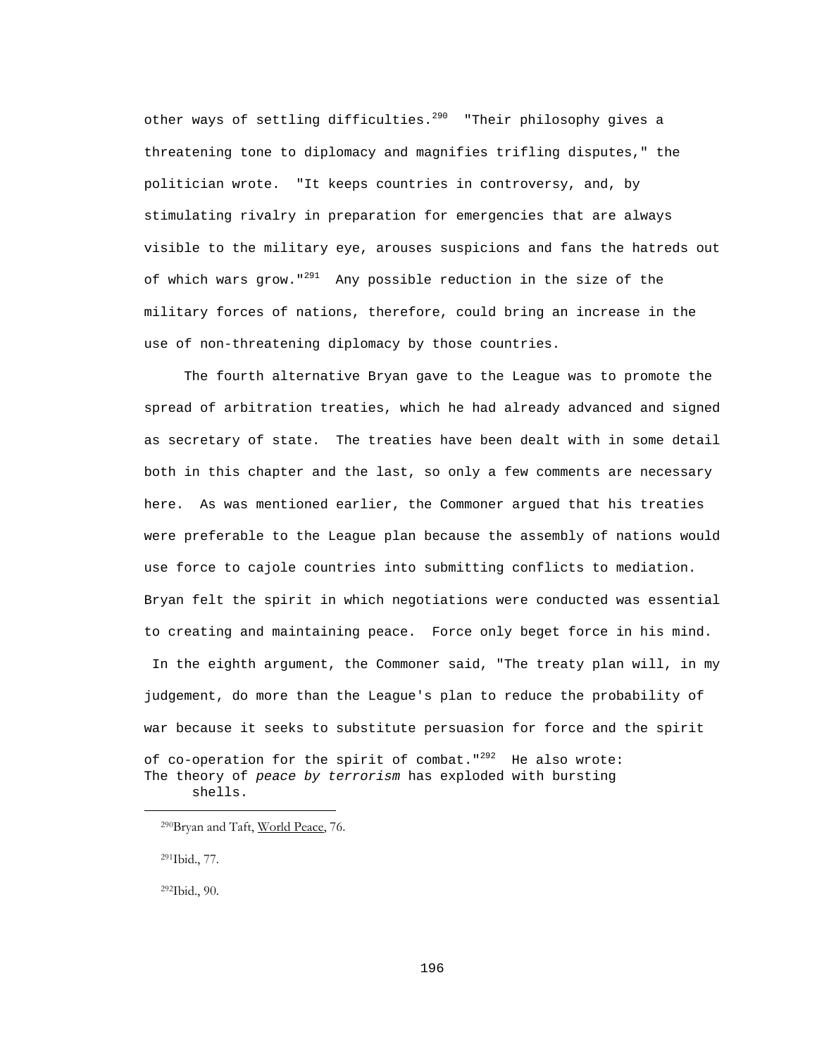other ways of settling difficulties.[290] "Their philosophy gives a threatening tone to diplomacy and magnifies trifling disputes," the politician wrote. "It keeps countries in controversy, and, by stimulating rivalry in preparation for emergencies that are always visible to the military eye, arouses suspicions and fans the hatreds out of which wars grow."[291] Any possible reduction in the size of the military forces of nations, therefore, could bring an increase in the use of non-threatening diplomacy by those countries.

The fourth alternative Bryan gave to the League was to promote the spread of arbitration treaties, which he had already advanced and signed as secretary of state. The treaties have been dealt with in some detail both in this chapter and the last, so only a few comments are necessary here. As was mentioned earlier, the Commoner argued that his treaties were preferable to the League plan because the assembly of nations would use force to cajole countries into submitting conflicts to mediation. Bryan felt the spirit in which negotiations were conducted was essential to creating and maintaining peace. Force only beget force in his mind. In the eighth argument, the Commoner said, "The treaty plan will, in my judgement, do more than the League's plan to reduce the probability of war because it seeks to substitute persuasion for force and the spirit of co-operation for the spirit of combat."[292] He also wrote:

The theory of *peace by terrorism* has exploded with bursting shells.

[290] Bryan and Taft, World Peace, 76.

[291] Ibid., 77.

[292] Ibid., 90.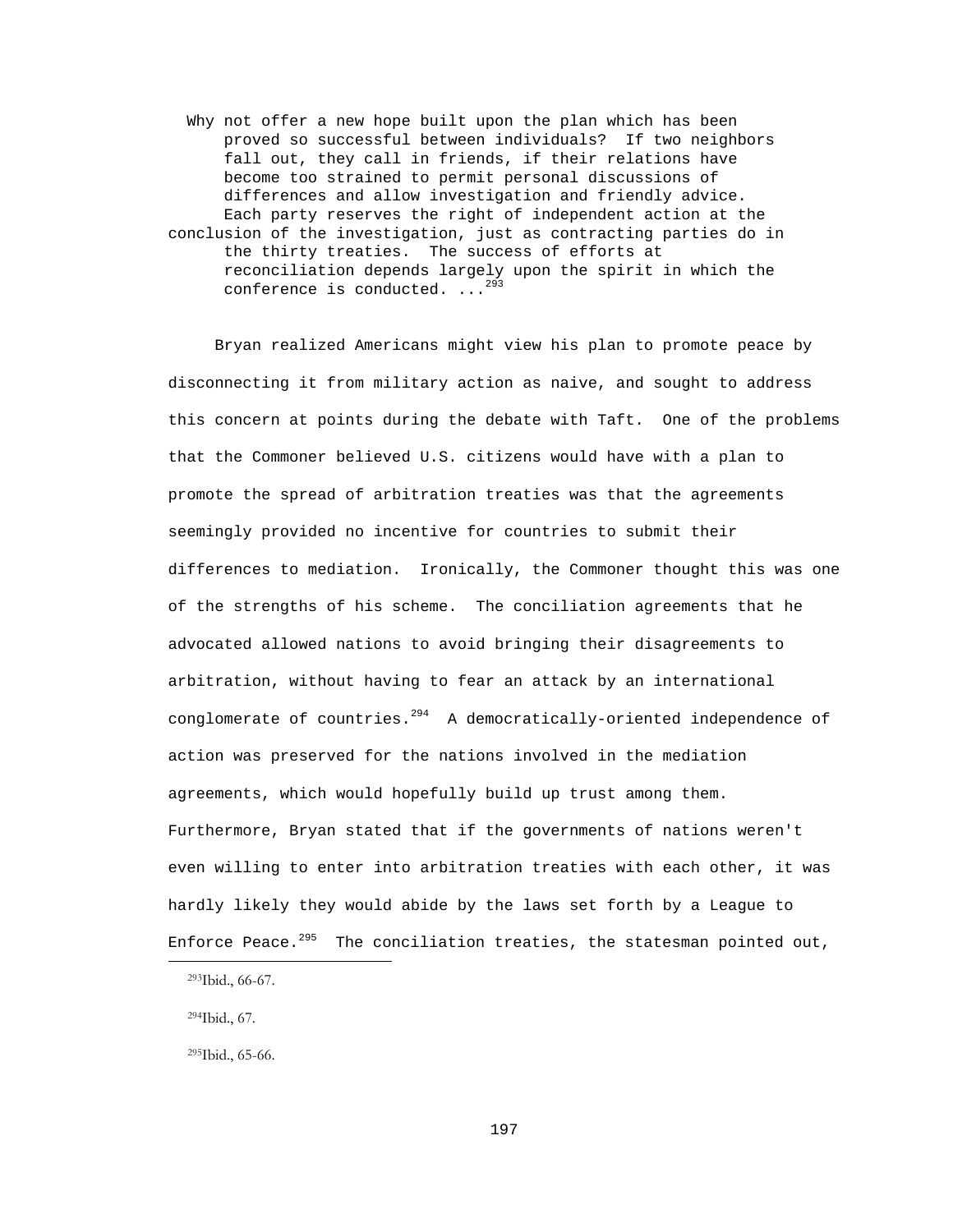> Why not offer a new hope built upon the plan which has been proved so successful between individuals? If two neighbors fall out, they call in friends, if their relations have become too strained to permit personal discussions of differences and allow investigation and friendly advice. Each party reserves the right of independent action at the conclusion of the investigation, just as contracting parties do in the thirty treaties. The success of efforts at reconciliation depends largely upon the spirit in which the conference is conducted. ...[293]

Bryan realized Americans might view his plan to promote peace by disconnecting it from military action as naive, and sought to address this concern at points during the debate with Taft. One of the problems that the Commoner believed U.S. citizens would have with a plan to promote the spread of arbitration treaties was that the agreements seemingly provided no incentive for countries to submit their differences to mediation. Ironically, the Commoner thought this was one of the strengths of his scheme. The conciliation agreements that he advocated allowed nations to avoid bringing their disagreements to arbitration, without having to fear an attack by an international conglomerate of countries.[294] A democratically-oriented independence of action was preserved for the nations involved in the mediation agreements, which would hopefully build up trust among them. Furthermore, Bryan stated that if the governments of nations weren't even willing to enter into arbitration treaties with each other, it was hardly likely they would abide by the laws set forth by a League to Enforce Peace.[295] The conciliation treaties, the statesman pointed out,

---

[293] Ibid., 66-67.

[294] Ibid., 67.

[295] Ibid., 65-66.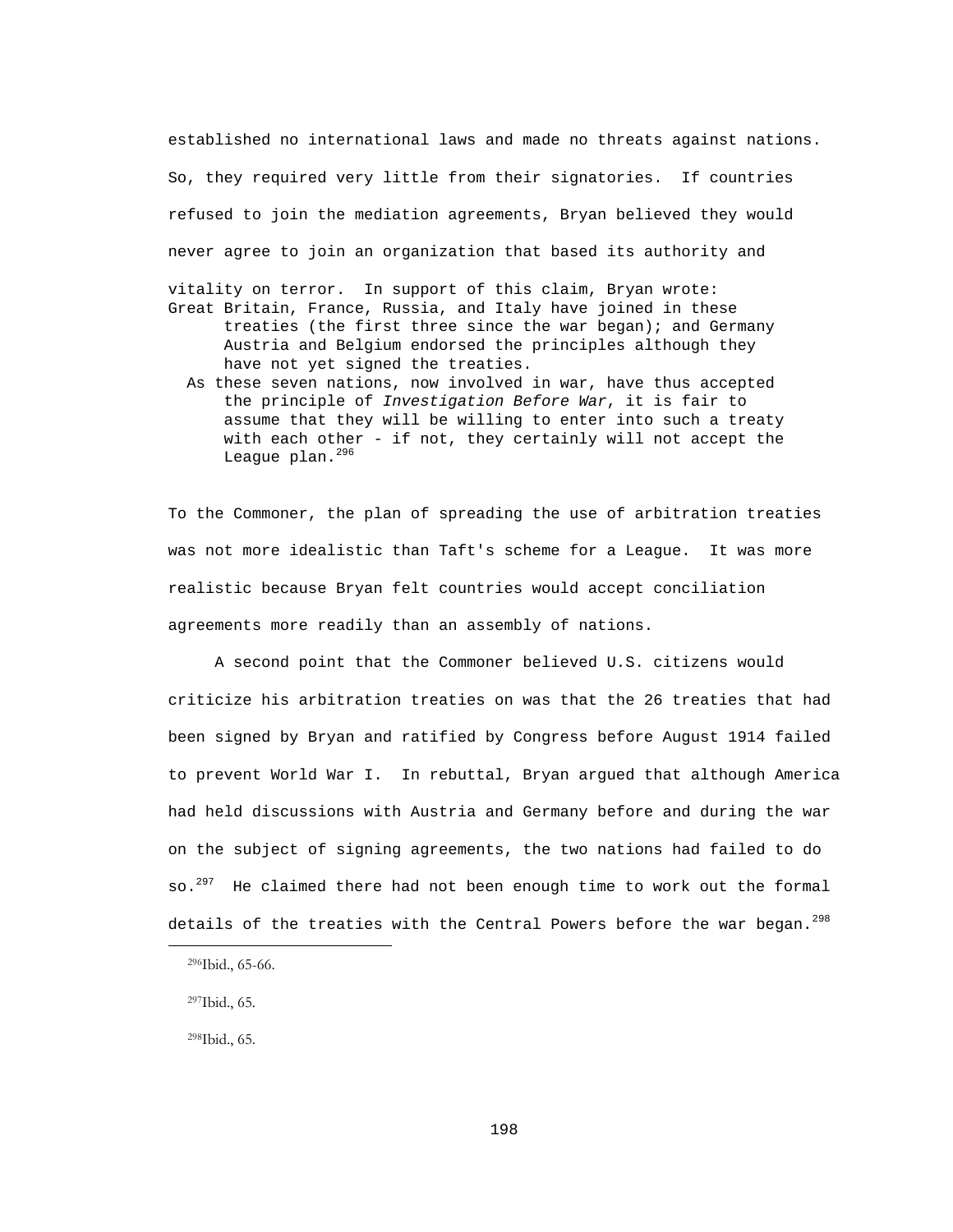established no international laws and made no threats against nations. So, they required very little from their signatories. If countries refused to join the mediation agreements, Bryan believed they would never agree to join an organization that based its authority and vitality on terror. In support of this claim, Bryan wrote:

> Great Britain, France, Russia, and Italy have joined in these treaties (the first three since the war began); and Germany Austria and Belgium endorsed the principles although they have not yet signed the treaties.
>
> As these seven nations, now involved in war, have thus accepted the principle of *Investigation Before War*, it is fair to assume that they will be willing to enter into such a treaty with each other - if not, they certainly will not accept the League plan.[296]

To the Commoner, the plan of spreading the use of arbitration treaties was not more idealistic than Taft's scheme for a League. It was more realistic because Bryan felt countries would accept conciliation agreements more readily than an assembly of nations.

A second point that the Commoner believed U.S. citizens would criticize his arbitration treaties on was that the 26 treaties that had been signed by Bryan and ratified by Congress before August 1914 failed to prevent World War I. In rebuttal, Bryan argued that although America had held discussions with Austria and Germany before and during the war on the subject of signing agreements, the two nations had failed to do so.[297] He claimed there had not been enough time to work out the formal details of the treaties with the Central Powers before the war began.[298]

[296] Ibid., 65-66.

[297] Ibid., 65.

[298] Ibid., 65.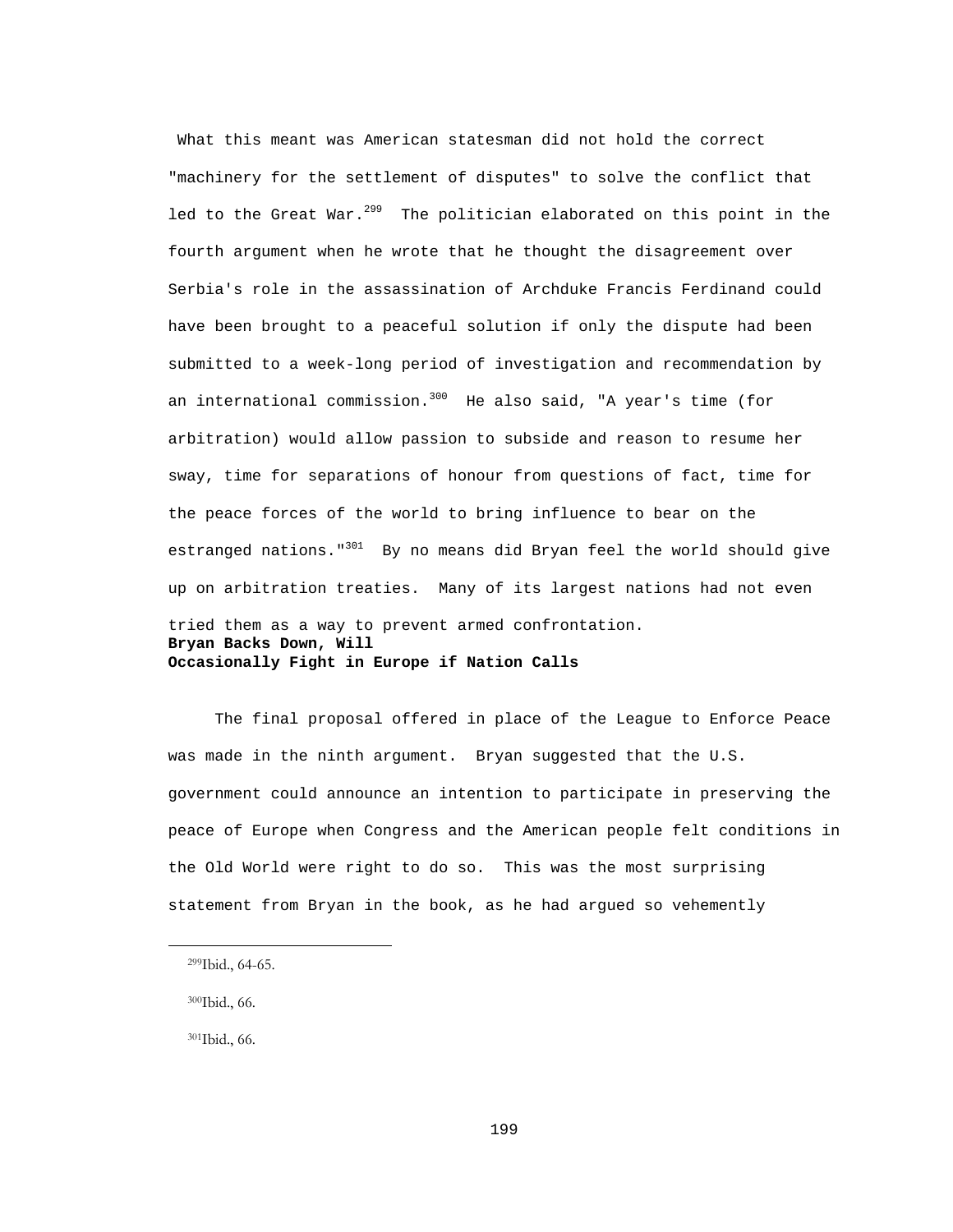What this meant was American statesman did not hold the correct "machinery for the settlement of disputes" to solve the conflict that led to the Great War.[299] The politician elaborated on this point in the fourth argument when he wrote that he thought the disagreement over Serbia's role in the assassination of Archduke Francis Ferdinand could have been brought to a peaceful solution if only the dispute had been submitted to a week-long period of investigation and recommendation by an international commission.[300] He also said, "A year's time (for arbitration) would allow passion to subside and reason to resume her sway, time for separations of honour from questions of fact, time for the peace forces of the world to bring influence to bear on the estranged nations."[301] By no means did Bryan feel the world should give up on arbitration treaties. Many of its largest nations had not even tried them as a way to prevent armed confrontation.

**Bryan Backs Down, Will Occasionally Fight in Europe if Nation Calls**

The final proposal offered in place of the League to Enforce Peace was made in the ninth argument. Bryan suggested that the U.S. government could announce an intention to participate in preserving the peace of Europe when Congress and the American people felt conditions in the Old World were right to do so. This was the most surprising statement from Bryan in the book, as he had argued so vehemently

[299] Ibid., 64-65.

[300] Ibid., 66.

[301] Ibid., 66.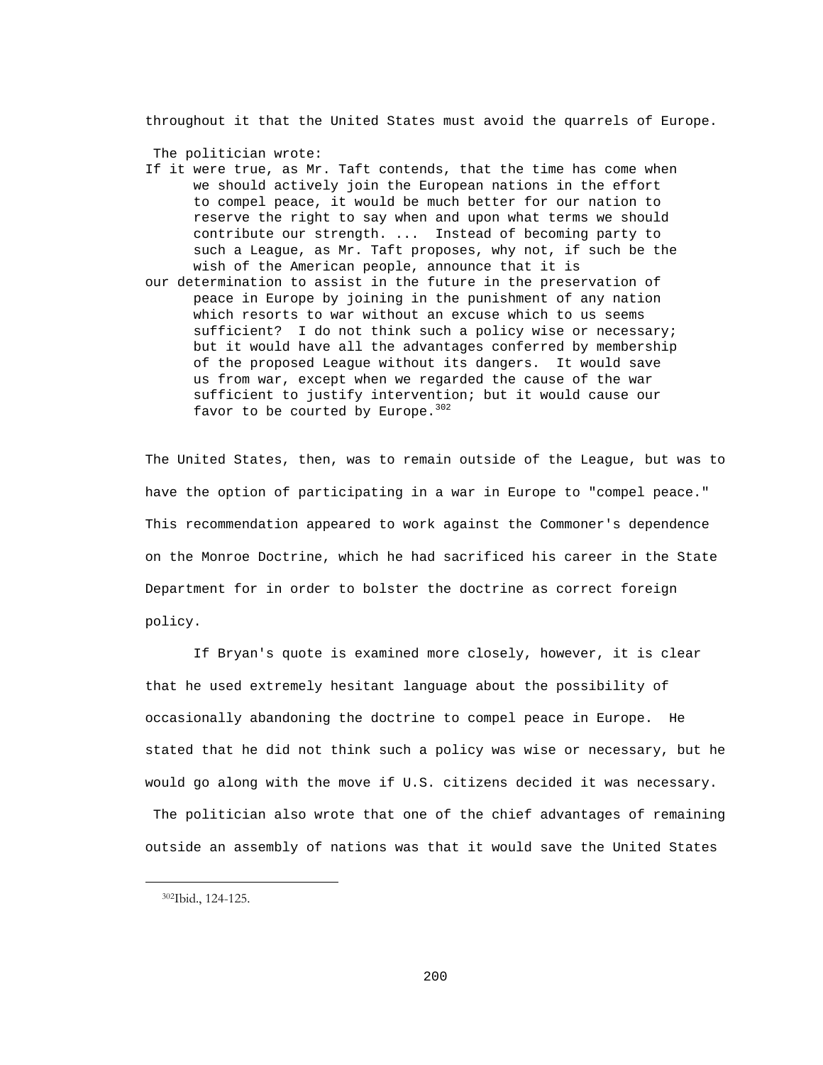throughout it that the United States must avoid the quarrels of Europe.

The politician wrote:

> If it were true, as Mr. Taft contends, that the time has come when we should actively join the European nations in the effort to compel peace, it would be much better for our nation to reserve the right to say when and upon what terms we should contribute our strength. ... Instead of becoming party to such a League, as Mr. Taft proposes, why not, if such be the wish of the American people, announce that it is our determination to assist in the future in the preservation of peace in Europe by joining in the punishment of any nation which resorts to war without an excuse which to us seems sufficient? I do not think such a policy wise or necessary; but it would have all the advantages conferred by membership of the proposed League without its dangers. It would save us from war, except when we regarded the cause of the war sufficient to justify intervention; but it would cause our favor to be courted by Europe.[302]

The United States, then, was to remain outside of the League, but was to have the option of participating in a war in Europe to "compel peace." This recommendation appeared to work against the Commoner's dependence on the Monroe Doctrine, which he had sacrificed his career in the State Department for in order to bolster the doctrine as correct foreign policy.

If Bryan's quote is examined more closely, however, it is clear that he used extremely hesitant language about the possibility of occasionally abandoning the doctrine to compel peace in Europe. He stated that he did not think such a policy was wise or necessary, but he would go along with the move if U.S. citizens decided it was necessary. The politician also wrote that one of the chief advantages of remaining outside an assembly of nations was that it would save the United States

---

[302] Ibid., 124-125.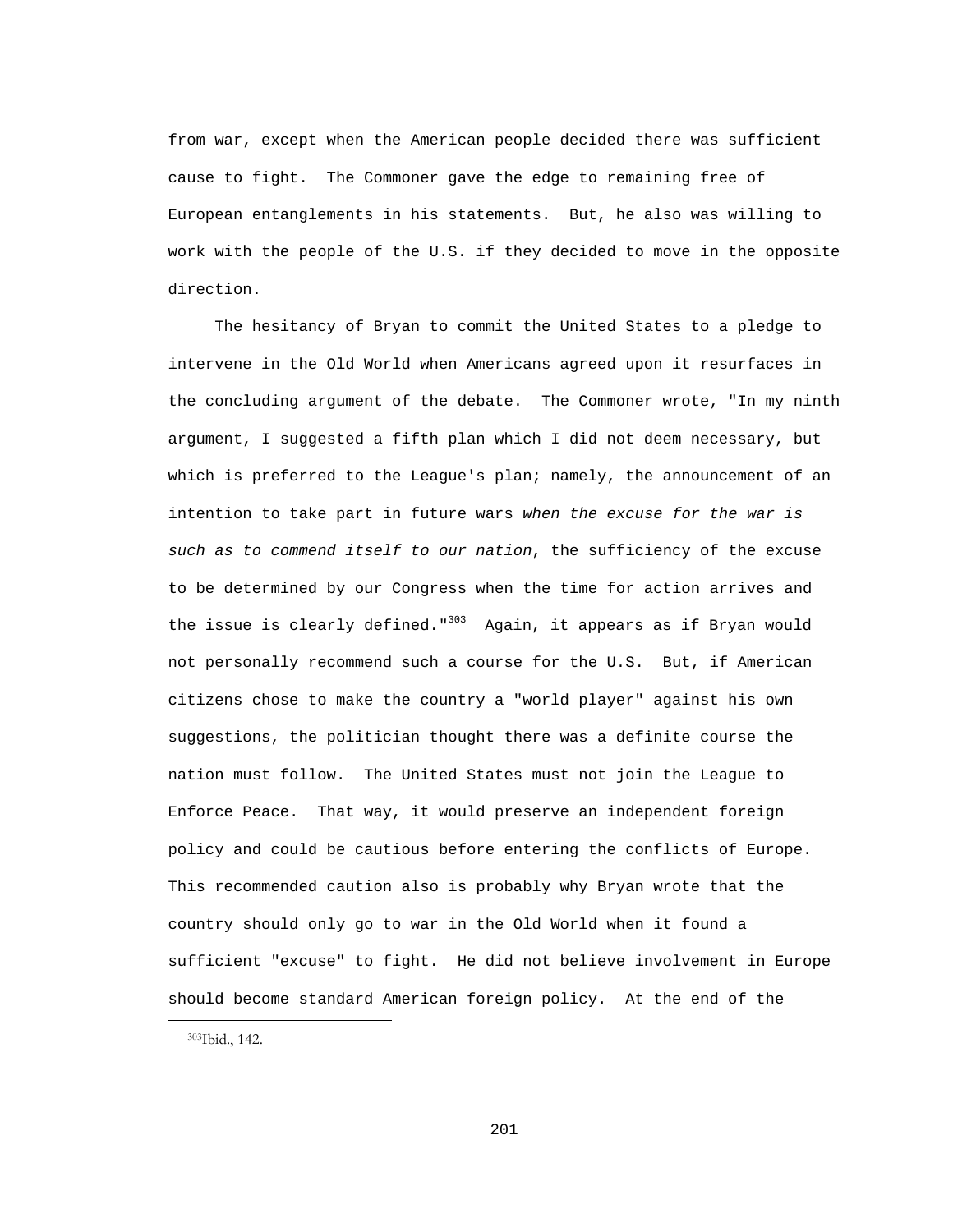from war, except when the American people decided there was sufficient cause to fight. The Commoner gave the edge to remaining free of European entanglements in his statements. But, he also was willing to work with the people of the U.S. if they decided to move in the opposite direction.

The hesitancy of Bryan to commit the United States to a pledge to intervene in the Old World when Americans agreed upon it resurfaces in the concluding argument of the debate. The Commoner wrote, "In my ninth argument, I suggested a fifth plan which I did not deem necessary, but which is preferred to the League's plan; namely, the announcement of an intention to take part in future wars *when the excuse for the war is such as to commend itself to our nation*, the sufficiency of the excuse to be determined by our Congress when the time for action arrives and the issue is clearly defined."[303] Again, it appears as if Bryan would not personally recommend such a course for the U.S. But, if American citizens chose to make the country a "world player" against his own suggestions, the politician thought there was a definite course the nation must follow. The United States must not join the League to Enforce Peace. That way, it would preserve an independent foreign policy and could be cautious before entering the conflicts of Europe. This recommended caution also is probably why Bryan wrote that the country should only go to war in the Old World when it found a sufficient "excuse" to fight. He did not believe involvement in Europe should become standard American foreign policy. At the end of the

[303] Ibid., 142.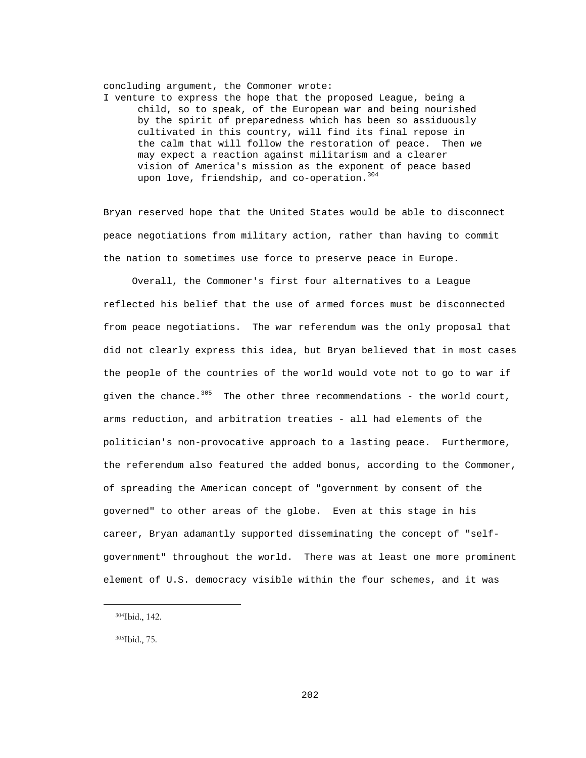concluding argument, the Commoner wrote:

> I venture to express the hope that the proposed League, being a child, so to speak, of the European war and being nourished by the spirit of preparedness which has been so assiduously cultivated in this country, will find its final repose in the calm that will follow the restoration of peace. Then we may expect a reaction against militarism and a clearer vision of America's mission as the exponent of peace based upon love, friendship, and co-operation.[304]

Bryan reserved hope that the United States would be able to disconnect peace negotiations from military action, rather than having to commit the nation to sometimes use force to preserve peace in Europe.

Overall, the Commoner's first four alternatives to a League reflected his belief that the use of armed forces must be disconnected from peace negotiations. The war referendum was the only proposal that did not clearly express this idea, but Bryan believed that in most cases the people of the countries of the world would vote not to go to war if given the chance.[305] The other three recommendations - the world court, arms reduction, and arbitration treaties - all had elements of the politician's non-provocative approach to a lasting peace. Furthermore, the referendum also featured the added bonus, according to the Commoner, of spreading the American concept of "government by consent of the governed" to other areas of the globe. Even at this stage in his career, Bryan adamantly supported disseminating the concept of "self-government" throughout the world. There was at least one more prominent element of U.S. democracy visible within the four schemes, and it was

---

[304] Ibid., 142.

[305] Ibid., 75.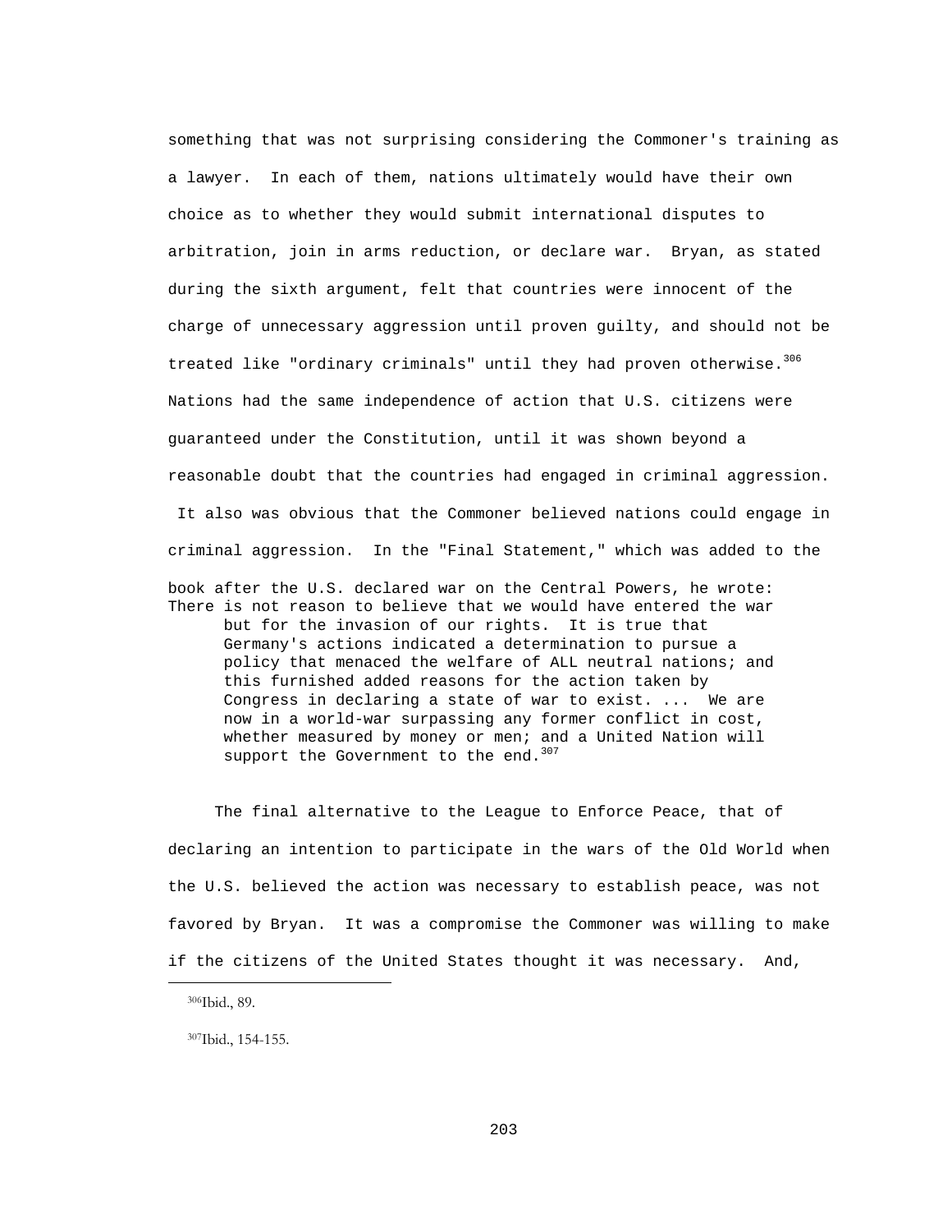something that was not surprising considering the Commoner's training as a lawyer. In each of them, nations ultimately would have their own choice as to whether they would submit international disputes to arbitration, join in arms reduction, or declare war. Bryan, as stated during the sixth argument, felt that countries were innocent of the charge of unnecessary aggression until proven guilty, and should not be treated like "ordinary criminals" until they had proven otherwise.[306] Nations had the same independence of action that U.S. citizens were guaranteed under the Constitution, until it was shown beyond a reasonable doubt that the countries had engaged in criminal aggression. It also was obvious that the Commoner believed nations could engage in criminal aggression. In the "Final Statement," which was added to the book after the U.S. declared war on the Central Powers, he wrote:

> There is not reason to believe that we would have entered the war but for the invasion of our rights. It is true that Germany's actions indicated a determination to pursue a policy that menaced the welfare of ALL neutral nations; and this furnished added reasons for the action taken by Congress in declaring a state of war to exist. ... We are now in a world-war surpassing any former conflict in cost, whether measured by money or men; and a United Nation will support the Government to the end.[307]

The final alternative to the League to Enforce Peace, that of declaring an intention to participate in the wars of the Old World when the U.S. believed the action was necessary to establish peace, was not favored by Bryan. It was a compromise the Commoner was willing to make if the citizens of the United States thought it was necessary. And,

---

[306] Ibid., 89.

[307] Ibid., 154-155.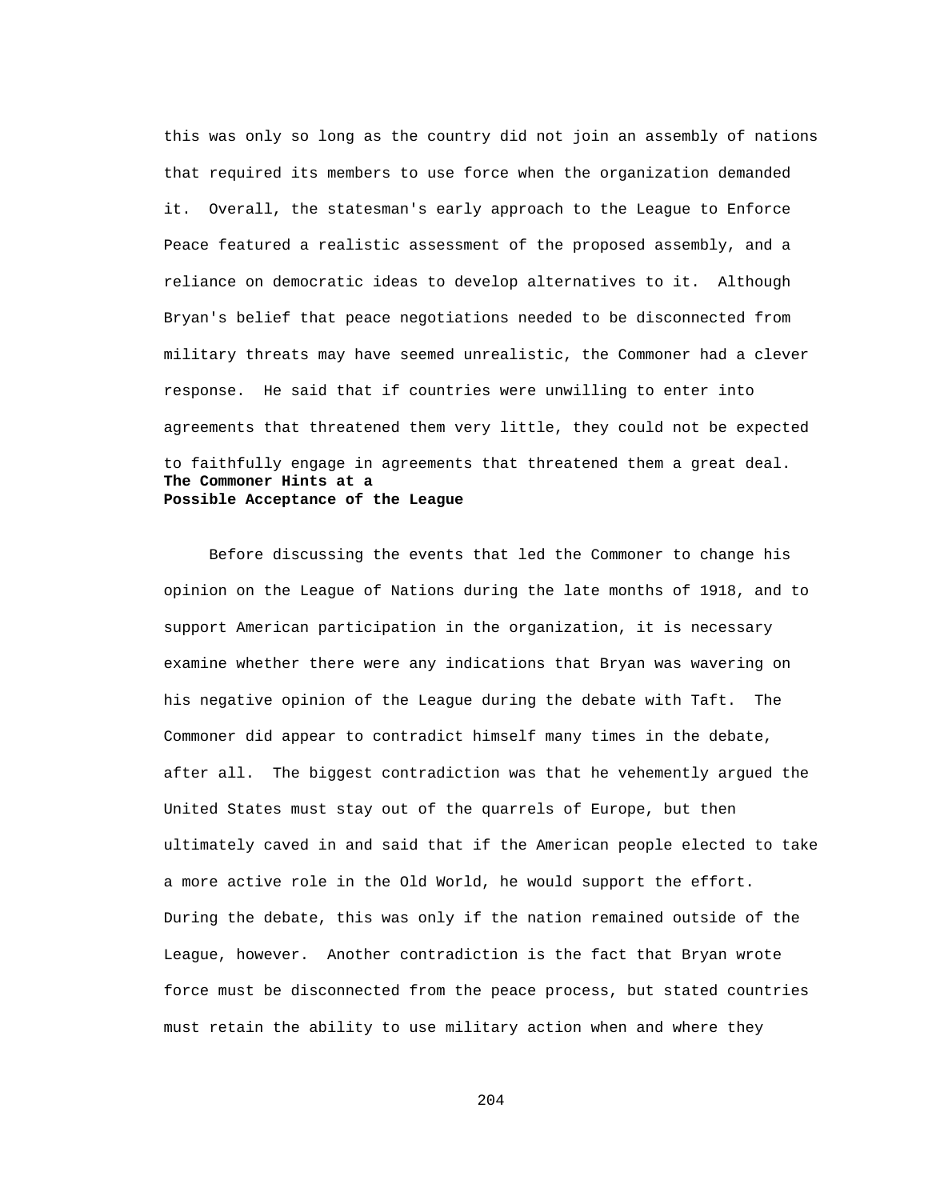this was only so long as the country did not join an assembly of nations that required its members to use force when the organization demanded it. Overall, the statesman's early approach to the League to Enforce Peace featured a realistic assessment of the proposed assembly, and a reliance on democratic ideas to develop alternatives to it. Although Bryan's belief that peace negotiations needed to be disconnected from military threats may have seemed unrealistic, the Commoner had a clever response. He said that if countries were unwilling to enter into agreements that threatened them very little, they could not be expected to faithfully engage in agreements that threatened them a great deal.

### The Commoner Hints at a Possible Acceptance of the League

Before discussing the events that led the Commoner to change his opinion on the League of Nations during the late months of 1918, and to support American participation in the organization, it is necessary examine whether there were any indications that Bryan was wavering on his negative opinion of the League during the debate with Taft. The Commoner did appear to contradict himself many times in the debate, after all. The biggest contradiction was that he vehemently argued the United States must stay out of the quarrels of Europe, but then ultimately caved in and said that if the American people elected to take a more active role in the Old World, he would support the effort. During the debate, this was only if the nation remained outside of the League, however. Another contradiction is the fact that Bryan wrote force must be disconnected from the peace process, but stated countries must retain the ability to use military action when and where they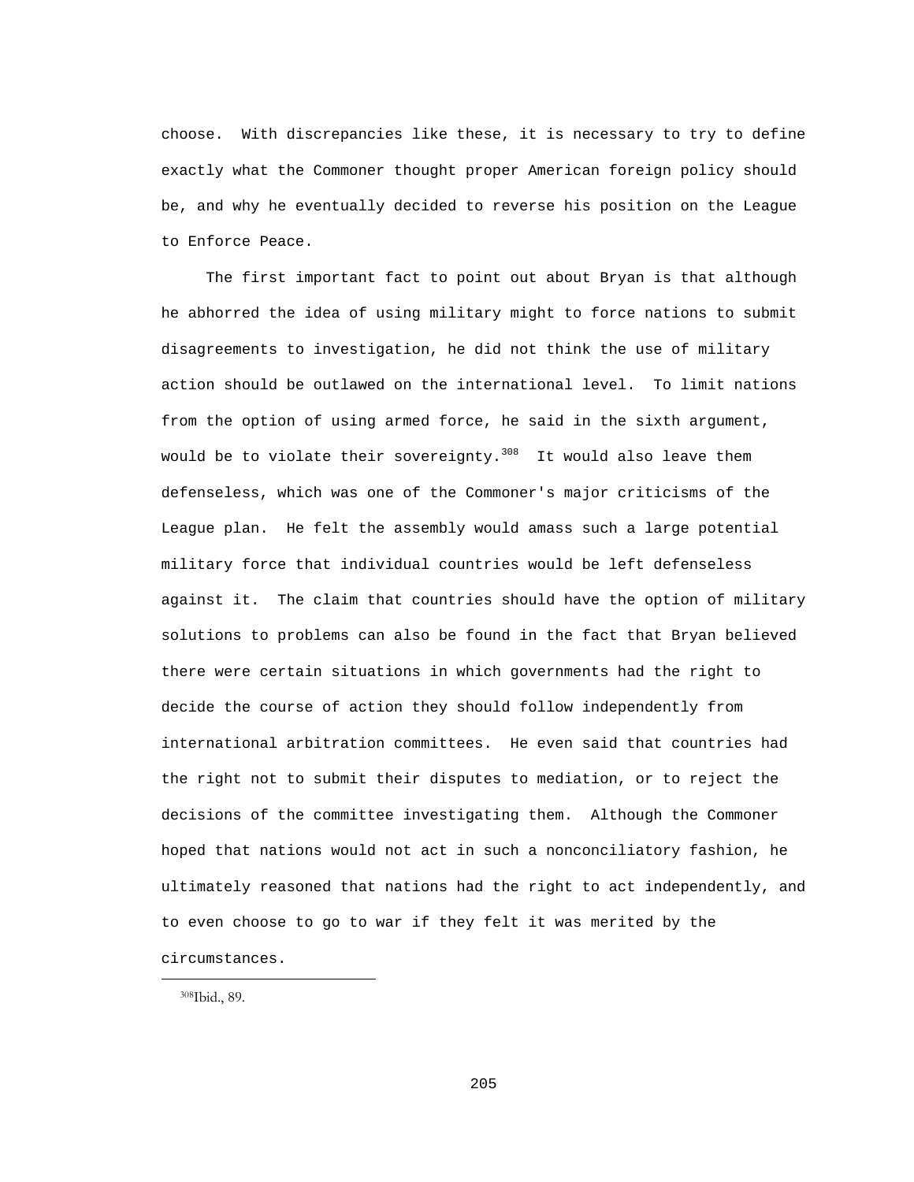choose. With discrepancies like these, it is necessary to try to define exactly what the Commoner thought proper American foreign policy should be, and why he eventually decided to reverse his position on the League to Enforce Peace.

The first important fact to point out about Bryan is that although he abhorred the idea of using military might to force nations to submit disagreements to investigation, he did not think the use of military action should be outlawed on the international level. To limit nations from the option of using armed force, he said in the sixth argument, would be to violate their sovereignty.[308] It would also leave them defenseless, which was one of the Commoner's major criticisms of the League plan. He felt the assembly would amass such a large potential military force that individual countries would be left defenseless against it. The claim that countries should have the option of military solutions to problems can also be found in the fact that Bryan believed there were certain situations in which governments had the right to decide the course of action they should follow independently from international arbitration committees. He even said that countries had the right not to submit their disputes to mediation, or to reject the decisions of the committee investigating them. Although the Commoner hoped that nations would not act in such a nonconciliatory fashion, he ultimately reasoned that nations had the right to act independently, and to even choose to go to war if they felt it was merited by the circumstances.

---

[308] Ibid., 89.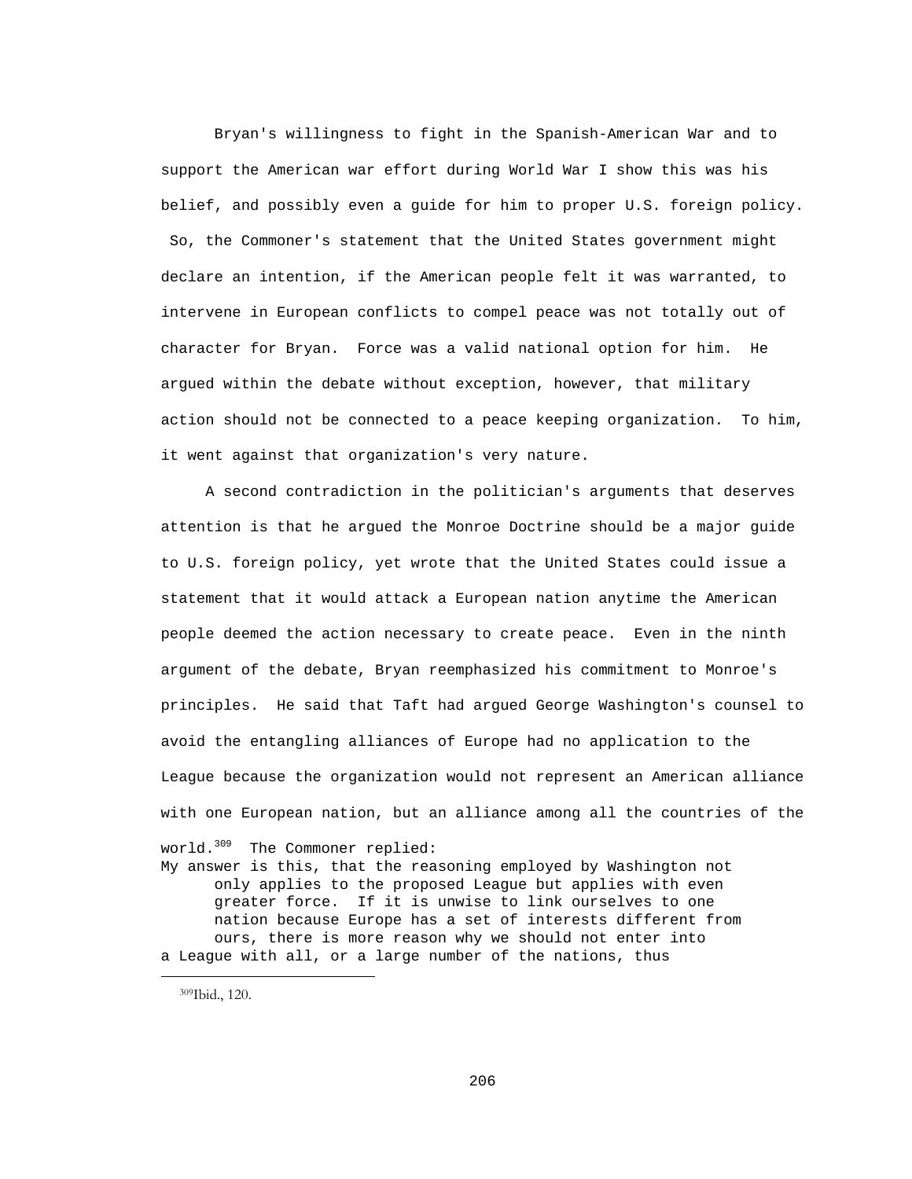Bryan's willingness to fight in the Spanish-American War and to support the American war effort during World War I show this was his belief, and possibly even a guide for him to proper U.S. foreign policy. So, the Commoner's statement that the United States government might declare an intention, if the American people felt it was warranted, to intervene in European conflicts to compel peace was not totally out of character for Bryan. Force was a valid national option for him. He argued within the debate without exception, however, that military action should not be connected to a peace keeping organization. To him, it went against that organization's very nature.

A second contradiction in the politician's arguments that deserves attention is that he argued the Monroe Doctrine should be a major guide to U.S. foreign policy, yet wrote that the United States could issue a statement that it would attack a European nation anytime the American people deemed the action necessary to create peace. Even in the ninth argument of the debate, Bryan reemphasized his commitment to Monroe's principles. He said that Taft had argued George Washington's counsel to avoid the entangling alliances of Europe had no application to the League because the organization would not represent an American alliance with one European nation, but an alliance among all the countries of the world.[309] The Commoner replied:

> My answer is this, that the reasoning employed by Washington not only applies to the proposed League but applies with even greater force. If it is unwise to link ourselves to one nation because Europe has a set of interests different from ours, there is more reason why we should not enter into a League with all, or a large number of the nations, thus

[309] Ibid., 120.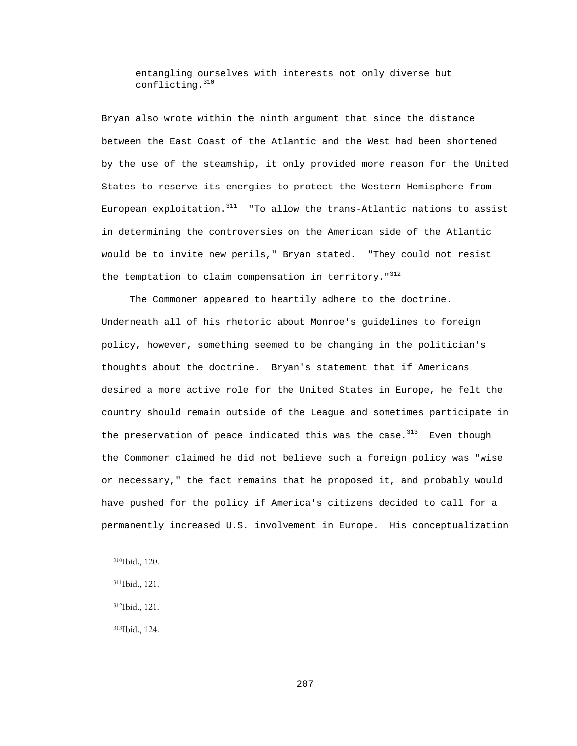> entangling ourselves with interests not only diverse but conflicting.[310]

Bryan also wrote within the ninth argument that since the distance between the East Coast of the Atlantic and the West had been shortened by the use of the steamship, it only provided more reason for the United States to reserve its energies to protect the Western Hemisphere from European exploitation.[311] "To allow the trans-Atlantic nations to assist in determining the controversies on the American side of the Atlantic would be to invite new perils," Bryan stated. "They could not resist the temptation to claim compensation in territory."[312]

The Commoner appeared to heartily adhere to the doctrine. Underneath all of his rhetoric about Monroe's guidelines to foreign policy, however, something seemed to be changing in the politician's thoughts about the doctrine. Bryan's statement that if Americans desired a more active role for the United States in Europe, he felt the country should remain outside of the League and sometimes participate in the preservation of peace indicated this was the case.[313] Even though the Commoner claimed he did not believe such a foreign policy was "wise or necessary," the fact remains that he proposed it, and probably would have pushed for the policy if America's citizens decided to call for a permanently increased U.S. involvement in Europe. His conceptualization

---

[310] Ibid., 120.

[311] Ibid., 121.

[312] Ibid., 121.

[313] Ibid., 124.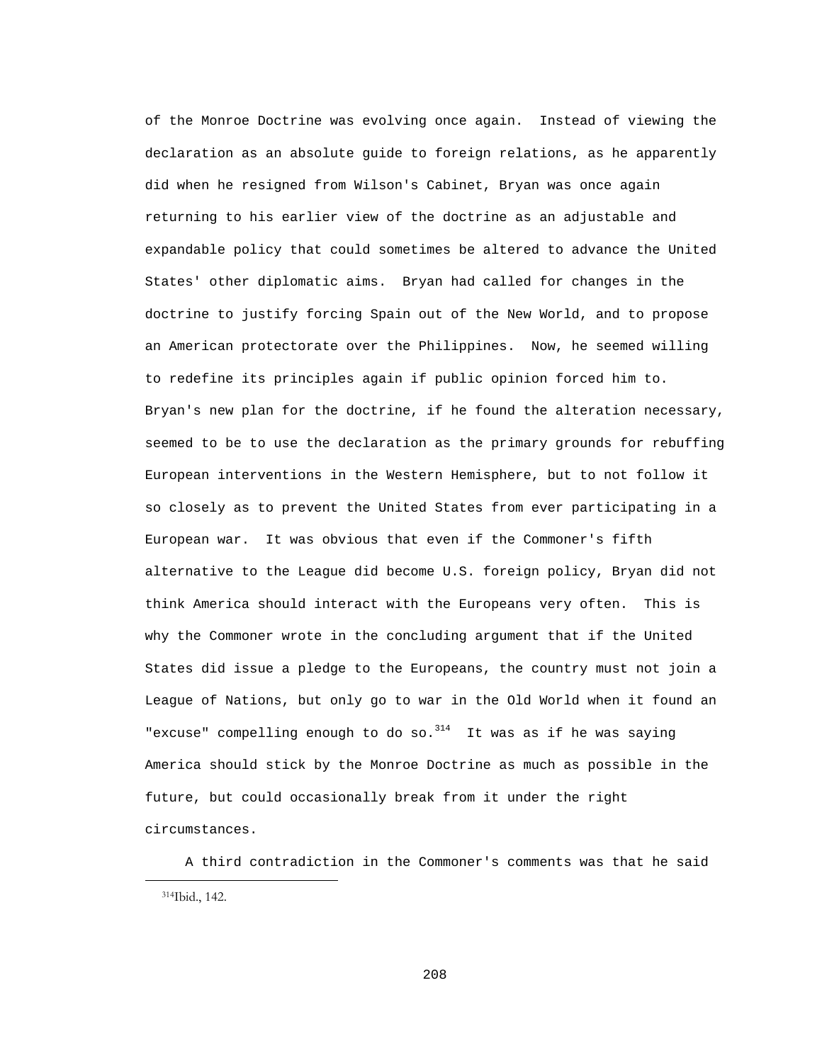of the Monroe Doctrine was evolving once again. Instead of viewing the declaration as an absolute guide to foreign relations, as he apparently did when he resigned from Wilson's Cabinet, Bryan was once again returning to his earlier view of the doctrine as an adjustable and expandable policy that could sometimes be altered to advance the United States' other diplomatic aims. Bryan had called for changes in the doctrine to justify forcing Spain out of the New World, and to propose an American protectorate over the Philippines. Now, he seemed willing to redefine its principles again if public opinion forced him to. Bryan's new plan for the doctrine, if he found the alteration necessary, seemed to be to use the declaration as the primary grounds for rebuffing European interventions in the Western Hemisphere, but to not follow it so closely as to prevent the United States from ever participating in a European war. It was obvious that even if the Commoner's fifth alternative to the League did become U.S. foreign policy, Bryan did not think America should interact with the Europeans very often. This is why the Commoner wrote in the concluding argument that if the United States did issue a pledge to the Europeans, the country must not join a League of Nations, but only go to war in the Old World when it found an "excuse" compelling enough to do so.[314] It was as if he was saying America should stick by the Monroe Doctrine as much as possible in the future, but could occasionally break from it under the right circumstances.

A third contradiction in the Commoner's comments was that he said

[314]Ibid., 142.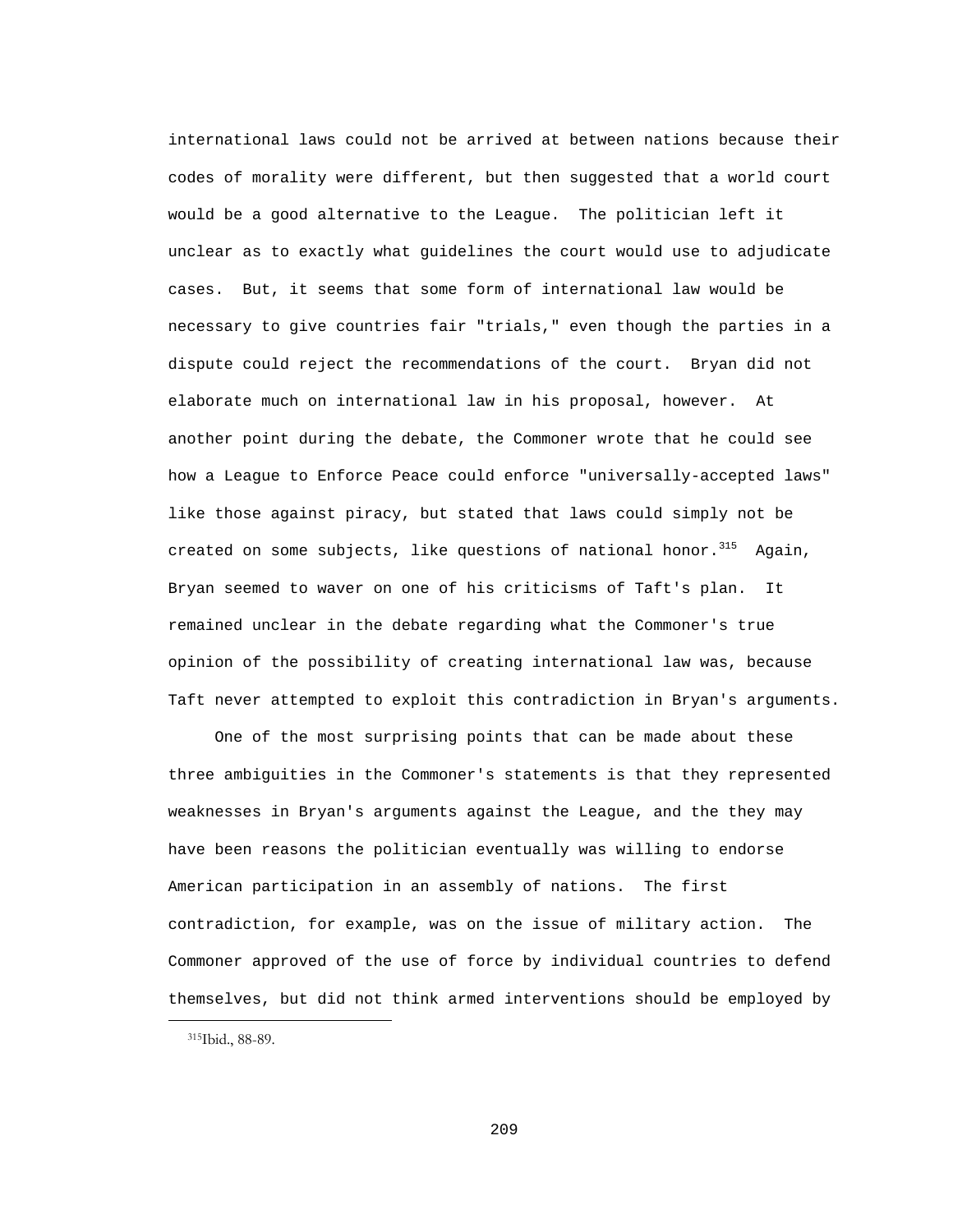international laws could not be arrived at between nations because their codes of morality were different, but then suggested that a world court would be a good alternative to the League. The politician left it unclear as to exactly what guidelines the court would use to adjudicate cases. But, it seems that some form of international law would be necessary to give countries fair "trials," even though the parties in a dispute could reject the recommendations of the court. Bryan did not elaborate much on international law in his proposal, however. At another point during the debate, the Commoner wrote that he could see how a League to Enforce Peace could enforce "universally-accepted laws" like those against piracy, but stated that laws could simply not be created on some subjects, like questions of national honor.[315] Again, Bryan seemed to waver on one of his criticisms of Taft's plan. It remained unclear in the debate regarding what the Commoner's true opinion of the possibility of creating international law was, because Taft never attempted to exploit this contradiction in Bryan's arguments.

One of the most surprising points that can be made about these three ambiguities in the Commoner's statements is that they represented weaknesses in Bryan's arguments against the League, and the they may have been reasons the politician eventually was willing to endorse American participation in an assembly of nations. The first contradiction, for example, was on the issue of military action. The Commoner approved of the use of force by individual countries to defend themselves, but did not think armed interventions should be employed by

[315] Ibid., 88-89.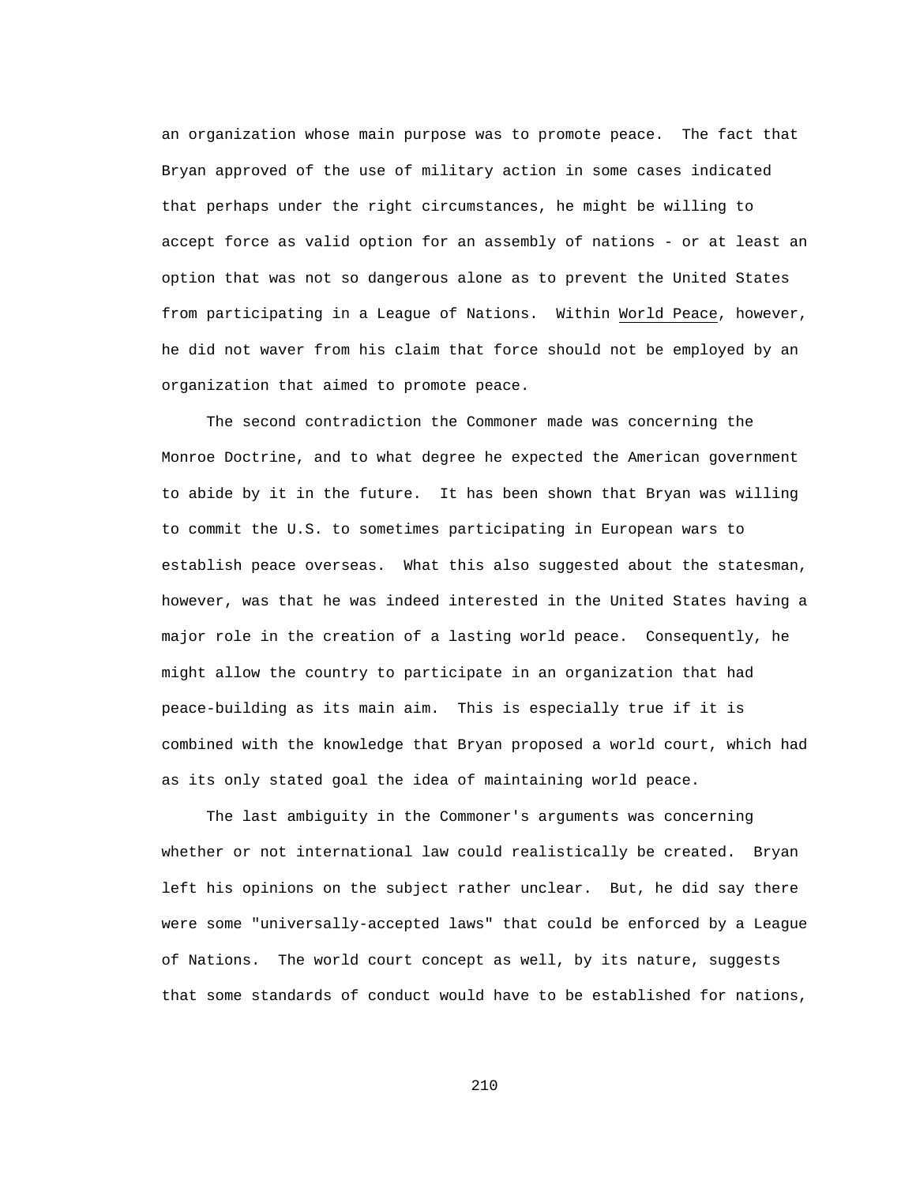an organization whose main purpose was to promote peace. The fact that Bryan approved of the use of military action in some cases indicated that perhaps under the right circumstances, he might be willing to accept force as valid option for an assembly of nations - or at least an option that was not so dangerous alone as to prevent the United States from participating in a League of Nations. Within World Peace, however, he did not waver from his claim that force should not be employed by an organization that aimed to promote peace.

The second contradiction the Commoner made was concerning the Monroe Doctrine, and to what degree he expected the American government to abide by it in the future. It has been shown that Bryan was willing to commit the U.S. to sometimes participating in European wars to establish peace overseas. What this also suggested about the statesman, however, was that he was indeed interested in the United States having a major role in the creation of a lasting world peace. Consequently, he might allow the country to participate in an organization that had peace-building as its main aim. This is especially true if it is combined with the knowledge that Bryan proposed a world court, which had as its only stated goal the idea of maintaining world peace.

The last ambiguity in the Commoner's arguments was concerning whether or not international law could realistically be created. Bryan left his opinions on the subject rather unclear. But, he did say there were some "universally-accepted laws" that could be enforced by a League of Nations. The world court concept as well, by its nature, suggests that some standards of conduct would have to be established for nations,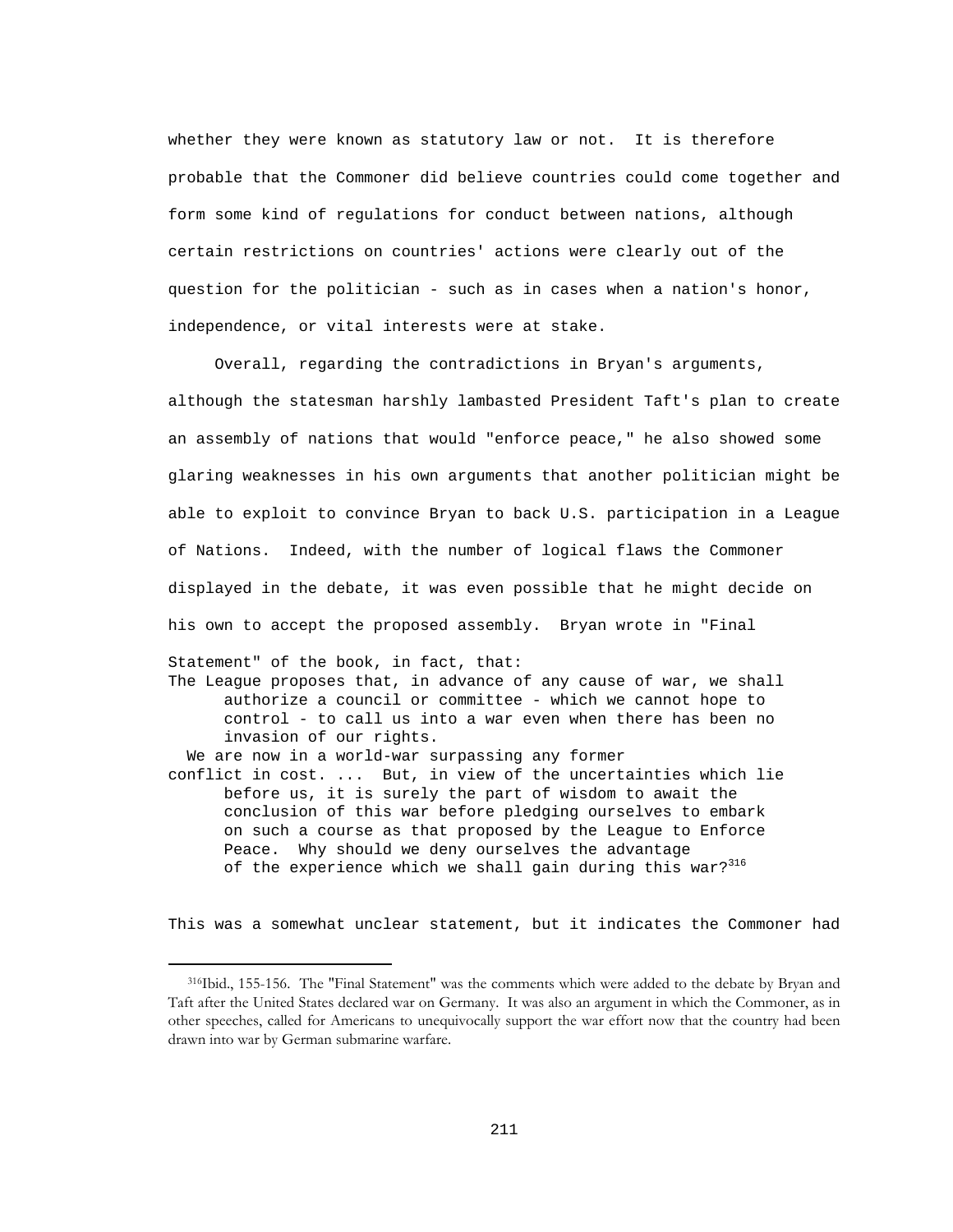whether they were known as statutory law or not. It is therefore probable that the Commoner did believe countries could come together and form some kind of regulations for conduct between nations, although certain restrictions on countries' actions were clearly out of the question for the politician - such as in cases when a nation's honor, independence, or vital interests were at stake.

Overall, regarding the contradictions in Bryan's arguments, although the statesman harshly lambasted President Taft's plan to create an assembly of nations that would "enforce peace," he also showed some glaring weaknesses in his own arguments that another politician might be able to exploit to convince Bryan to back U.S. participation in a League of Nations. Indeed, with the number of logical flaws the Commoner displayed in the debate, it was even possible that he might decide on his own to accept the proposed assembly. Bryan wrote in "Final Statement" of the book, in fact, that:

> The League proposes that, in advance of any cause of war, we shall authorize a council or committee - which we cannot hope to control - to call us into a war even when there has been no invasion of our rights.
>
> We are now in a world-war surpassing any former conflict in cost. ... But, in view of the uncertainties which lie before us, it is surely the part of wisdom to await the conclusion of this war before pledging ourselves to embark on such a course as that proposed by the League to Enforce Peace. Why should we deny ourselves the advantage of the experience which we shall gain during this war?[316]

This was a somewhat unclear statement, but it indicates the Commoner had

[316] Ibid., 155-156. The "Final Statement" was the comments which were added to the debate by Bryan and Taft after the United States declared war on Germany. It was also an argument in which the Commoner, as in other speeches, called for Americans to unequivocally support the war effort now that the country had been drawn into war by German submarine warfare.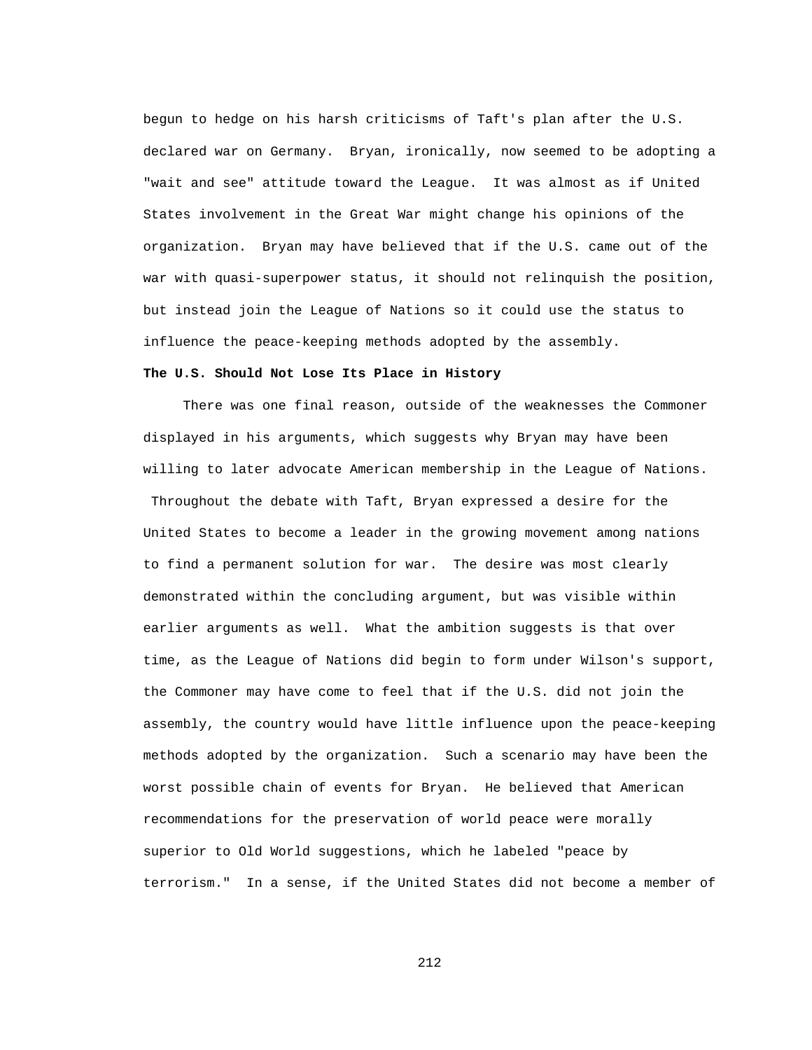begun to hedge on his harsh criticisms of Taft's plan after the U.S. declared war on Germany. Bryan, ironically, now seemed to be adopting a "wait and see" attitude toward the League. It was almost as if United States involvement in the Great War might change his opinions of the organization. Bryan may have believed that if the U.S. came out of the war with quasi-superpower status, it should not relinquish the position, but instead join the League of Nations so it could use the status to influence the peace-keeping methods adopted by the assembly.

**The U.S. Should Not Lose Its Place in History**

There was one final reason, outside of the weaknesses the Commoner displayed in his arguments, which suggests why Bryan may have been willing to later advocate American membership in the League of Nations. Throughout the debate with Taft, Bryan expressed a desire for the United States to become a leader in the growing movement among nations to find a permanent solution for war. The desire was most clearly demonstrated within the concluding argument, but was visible within earlier arguments as well. What the ambition suggests is that over time, as the League of Nations did begin to form under Wilson's support, the Commoner may have come to feel that if the U.S. did not join the assembly, the country would have little influence upon the peace-keeping methods adopted by the organization. Such a scenario may have been the worst possible chain of events for Bryan. He believed that American recommendations for the preservation of world peace were morally superior to Old World suggestions, which he labeled "peace by terrorism." In a sense, if the United States did not become a member of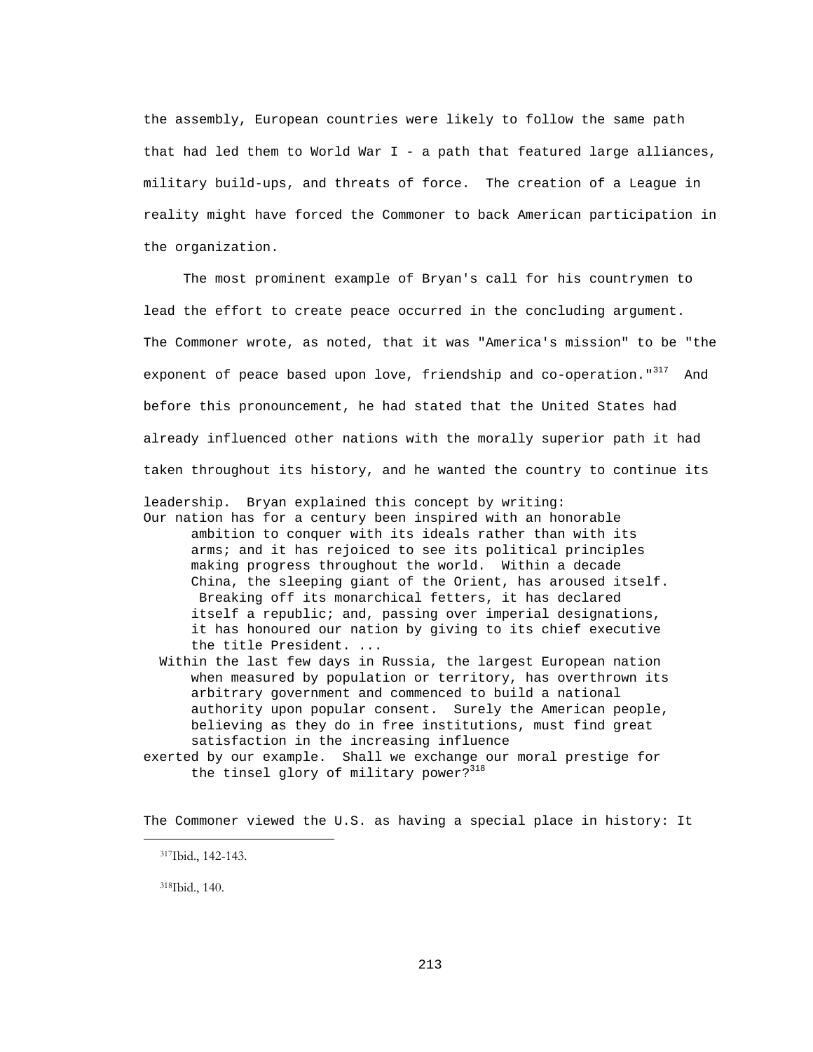the assembly, European countries were likely to follow the same path that had led them to World War I - a path that featured large alliances, military build-ups, and threats of force. The creation of a League in reality might have forced the Commoner to back American participation in the organization.

The most prominent example of Bryan's call for his countrymen to lead the effort to create peace occurred in the concluding argument. The Commoner wrote, as noted, that it was "America's mission" to be "the exponent of peace based upon love, friendship and co-operation."[317] And before this pronouncement, he had stated that the United States had already influenced other nations with the morally superior path it had taken throughout its history, and he wanted the country to continue its leadership. Bryan explained this concept by writing:

> Our nation has for a century been inspired with an honorable ambition to conquer with its ideals rather than with its arms; and it has rejoiced to see its political principles making progress throughout the world. Within a decade China, the sleeping giant of the Orient, has aroused itself. Breaking off its monarchical fetters, it has declared itself a republic; and, passing over imperial designations, it has honoured our nation by giving to its chief executive the title President. ...
>
> Within the last few days in Russia, the largest European nation when measured by population or territory, has overthrown its arbitrary government and commenced to build a national authority upon popular consent. Surely the American people, believing as they do in free institutions, must find great satisfaction in the increasing influence exerted by our example. Shall we exchange our moral prestige for the tinsel glory of military power?[318]

The Commoner viewed the U.S. as having a special place in history: It

---

[317] Ibid., 142-143.

[318] Ibid., 140.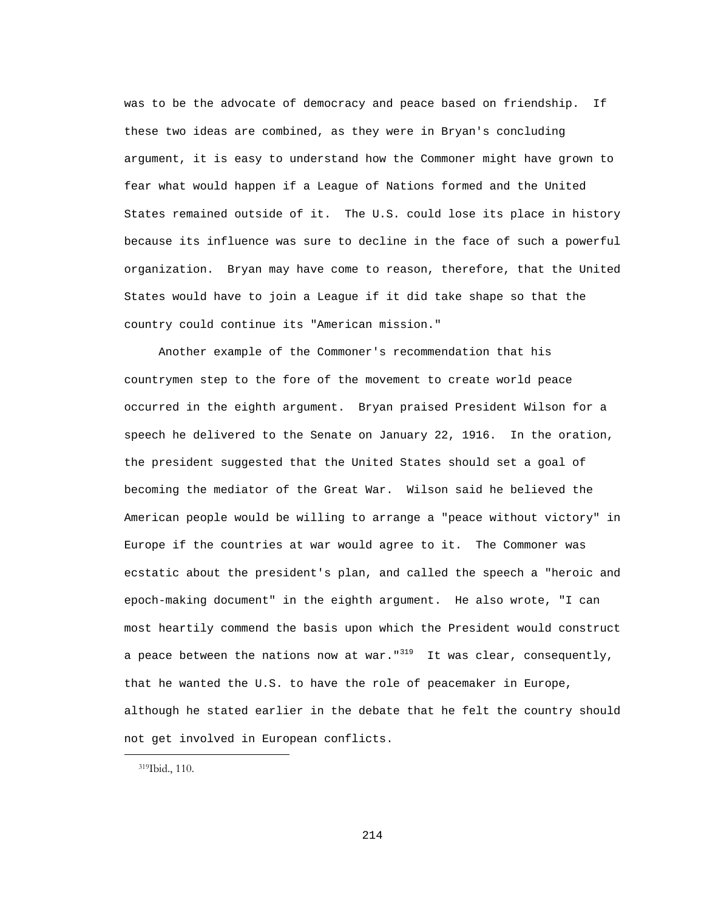was to be the advocate of democracy and peace based on friendship. If these two ideas are combined, as they were in Bryan's concluding argument, it is easy to understand how the Commoner might have grown to fear what would happen if a League of Nations formed and the United States remained outside of it. The U.S. could lose its place in history because its influence was sure to decline in the face of such a powerful organization. Bryan may have come to reason, therefore, that the United States would have to join a League if it did take shape so that the country could continue its "American mission."

Another example of the Commoner's recommendation that his countrymen step to the fore of the movement to create world peace occurred in the eighth argument. Bryan praised President Wilson for a speech he delivered to the Senate on January 22, 1916. In the oration, the president suggested that the United States should set a goal of becoming the mediator of the Great War. Wilson said he believed the American people would be willing to arrange a "peace without victory" in Europe if the countries at war would agree to it. The Commoner was ecstatic about the president's plan, and called the speech a "heroic and epoch-making document" in the eighth argument. He also wrote, "I can most heartily commend the basis upon which the President would construct a peace between the nations now at war."[319] It was clear, consequently, that he wanted the U.S. to have the role of peacemaker in Europe, although he stated earlier in the debate that he felt the country should not get involved in European conflicts.

[319]Ibid., 110.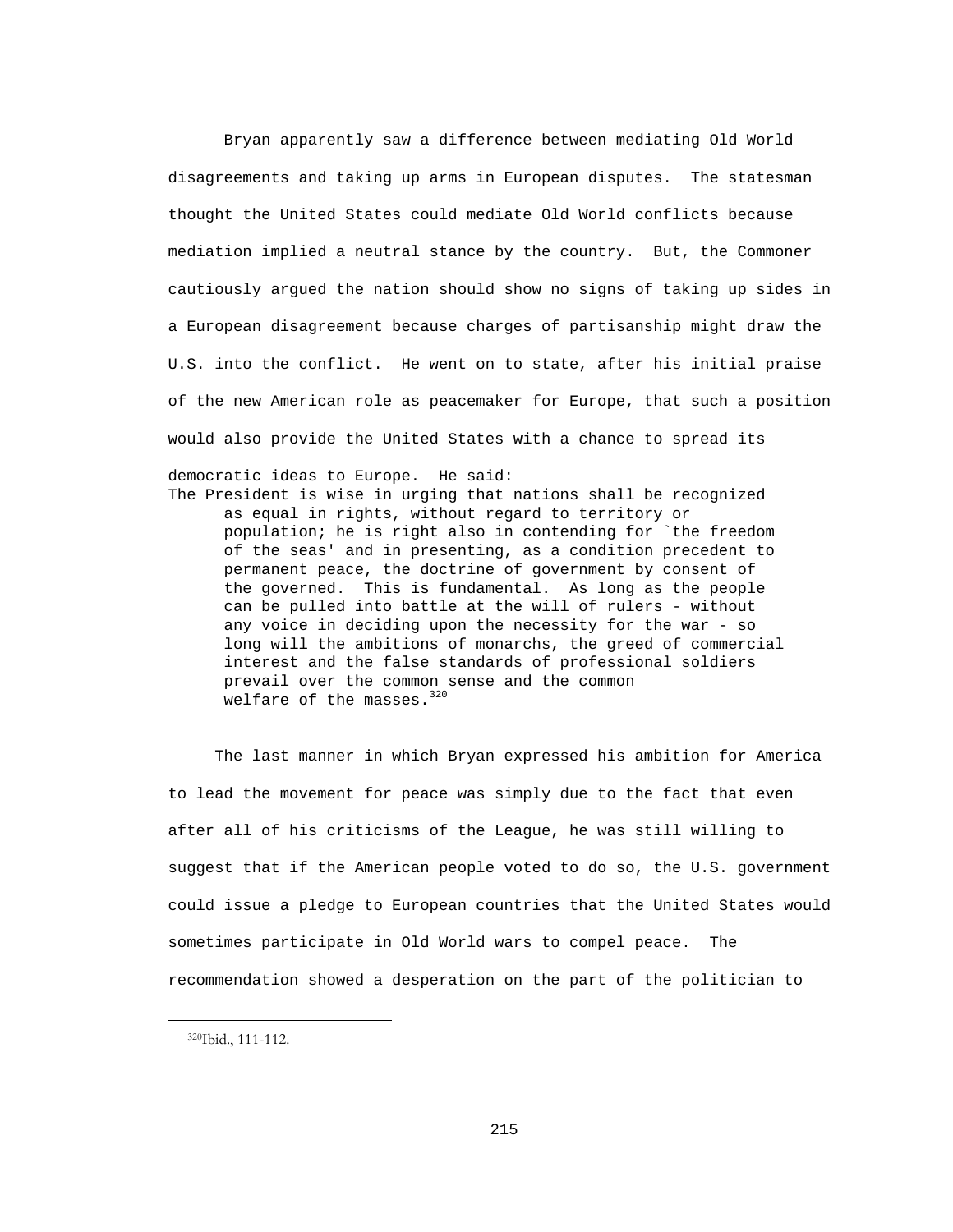Bryan apparently saw a difference between mediating Old World disagreements and taking up arms in European disputes. The statesman thought the United States could mediate Old World conflicts because mediation implied a neutral stance by the country. But, the Commoner cautiously argued the nation should show no signs of taking up sides in a European disagreement because charges of partisanship might draw the U.S. into the conflict. He went on to state, after his initial praise of the new American role as peacemaker for Europe, that such a position would also provide the United States with a chance to spread its democratic ideas to Europe. He said:

> The President is wise in urging that nations shall be recognized as equal in rights, without regard to territory or population; he is right also in contending for `the freedom of the seas' and in presenting, as a condition precedent to permanent peace, the doctrine of government by consent of the governed. This is fundamental. As long as the people can be pulled into battle at the will of rulers - without any voice in deciding upon the necessity for the war - so long will the ambitions of monarchs, the greed of commercial interest and the false standards of professional soldiers prevail over the common sense and the common welfare of the masses.[320]

The last manner in which Bryan expressed his ambition for America to lead the movement for peace was simply due to the fact that even after all of his criticisms of the League, he was still willing to suggest that if the American people voted to do so, the U.S. government could issue a pledge to European countries that the United States would sometimes participate in Old World wars to compel peace. The recommendation showed a desperation on the part of the politician to

[320] Ibid., 111-112.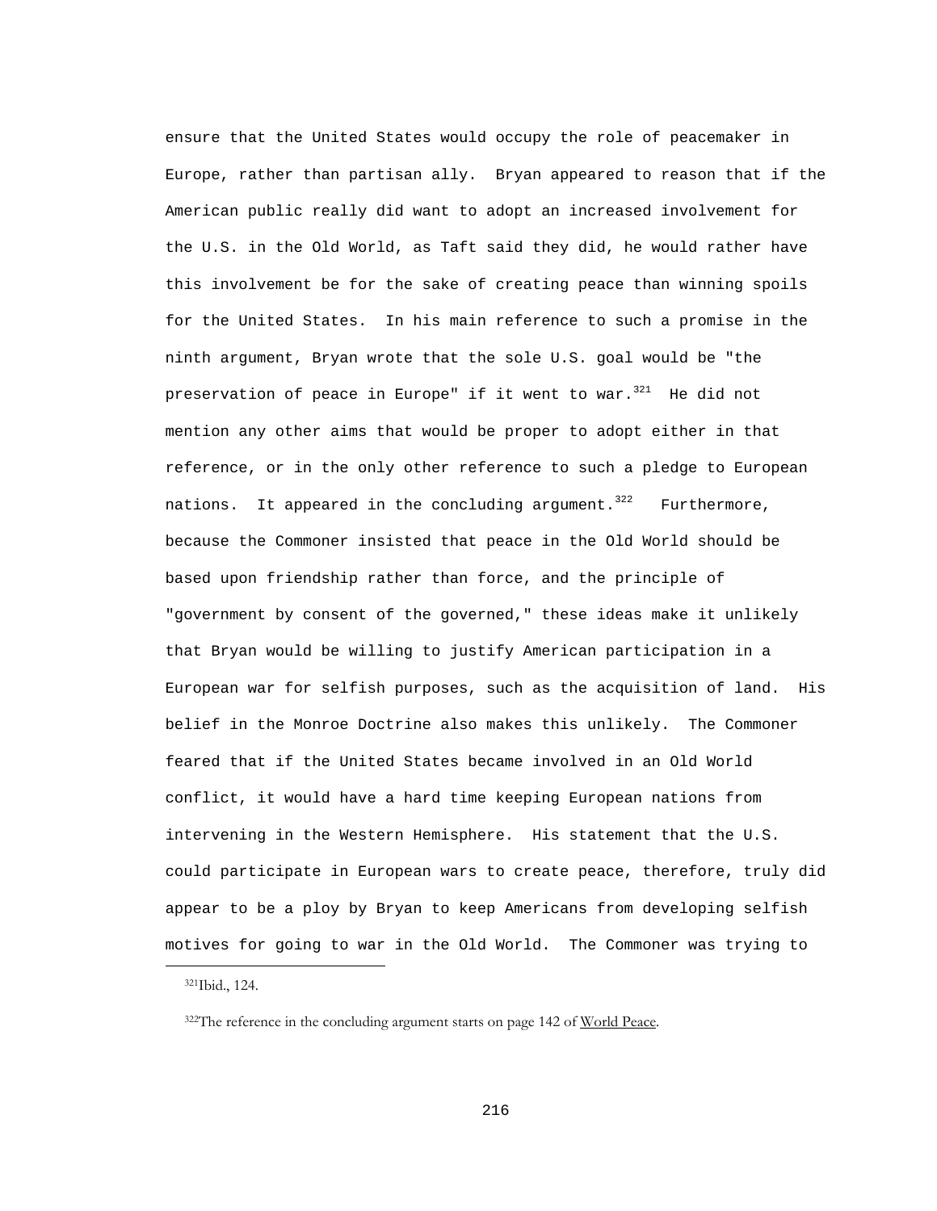ensure that the United States would occupy the role of peacemaker in Europe, rather than partisan ally. Bryan appeared to reason that if the American public really did want to adopt an increased involvement for the U.S. in the Old World, as Taft said they did, he would rather have this involvement be for the sake of creating peace than winning spoils for the United States. In his main reference to such a promise in the ninth argument, Bryan wrote that the sole U.S. goal would be "the preservation of peace in Europe" if it went to war.[321] He did not mention any other aims that would be proper to adopt either in that reference, or in the only other reference to such a pledge to European nations. It appeared in the concluding argument.[322] Furthermore, because the Commoner insisted that peace in the Old World should be based upon friendship rather than force, and the principle of "government by consent of the governed," these ideas make it unlikely that Bryan would be willing to justify American participation in a European war for selfish purposes, such as the acquisition of land. His belief in the Monroe Doctrine also makes this unlikely. The Commoner feared that if the United States became involved in an Old World conflict, it would have a hard time keeping European nations from intervening in the Western Hemisphere. His statement that the U.S. could participate in European wars to create peace, therefore, truly did appear to be a ploy by Bryan to keep Americans from developing selfish motives for going to war in the Old World. The Commoner was trying to

[321]Ibid., 124.

[322]The reference in the concluding argument starts on page 142 of World Peace.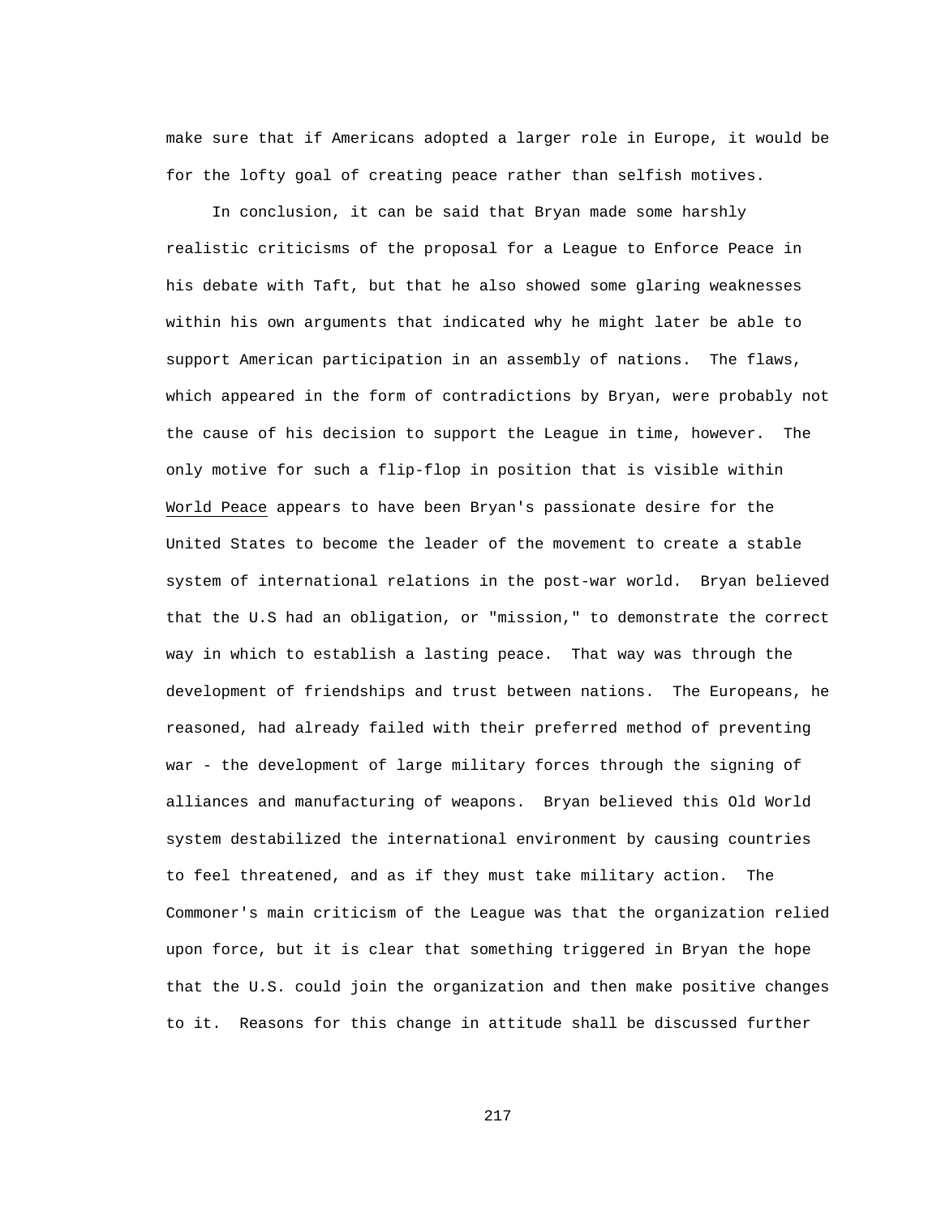make sure that if Americans adopted a larger role in Europe, it would be for the lofty goal of creating peace rather than selfish motives.

In conclusion, it can be said that Bryan made some harshly realistic criticisms of the proposal for a League to Enforce Peace in his debate with Taft, but that he also showed some glaring weaknesses within his own arguments that indicated why he might later be able to support American participation in an assembly of nations. The flaws, which appeared in the form of contradictions by Bryan, were probably not the cause of his decision to support the League in time, however. The only motive for such a flip-flop in position that is visible within World Peace appears to have been Bryan's passionate desire for the United States to become the leader of the movement to create a stable system of international relations in the post-war world. Bryan believed that the U.S had an obligation, or "mission," to demonstrate the correct way in which to establish a lasting peace. That way was through the development of friendships and trust between nations. The Europeans, he reasoned, had already failed with their preferred method of preventing war - the development of large military forces through the signing of alliances and manufacturing of weapons. Bryan believed this Old World system destabilized the international environment by causing countries to feel threatened, and as if they must take military action. The Commoner's main criticism of the League was that the organization relied upon force, but it is clear that something triggered in Bryan the hope that the U.S. could join the organization and then make positive changes to it. Reasons for this change in attitude shall be discussed further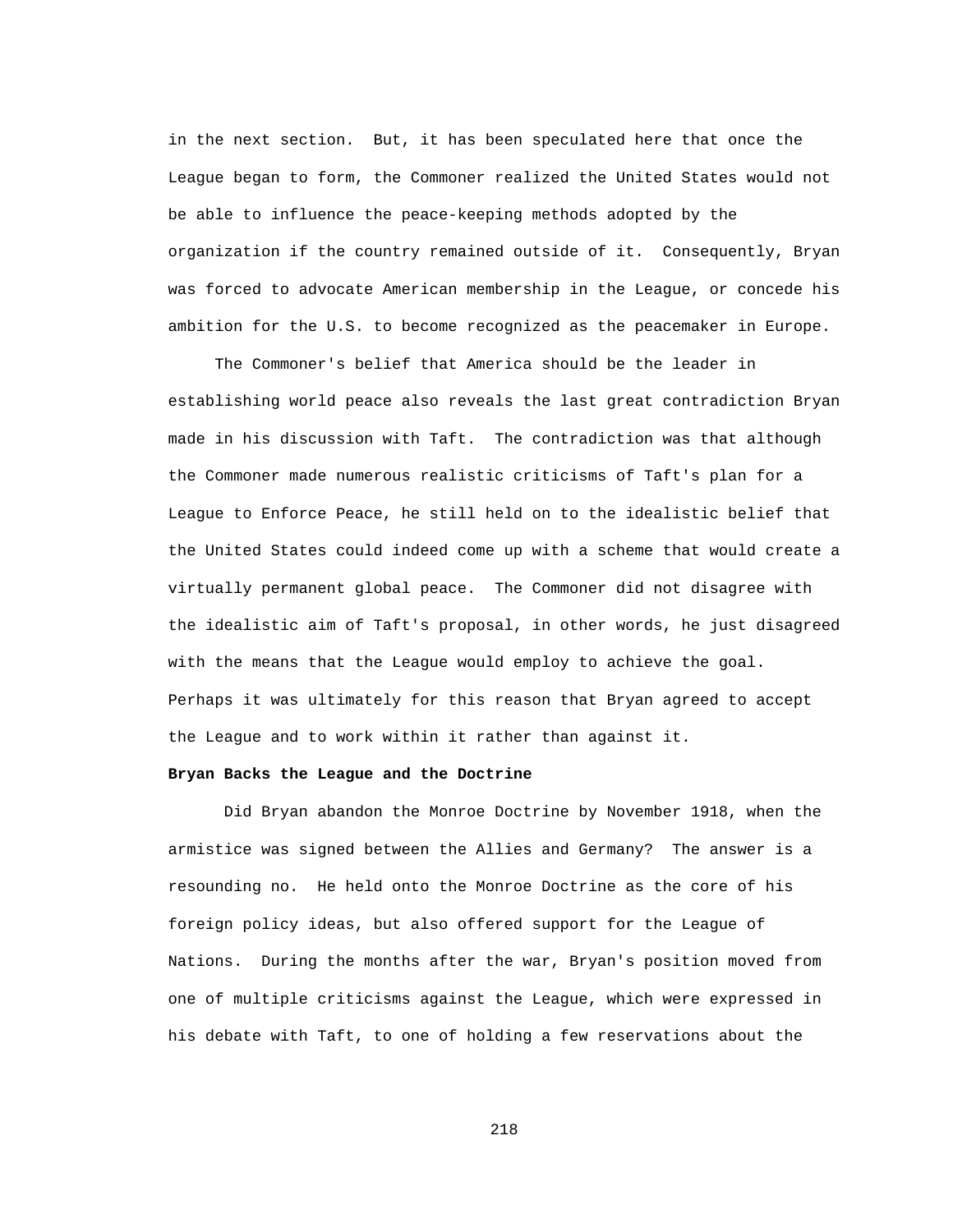in the next section. But, it has been speculated here that once the League began to form, the Commoner realized the United States would not be able to influence the peace-keeping methods adopted by the organization if the country remained outside of it. Consequently, Bryan was forced to advocate American membership in the League, or concede his ambition for the U.S. to become recognized as the peacemaker in Europe.

The Commoner's belief that America should be the leader in establishing world peace also reveals the last great contradiction Bryan made in his discussion with Taft. The contradiction was that although the Commoner made numerous realistic criticisms of Taft's plan for a League to Enforce Peace, he still held on to the idealistic belief that the United States could indeed come up with a scheme that would create a virtually permanent global peace. The Commoner did not disagree with the idealistic aim of Taft's proposal, in other words, he just disagreed with the means that the League would employ to achieve the goal. Perhaps it was ultimately for this reason that Bryan agreed to accept the League and to work within it rather than against it.

**Bryan Backs the League and the Doctrine**

Did Bryan abandon the Monroe Doctrine by November 1918, when the armistice was signed between the Allies and Germany? The answer is a resounding no. He held onto the Monroe Doctrine as the core of his foreign policy ideas, but also offered support for the League of Nations. During the months after the war, Bryan's position moved from one of multiple criticisms against the League, which were expressed in his debate with Taft, to one of holding a few reservations about the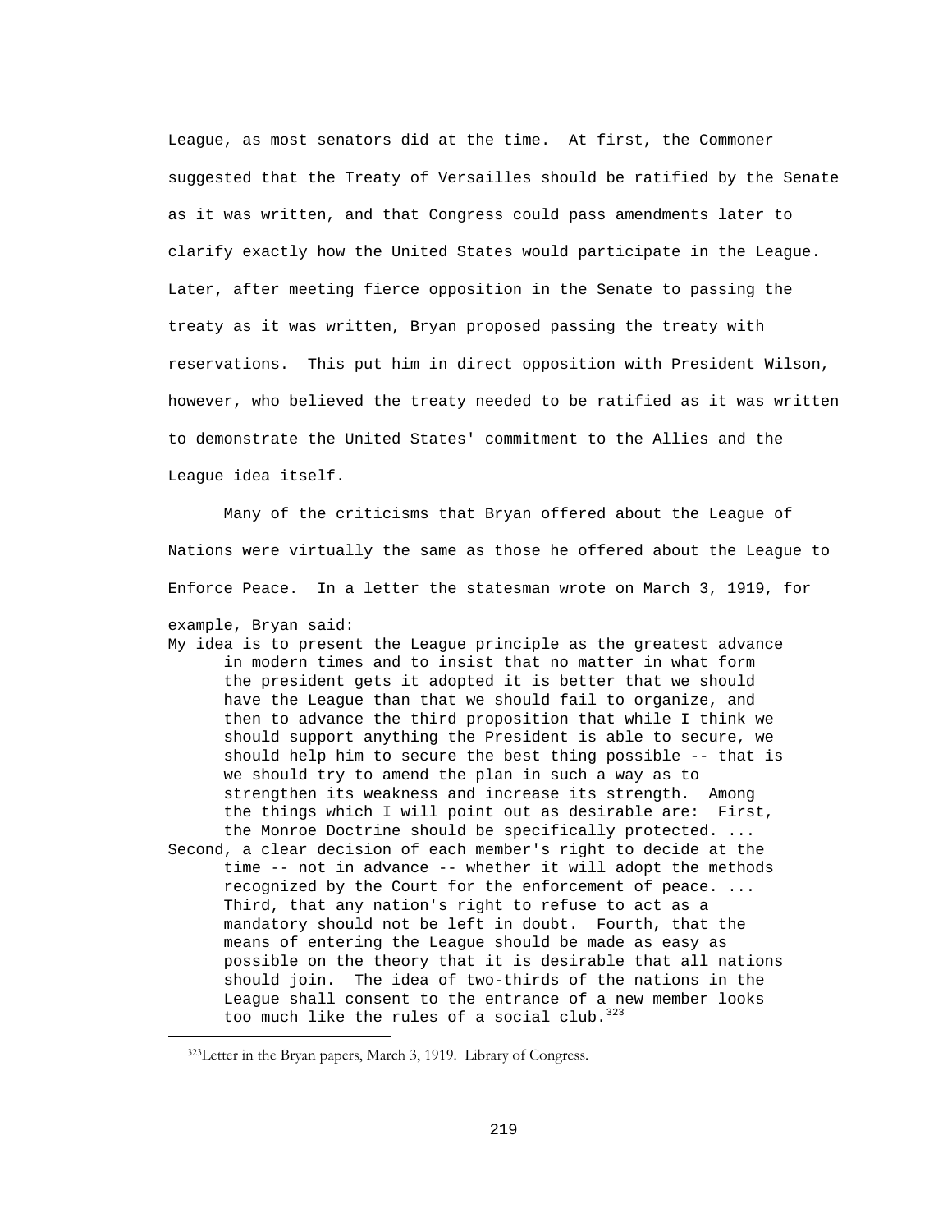League, as most senators did at the time. At first, the Commoner suggested that the Treaty of Versailles should be ratified by the Senate as it was written, and that Congress could pass amendments later to clarify exactly how the United States would participate in the League. Later, after meeting fierce opposition in the Senate to passing the treaty as it was written, Bryan proposed passing the treaty with reservations. This put him in direct opposition with President Wilson, however, who believed the treaty needed to be ratified as it was written to demonstrate the United States' commitment to the Allies and the League idea itself.

Many of the criticisms that Bryan offered about the League of Nations were virtually the same as those he offered about the League to Enforce Peace. In a letter the statesman wrote on March 3, 1919, for example, Bryan said:

> My idea is to present the League principle as the greatest advance in modern times and to insist that no matter in what form the president gets it adopted it is better that we should have the League than that we should fail to organize, and then to advance the third proposition that while I think we should support anything the President is able to secure, we should help him to secure the best thing possible -- that is we should try to amend the plan in such a way as to strengthen its weakness and increase its strength. Among the things which I will point out as desirable are: First, the Monroe Doctrine should be specifically protected. ...
>
> Second, a clear decision of each member's right to decide at the time -- not in advance -- whether it will adopt the methods recognized by the Court for the enforcement of peace. ... Third, that any nation's right to refuse to act as a mandatory should not be left in doubt. Fourth, that the means of entering the League should be made as easy as possible on the theory that it is desirable that all nations should join. The idea of two-thirds of the nations in the League shall consent to the entrance of a new member looks too much like the rules of a social club.[323]

[323] Letter in the Bryan papers, March 3, 1919. Library of Congress.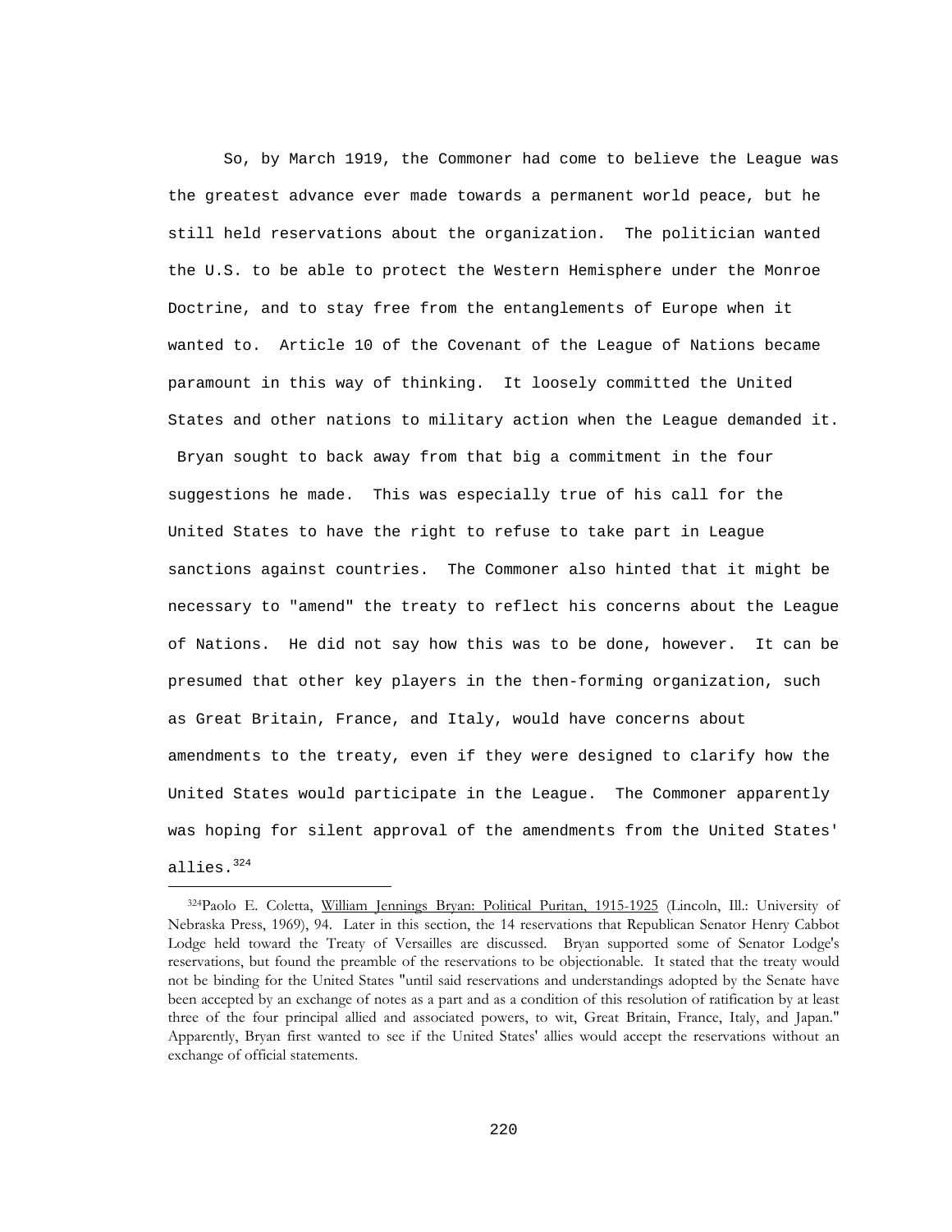So, by March 1919, the Commoner had come to believe the League was the greatest advance ever made towards a permanent world peace, but he still held reservations about the organization. The politician wanted the U.S. to be able to protect the Western Hemisphere under the Monroe Doctrine, and to stay free from the entanglements of Europe when it wanted to. Article 10 of the Covenant of the League of Nations became paramount in this way of thinking. It loosely committed the United States and other nations to military action when the League demanded it. Bryan sought to back away from that big a commitment in the four suggestions he made. This was especially true of his call for the United States to have the right to refuse to take part in League sanctions against countries. The Commoner also hinted that it might be necessary to "amend" the treaty to reflect his concerns about the League of Nations. He did not say how this was to be done, however. It can be presumed that other key players in the then-forming organization, such as Great Britain, France, and Italy, would have concerns about amendments to the treaty, even if they were designed to clarify how the United States would participate in the League. The Commoner apparently was hoping for silent approval of the amendments from the United States' allies.[324]

---

[324]Paolo E. Coletta, William Jennings Bryan: Political Puritan, 1915-1925 (Lincoln, Ill.: University of Nebraska Press, 1969), 94. Later in this section, the 14 reservations that Republican Senator Henry Cabbot Lodge held toward the Treaty of Versailles are discussed. Bryan supported some of Senator Lodge's reservations, but found the preamble of the reservations to be objectionable. It stated that the treaty would not be binding for the United States "until said reservations and understandings adopted by the Senate have been accepted by an exchange of notes as a part and as a condition of this resolution of ratification by at least three of the four principal allied and associated powers, to wit, Great Britain, France, Italy, and Japan." Apparently, Bryan first wanted to see if the United States' allies would accept the reservations without an exchange of official statements.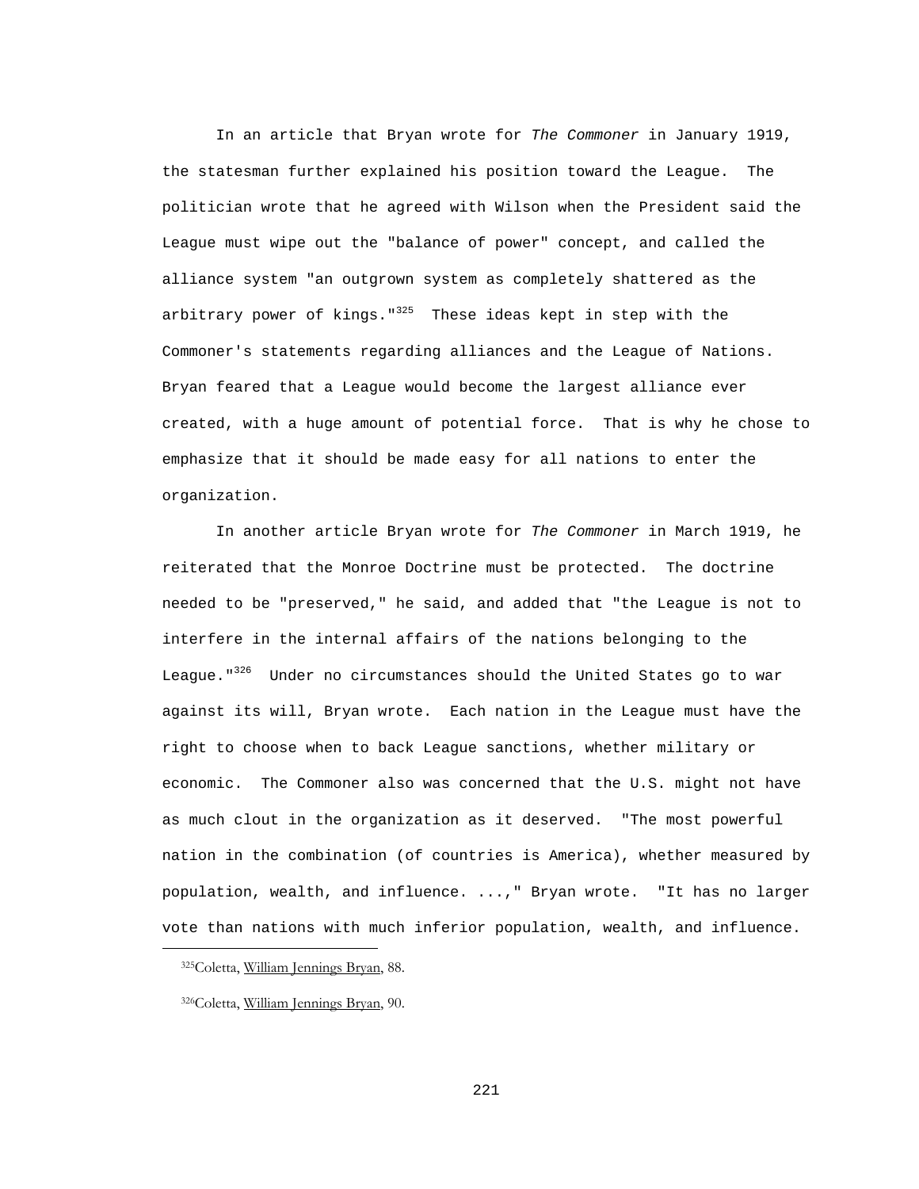In an article that Bryan wrote for *The Commoner* in January 1919, the statesman further explained his position toward the League. The politician wrote that he agreed with Wilson when the President said the League must wipe out the "balance of power" concept, and called the alliance system "an outgrown system as completely shattered as the arbitrary power of kings."[325] These ideas kept in step with the Commoner's statements regarding alliances and the League of Nations. Bryan feared that a League would become the largest alliance ever created, with a huge amount of potential force. That is why he chose to emphasize that it should be made easy for all nations to enter the organization.

In another article Bryan wrote for *The Commoner* in March 1919, he reiterated that the Monroe Doctrine must be protected. The doctrine needed to be "preserved," he said, and added that "the League is not to interfere in the internal affairs of the nations belonging to the League."[326] Under no circumstances should the United States go to war against its will, Bryan wrote. Each nation in the League must have the right to choose when to back League sanctions, whether military or economic. The Commoner also was concerned that the U.S. might not have as much clout in the organization as it deserved. "The most powerful nation in the combination (of countries is America), whether measured by population, wealth, and influence. ...," Bryan wrote. "It has no larger vote than nations with much inferior population, wealth, and influence.

---

[325]Coletta, William Jennings Bryan, 88.

[326]Coletta, William Jennings Bryan, 90.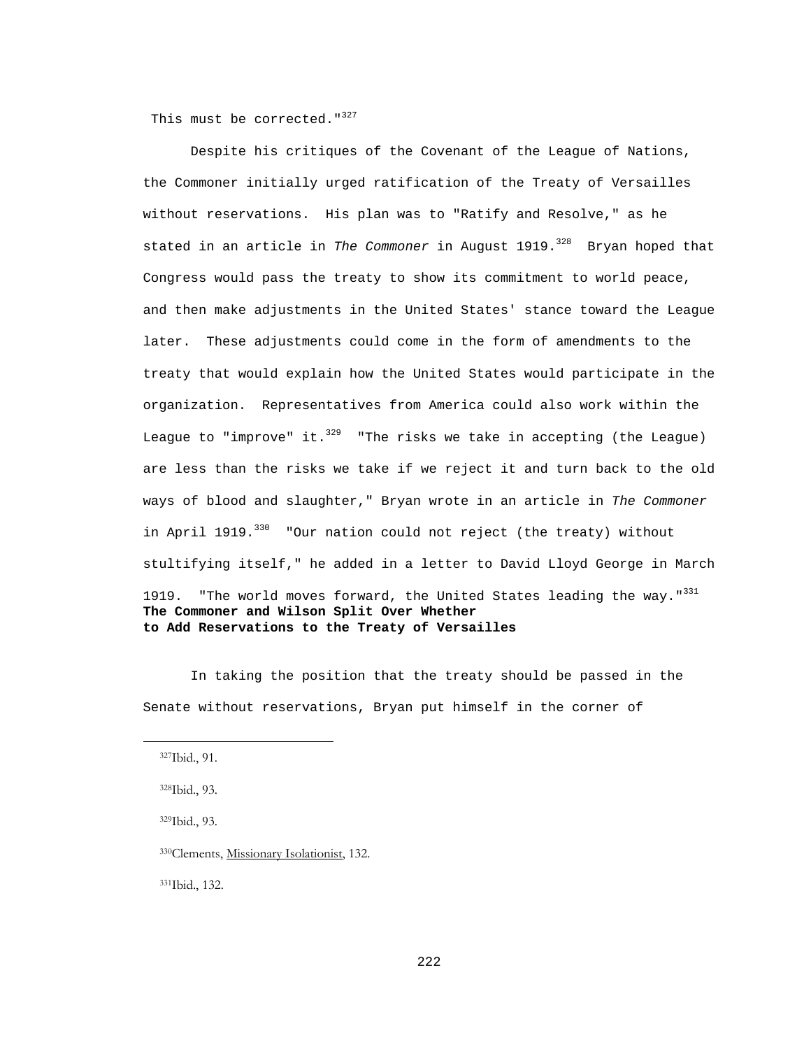This must be corrected."[327]

Despite his critiques of the Covenant of the League of Nations, the Commoner initially urged ratification of the Treaty of Versailles without reservations. His plan was to "Ratify and Resolve," as he stated in an article in *The Commoner* in August 1919.[328] Bryan hoped that Congress would pass the treaty to show its commitment to world peace, and then make adjustments in the United States' stance toward the League later. These adjustments could come in the form of amendments to the treaty that would explain how the United States would participate in the organization. Representatives from America could also work within the League to "improve" it.[329] "The risks we take in accepting (the League) are less than the risks we take if we reject it and turn back to the old ways of blood and slaughter," Bryan wrote in an article in *The Commoner* in April 1919.[330] "Our nation could not reject (the treaty) without stultifying itself," he added in a letter to David Lloyd George in March 1919. "The world moves forward, the United States leading the way."[331]

**The Commoner and Wilson Split Over Whether to Add Reservations to the Treaty of Versailles**

In taking the position that the treaty should be passed in the Senate without reservations, Bryan put himself in the corner of

---

[327]Ibid., 91.

[328]Ibid., 93.

[329]Ibid., 93.

[330]Clements, Missionary Isolationist, 132.

[331]Ibid., 132.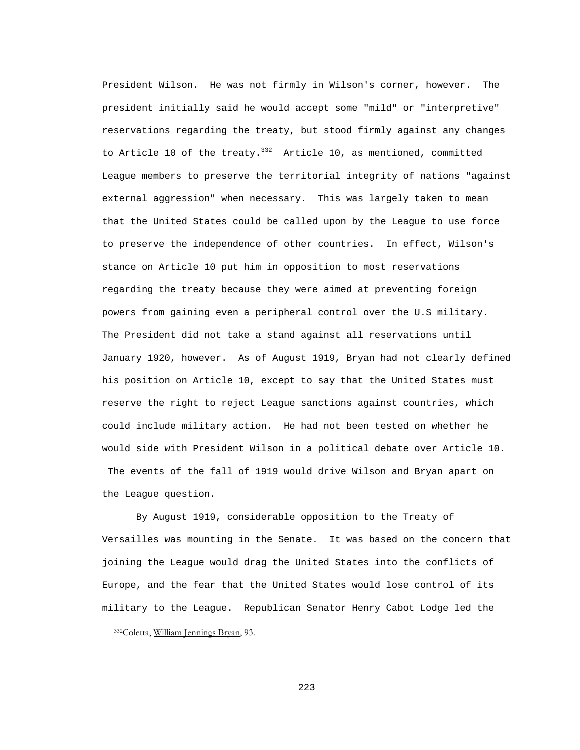President Wilson. He was not firmly in Wilson's corner, however. The president initially said he would accept some "mild" or "interpretive" reservations regarding the treaty, but stood firmly against any changes to Article 10 of the treaty.[332] Article 10, as mentioned, committed League members to preserve the territorial integrity of nations "against external aggression" when necessary. This was largely taken to mean that the United States could be called upon by the League to use force to preserve the independence of other countries. In effect, Wilson's stance on Article 10 put him in opposition to most reservations regarding the treaty because they were aimed at preventing foreign powers from gaining even a peripheral control over the U.S military. The President did not take a stand against all reservations until January 1920, however. As of August 1919, Bryan had not clearly defined his position on Article 10, except to say that the United States must reserve the right to reject League sanctions against countries, which could include military action. He had not been tested on whether he would side with President Wilson in a political debate over Article 10. The events of the fall of 1919 would drive Wilson and Bryan apart on the League question.

By August 1919, considerable opposition to the Treaty of Versailles was mounting in the Senate. It was based on the concern that joining the League would drag the United States into the conflicts of Europe, and the fear that the United States would lose control of its military to the League. Republican Senator Henry Cabot Lodge led the

---

[332] Coletta, William Jennings Bryan, 93.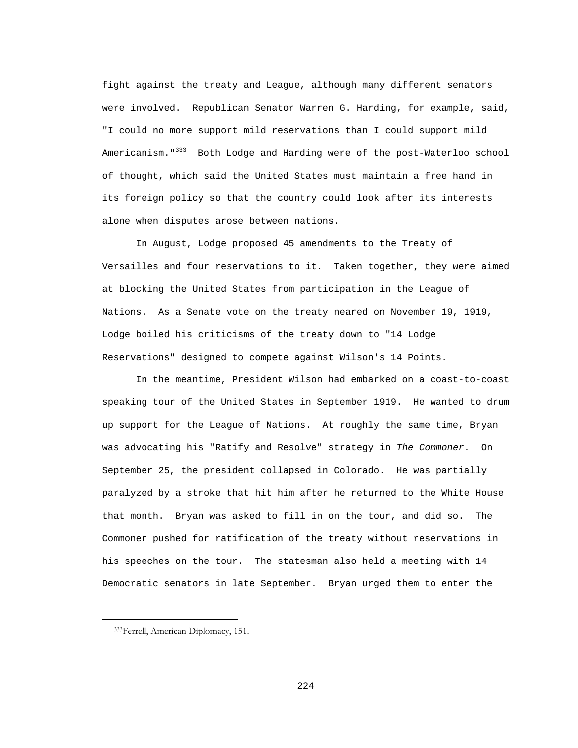fight against the treaty and League, although many different senators were involved. Republican Senator Warren G. Harding, for example, said, "I could no more support mild reservations than I could support mild Americanism."[333] Both Lodge and Harding were of the post-Waterloo school of thought, which said the United States must maintain a free hand in its foreign policy so that the country could look after its interests alone when disputes arose between nations.

In August, Lodge proposed 45 amendments to the Treaty of Versailles and four reservations to it. Taken together, they were aimed at blocking the United States from participation in the League of Nations. As a Senate vote on the treaty neared on November 19, 1919, Lodge boiled his criticisms of the treaty down to "14 Lodge Reservations" designed to compete against Wilson's 14 Points.

In the meantime, President Wilson had embarked on a coast-to-coast speaking tour of the United States in September 1919. He wanted to drum up support for the League of Nations. At roughly the same time, Bryan was advocating his "Ratify and Resolve" strategy in *The Commoner*. On September 25, the president collapsed in Colorado. He was partially paralyzed by a stroke that hit him after he returned to the White House that month. Bryan was asked to fill in on the tour, and did so. The Commoner pushed for ratification of the treaty without reservations in his speeches on the tour. The statesman also held a meeting with 14 Democratic senators in late September. Bryan urged them to enter the

---

[333] Ferrell, American Diplomacy, 151.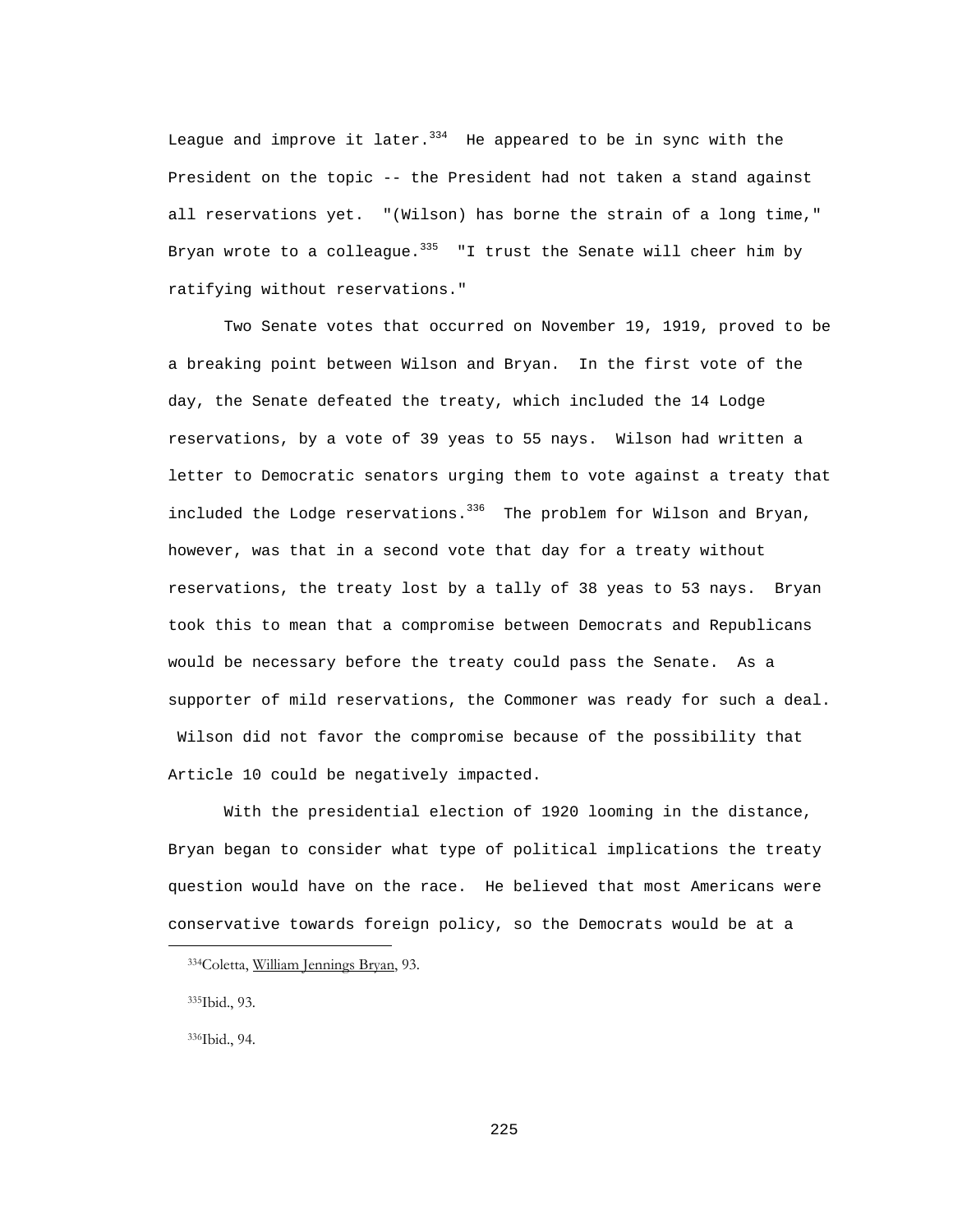League and improve it later.[334] He appeared to be in sync with the President on the topic -- the President had not taken a stand against all reservations yet. "(Wilson) has borne the strain of a long time," Bryan wrote to a colleague.[335] "I trust the Senate will cheer him by ratifying without reservations."

Two Senate votes that occurred on November 19, 1919, proved to be a breaking point between Wilson and Bryan. In the first vote of the day, the Senate defeated the treaty, which included the 14 Lodge reservations, by a vote of 39 yeas to 55 nays. Wilson had written a letter to Democratic senators urging them to vote against a treaty that included the Lodge reservations.[336] The problem for Wilson and Bryan, however, was that in a second vote that day for a treaty without reservations, the treaty lost by a tally of 38 yeas to 53 nays. Bryan took this to mean that a compromise between Democrats and Republicans would be necessary before the treaty could pass the Senate. As a supporter of mild reservations, the Commoner was ready for such a deal. Wilson did not favor the compromise because of the possibility that Article 10 could be negatively impacted.

With the presidential election of 1920 looming in the distance, Bryan began to consider what type of political implications the treaty question would have on the race. He believed that most Americans were conservative towards foreign policy, so the Democrats would be at a

---

[334]Coletta, William Jennings Bryan, 93.

[335]Ibid., 93.

[336]Ibid., 94.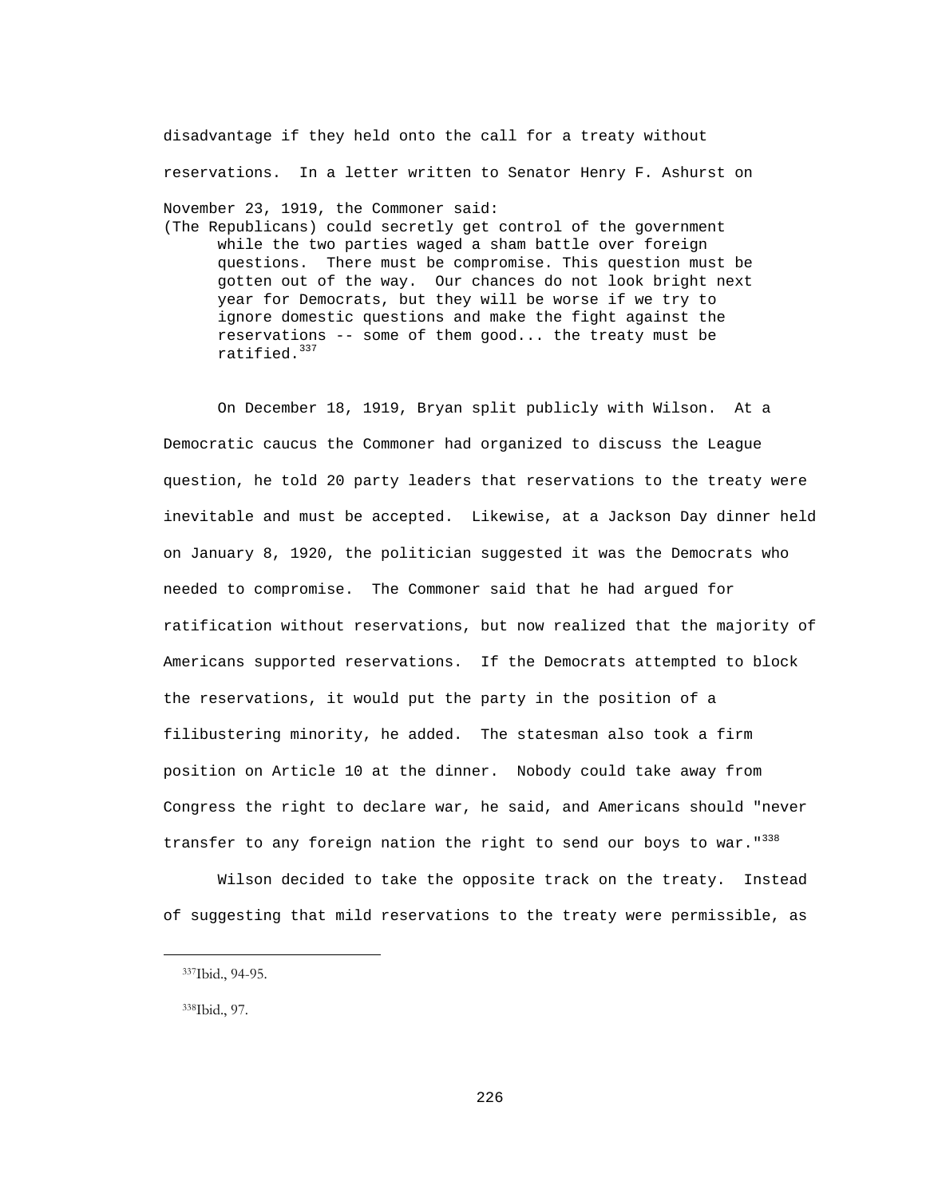disadvantage if they held onto the call for a treaty without reservations. In a letter written to Senator Henry F. Ashurst on November 23, 1919, the Commoner said:

> (The Republicans) could secretly get control of the government while the two parties waged a sham battle over foreign questions. There must be compromise. This question must be gotten out of the way. Our chances do not look bright next year for Democrats, but they will be worse if we try to ignore domestic questions and make the fight against the reservations -- some of them good... the treaty must be ratified.[337]

On December 18, 1919, Bryan split publicly with Wilson. At a Democratic caucus the Commoner had organized to discuss the League question, he told 20 party leaders that reservations to the treaty were inevitable and must be accepted. Likewise, at a Jackson Day dinner held on January 8, 1920, the politician suggested it was the Democrats who needed to compromise. The Commoner said that he had argued for ratification without reservations, but now realized that the majority of Americans supported reservations. If the Democrats attempted to block the reservations, it would put the party in the position of a filibustering minority, he added. The statesman also took a firm position on Article 10 at the dinner. Nobody could take away from Congress the right to declare war, he said, and Americans should "never transfer to any foreign nation the right to send our boys to war."[338]

Wilson decided to take the opposite track on the treaty. Instead of suggesting that mild reservations to the treaty were permissible, as

---

[337] Ibid., 94-95.

[338] Ibid., 97.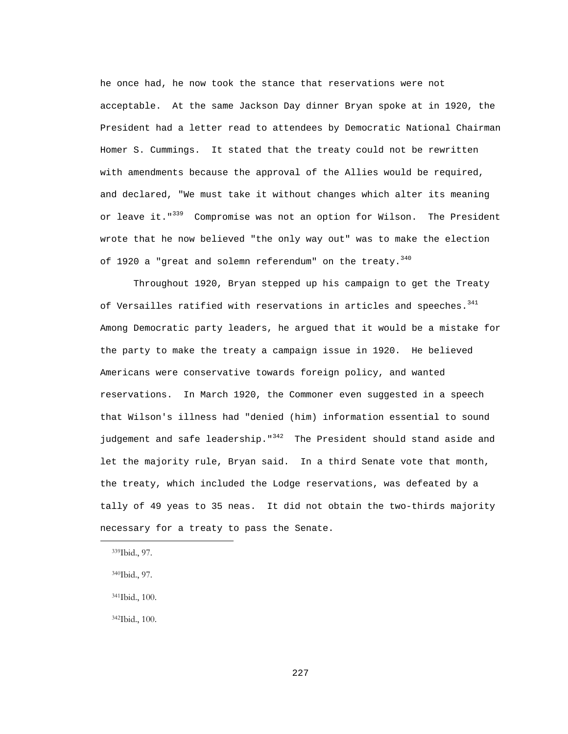he once had, he now took the stance that reservations were not acceptable. At the same Jackson Day dinner Bryan spoke at in 1920, the President had a letter read to attendees by Democratic National Chairman Homer S. Cummings. It stated that the treaty could not be rewritten with amendments because the approval of the Allies would be required, and declared, "We must take it without changes which alter its meaning or leave it."[339] Compromise was not an option for Wilson. The President wrote that he now believed "the only way out" was to make the election of 1920 a "great and solemn referendum" on the treaty.[340]

Throughout 1920, Bryan stepped up his campaign to get the Treaty of Versailles ratified with reservations in articles and speeches.[341] Among Democratic party leaders, he argued that it would be a mistake for the party to make the treaty a campaign issue in 1920. He believed Americans were conservative towards foreign policy, and wanted reservations. In March 1920, the Commoner even suggested in a speech that Wilson's illness had "denied (him) information essential to sound judgement and safe leadership."[342] The President should stand aside and let the majority rule, Bryan said. In a third Senate vote that month, the treaty, which included the Lodge reservations, was defeated by a tally of 49 yeas to 35 neas. It did not obtain the two-thirds majority necessary for a treaty to pass the Senate.

---

[339] Ibid., 97.

[340] Ibid., 97.

[341] Ibid., 100.

[342] Ibid., 100.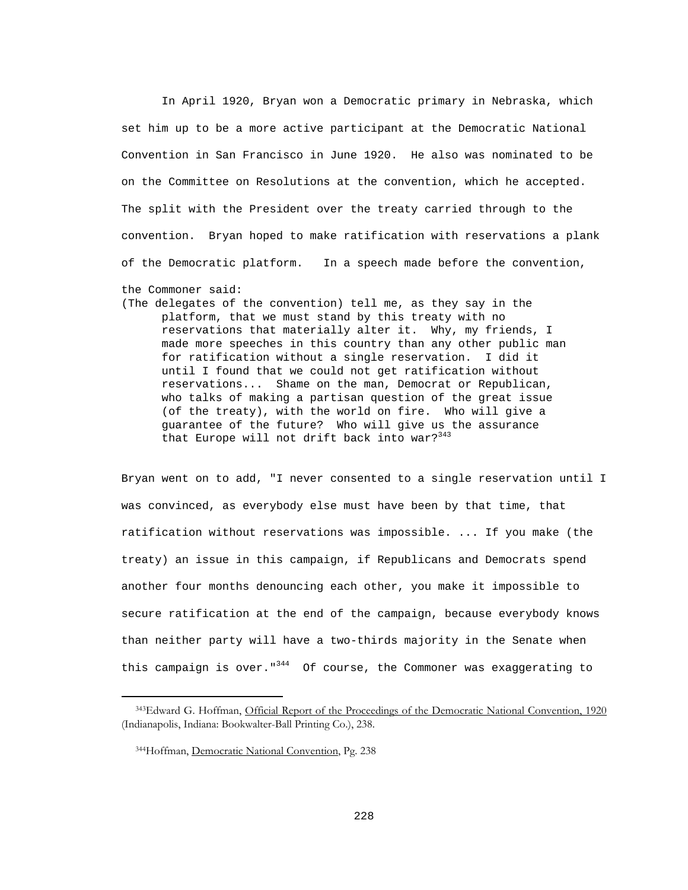In April 1920, Bryan won a Democratic primary in Nebraska, which set him up to be a more active participant at the Democratic National Convention in San Francisco in June 1920. He also was nominated to be on the Committee on Resolutions at the convention, which he accepted. The split with the President over the treaty carried through to the convention. Bryan hoped to make ratification with reservations a plank of the Democratic platform. In a speech made before the convention, the Commoner said:

> (The delegates of the convention) tell me, as they say in the platform, that we must stand by this treaty with no reservations that materially alter it. Why, my friends, I made more speeches in this country than any other public man for ratification without a single reservation. I did it until I found that we could not get ratification without reservations... Shame on the man, Democrat or Republican, who talks of making a partisan question of the great issue (of the treaty), with the world on fire. Who will give a guarantee of the future? Who will give us the assurance that Europe will not drift back into war?[343]

Bryan went on to add, "I never consented to a single reservation until I was convinced, as everybody else must have been by that time, that ratification without reservations was impossible. ... If you make (the treaty) an issue in this campaign, if Republicans and Democrats spend another four months denouncing each other, you make it impossible to secure ratification at the end of the campaign, because everybody knows than neither party will have a two-thirds majority in the Senate when this campaign is over."[344] Of course, the Commoner was exaggerating to

---

[343] Edward G. Hoffman, Official Report of the Proceedings of the Democratic National Convention, 1920 (Indianapolis, Indiana: Bookwalter-Ball Printing Co.), 238.

[344] Hoffman, Democratic National Convention, Pg. 238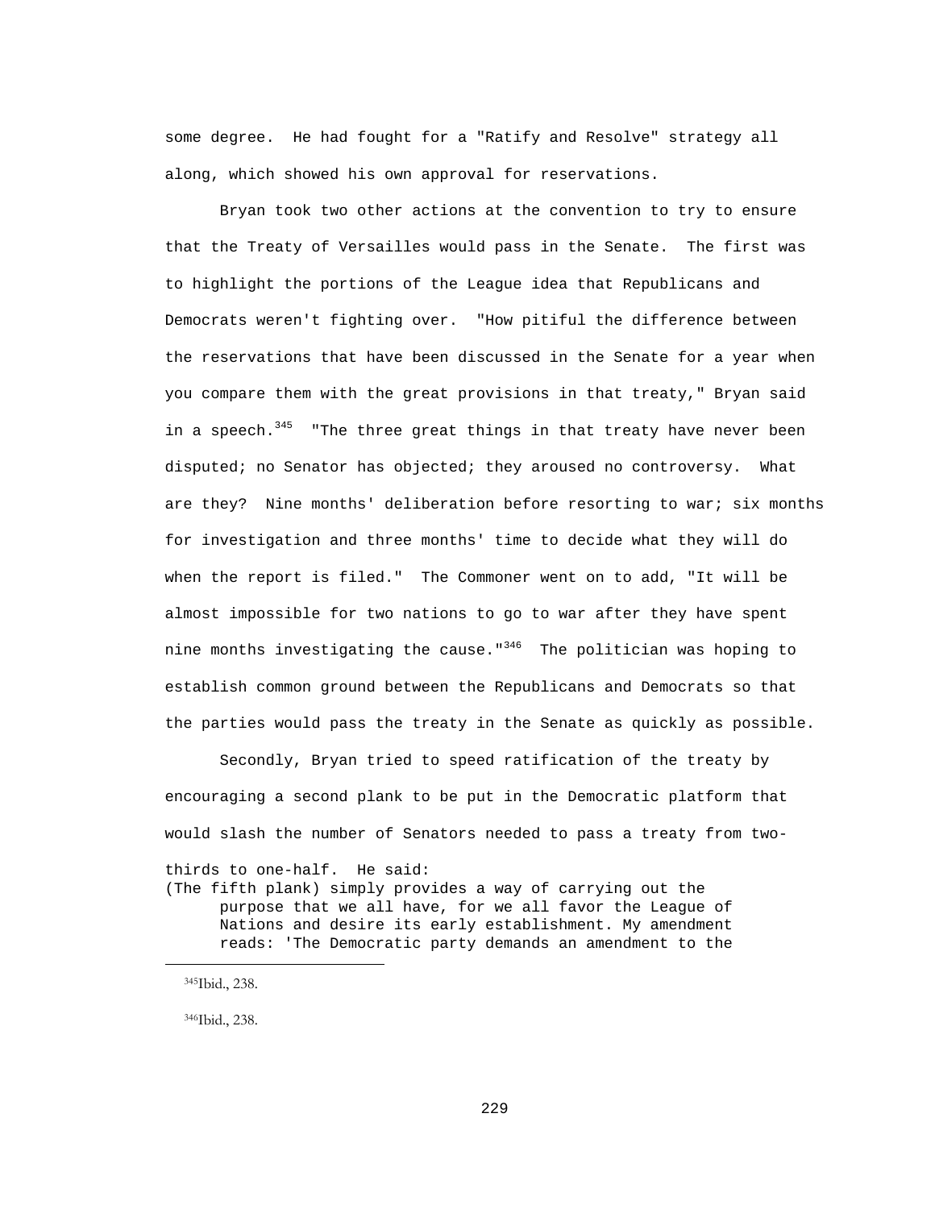some degree. He had fought for a "Ratify and Resolve" strategy all along, which showed his own approval for reservations.

Bryan took two other actions at the convention to try to ensure that the Treaty of Versailles would pass in the Senate. The first was to highlight the portions of the League idea that Republicans and Democrats weren't fighting over. "How pitiful the difference between the reservations that have been discussed in the Senate for a year when you compare them with the great provisions in that treaty," Bryan said in a speech.[345] "The three great things in that treaty have never been disputed; no Senator has objected; they aroused no controversy. What are they? Nine months' deliberation before resorting to war; six months for investigation and three months' time to decide what they will do when the report is filed." The Commoner went on to add, "It will be almost impossible for two nations to go to war after they have spent nine months investigating the cause."[346] The politician was hoping to establish common ground between the Republicans and Democrats so that the parties would pass the treaty in the Senate as quickly as possible.

Secondly, Bryan tried to speed ratification of the treaty by encouraging a second plank to be put in the Democratic platform that would slash the number of Senators needed to pass a treaty from two-thirds to one-half. He said:

> (The fifth plank) simply provides a way of carrying out the purpose that we all have, for we all favor the League of Nations and desire its early establishment. My amendment reads: 'The Democratic party demands an amendment to the

[345] Ibid., 238.

[346] Ibid., 238.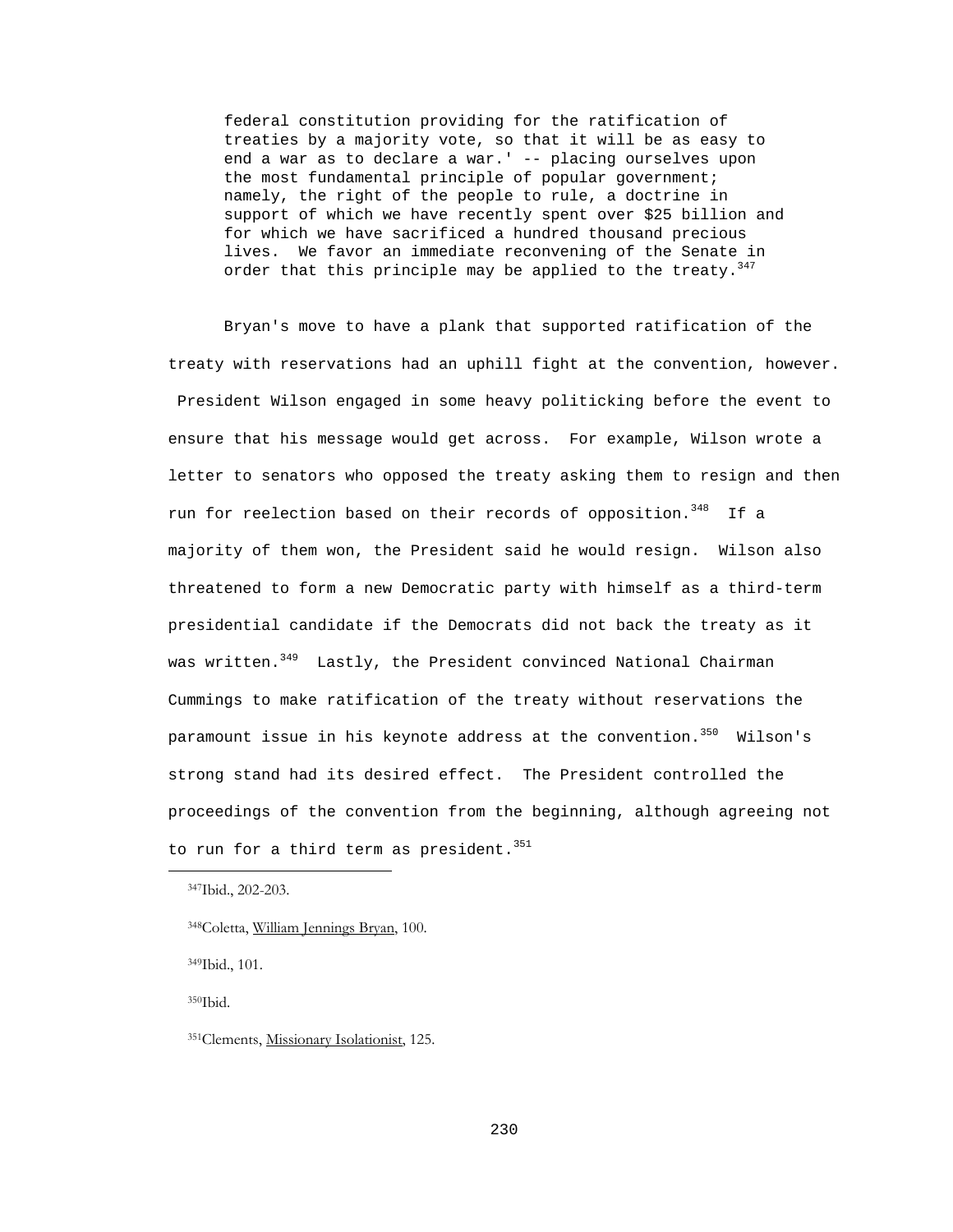> federal constitution providing for the ratification of treaties by a majority vote, so that it will be as easy to end a war as to declare a war.' -- placing ourselves upon the most fundamental principle of popular government; namely, the right of the people to rule, a doctrine in support of which we have recently spent over $25 billion and for which we have sacrificed a hundred thousand precious lives. We favor an immediate reconvening of the Senate in order that this principle may be applied to the treaty.[347]

Bryan's move to have a plank that supported ratification of the treaty with reservations had an uphill fight at the convention, however. President Wilson engaged in some heavy politicking before the event to ensure that his message would get across. For example, Wilson wrote a letter to senators who opposed the treaty asking them to resign and then run for reelection based on their records of opposition.[348] If a majority of them won, the President said he would resign. Wilson also threatened to form a new Democratic party with himself as a third-term presidential candidate if the Democrats did not back the treaty as it was written.[349] Lastly, the President convinced National Chairman Cummings to make ratification of the treaty without reservations the paramount issue in his keynote address at the convention.[350] Wilson's strong stand had its desired effect. The President controlled the proceedings of the convention from the beginning, although agreeing not to run for a third term as president.[351]

---

[347]Ibid., 202-203.

[348]Coletta, William Jennings Bryan, 100.

[349]Ibid., 101.

[350]Ibid.

[351]Clements, Missionary Isolationist, 125.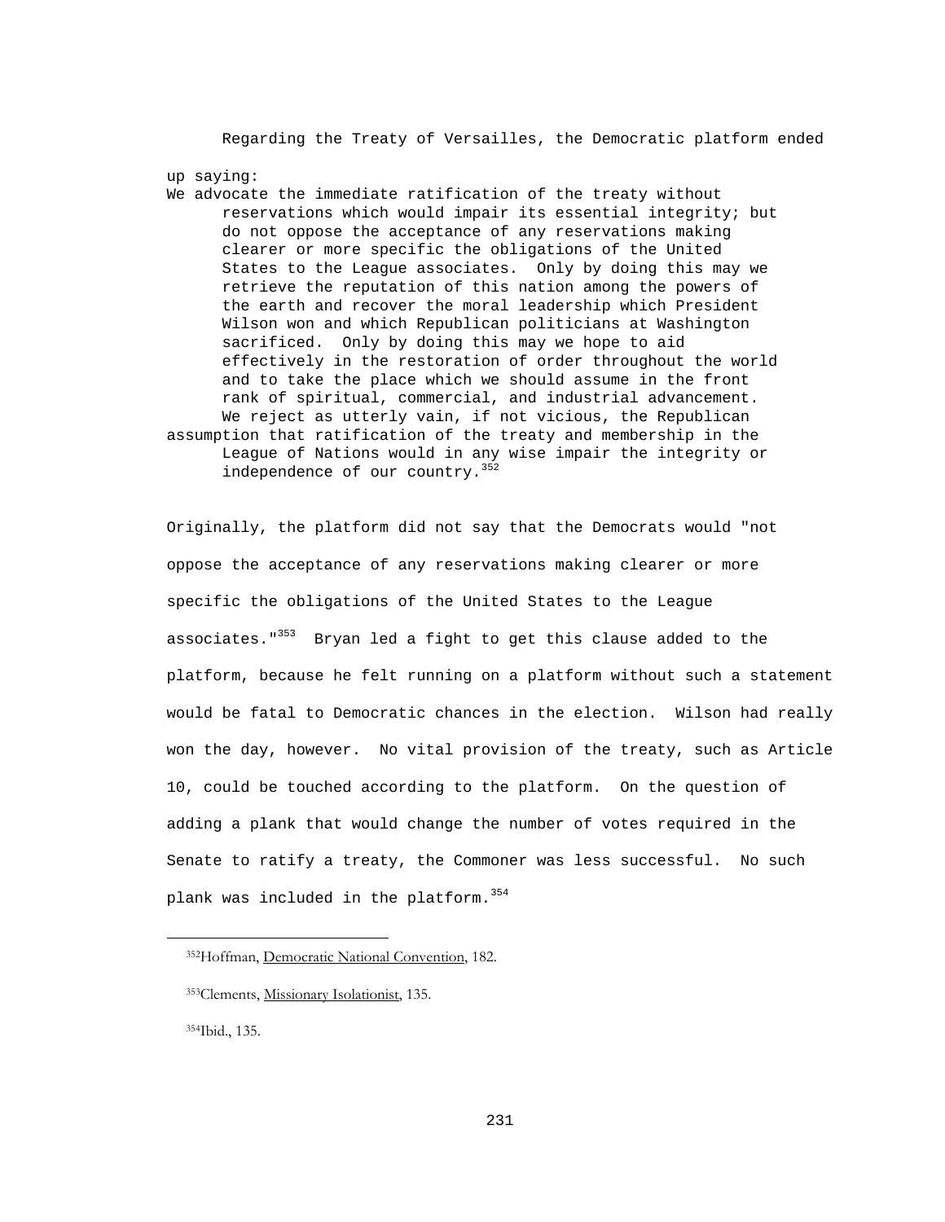Regarding the Treaty of Versailles, the Democratic platform ended up saying:

> We advocate the immediate ratification of the treaty without reservations which would impair its essential integrity; but do not oppose the acceptance of any reservations making clearer or more specific the obligations of the United States to the League associates. Only by doing this may we retrieve the reputation of this nation among the powers of the earth and recover the moral leadership which President Wilson won and which Republican politicians at Washington sacrificed. Only by doing this may we hope to aid effectively in the restoration of order throughout the world and to take the place which we should assume in the front rank of spiritual, commercial, and industrial advancement. We reject as utterly vain, if not vicious, the Republican assumption that ratification of the treaty and membership in the League of Nations would in any wise impair the integrity or independence of our country.[352]

Originally, the platform did not say that the Democrats would "not oppose the acceptance of any reservations making clearer or more specific the obligations of the United States to the League associates."[353] Bryan led a fight to get this clause added to the platform, because he felt running on a platform without such a statement would be fatal to Democratic chances in the election. Wilson had really won the day, however. No vital provision of the treaty, such as Article 10, could be touched according to the platform. On the question of adding a plank that would change the number of votes required in the Senate to ratify a treaty, the Commoner was less successful. No such plank was included in the platform.[354]

---

[352] Hoffman, Democratic National Convention, 182.

[353] Clements, Missionary Isolationist, 135.

[354] Ibid., 135.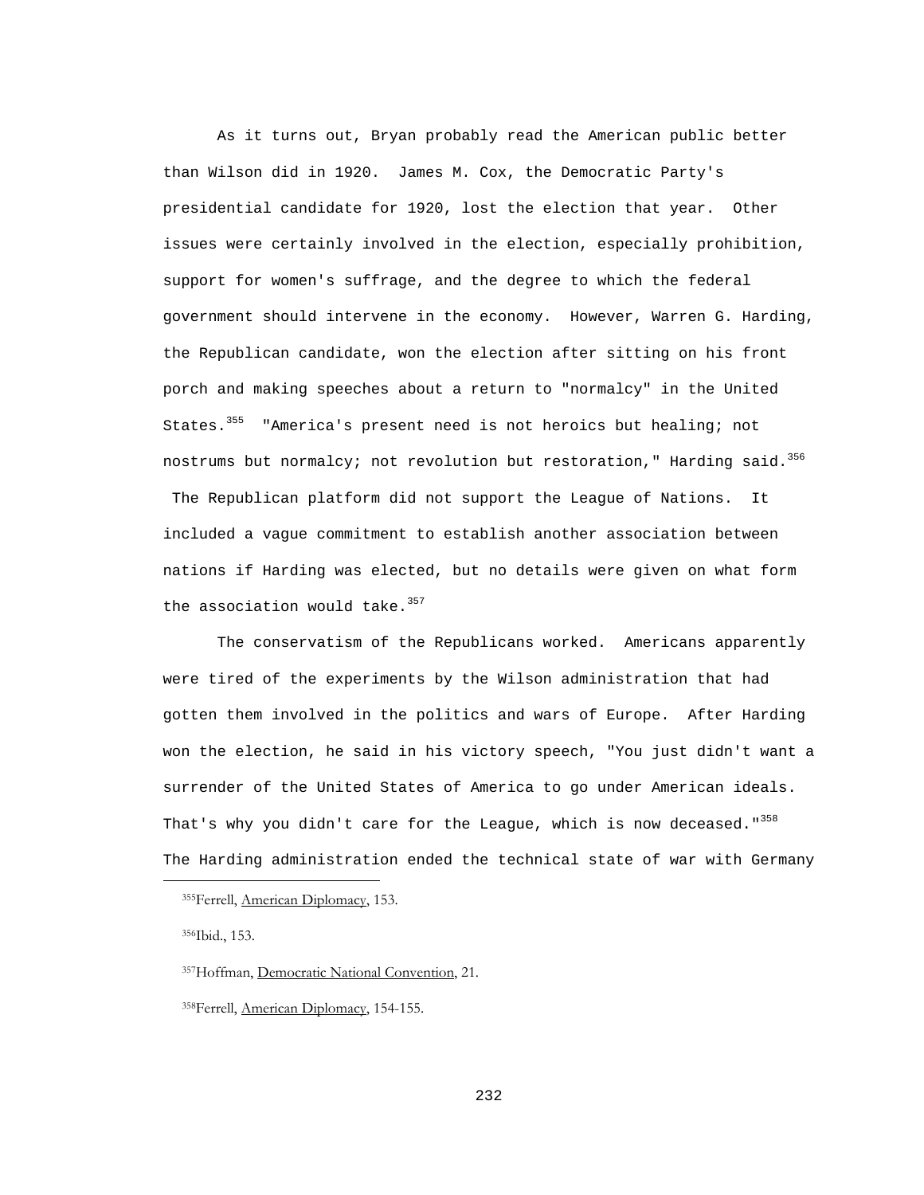As it turns out, Bryan probably read the American public better than Wilson did in 1920. James M. Cox, the Democratic Party's presidential candidate for 1920, lost the election that year. Other issues were certainly involved in the election, especially prohibition, support for women's suffrage, and the degree to which the federal government should intervene in the economy. However, Warren G. Harding, the Republican candidate, won the election after sitting on his front porch and making speeches about a return to "normalcy" in the United States.[355] "America's present need is not heroics but healing; not nostrums but normalcy; not revolution but restoration," Harding said.[356] The Republican platform did not support the League of Nations. It included a vague commitment to establish another association between nations if Harding was elected, but no details were given on what form the association would take.[357]

The conservatism of the Republicans worked. Americans apparently were tired of the experiments by the Wilson administration that had gotten them involved in the politics and wars of Europe. After Harding won the election, he said in his victory speech, "You just didn't want a surrender of the United States of America to go under American ideals. That's why you didn't care for the League, which is now deceased."[358] The Harding administration ended the technical state of war with Germany

---

[355] Ferrell, American Diplomacy, 153.

[356] Ibid., 153.

[357] Hoffman, Democratic National Convention, 21.

[358] Ferrell, American Diplomacy, 154-155.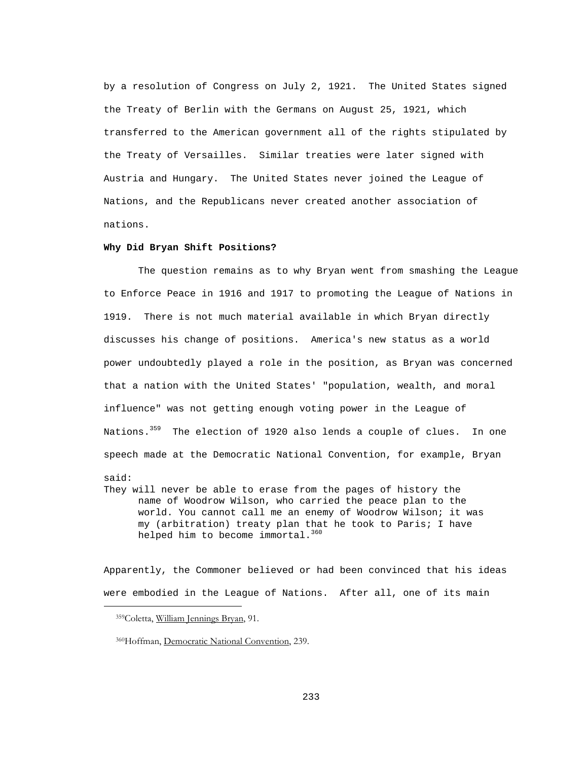by a resolution of Congress on July 2, 1921. The United States signed the Treaty of Berlin with the Germans on August 25, 1921, which transferred to the American government all of the rights stipulated by the Treaty of Versailles. Similar treaties were later signed with Austria and Hungary. The United States never joined the League of Nations, and the Republicans never created another association of nations.

**Why Did Bryan Shift Positions?**

The question remains as to why Bryan went from smashing the League to Enforce Peace in 1916 and 1917 to promoting the League of Nations in 1919. There is not much material available in which Bryan directly discusses his change of positions. America's new status as a world power undoubtedly played a role in the position, as Bryan was concerned that a nation with the United States' "population, wealth, and moral influence" was not getting enough voting power in the League of Nations.[359] The election of 1920 also lends a couple of clues. In one speech made at the Democratic National Convention, for example, Bryan said:

> They will never be able to erase from the pages of history the name of Woodrow Wilson, who carried the peace plan to the world. You cannot call me an enemy of Woodrow Wilson; it was my (arbitration) treaty plan that he took to Paris; I have helped him to become immortal.[360]

Apparently, the Commoner believed or had been convinced that his ideas were embodied in the League of Nations. After all, one of its main

---

[359]Coletta, William Jennings Bryan, 91.

[360]Hoffman, Democratic National Convention, 239.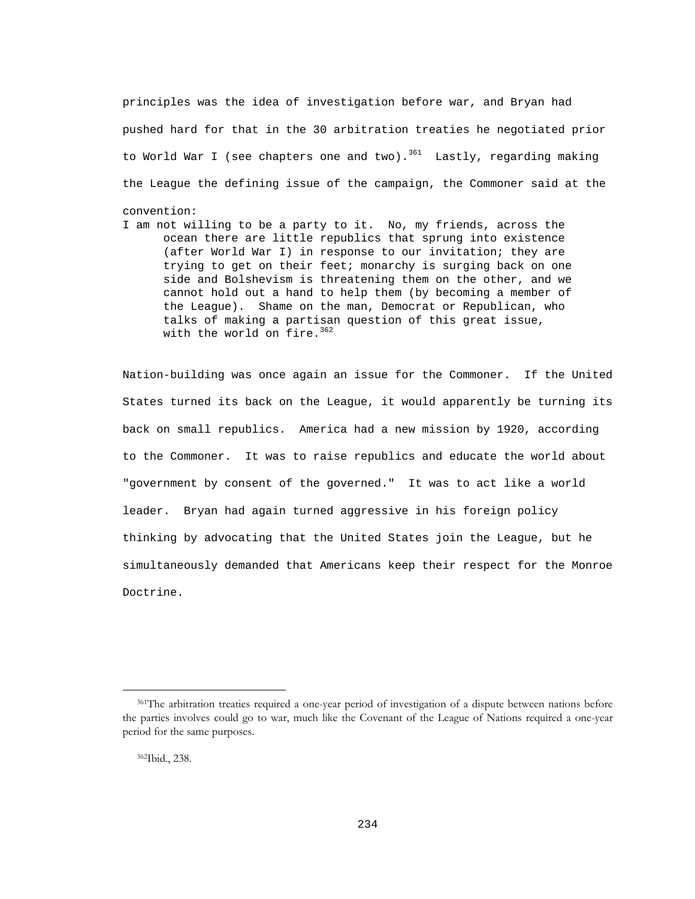principles was the idea of investigation before war, and Bryan had pushed hard for that in the 30 arbitration treaties he negotiated prior to World War I (see chapters one and two).[361] Lastly, regarding making the League the defining issue of the campaign, the Commoner said at the convention:

> I am not willing to be a party to it. No, my friends, across the ocean there are little republics that sprung into existence (after World War I) in response to our invitation; they are trying to get on their feet; monarchy is surging back on one side and Bolshevism is threatening them on the other, and we cannot hold out a hand to help them (by becoming a member of the League). Shame on the man, Democrat or Republican, who talks of making a partisan question of this great issue, with the world on fire.[362]

Nation-building was once again an issue for the Commoner. If the United States turned its back on the League, it would apparently be turning its back on small republics. America had a new mission by 1920, according to the Commoner. It was to raise republics and educate the world about "government by consent of the governed." It was to act like a world leader. Bryan had again turned aggressive in his foreign policy thinking by advocating that the United States join the League, but he simultaneously demanded that Americans keep their respect for the Monroe Doctrine.

---

[361] The arbitration treaties required a one-year period of investigation of a dispute between nations before the parties involves could go to war, much like the Covenant of the League of Nations required a one-year period for the same purposes.

[362] Ibid., 238.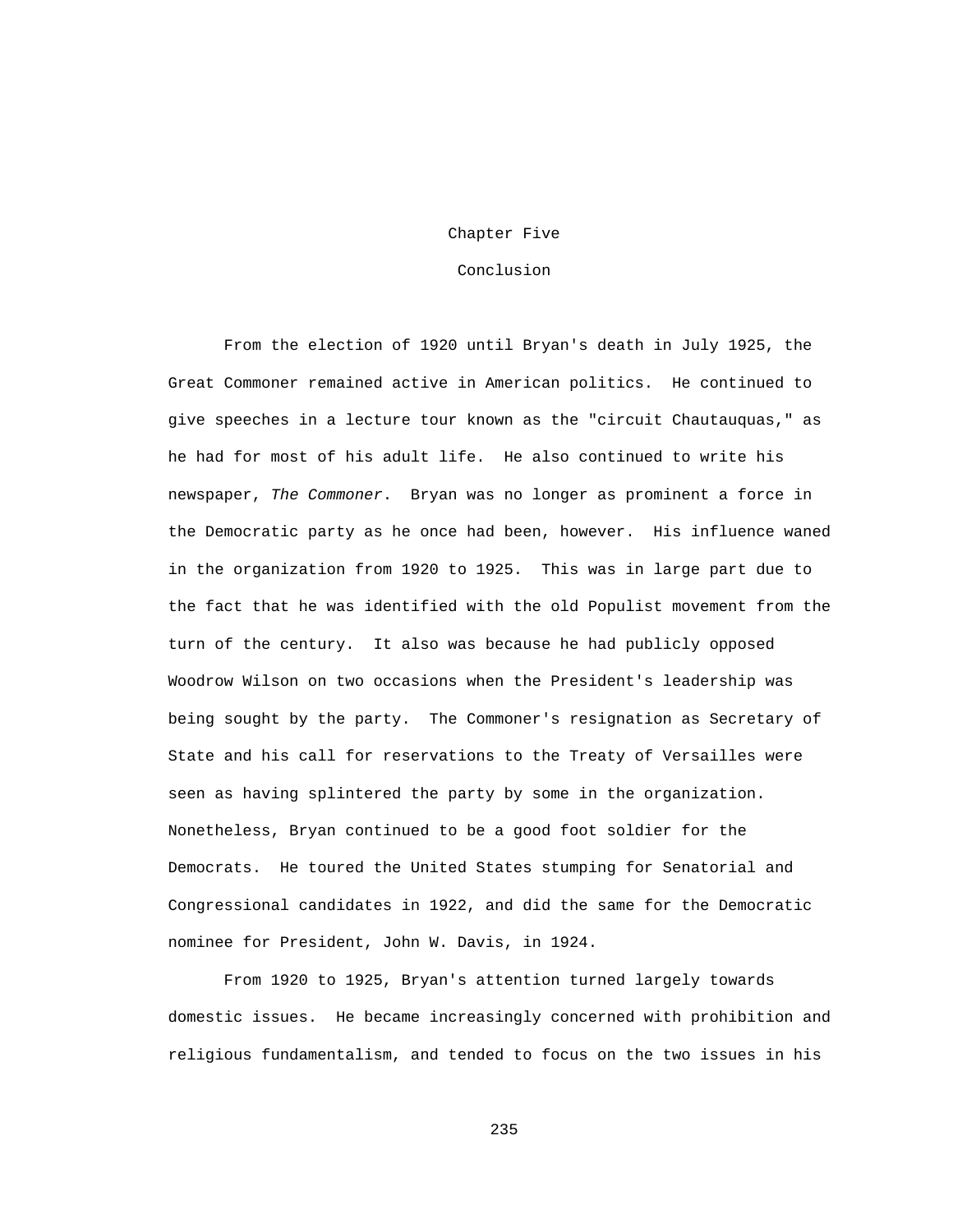# Chapter Five

## Conclusion

From the election of 1920 until Bryan's death in July 1925, the Great Commoner remained active in American politics. He continued to give speeches in a lecture tour known as the "circuit Chautauquas," as he had for most of his adult life. He also continued to write his newspaper, *The Commoner*. Bryan was no longer as prominent a force in the Democratic party as he once had been, however. His influence waned in the organization from 1920 to 1925. This was in large part due to the fact that he was identified with the old Populist movement from the turn of the century. It also was because he had publicly opposed Woodrow Wilson on two occasions when the President's leadership was being sought by the party. The Commoner's resignation as Secretary of State and his call for reservations to the Treaty of Versailles were seen as having splintered the party by some in the organization. Nonetheless, Bryan continued to be a good foot soldier for the Democrats. He toured the United States stumping for Senatorial and Congressional candidates in 1922, and did the same for the Democratic nominee for President, John W. Davis, in 1924.

From 1920 to 1925, Bryan's attention turned largely towards domestic issues. He became increasingly concerned with prohibition and religious fundamentalism, and tended to focus on the two issues in his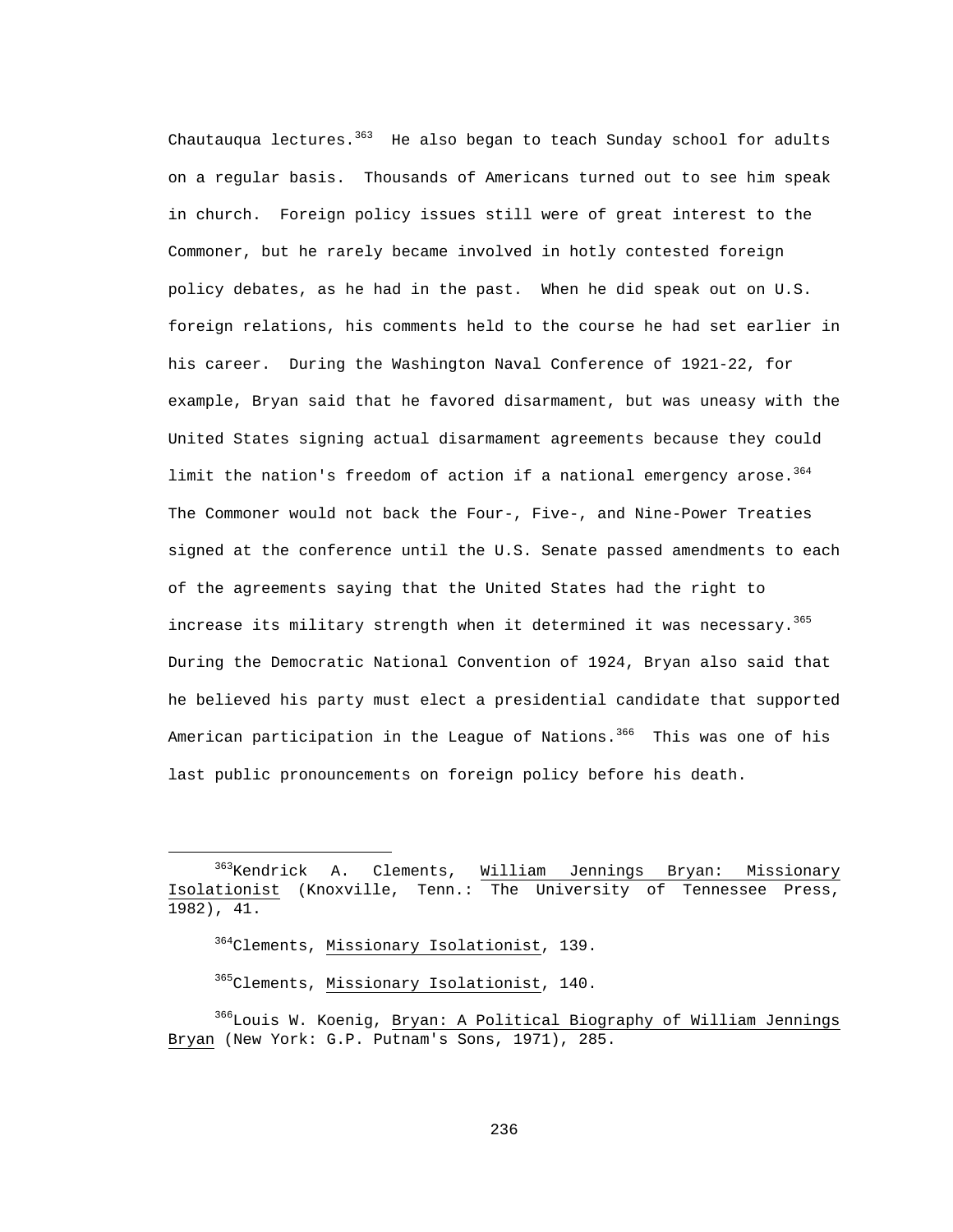Chautauqua lectures.[363] He also began to teach Sunday school for adults on a regular basis. Thousands of Americans turned out to see him speak in church. Foreign policy issues still were of great interest to the Commoner, but he rarely became involved in hotly contested foreign policy debates, as he had in the past. When he did speak out on U.S. foreign relations, his comments held to the course he had set earlier in his career. During the Washington Naval Conference of 1921-22, for example, Bryan said that he favored disarmament, but was uneasy with the United States signing actual disarmament agreements because they could limit the nation's freedom of action if a national emergency arose.[364] The Commoner would not back the Four-, Five-, and Nine-Power Treaties signed at the conference until the U.S. Senate passed amendments to each of the agreements saying that the United States had the right to increase its military strength when it determined it was necessary.[365] During the Democratic National Convention of 1924, Bryan also said that he believed his party must elect a presidential candidate that supported American participation in the League of Nations.[366] This was one of his last public pronouncements on foreign policy before his death.

---

[363] Kendrick A. Clements, William Jennings Bryan: Missionary Isolationist (Knoxville, Tenn.: The University of Tennessee Press, 1982), 41.

[364] Clements, Missionary Isolationist, 139.

[365] Clements, Missionary Isolationist, 140.

[366] Louis W. Koenig, Bryan: A Political Biography of William Jennings Bryan (New York: G.P. Putnam's Sons, 1971), 285.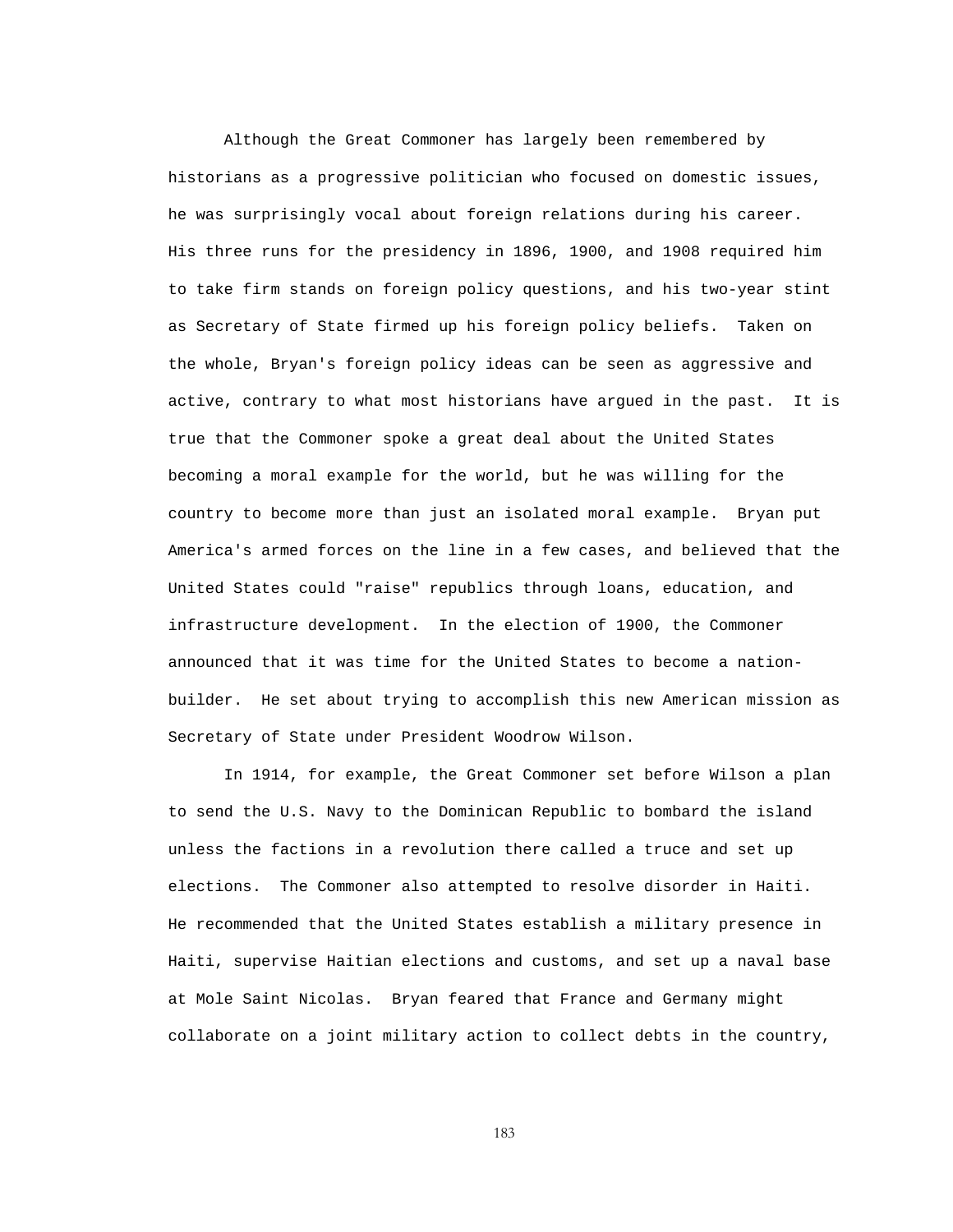Although the Great Commoner has largely been remembered by historians as a progressive politician who focused on domestic issues, he was surprisingly vocal about foreign relations during his career. His three runs for the presidency in 1896, 1900, and 1908 required him to take firm stands on foreign policy questions, and his two-year stint as Secretary of State firmed up his foreign policy beliefs. Taken on the whole, Bryan's foreign policy ideas can be seen as aggressive and active, contrary to what most historians have argued in the past. It is true that the Commoner spoke a great deal about the United States becoming a moral example for the world, but he was willing for the country to become more than just an isolated moral example. Bryan put America's armed forces on the line in a few cases, and believed that the United States could "raise" republics through loans, education, and infrastructure development. In the election of 1900, the Commoner announced that it was time for the United States to become a nation-builder. He set about trying to accomplish this new American mission as Secretary of State under President Woodrow Wilson.

In 1914, for example, the Great Commoner set before Wilson a plan to send the U.S. Navy to the Dominican Republic to bombard the island unless the factions in a revolution there called a truce and set up elections. The Commoner also attempted to resolve disorder in Haiti. He recommended that the United States establish a military presence in Haiti, supervise Haitian elections and customs, and set up a naval base at Mole Saint Nicolas. Bryan feared that France and Germany might collaborate on a joint military action to collect debts in the country,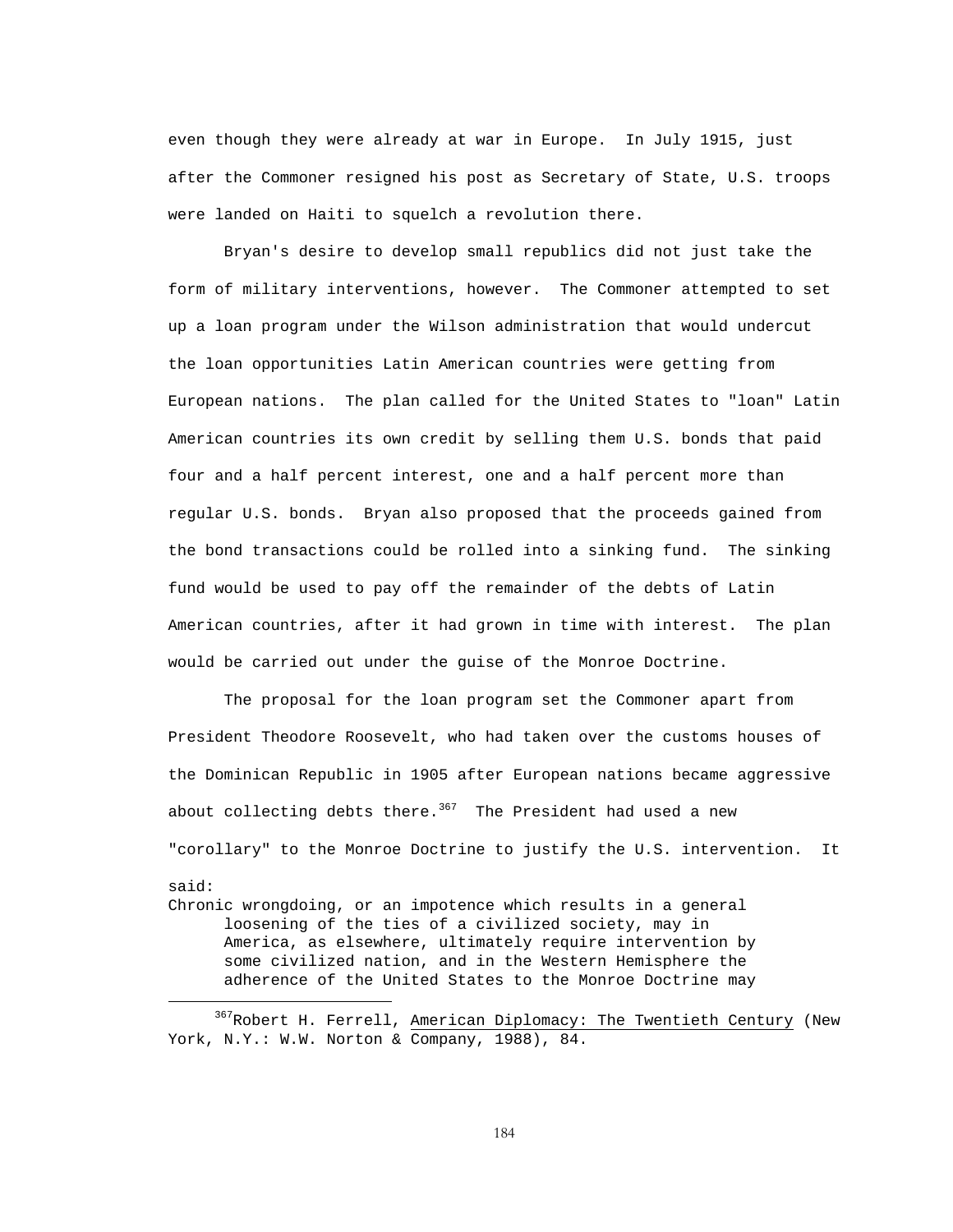even though they were already at war in Europe. In July 1915, just after the Commoner resigned his post as Secretary of State, U.S. troops were landed on Haiti to squelch a revolution there.

Bryan's desire to develop small republics did not just take the form of military interventions, however. The Commoner attempted to set up a loan program under the Wilson administration that would undercut the loan opportunities Latin American countries were getting from European nations. The plan called for the United States to "loan" Latin American countries its own credit by selling them U.S. bonds that paid four and a half percent interest, one and a half percent more than regular U.S. bonds. Bryan also proposed that the proceeds gained from the bond transactions could be rolled into a sinking fund. The sinking fund would be used to pay off the remainder of the debts of Latin American countries, after it had grown in time with interest. The plan would be carried out under the guise of the Monroe Doctrine.

The proposal for the loan program set the Commoner apart from President Theodore Roosevelt, who had taken over the customs houses of the Dominican Republic in 1905 after European nations became aggressive about collecting debts there.[367] The President had used a new "corollary" to the Monroe Doctrine to justify the U.S. intervention. It said:

> Chronic wrongdoing, or an impotence which results in a general loosening of the ties of a civilized society, may in America, as elsewhere, ultimately require intervention by some civilized nation, and in the Western Hemisphere the adherence of the United States to the Monroe Doctrine may

---

[367]Robert H. Ferrell, American Diplomacy: The Twentieth Century (New York, N.Y.: W.W. Norton & Company, 1988), 84.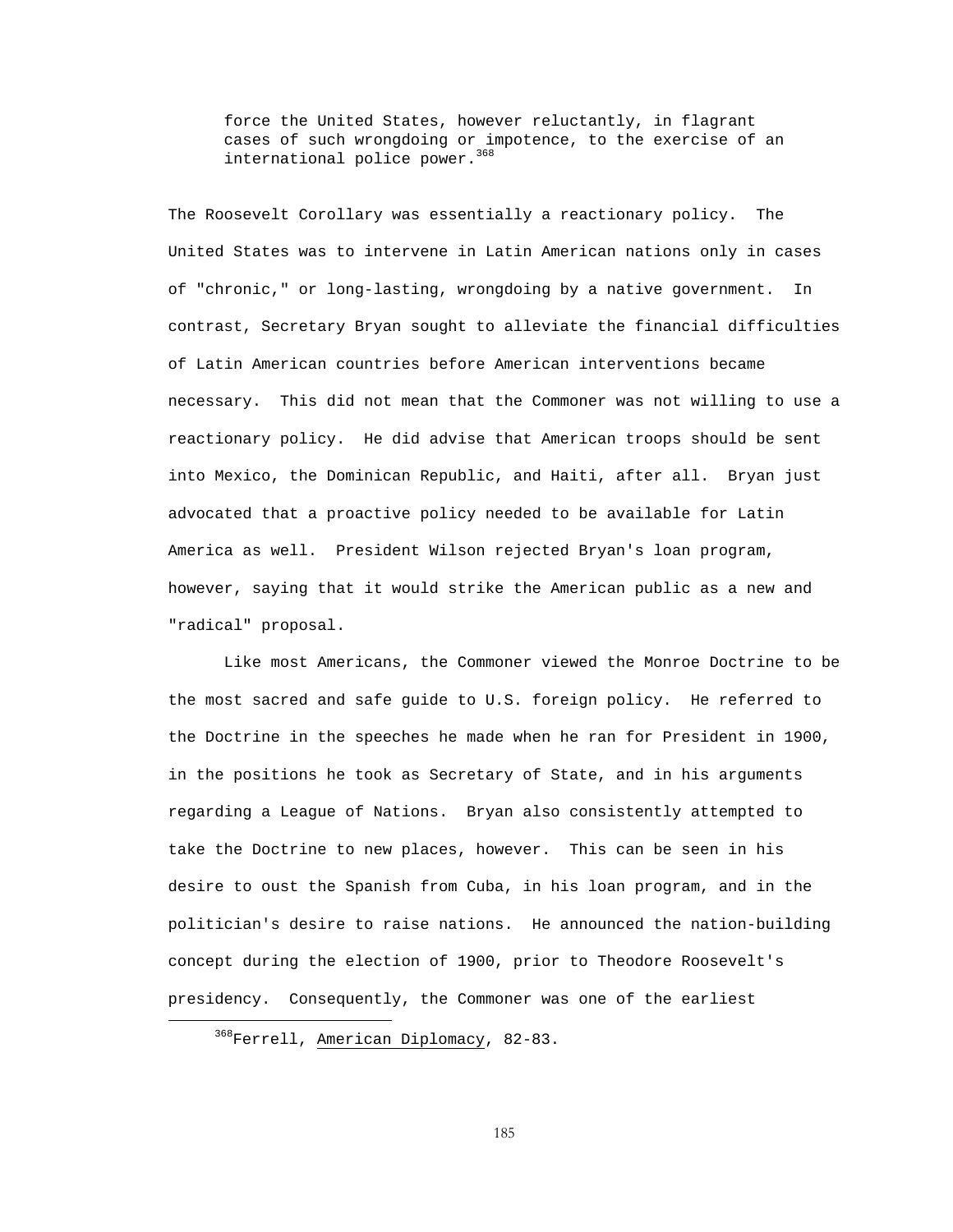> force the United States, however reluctantly, in flagrant cases of such wrongdoing or impotence, to the exercise of an international police power.[368]

The Roosevelt Corollary was essentially a reactionary policy. The United States was to intervene in Latin American nations only in cases of "chronic," or long-lasting, wrongdoing by a native government. In contrast, Secretary Bryan sought to alleviate the financial difficulties of Latin American countries before American interventions became necessary. This did not mean that the Commoner was not willing to use a reactionary policy. He did advise that American troops should be sent into Mexico, the Dominican Republic, and Haiti, after all. Bryan just advocated that a proactive policy needed to be available for Latin America as well. President Wilson rejected Bryan's loan program, however, saying that it would strike the American public as a new and "radical" proposal.

Like most Americans, the Commoner viewed the Monroe Doctrine to be the most sacred and safe guide to U.S. foreign policy. He referred to the Doctrine in the speeches he made when he ran for President in 1900, in the positions he took as Secretary of State, and in his arguments regarding a League of Nations. Bryan also consistently attempted to take the Doctrine to new places, however. This can be seen in his desire to oust the Spanish from Cuba, in his loan program, and in the politician's desire to raise nations. He announced the nation-building concept during the election of 1900, prior to Theodore Roosevelt's presidency. Consequently, the Commoner was one of the earliest

---

[368] Ferrell, American Diplomacy, 82-83.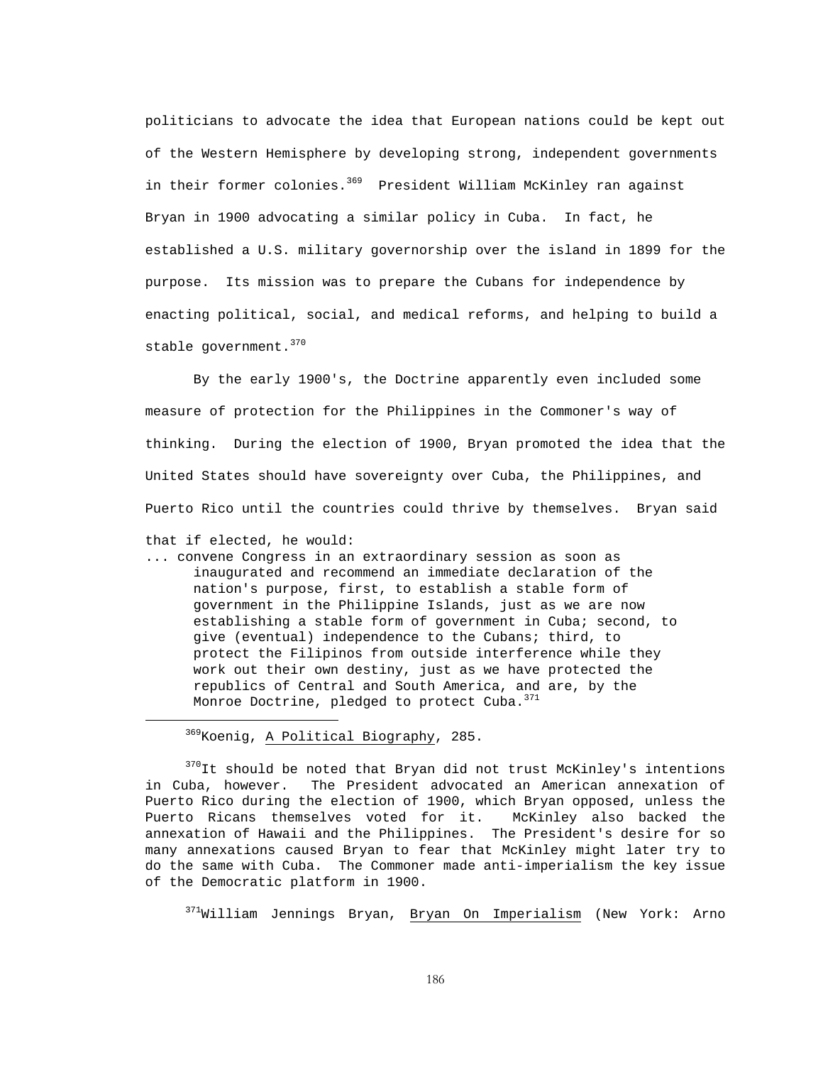politicians to advocate the idea that European nations could be kept out of the Western Hemisphere by developing strong, independent governments in their former colonies.[369] President William McKinley ran against Bryan in 1900 advocating a similar policy in Cuba. In fact, he established a U.S. military governorship over the island in 1899 for the purpose. Its mission was to prepare the Cubans for independence by enacting political, social, and medical reforms, and helping to build a stable government.[370]

By the early 1900's, the Doctrine apparently even included some measure of protection for the Philippines in the Commoner's way of thinking. During the election of 1900, Bryan promoted the idea that the United States should have sovereignty over Cuba, the Philippines, and Puerto Rico until the countries could thrive by themselves. Bryan said that if elected, he would:

> ... convene Congress in an extraordinary session as soon as inaugurated and recommend an immediate declaration of the nation's purpose, first, to establish a stable form of government in the Philippine Islands, just as we are now establishing a stable form of government in Cuba; second, to give (eventual) independence to the Cubans; third, to protect the Filipinos from outside interference while they work out their own destiny, just as we have protected the republics of Central and South America, and are, by the Monroe Doctrine, pledged to protect Cuba.[371]

---

[369] Koenig, A Political Biography, 285.

[370] It should be noted that Bryan did not trust McKinley's intentions in Cuba, however. The President advocated an American annexation of Puerto Rico during the election of 1900, which Bryan opposed, unless the Puerto Ricans themselves voted for it. McKinley also backed the annexation of Hawaii and the Philippines. The President's desire for so many annexations caused Bryan to fear that McKinley might later try to do the same with Cuba. The Commoner made anti-imperialism the key issue of the Democratic platform in 1900.

[371] William Jennings Bryan, Bryan On Imperialism (New York: Arno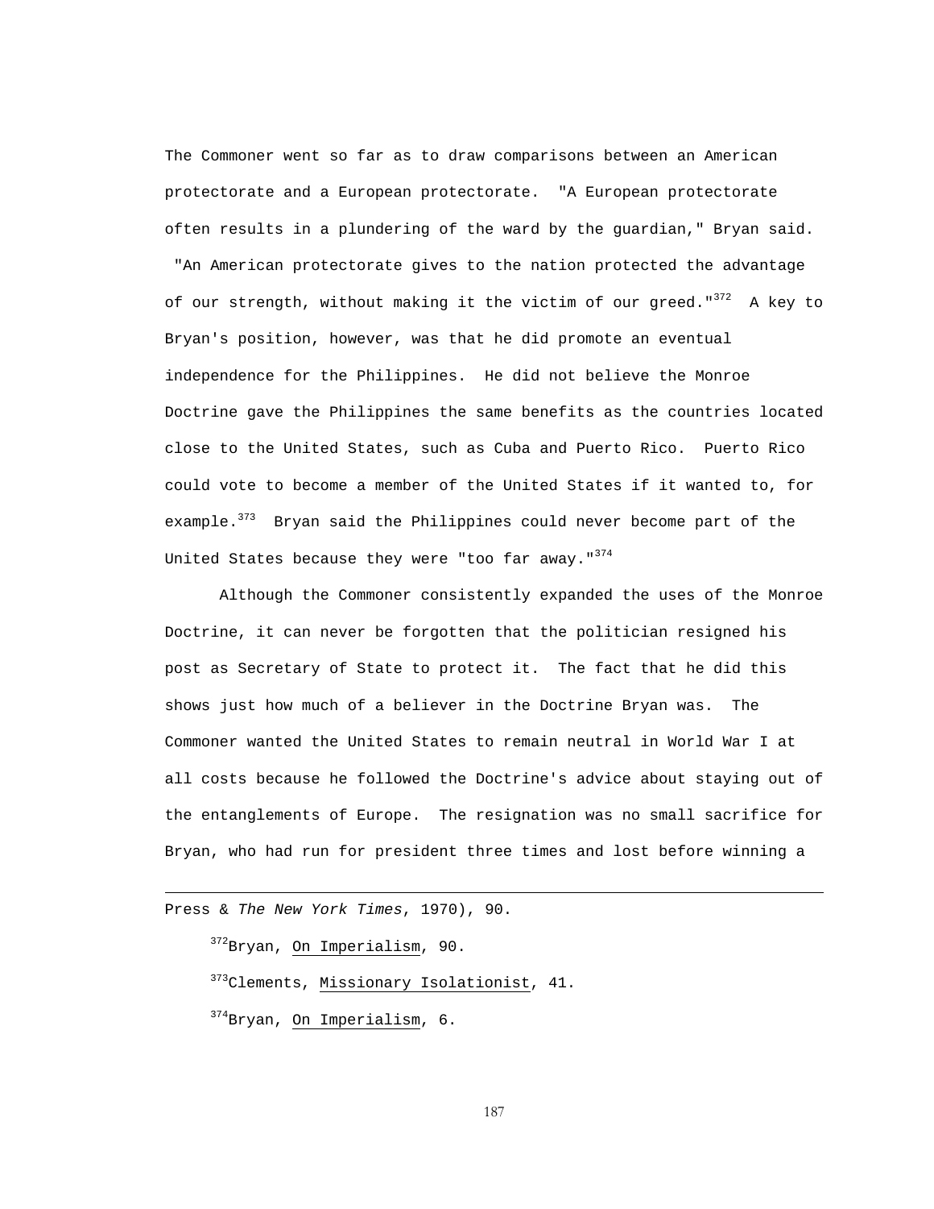The Commoner went so far as to draw comparisons between an American protectorate and a European protectorate. "A European protectorate often results in a plundering of the ward by the guardian," Bryan said. "An American protectorate gives to the nation protected the advantage of our strength, without making it the victim of our greed."[372] A key to Bryan's position, however, was that he did promote an eventual independence for the Philippines. He did not believe the Monroe Doctrine gave the Philippines the same benefits as the countries located close to the United States, such as Cuba and Puerto Rico. Puerto Rico could vote to become a member of the United States if it wanted to, for example.[373] Bryan said the Philippines could never become part of the United States because they were "too far away."[374]

Although the Commoner consistently expanded the uses of the Monroe Doctrine, it can never be forgotten that the politician resigned his post as Secretary of State to protect it. The fact that he did this shows just how much of a believer in the Doctrine Bryan was. The Commoner wanted the United States to remain neutral in World War I at all costs because he followed the Doctrine's advice about staying out of the entanglements of Europe. The resignation was no small sacrifice for Bryan, who had run for president three times and lost before winning a

---

Press & *The New York Times*, 1970), 90.

[372]Bryan, On Imperialism, 90.

[373]Clements, Missionary Isolationist, 41.

[374]Bryan, On Imperialism, 6.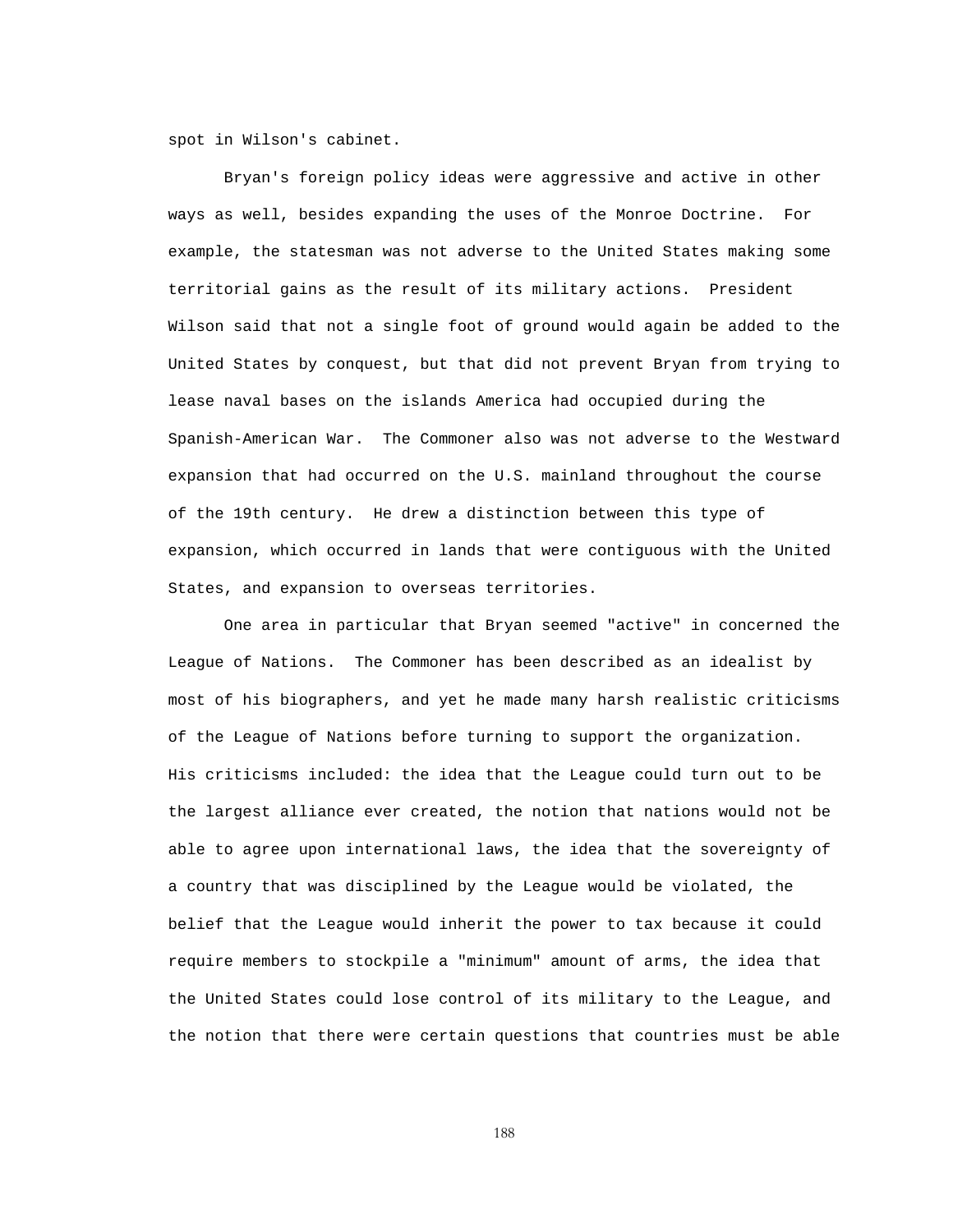spot in Wilson's cabinet.

Bryan's foreign policy ideas were aggressive and active in other ways as well, besides expanding the uses of the Monroe Doctrine. For example, the statesman was not adverse to the United States making some territorial gains as the result of its military actions. President Wilson said that not a single foot of ground would again be added to the United States by conquest, but that did not prevent Bryan from trying to lease naval bases on the islands America had occupied during the Spanish-American War. The Commoner also was not adverse to the Westward expansion that had occurred on the U.S. mainland throughout the course of the 19th century. He drew a distinction between this type of expansion, which occurred in lands that were contiguous with the United States, and expansion to overseas territories.

One area in particular that Bryan seemed "active" in concerned the League of Nations. The Commoner has been described as an idealist by most of his biographers, and yet he made many harsh realistic criticisms of the League of Nations before turning to support the organization. His criticisms included: the idea that the League could turn out to be the largest alliance ever created, the notion that nations would not be able to agree upon international laws, the idea that the sovereignty of a country that was disciplined by the League would be violated, the belief that the League would inherit the power to tax because it could require members to stockpile a "minimum" amount of arms, the idea that the United States could lose control of its military to the League, and the notion that there were certain questions that countries must be able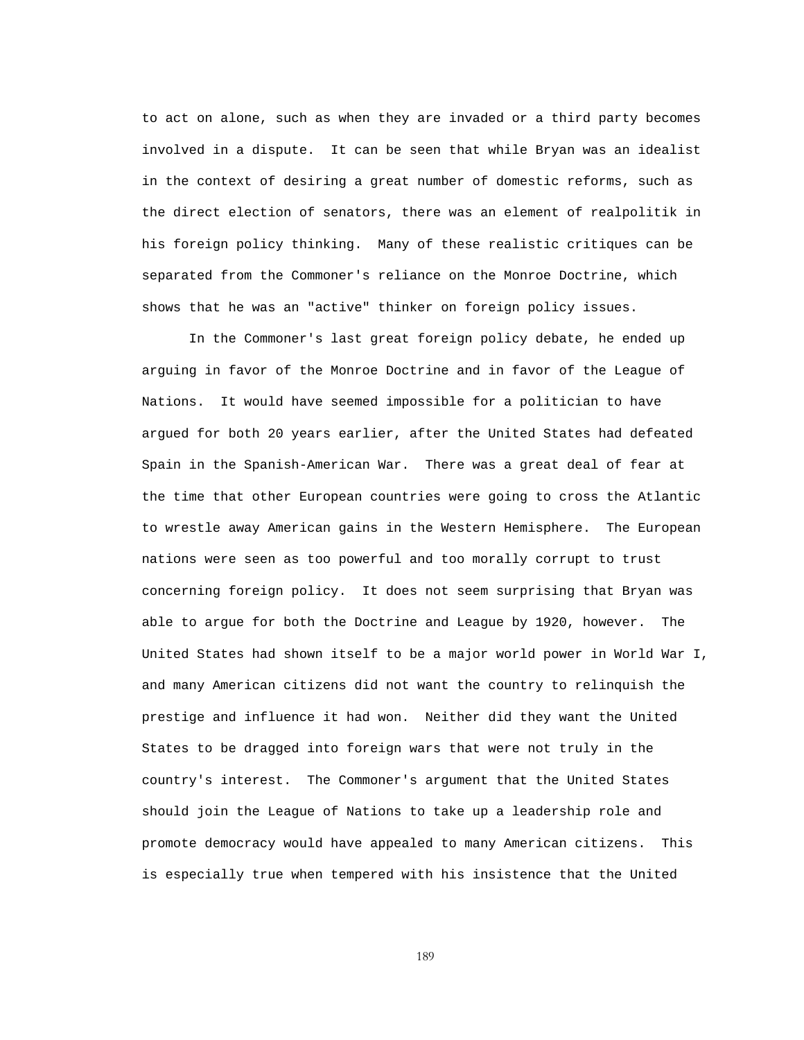to act on alone, such as when they are invaded or a third party becomes involved in a dispute. It can be seen that while Bryan was an idealist in the context of desiring a great number of domestic reforms, such as the direct election of senators, there was an element of realpolitik in his foreign policy thinking. Many of these realistic critiques can be separated from the Commoner's reliance on the Monroe Doctrine, which shows that he was an "active" thinker on foreign policy issues.

In the Commoner's last great foreign policy debate, he ended up arguing in favor of the Monroe Doctrine and in favor of the League of Nations. It would have seemed impossible for a politician to have argued for both 20 years earlier, after the United States had defeated Spain in the Spanish-American War. There was a great deal of fear at the time that other European countries were going to cross the Atlantic to wrestle away American gains in the Western Hemisphere. The European nations were seen as too powerful and too morally corrupt to trust concerning foreign policy. It does not seem surprising that Bryan was able to argue for both the Doctrine and League by 1920, however. The United States had shown itself to be a major world power in World War I, and many American citizens did not want the country to relinquish the prestige and influence it had won. Neither did they want the United States to be dragged into foreign wars that were not truly in the country's interest. The Commoner's argument that the United States should join the League of Nations to take up a leadership role and promote democracy would have appealed to many American citizens. This is especially true when tempered with his insistence that the United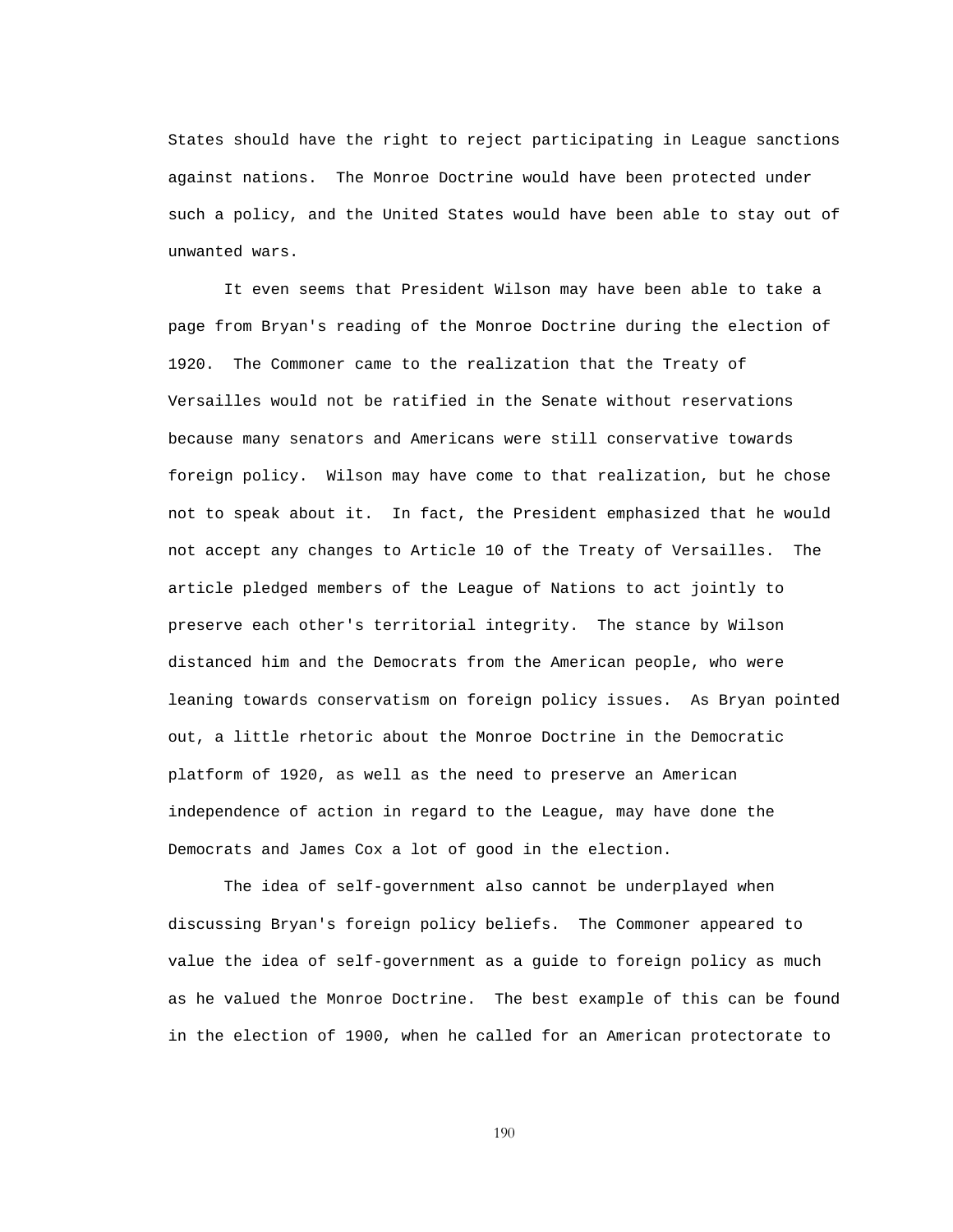States should have the right to reject participating in League sanctions against nations. The Monroe Doctrine would have been protected under such a policy, and the United States would have been able to stay out of unwanted wars.

It even seems that President Wilson may have been able to take a page from Bryan's reading of the Monroe Doctrine during the election of 1920. The Commoner came to the realization that the Treaty of Versailles would not be ratified in the Senate without reservations because many senators and Americans were still conservative towards foreign policy. Wilson may have come to that realization, but he chose not to speak about it. In fact, the President emphasized that he would not accept any changes to Article 10 of the Treaty of Versailles. The article pledged members of the League of Nations to act jointly to preserve each other's territorial integrity. The stance by Wilson distanced him and the Democrats from the American people, who were leaning towards conservatism on foreign policy issues. As Bryan pointed out, a little rhetoric about the Monroe Doctrine in the Democratic platform of 1920, as well as the need to preserve an American independence of action in regard to the League, may have done the Democrats and James Cox a lot of good in the election.

The idea of self-government also cannot be underplayed when discussing Bryan's foreign policy beliefs. The Commoner appeared to value the idea of self-government as a guide to foreign policy as much as he valued the Monroe Doctrine. The best example of this can be found in the election of 1900, when he called for an American protectorate to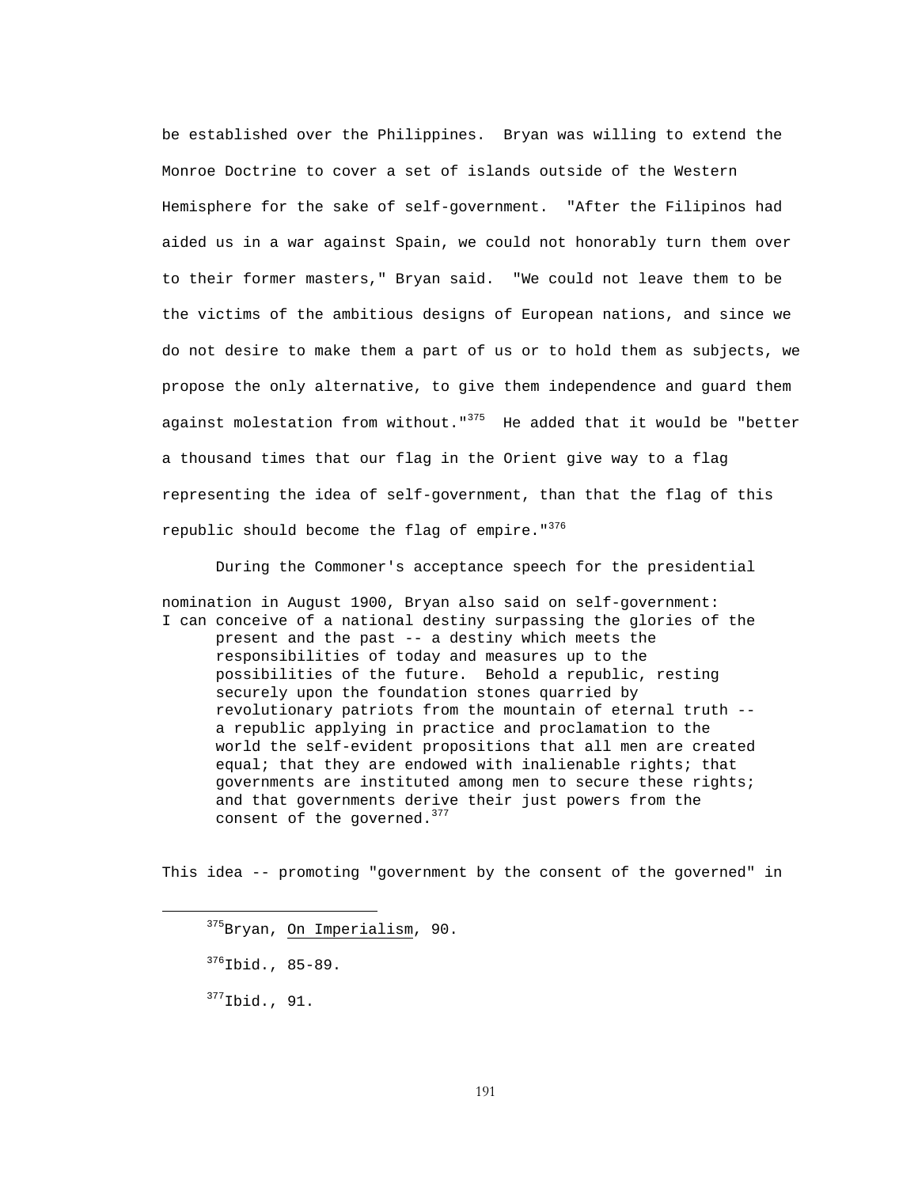be established over the Philippines. Bryan was willing to extend the Monroe Doctrine to cover a set of islands outside of the Western Hemisphere for the sake of self-government. "After the Filipinos had aided us in a war against Spain, we could not honorably turn them over to their former masters," Bryan said. "We could not leave them to be the victims of the ambitious designs of European nations, and since we do not desire to make them a part of us or to hold them as subjects, we propose the only alternative, to give them independence and guard them against molestation from without."[375] He added that it would be "better a thousand times that our flag in the Orient give way to a flag representing the idea of self-government, than that the flag of this republic should become the flag of empire."[376]

During the Commoner's acceptance speech for the presidential nomination in August 1900, Bryan also said on self-government:

> I can conceive of a national destiny surpassing the glories of the present and the past -- a destiny which meets the responsibilities of today and measures up to the possibilities of the future. Behold a republic, resting securely upon the foundation stones quarried by revolutionary patriots from the mountain of eternal truth -- a republic applying in practice and proclamation to the world the self-evident propositions that all men are created equal; that they are endowed with inalienable rights; that governments are instituted among men to secure these rights; and that governments derive their just powers from the consent of the governed.[377]

This idea -- promoting "government by the consent of the governed" in

---

[375] Bryan, On Imperialism, 90.

[376] Ibid., 85-89.

[377] Ibid., 91.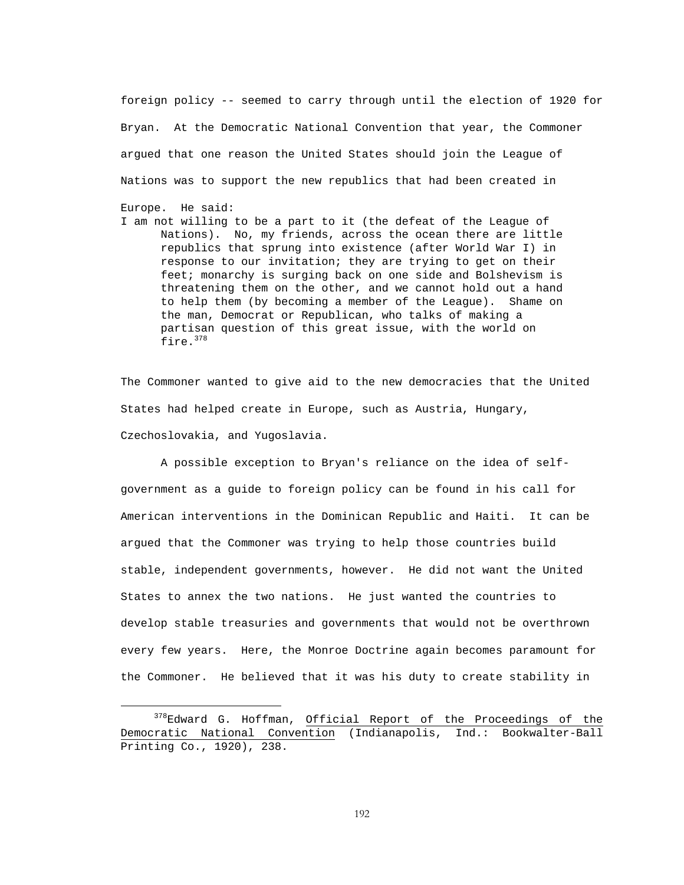foreign policy -- seemed to carry through until the election of 1920 for Bryan. At the Democratic National Convention that year, the Commoner argued that one reason the United States should join the League of Nations was to support the new republics that had been created in Europe. He said:

> I am not willing to be a part to it (the defeat of the League of Nations). No, my friends, across the ocean there are little republics that sprung into existence (after World War I) in response to our invitation; they are trying to get on their feet; monarchy is surging back on one side and Bolshevism is threatening them on the other, and we cannot hold out a hand to help them (by becoming a member of the League). Shame on the man, Democrat or Republican, who talks of making a partisan question of this great issue, with the world on fire.[378]

The Commoner wanted to give aid to the new democracies that the United States had helped create in Europe, such as Austria, Hungary, Czechoslovakia, and Yugoslavia.

A possible exception to Bryan's reliance on the idea of self-government as a guide to foreign policy can be found in his call for American interventions in the Dominican Republic and Haiti. It can be argued that the Commoner was trying to help those countries build stable, independent governments, however. He did not want the United States to annex the two nations. He just wanted the countries to develop stable treasuries and governments that would not be overthrown every few years. Here, the Monroe Doctrine again becomes paramount for the Commoner. He believed that it was his duty to create stability in

---

[378] Edward G. Hoffman, Official Report of the Proceedings of the Democratic National Convention (Indianapolis, Ind.: Bookwalter-Ball Printing Co., 1920), 238.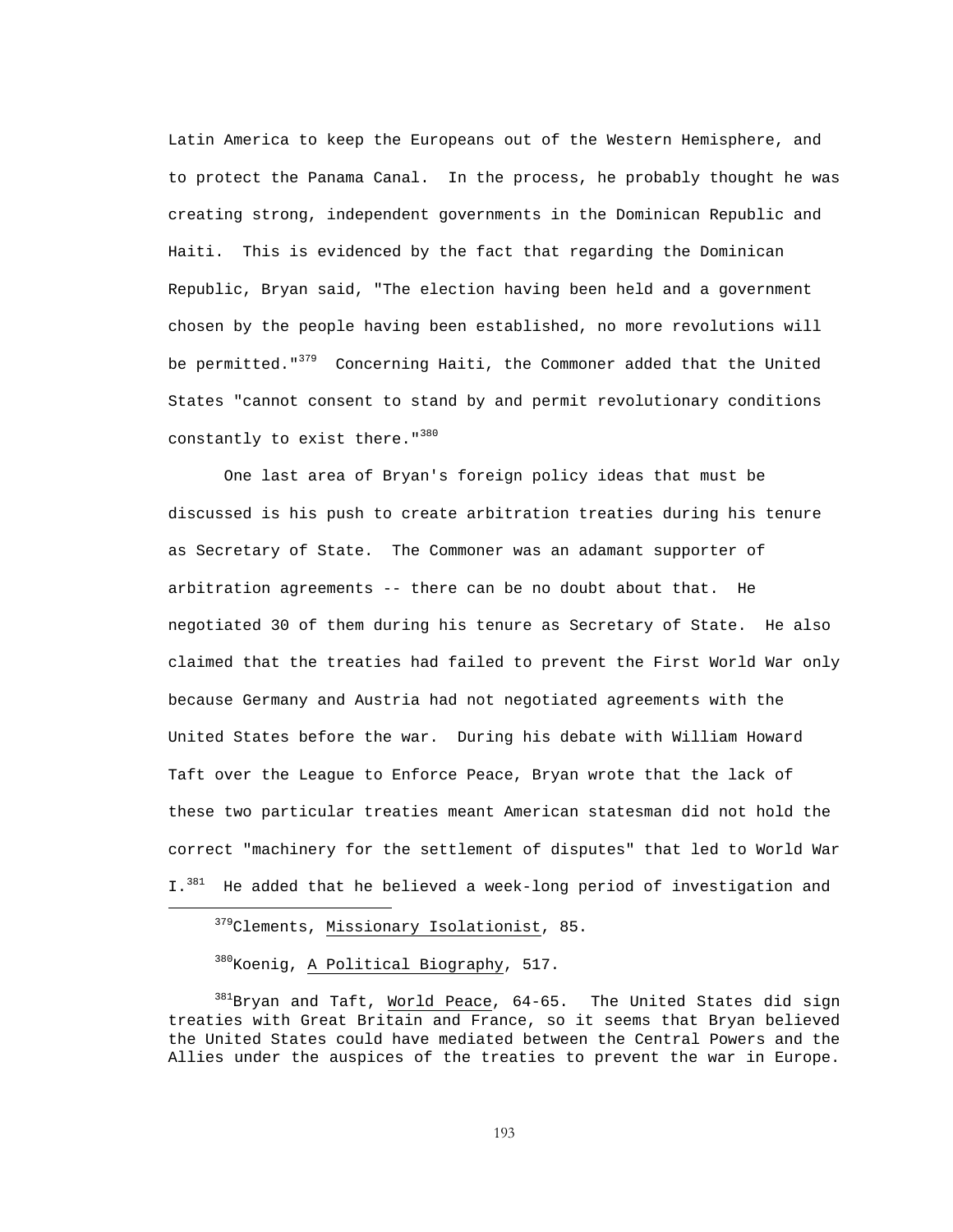Latin America to keep the Europeans out of the Western Hemisphere, and to protect the Panama Canal. In the process, he probably thought he was creating strong, independent governments in the Dominican Republic and Haiti. This is evidenced by the fact that regarding the Dominican Republic, Bryan said, "The election having been held and a government chosen by the people having been established, no more revolutions will be permitted."[379] Concerning Haiti, the Commoner added that the United States "cannot consent to stand by and permit revolutionary conditions constantly to exist there."[380]

One last area of Bryan's foreign policy ideas that must be discussed is his push to create arbitration treaties during his tenure as Secretary of State. The Commoner was an adamant supporter of arbitration agreements -- there can be no doubt about that. He negotiated 30 of them during his tenure as Secretary of State. He also claimed that the treaties had failed to prevent the First World War only because Germany and Austria had not negotiated agreements with the United States before the war. During his debate with William Howard Taft over the League to Enforce Peace, Bryan wrote that the lack of these two particular treaties meant American statesman did not hold the correct "machinery for the settlement of disputes" that led to World War I.[381] He added that he believed a week-long period of investigation and

---

[379] Clements, Missionary Isolationist, 85.

[380] Koenig, A Political Biography, 517.

[381] Bryan and Taft, World Peace, 64-65. The United States did sign treaties with Great Britain and France, so it seems that Bryan believed the United States could have mediated between the Central Powers and the Allies under the auspices of the treaties to prevent the war in Europe.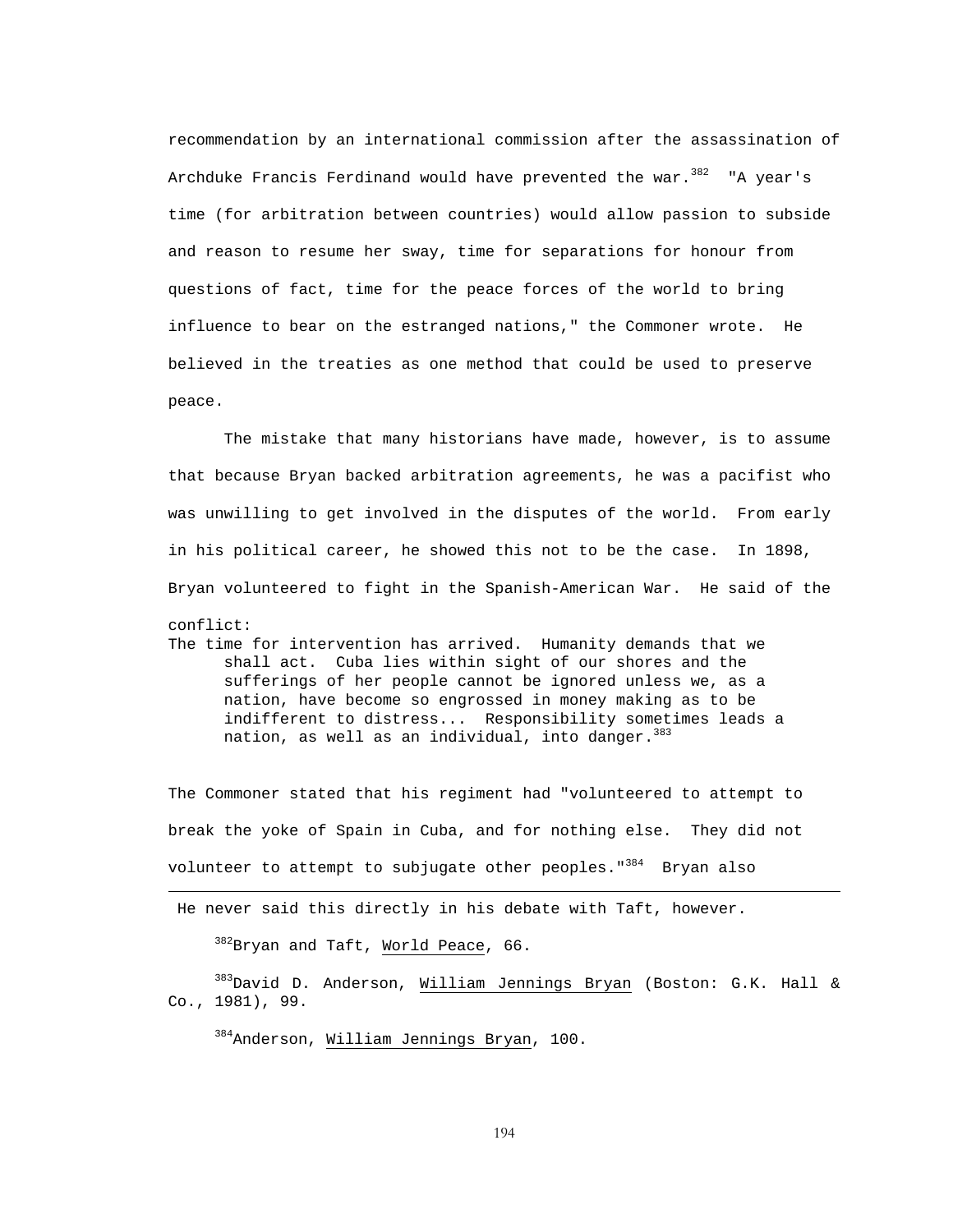recommendation by an international commission after the assassination of Archduke Francis Ferdinand would have prevented the war.[382] "A year's time (for arbitration between countries) would allow passion to subside and reason to resume her sway, time for separations for honour from questions of fact, time for the peace forces of the world to bring influence to bear on the estranged nations," the Commoner wrote. He believed in the treaties as one method that could be used to preserve peace.

The mistake that many historians have made, however, is to assume that because Bryan backed arbitration agreements, he was a pacifist who was unwilling to get involved in the disputes of the world. From early in his political career, he showed this not to be the case. In 1898, Bryan volunteered to fight in the Spanish-American War. He said of the conflict:

> The time for intervention has arrived. Humanity demands that we shall act. Cuba lies within sight of our shores and the sufferings of her people cannot be ignored unless we, as a nation, have become so engrossed in money making as to be indifferent to distress... Responsibility sometimes leads a nation, as well as an individual, into danger.[383]

The Commoner stated that his regiment had "volunteered to attempt to break the yoke of Spain in Cuba, and for nothing else. They did not volunteer to attempt to subjugate other peoples."[384] Bryan also

---

He never said this directly in his debate with Taft, however.

[382] Bryan and Taft, World Peace, 66.

[383] David D. Anderson, William Jennings Bryan (Boston: G.K. Hall & Co., 1981), 99.

[384] Anderson, William Jennings Bryan, 100.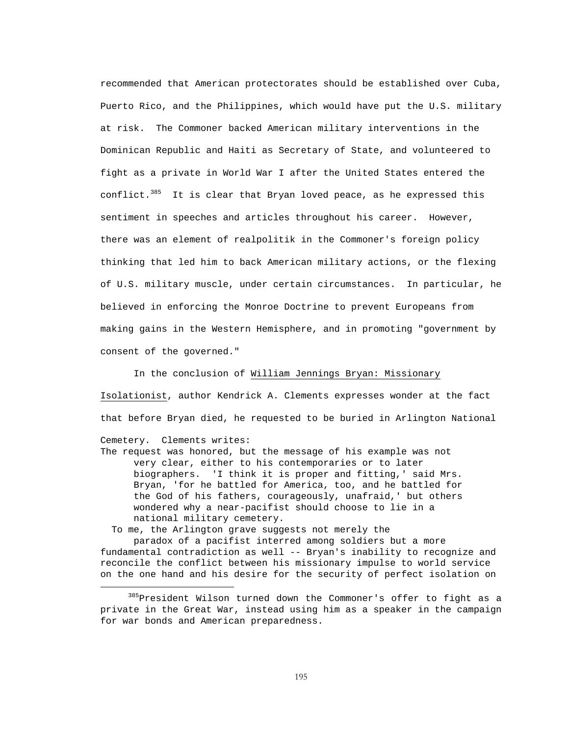recommended that American protectorates should be established over Cuba, Puerto Rico, and the Philippines, which would have put the U.S. military at risk. The Commoner backed American military interventions in the Dominican Republic and Haiti as Secretary of State, and volunteered to fight as a private in World War I after the United States entered the conflict.[385] It is clear that Bryan loved peace, as he expressed this sentiment in speeches and articles throughout his career. However, there was an element of realpolitik in the Commoner's foreign policy thinking that led him to back American military actions, or the flexing of U.S. military muscle, under certain circumstances. In particular, he believed in enforcing the Monroe Doctrine to prevent Europeans from making gains in the Western Hemisphere, and in promoting "government by consent of the governed."

In the conclusion of William Jennings Bryan: Missionary Isolationist, author Kendrick A. Clements expresses wonder at the fact that before Bryan died, he requested to be buried in Arlington National Cemetery. Clements writes:

> The request was honored, but the message of his example was not very clear, either to his contemporaries or to later biographers. 'I think it is proper and fitting,' said Mrs. Bryan, 'for he battled for America, too, and he battled for the God of his fathers, courageously, unafraid,' but others wondered why a near-pacifist should choose to lie in a national military cemetery.
>
> To me, the Arlington grave suggests not merely the paradox of a pacifist interred among soldiers but a more fundamental contradiction as well -- Bryan's inability to recognize and reconcile the conflict between his missionary impulse to world service on the one hand and his desire for the security of perfect isolation on

[385] President Wilson turned down the Commoner's offer to fight as a private in the Great War, instead using him as a speaker in the campaign for war bonds and American preparedness.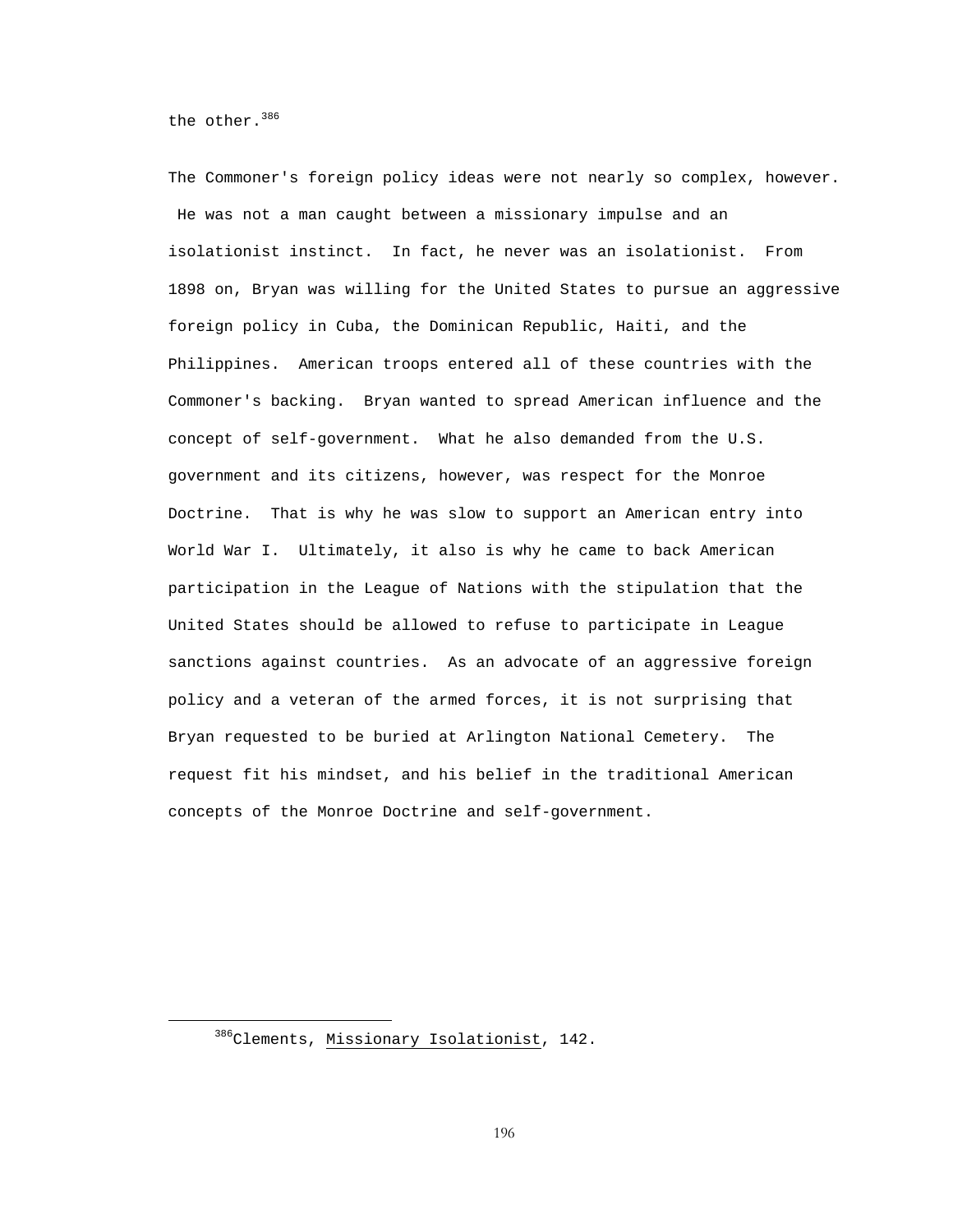the other.[386]

The Commoner's foreign policy ideas were not nearly so complex, however. He was not a man caught between a missionary impulse and an isolationist instinct. In fact, he never was an isolationist. From 1898 on, Bryan was willing for the United States to pursue an aggressive foreign policy in Cuba, the Dominican Republic, Haiti, and the Philippines. American troops entered all of these countries with the Commoner's backing. Bryan wanted to spread American influence and the concept of self-government. What he also demanded from the U.S. government and its citizens, however, was respect for the Monroe Doctrine. That is why he was slow to support an American entry into World War I. Ultimately, it also is why he came to back American participation in the League of Nations with the stipulation that the United States should be allowed to refuse to participate in League sanctions against countries. As an advocate of an aggressive foreign policy and a veteran of the armed forces, it is not surprising that Bryan requested to be buried at Arlington National Cemetery. The request fit his mindset, and his belief in the traditional American concepts of the Monroe Doctrine and self-government.

---

[386] Clements, Missionary Isolationist, 142.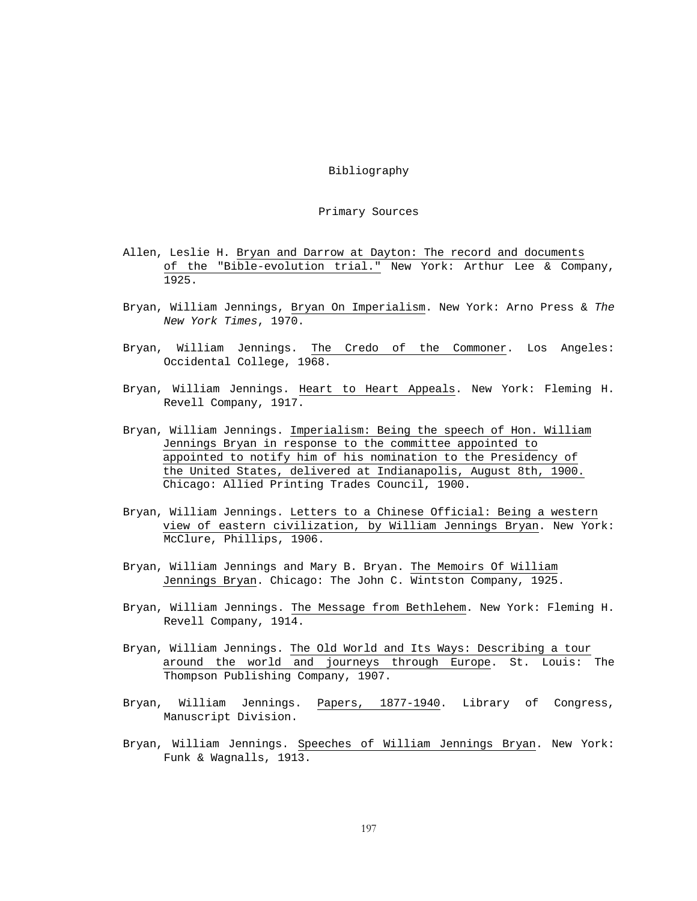# Bibliography

## Primary Sources

Allen, Leslie H. Bryan and Darrow at Dayton: The record and documents of the "Bible-evolution trial." New York: Arthur Lee & Company, 1925.

Bryan, William Jennings, Bryan On Imperialism. New York: Arno Press & *The New York Times*, 1970.

Bryan, William Jennings. The Credo of the Commoner. Los Angeles: Occidental College, 1968.

Bryan, William Jennings. Heart to Heart Appeals. New York: Fleming H. Revell Company, 1917.

Bryan, William Jennings. Imperialism: Being the speech of Hon. William Jennings Bryan in response to the committee appointed to appointed to notify him of his nomination to the Presidency of the United States, delivered at Indianapolis, August 8th, 1900. Chicago: Allied Printing Trades Council, 1900.

Bryan, William Jennings. Letters to a Chinese Official: Being a western view of eastern civilization, by William Jennings Bryan. New York: McClure, Phillips, 1906.

Bryan, William Jennings and Mary B. Bryan. The Memoirs Of William Jennings Bryan. Chicago: The John C. Wintston Company, 1925.

Bryan, William Jennings. The Message from Bethlehem. New York: Fleming H. Revell Company, 1914.

Bryan, William Jennings. The Old World and Its Ways: Describing a tour around the world and journeys through Europe. St. Louis: The Thompson Publishing Company, 1907.

Bryan, William Jennings. Papers, 1877-1940. Library of Congress, Manuscript Division.

Bryan, William Jennings. Speeches of William Jennings Bryan. New York: Funk & Wagnalls, 1913.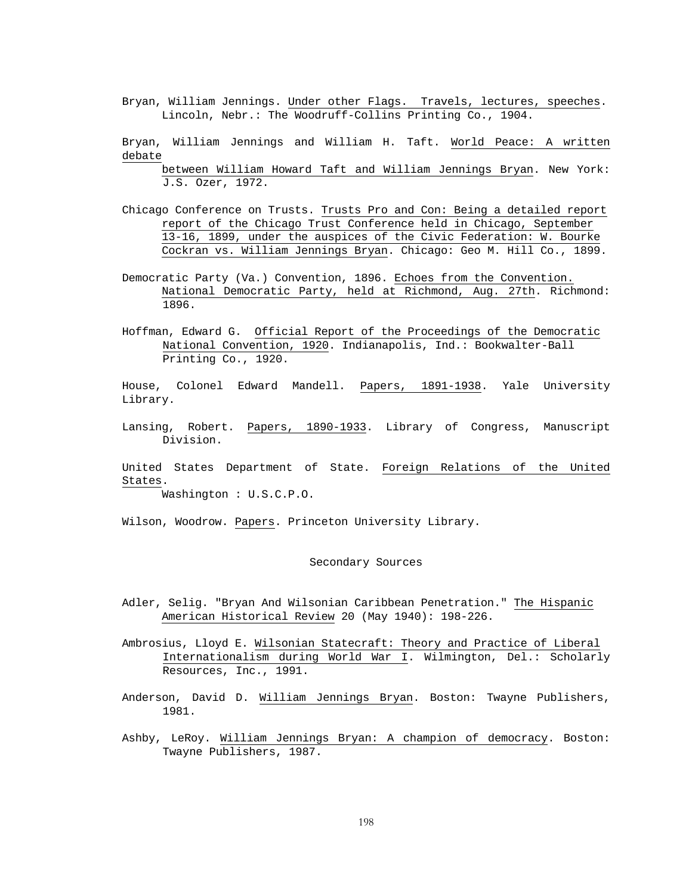Bryan, William Jennings. Under other Flags. Travels, lectures, speeches. Lincoln, Nebr.: The Woodruff-Collins Printing Co., 1904.

Bryan, William Jennings and William H. Taft. World Peace: A written debate between William Howard Taft and William Jennings Bryan. New York: J.S. Ozer, 1972.

Chicago Conference on Trusts. Trusts Pro and Con: Being a detailed report report of the Chicago Trust Conference held in Chicago, September 13-16, 1899, under the auspices of the Civic Federation: W. Bourke Cockran vs. William Jennings Bryan. Chicago: Geo M. Hill Co., 1899.

Democratic Party (Va.) Convention, 1896. Echoes from the Convention. National Democratic Party, held at Richmond, Aug. 27th. Richmond: 1896.

Hoffman, Edward G. Official Report of the Proceedings of the Democratic National Convention, 1920. Indianapolis, Ind.: Bookwalter-Ball Printing Co., 1920.

House, Colonel Edward Mandell. Papers, 1891-1938. Yale University Library.

Lansing, Robert. Papers, 1890-1933. Library of Congress, Manuscript Division.

United States Department of State. Foreign Relations of the United States. Washington : U.S.C.P.O.

Wilson, Woodrow. Papers. Princeton University Library.

## Secondary Sources

Adler, Selig. "Bryan And Wilsonian Caribbean Penetration." The Hispanic American Historical Review 20 (May 1940): 198-226.

Ambrosius, Lloyd E. Wilsonian Statecraft: Theory and Practice of Liberal Internationalism during World War I. Wilmington, Del.: Scholarly Resources, Inc., 1991.

Anderson, David D. William Jennings Bryan. Boston: Twayne Publishers, 1981.

Ashby, LeRoy. William Jennings Bryan: A champion of democracy. Boston: Twayne Publishers, 1987.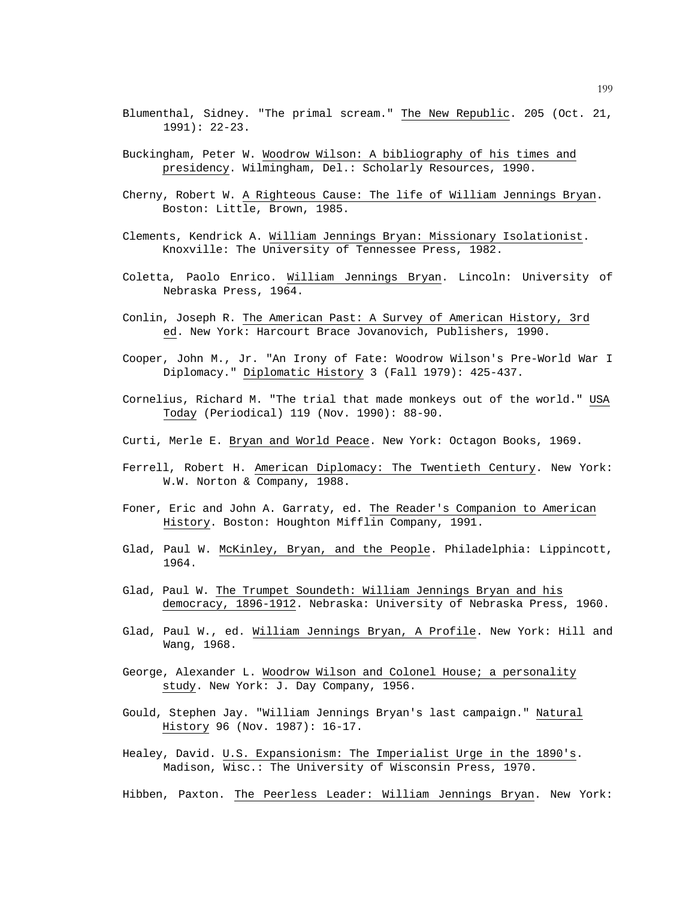Blumenthal, Sidney. "The primal scream." The New Republic. 205 (Oct. 21, 1991): 22-23.

Buckingham, Peter W. Woodrow Wilson: A bibliography of his times and presidency. Wilmingham, Del.: Scholarly Resources, 1990.

Cherny, Robert W. A Righteous Cause: The life of William Jennings Bryan. Boston: Little, Brown, 1985.

Clements, Kendrick A. William Jennings Bryan: Missionary Isolationist. Knoxville: The University of Tennessee Press, 1982.

Coletta, Paolo Enrico. William Jennings Bryan. Lincoln: University of Nebraska Press, 1964.

Conlin, Joseph R. The American Past: A Survey of American History, 3rd ed. New York: Harcourt Brace Jovanovich, Publishers, 1990.

Cooper, John M., Jr. "An Irony of Fate: Woodrow Wilson's Pre-World War I Diplomacy." Diplomatic History 3 (Fall 1979): 425-437.

Cornelius, Richard M. "The trial that made monkeys out of the world." USA Today (Periodical) 119 (Nov. 1990): 88-90.

Curti, Merle E. Bryan and World Peace. New York: Octagon Books, 1969.

Ferrell, Robert H. American Diplomacy: The Twentieth Century. New York: W.W. Norton & Company, 1988.

Foner, Eric and John A. Garraty, ed. The Reader's Companion to American History. Boston: Houghton Mifflin Company, 1991.

Glad, Paul W. McKinley, Bryan, and the People. Philadelphia: Lippincott, 1964.

Glad, Paul W. The Trumpet Soundeth: William Jennings Bryan and his democracy, 1896-1912. Nebraska: University of Nebraska Press, 1960.

Glad, Paul W., ed. William Jennings Bryan, A Profile. New York: Hill and Wang, 1968.

George, Alexander L. Woodrow Wilson and Colonel House; a personality study. New York: J. Day Company, 1956.

Gould, Stephen Jay. "William Jennings Bryan's last campaign." Natural History 96 (Nov. 1987): 16-17.

Healey, David. U.S. Expansionism: The Imperialist Urge in the 1890's. Madison, Wisc.: The University of Wisconsin Press, 1970.

Hibben, Paxton. The Peerless Leader: William Jennings Bryan. New York: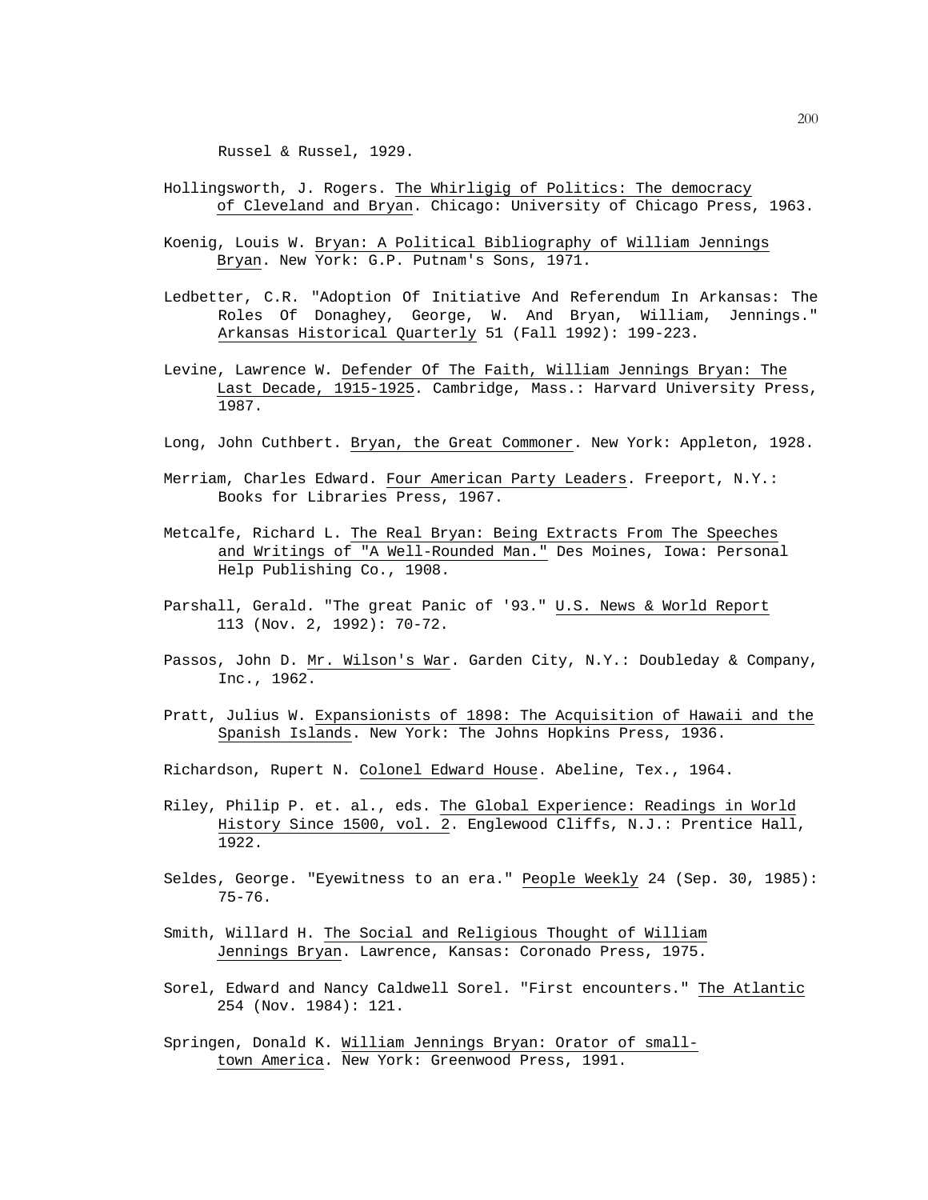Russel & Russel, 1929.

Hollingsworth, J. Rogers. The Whirligig of Politics: The democracy of Cleveland and Bryan. Chicago: University of Chicago Press, 1963.

Koenig, Louis W. Bryan: A Political Bibliography of William Jennings Bryan. New York: G.P. Putnam's Sons, 1971.

Ledbetter, C.R. "Adoption Of Initiative And Referendum In Arkansas: The Roles Of Donaghey, George, W. And Bryan, William, Jennings." Arkansas Historical Quarterly 51 (Fall 1992): 199-223.

Levine, Lawrence W. Defender Of The Faith, William Jennings Bryan: The Last Decade, 1915-1925. Cambridge, Mass.: Harvard University Press, 1987.

Long, John Cuthbert. Bryan, the Great Commoner. New York: Appleton, 1928.

Merriam, Charles Edward. Four American Party Leaders. Freeport, N.Y.: Books for Libraries Press, 1967.

Metcalfe, Richard L. The Real Bryan: Being Extracts From The Speeches and Writings of "A Well-Rounded Man." Des Moines, Iowa: Personal Help Publishing Co., 1908.

Parshall, Gerald. "The great Panic of '93." U.S. News & World Report 113 (Nov. 2, 1992): 70-72.

Passos, John D. Mr. Wilson's War. Garden City, N.Y.: Doubleday & Company, Inc., 1962.

Pratt, Julius W. Expansionists of 1898: The Acquisition of Hawaii and the Spanish Islands. New York: The Johns Hopkins Press, 1936.

Richardson, Rupert N. Colonel Edward House. Abeline, Tex., 1964.

Riley, Philip P. et. al., eds. The Global Experience: Readings in World History Since 1500, vol. 2. Englewood Cliffs, N.J.: Prentice Hall, 1922.

Seldes, George. "Eyewitness to an era." People Weekly 24 (Sep. 30, 1985): 75-76.

Smith, Willard H. The Social and Religious Thought of William Jennings Bryan. Lawrence, Kansas: Coronado Press, 1975.

Sorel, Edward and Nancy Caldwell Sorel. "First encounters." The Atlantic 254 (Nov. 1984): 121.

Springen, Donald K. William Jennings Bryan: Orator of small-town America. New York: Greenwood Press, 1991.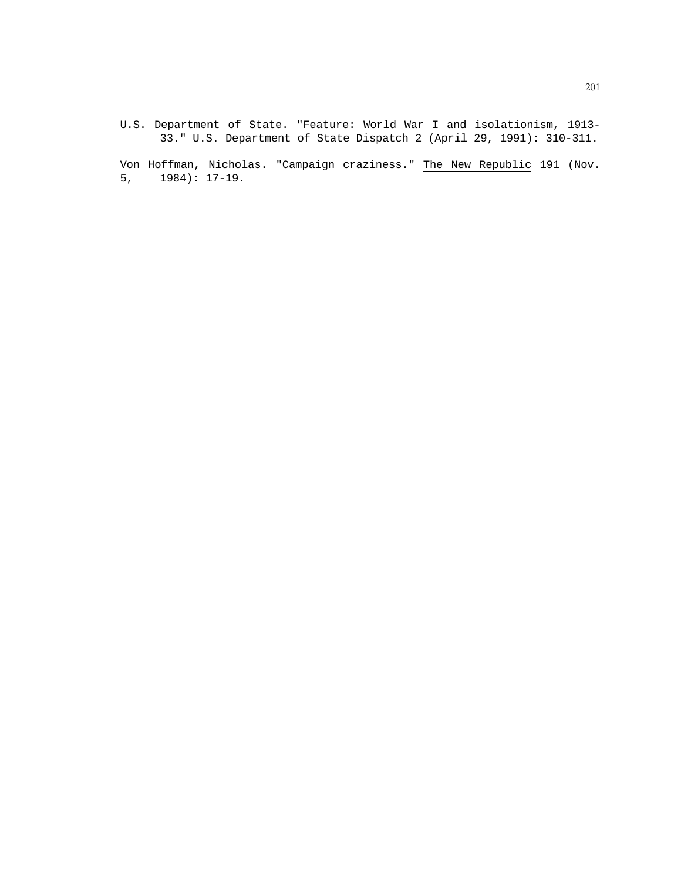U.S. Department of State. "Feature: World War I and isolationism, 1913-33." _U.S. Department of State Dispatch_ 2 (April 29, 1991): 310-311.

Von Hoffman, Nicholas. "Campaign craziness." _The New Republic_ 191 (Nov. 5, 1984): 17-19.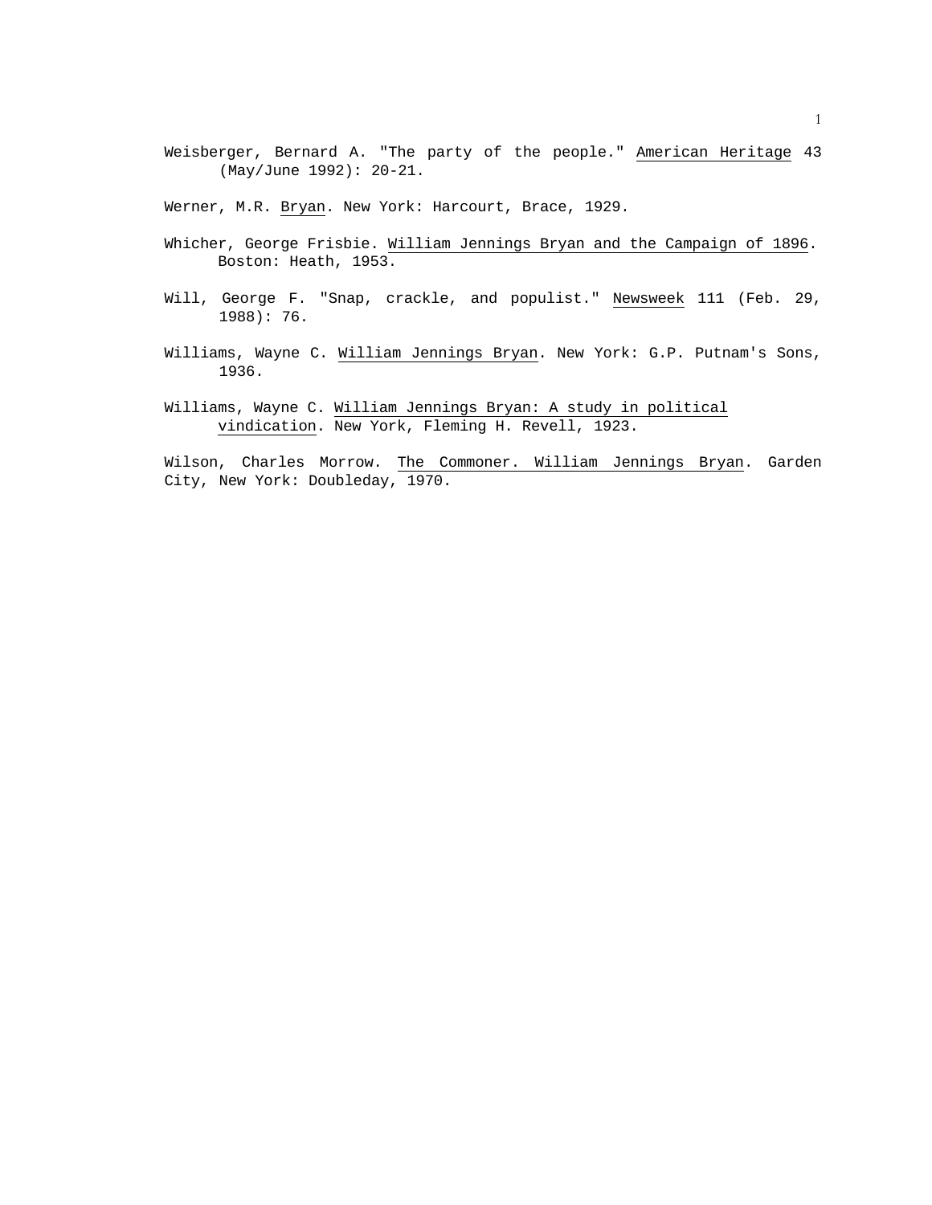Weisberger, Bernard A. "The party of the people." American Heritage 43 (May/June 1992): 20-21.

Werner, M.R. Bryan. New York: Harcourt, Brace, 1929.

Whicher, George Frisbie. William Jennings Bryan and the Campaign of 1896. Boston: Heath, 1953.

Will, George F. "Snap, crackle, and populist." Newsweek 111 (Feb. 29, 1988): 76.

Williams, Wayne C. William Jennings Bryan. New York: G.P. Putnam's Sons, 1936.

Williams, Wayne C. William Jennings Bryan: A study in political vindication. New York, Fleming H. Revell, 1923.

Wilson, Charles Morrow. The Commoner. William Jennings Bryan. Garden City, New York: Doubleday, 1970.